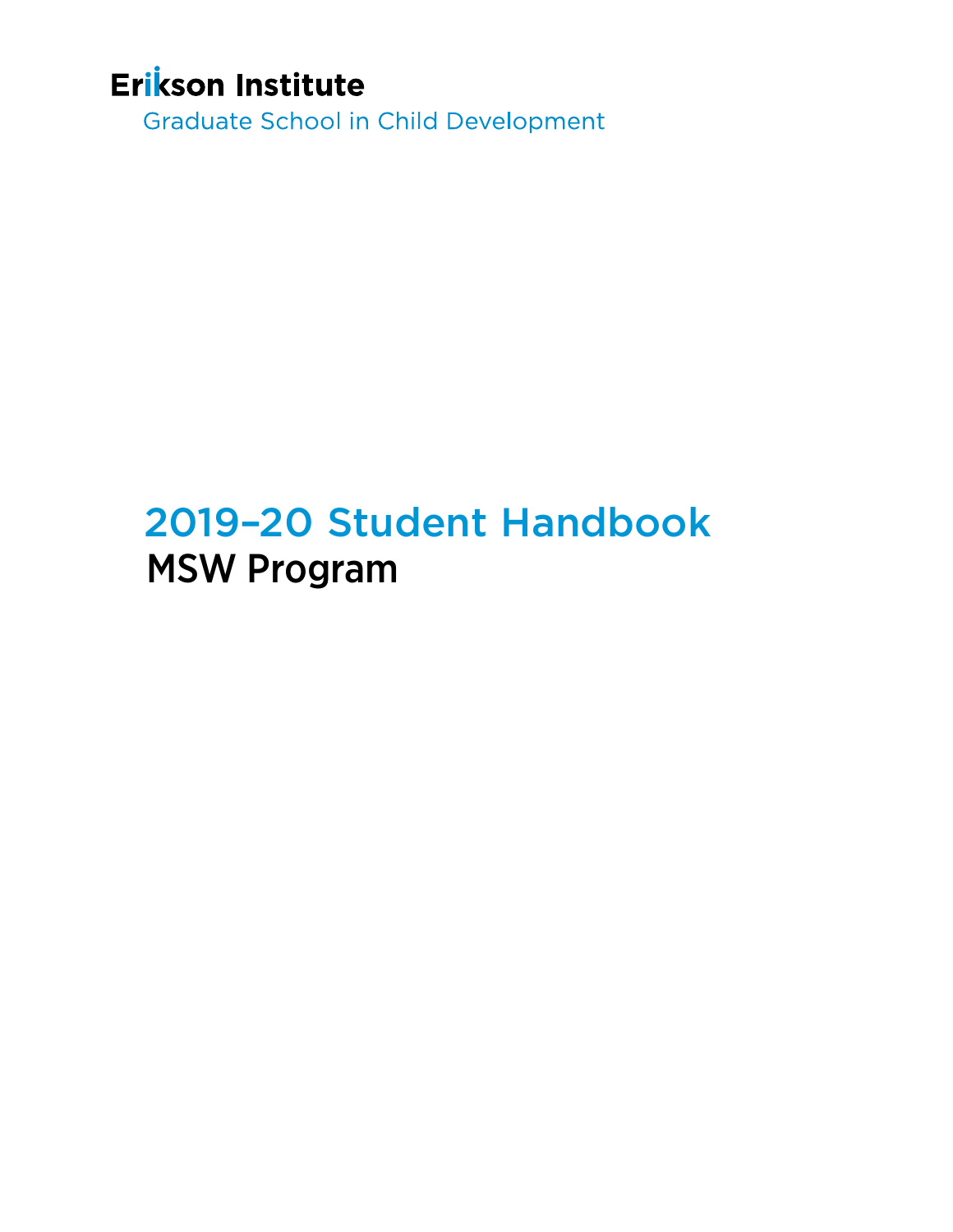Erikson Institute

Graduate School in Child Development

# 2019–20 Student Handbook

## MSW Program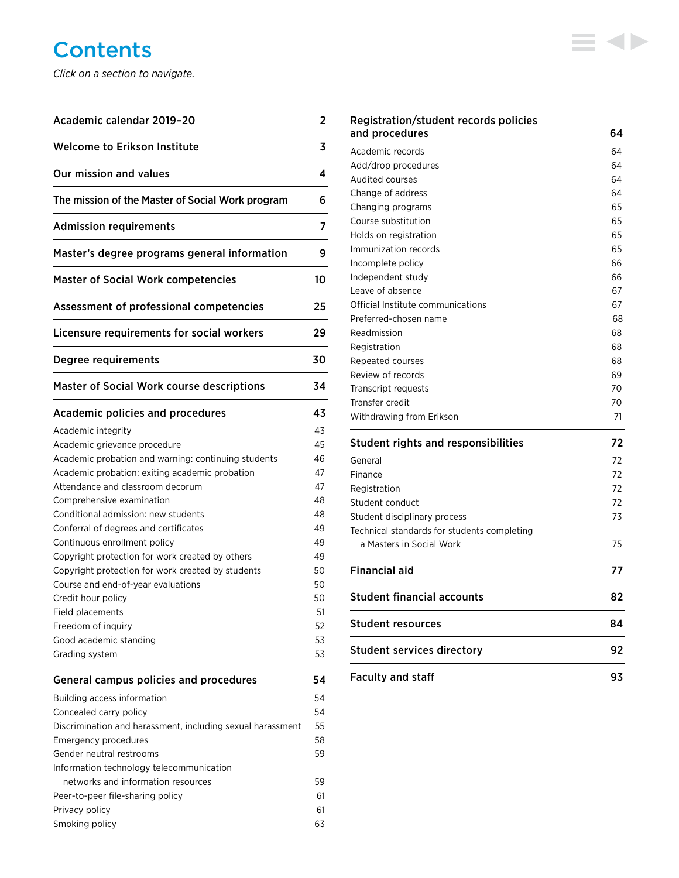# Contents

*Click on a section to navigate.*

| Section | Page |
|---|---|
| **Academic calendar 2019–20** | **2** |
| **Welcome to Erikson Institute** | **3** |
| **Our mission and values** | **4** |
| **The mission of the Master of Social Work program** | **6** |
| **Admission requirements** | **7** |
| **Master's degree programs general information** | **9** |
| **Master of Social Work competencies** | **10** |
| **Assessment of professional competencies** | **25** |
| **Licensure requirements for social workers** | **29** |
| **Degree requirements** | **30** |
| **Master of Social Work course descriptions** | **34** |
| **Academic policies and procedures** | **43** |
| Academic integrity | 43 |
| Academic grievance procedure | 45 |
| Academic probation and warning: continuing students | 46 |
| Academic probation: exiting academic probation | 47 |
| Attendance and classroom decorum | 47 |
| Comprehensive examination | 48 |
| Conditional admission: new students | 48 |
| Conferral of degrees and certificates | 49 |
| Continuous enrollment policy | 49 |
| Copyright protection for work created by others | 49 |
| Copyright protection for work created by students | 50 |
| Course and end-of-year evaluations | 50 |
| Credit hour policy | 50 |
| Field placements | 51 |
| Freedom of inquiry | 52 |
| Good academic standing | 53 |
| Grading system | 53 |
| **General campus policies and procedures** | **54** |
| Building access information | 54 |
| Concealed carry policy | 54 |
| Discrimination and harassment, including sexual harassment | 55 |
| Emergency procedures | 58 |
| Gender neutral restrooms | 59 |
| Information technology telecommunication networks and information resources | 59 |
| Peer-to-peer file-sharing policy | 61 |
| Privacy policy | 61 |
| Smoking policy | 63 |
| **Registration/student records policies and procedures** | **64** |
| Academic records | 64 |
| Add/drop procedures | 64 |
| Audited courses | 64 |
| Change of address | 64 |
| Changing programs | 65 |
| Course substitution | 65 |
| Holds on registration | 65 |
| Immunization records | 65 |
| Incomplete policy | 66 |
| Independent study | 66 |
| Leave of absence | 67 |
| Official Institute communications | 67 |
| Preferred-chosen name | 68 |
| Readmission | 68 |
| Registration | 68 |
| Repeated courses | 68 |
| Review of records | 69 |
| Transcript requests | 70 |
| Transfer credit | 70 |
| Withdrawing from Erikson | 71 |
| **Student rights and responsibilities** | **72** |
| General | 72 |
| Finance | 72 |
| Registration | 72 |
| Student conduct | 72 |
| Student disciplinary process | 73 |
| Technical standards for students completing a Masters in Social Work | 75 |
| **Financial aid** | **77** |
| **Student financial accounts** | **82** |
| **Student resources** | **84** |
| **Student services directory** | **92** |
| **Faculty and staff** | **93** |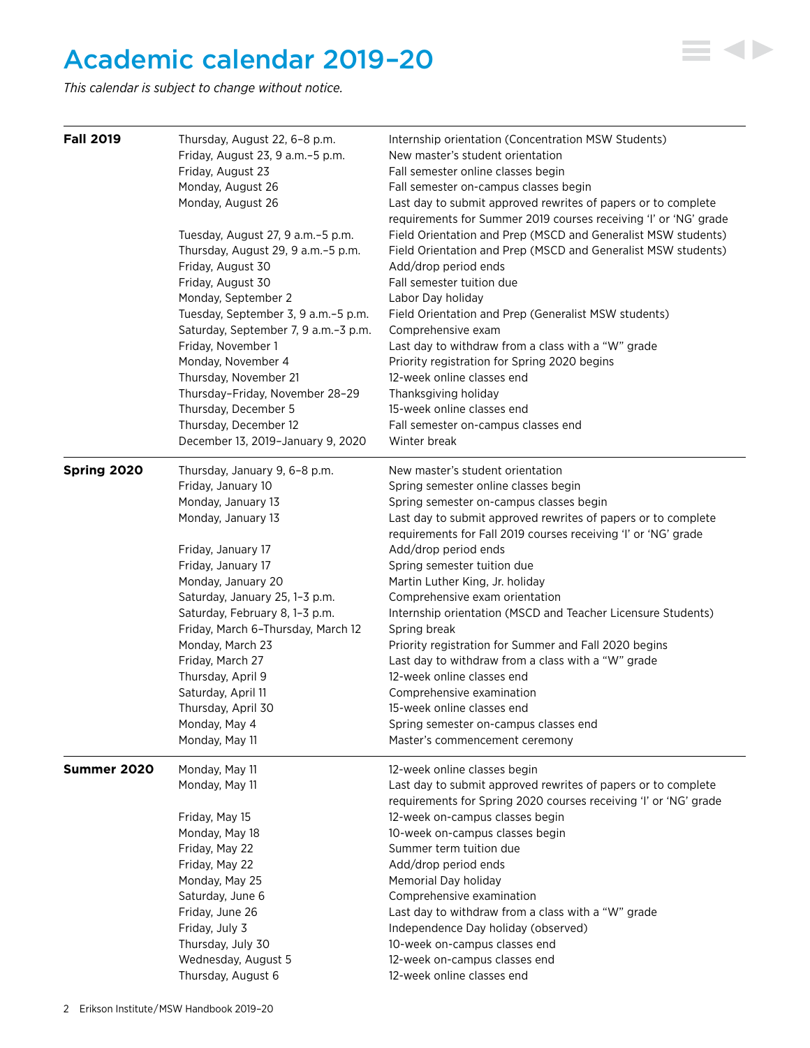# Academic calendar 2019–20

*This calendar is subject to change without notice.*

| | | |
|---|---|---|
| **Fall 2019** | Thursday, August 22, 6–8 p.m. | Internship orientation (Concentration MSW Students) |
| | Friday, August 23, 9 a.m.–5 p.m. | New master's student orientation |
| | Friday, August 23 | Fall semester online classes begin |
| | Monday, August 26 | Fall semester on-campus classes begin |
| | Monday, August 26 | Last day to submit approved rewrites of papers or to complete requirements for Summer 2019 courses receiving 'I' or 'NG' grade |
| | Tuesday, August 27, 9 a.m.–5 p.m. | Field Orientation and Prep (MSCD and Generalist MSW students) |
| | Thursday, August 29, 9 a.m.–5 p.m. | Field Orientation and Prep (MSCD and Generalist MSW students) |
| | Friday, August 30 | Add/drop period ends |
| | Friday, August 30 | Fall semester tuition due |
| | Monday, September 2 | Labor Day holiday |
| | Tuesday, September 3, 9 a.m.–5 p.m. | Field Orientation and Prep (Generalist MSW students) |
| | Saturday, September 7, 9 a.m.–3 p.m. | Comprehensive exam |
| | Friday, November 1 | Last day to withdraw from a class with a "W" grade |
| | Monday, November 4 | Priority registration for Spring 2020 begins |
| | Thursday, November 21 | 12-week online classes end |
| | Thursday–Friday, November 28–29 | Thanksgiving holiday |
| | Thursday, December 5 | 15-week online classes end |
| | Thursday, December 12 | Fall semester on-campus classes end |
| | December 13, 2019–January 9, 2020 | Winter break |
| **Spring 2020** | Thursday, January 9, 6–8 p.m. | New master's student orientation |
| | Friday, January 10 | Spring semester online classes begin |
| | Monday, January 13 | Spring semester on-campus classes begin |
| | Monday, January 13 | Last day to submit approved rewrites of papers or to complete requirements for Fall 2019 courses receiving 'I' or 'NG' grade |
| | Friday, January 17 | Add/drop period ends |
| | Friday, January 17 | Spring semester tuition due |
| | Monday, January 20 | Martin Luther King, Jr. holiday |
| | Saturday, January 25, 1–3 p.m. | Comprehensive exam orientation |
| | Saturday, February 8, 1–3 p.m. | Internship orientation (MSCD and Teacher Licensure Students) |
| | Friday, March 6–Thursday, March 12 | Spring break |
| | Monday, March 23 | Priority registration for Summer and Fall 2020 begins |
| | Friday, March 27 | Last day to withdraw from a class with a "W" grade |
| | Thursday, April 9 | 12-week online classes end |
| | Saturday, April 11 | Comprehensive examination |
| | Thursday, April 30 | 15-week online classes end |
| | Monday, May 4 | Spring semester on-campus classes end |
| | Monday, May 11 | Master's commencement ceremony |
| **Summer 2020** | Monday, May 11 | 12-week online classes begin |
| | Monday, May 11 | Last day to submit approved rewrites of papers or to complete requirements for Spring 2020 courses receiving 'I' or 'NG' grade |
| | Friday, May 15 | 12-week on-campus classes begin |
| | Monday, May 18 | 10-week on-campus classes begin |
| | Friday, May 22 | Summer term tuition due |
| | Friday, May 22 | Add/drop period ends |
| | Monday, May 25 | Memorial Day holiday |
| | Saturday, June 6 | Comprehensive examination |
| | Friday, June 26 | Last day to withdraw from a class with a "W" grade |
| | Friday, July 3 | Independence Day holiday (observed) |
| | Thursday, July 30 | 10-week on-campus classes end |
| | Wednesday, August 5 | 12-week on-campus classes end |
| | Thursday, August 6 | 12-week online classes end |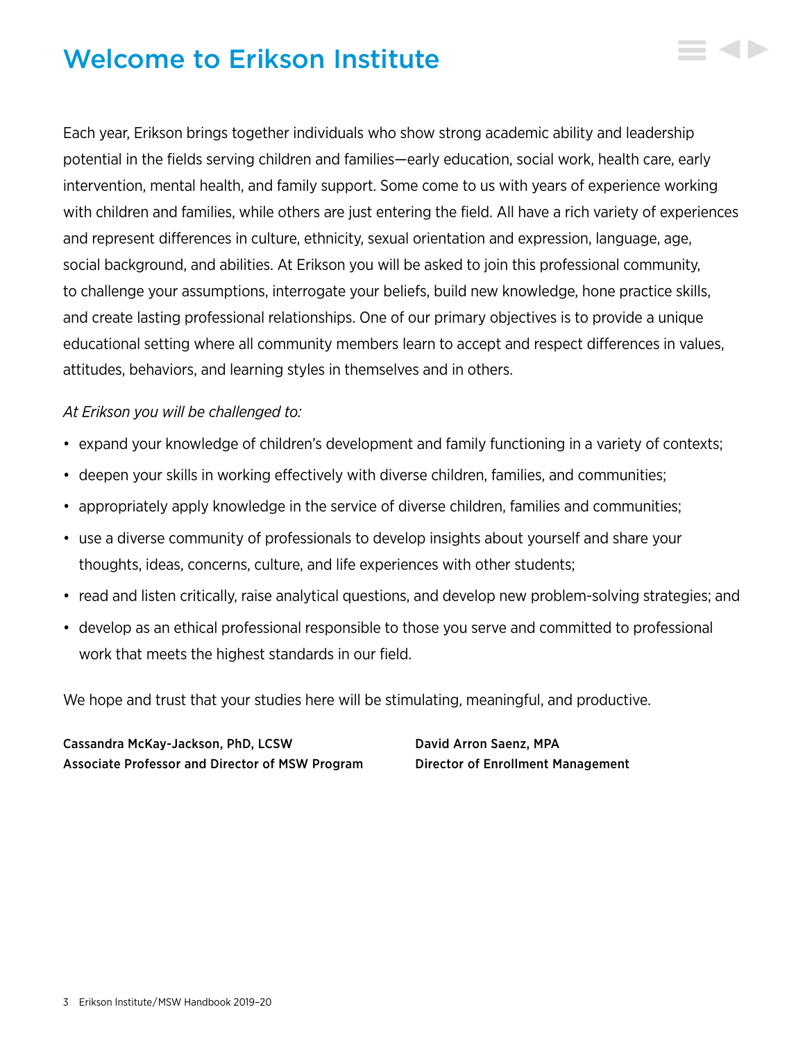# Welcome to Erikson Institute

Each year, Erikson brings together individuals who show strong academic ability and leadership potential in the fields serving children and families—early education, social work, health care, early intervention, mental health, and family support. Some come to us with years of experience working with children and families, while others are just entering the field. All have a rich variety of experiences and represent differences in culture, ethnicity, sexual orientation and expression, language, age, social background, and abilities. At Erikson you will be asked to join this professional community, to challenge your assumptions, interrogate your beliefs, build new knowledge, hone practice skills, and create lasting professional relationships. One of our primary objectives is to provide a unique educational setting where all community members learn to accept and respect differences in values, attitudes, behaviors, and learning styles in themselves and in others.

*At Erikson you will be challenged to:*

- expand your knowledge of children's development and family functioning in a variety of contexts;
- deepen your skills in working effectively with diverse children, families, and communities;
- appropriately apply knowledge in the service of diverse children, families and communities;
- use a diverse community of professionals to develop insights about yourself and share your thoughts, ideas, concerns, culture, and life experiences with other students;
- read and listen critically, raise analytical questions, and develop new problem-solving strategies; and
- develop as an ethical professional responsible to those you serve and committed to professional work that meets the highest standards in our field.

We hope and trust that your studies here will be stimulating, meaningful, and productive.

**Cassandra McKay-Jackson, PhD, LCSW**
**Associate Professor and Director of MSW Program**

**David Arron Saenz, MPA**
**Director of Enrollment Management**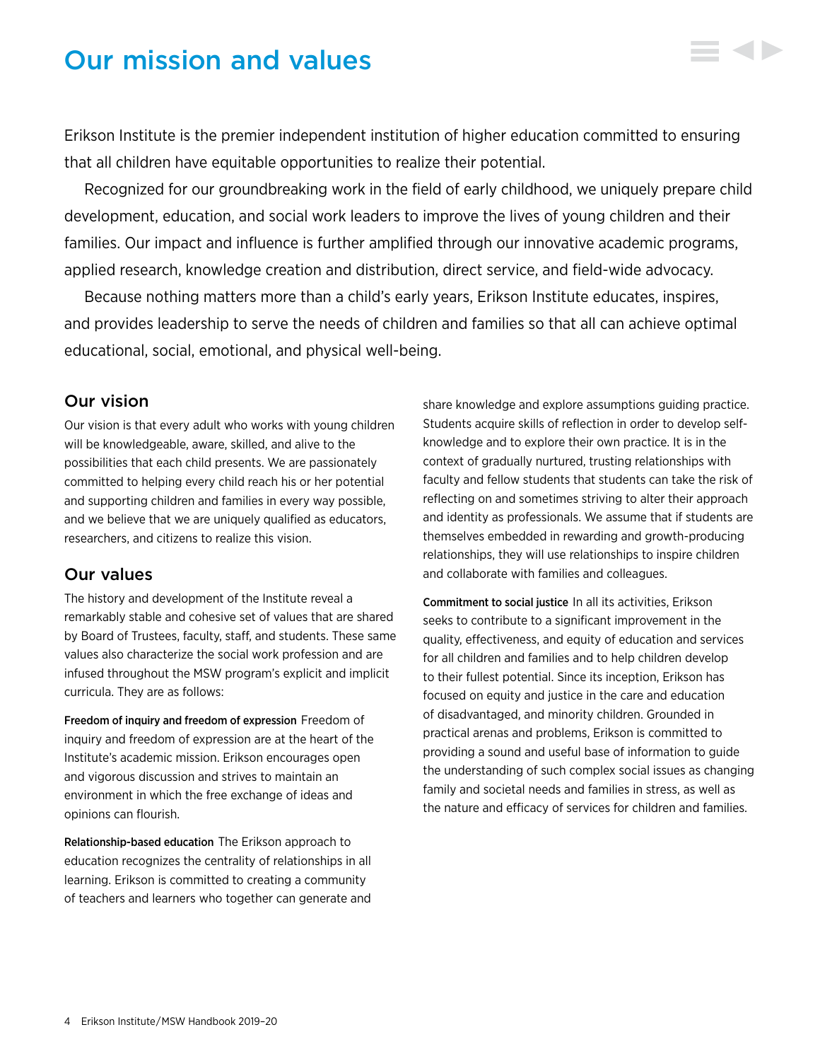# Our mission and values

Erikson Institute is the premier independent institution of higher education committed to ensuring that all children have equitable opportunities to realize their potential.

Recognized for our groundbreaking work in the field of early childhood, we uniquely prepare child development, education, and social work leaders to improve the lives of young children and their families. Our impact and influence is further amplified through our innovative academic programs, applied research, knowledge creation and distribution, direct service, and field-wide advocacy.

Because nothing matters more than a child's early years, Erikson Institute educates, inspires, and provides leadership to serve the needs of children and families so that all can achieve optimal educational, social, emotional, and physical well-being.

## Our vision

Our vision is that every adult who works with young children will be knowledgeable, aware, skilled, and alive to the possibilities that each child presents. We are passionately committed to helping every child reach his or her potential and supporting children and families in every way possible, and we believe that we are uniquely qualified as educators, researchers, and citizens to realize this vision.

## Our values

The history and development of the Institute reveal a remarkably stable and cohesive set of values that are shared by Board of Trustees, faculty, staff, and students. These same values also characterize the social work profession and are infused throughout the MSW program's explicit and implicit curricula. They are as follows:

**Freedom of inquiry and freedom of expression** Freedom of inquiry and freedom of expression are at the heart of the Institute's academic mission. Erikson encourages open and vigorous discussion and strives to maintain an environment in which the free exchange of ideas and opinions can flourish.

**Relationship-based education** The Erikson approach to education recognizes the centrality of relationships in all learning. Erikson is committed to creating a community of teachers and learners who together can generate and share knowledge and explore assumptions guiding practice. Students acquire skills of reflection in order to develop self-knowledge and to explore their own practice. It is in the context of gradually nurtured, trusting relationships with faculty and fellow students that students can take the risk of reflecting on and sometimes striving to alter their approach and identity as professionals. We assume that if students are themselves embedded in rewarding and growth-producing relationships, they will use relationships to inspire children and collaborate with families and colleagues.

**Commitment to social justice** In all its activities, Erikson seeks to contribute to a significant improvement in the quality, effectiveness, and equity of education and services for all children and families and to help children develop to their fullest potential. Since its inception, Erikson has focused on equity and justice in the care and education of disadvantaged, and minority children. Grounded in practical arenas and problems, Erikson is committed to providing a sound and useful base of information to guide the understanding of such complex social issues as changing family and societal needs and families in stress, as well as the nature and efficacy of services for children and families.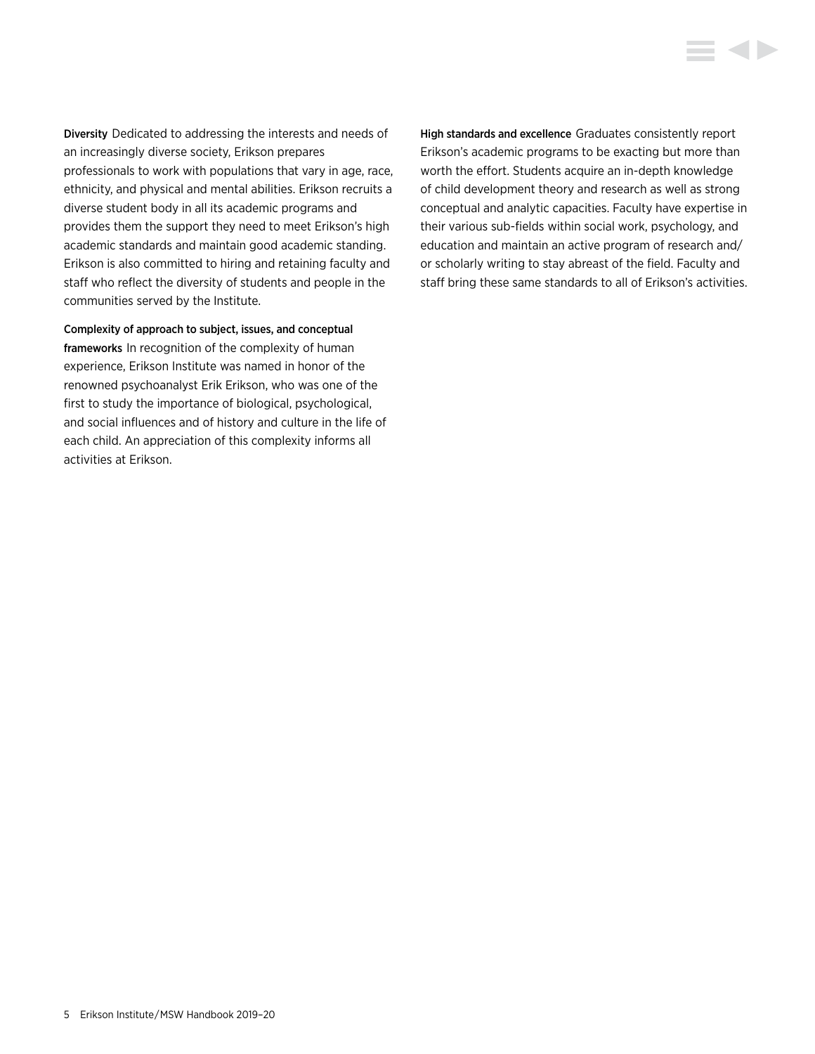**Diversity** Dedicated to addressing the interests and needs of an increasingly diverse society, Erikson prepares professionals to work with populations that vary in age, race, ethnicity, and physical and mental abilities. Erikson recruits a diverse student body in all its academic programs and provides them the support they need to meet Erikson's high academic standards and maintain good academic standing. Erikson is also committed to hiring and retaining faculty and staff who reflect the diversity of students and people in the communities served by the Institute.

**Complexity of approach to subject, issues, and conceptual frameworks** In recognition of the complexity of human experience, Erikson Institute was named in honor of the renowned psychoanalyst Erik Erikson, who was one of the first to study the importance of biological, psychological, and social influences and of history and culture in the life of each child. An appreciation of this complexity informs all activities at Erikson.

**High standards and excellence** Graduates consistently report Erikson's academic programs to be exacting but more than worth the effort. Students acquire an in-depth knowledge of child development theory and research as well as strong conceptual and analytic capacities. Faculty have expertise in their various sub-fields within social work, psychology, and education and maintain an active program of research and/or scholarly writing to stay abreast of the field. Faculty and staff bring these same standards to all of Erikson's activities.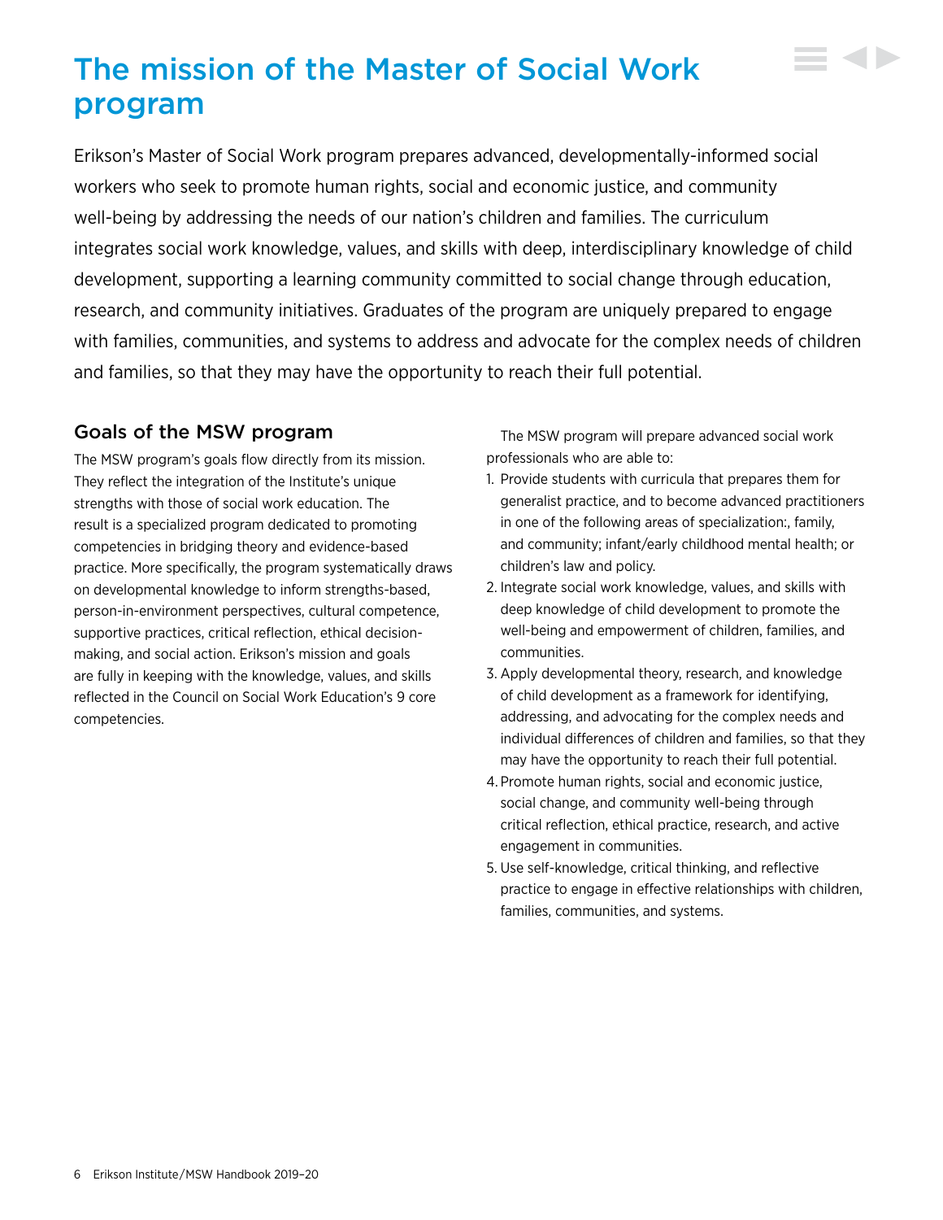# The mission of the Master of Social Work program

Erikson's Master of Social Work program prepares advanced, developmentally-informed social workers who seek to promote human rights, social and economic justice, and community well-being by addressing the needs of our nation's children and families. The curriculum integrates social work knowledge, values, and skills with deep, interdisciplinary knowledge of child development, supporting a learning community committed to social change through education, research, and community initiatives. Graduates of the program are uniquely prepared to engage with families, communities, and systems to address and advocate for the complex needs of children and families, so that they may have the opportunity to reach their full potential.

## Goals of the MSW program

The MSW program's goals flow directly from its mission. They reflect the integration of the Institute's unique strengths with those of social work education. The result is a specialized program dedicated to promoting competencies in bridging theory and evidence-based practice. More specifically, the program systematically draws on developmental knowledge to inform strengths-based, person-in-environment perspectives, cultural competence, supportive practices, critical reflection, ethical decision-making, and social action. Erikson's mission and goals are fully in keeping with the knowledge, values, and skills reflected in the Council on Social Work Education's 9 core competencies.

The MSW program will prepare advanced social work professionals who are able to:

1. Provide students with curricula that prepares them for generalist practice, and to become advanced practitioners in one of the following areas of specialization:, family, and community; infant/early childhood mental health; or children's law and policy.
2. Integrate social work knowledge, values, and skills with deep knowledge of child development to promote the well-being and empowerment of children, families, and communities.
3. Apply developmental theory, research, and knowledge of child development as a framework for identifying, addressing, and advocating for the complex needs and individual differences of children and families, so that they may have the opportunity to reach their full potential.
4. Promote human rights, social and economic justice, social change, and community well-being through critical reflection, ethical practice, research, and active engagement in communities.
5. Use self-knowledge, critical thinking, and reflective practice to engage in effective relationships with children, families, communities, and systems.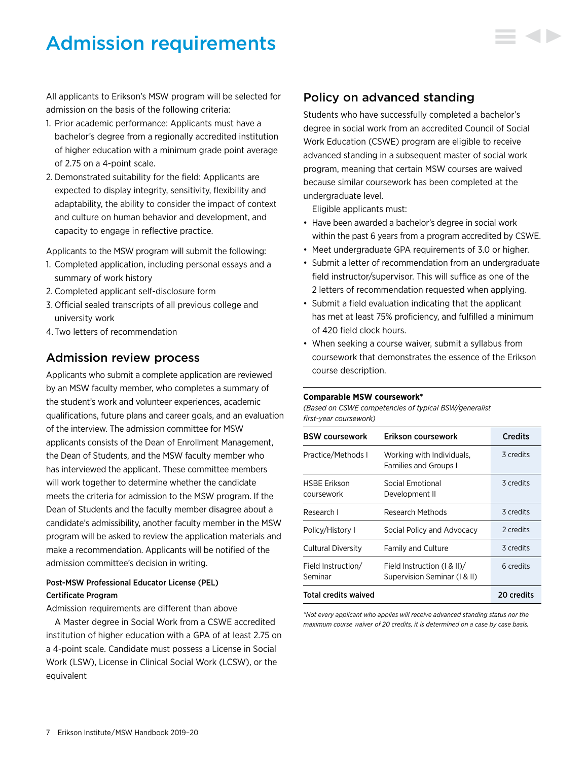# Admission requirements

All applicants to Erikson's MSW program will be selected for admission on the basis of the following criteria:

1. Prior academic performance: Applicants must have a bachelor's degree from a regionally accredited institution of higher education with a minimum grade point average of 2.75 on a 4-point scale.
2. Demonstrated suitability for the field: Applicants are expected to display integrity, sensitivity, flexibility and adaptability, the ability to consider the impact of context and culture on human behavior and development, and capacity to engage in reflective practice.

Applicants to the MSW program will submit the following:

1. Completed application, including personal essays and a summary of work history
2. Completed applicant self-disclosure form
3. Official sealed transcripts of all previous college and university work
4. Two letters of recommendation

## Admission review process

Applicants who submit a complete application are reviewed by an MSW faculty member, who completes a summary of the student's work and volunteer experiences, academic qualifications, future plans and career goals, and an evaluation of the interview. The admission committee for MSW applicants consists of the Dean of Enrollment Management, the Dean of Students, and the MSW faculty member who has interviewed the applicant. These committee members will work together to determine whether the candidate meets the criteria for admission to the MSW program. If the Dean of Students and the faculty member disagree about a candidate's admissibility, another faculty member in the MSW program will be asked to review the application materials and make a recommendation. Applicants will be notified of the admission committee's decision in writing.

**Post-MSW Professional Educator License (PEL) Certificate Program**

Admission requirements are different than above

A Master degree in Social Work from a CSWE accredited institution of higher education with a GPA of at least 2.75 on a 4-point scale. Candidate must possess a License in Social Work (LSW), License in Clinical Social Work (LCSW), or the equivalent

## Policy on advanced standing

Students who have successfully completed a bachelor's degree in social work from an accredited Council of Social Work Education (CSWE) program are eligible to receive advanced standing in a subsequent master of social work program, meaning that certain MSW courses are waived because similar coursework has been completed at the undergraduate level.

Eligible applicants must:

- Have been awarded a bachelor's degree in social work within the past 6 years from a program accredited by CSWE.
- Meet undergraduate GPA requirements of 3.0 or higher.
- Submit a letter of recommendation from an undergraduate field instructor/supervisor. This will suffice as one of the 2 letters of recommendation requested when applying.
- Submit a field evaluation indicating that the applicant has met at least 75% proficiency, and fulfilled a minimum of 420 field clock hours.
- When seeking a course waiver, submit a syllabus from coursework that demonstrates the essence of the Erikson course description.

**Comparable MSW coursework***

*(Based on CSWE competencies of typical BSW/generalist first-year coursework)*

| BSW coursework | Erikson coursework | Credits |
|---|---|---|
| Practice/Methods I | Working with Individuals, Families and Groups I | 3 credits |
| HSBE Erikson coursework | Social Emotional Development II | 3 credits |
| Research I | Research Methods | 3 credits |
| Policy/History I | Social Policy and Advocacy | 2 credits |
| Cultural Diversity | Family and Culture | 3 credits |
| Field Instruction/ Seminar | Field Instruction (I & II)/ Supervision Seminar (I & II) | 6 credits |
| **Total credits waived** | | **20 credits** |

*\*Not every applicant who applies will receive advanced standing status nor the maximum course waiver of 20 credits, it is determined on a case by case basis.*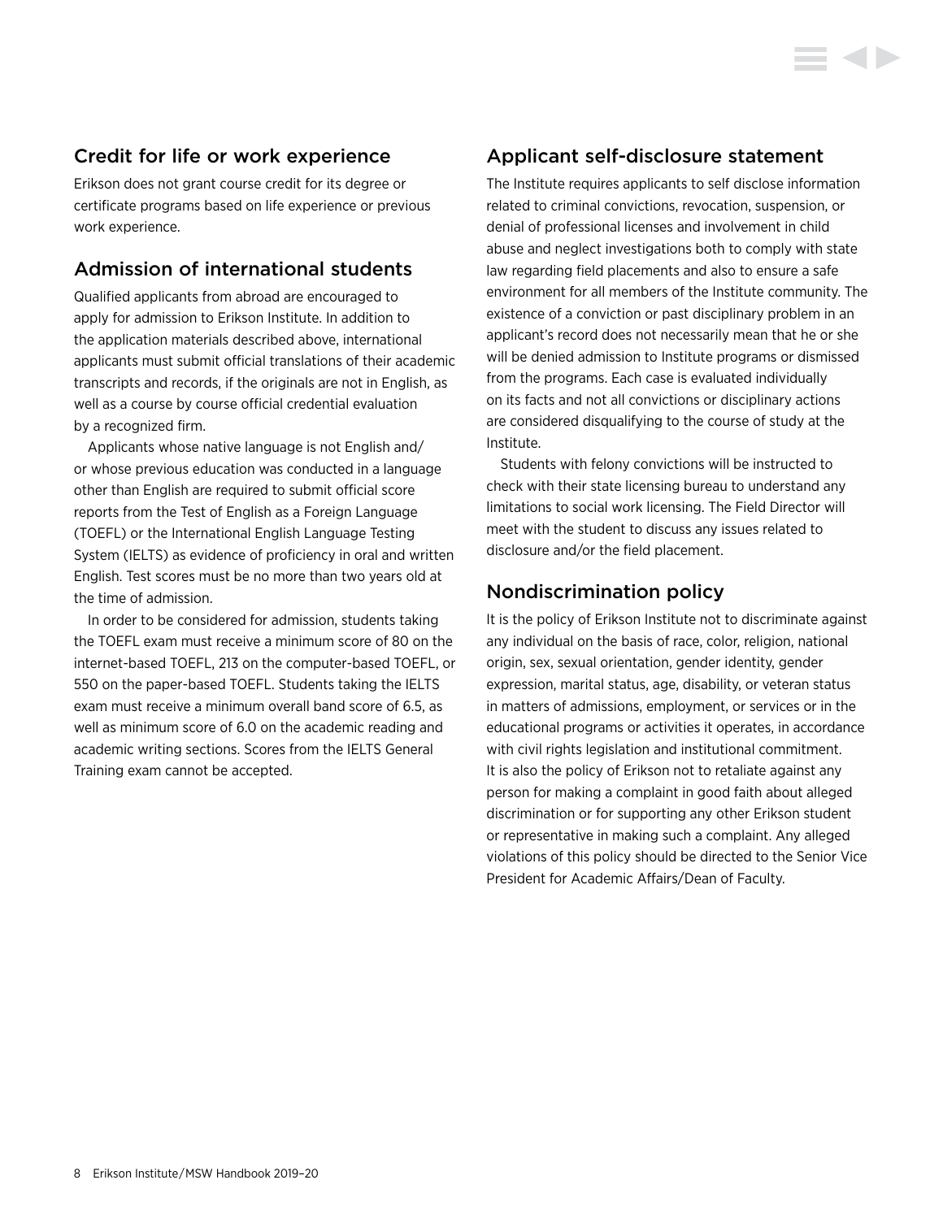## Credit for life or work experience

Erikson does not grant course credit for its degree or certificate programs based on life experience or previous work experience.

## Admission of international students

Qualified applicants from abroad are encouraged to apply for admission to Erikson Institute. In addition to the application materials described above, international applicants must submit official translations of their academic transcripts and records, if the originals are not in English, as well as a course by course official credential evaluation by a recognized firm.

Applicants whose native language is not English and/or whose previous education was conducted in a language other than English are required to submit official score reports from the Test of English as a Foreign Language (TOEFL) or the International English Language Testing System (IELTS) as evidence of proficiency in oral and written English. Test scores must be no more than two years old at the time of admission.

In order to be considered for admission, students taking the TOEFL exam must receive a minimum score of 80 on the internet-based TOEFL, 213 on the computer-based TOEFL, or 550 on the paper-based TOEFL. Students taking the IELTS exam must receive a minimum overall band score of 6.5, as well as minimum score of 6.0 on the academic reading and academic writing sections. Scores from the IELTS General Training exam cannot be accepted.

## Applicant self-disclosure statement

The Institute requires applicants to self disclose information related to criminal convictions, revocation, suspension, or denial of professional licenses and involvement in child abuse and neglect investigations both to comply with state law regarding field placements and also to ensure a safe environment for all members of the Institute community. The existence of a conviction or past disciplinary problem in an applicant's record does not necessarily mean that he or she will be denied admission to Institute programs or dismissed from the programs. Each case is evaluated individually on its facts and not all convictions or disciplinary actions are considered disqualifying to the course of study at the Institute.

Students with felony convictions will be instructed to check with their state licensing bureau to understand any limitations to social work licensing. The Field Director will meet with the student to discuss any issues related to disclosure and/or the field placement.

## Nondiscrimination policy

It is the policy of Erikson Institute not to discriminate against any individual on the basis of race, color, religion, national origin, sex, sexual orientation, gender identity, gender expression, marital status, age, disability, or veteran status in matters of admissions, employment, or services or in the educational programs or activities it operates, in accordance with civil rights legislation and institutional commitment. It is also the policy of Erikson not to retaliate against any person for making a complaint in good faith about alleged discrimination or for supporting any other Erikson student or representative in making such a complaint. Any alleged violations of this policy should be directed to the Senior Vice President for Academic Affairs/Dean of Faculty.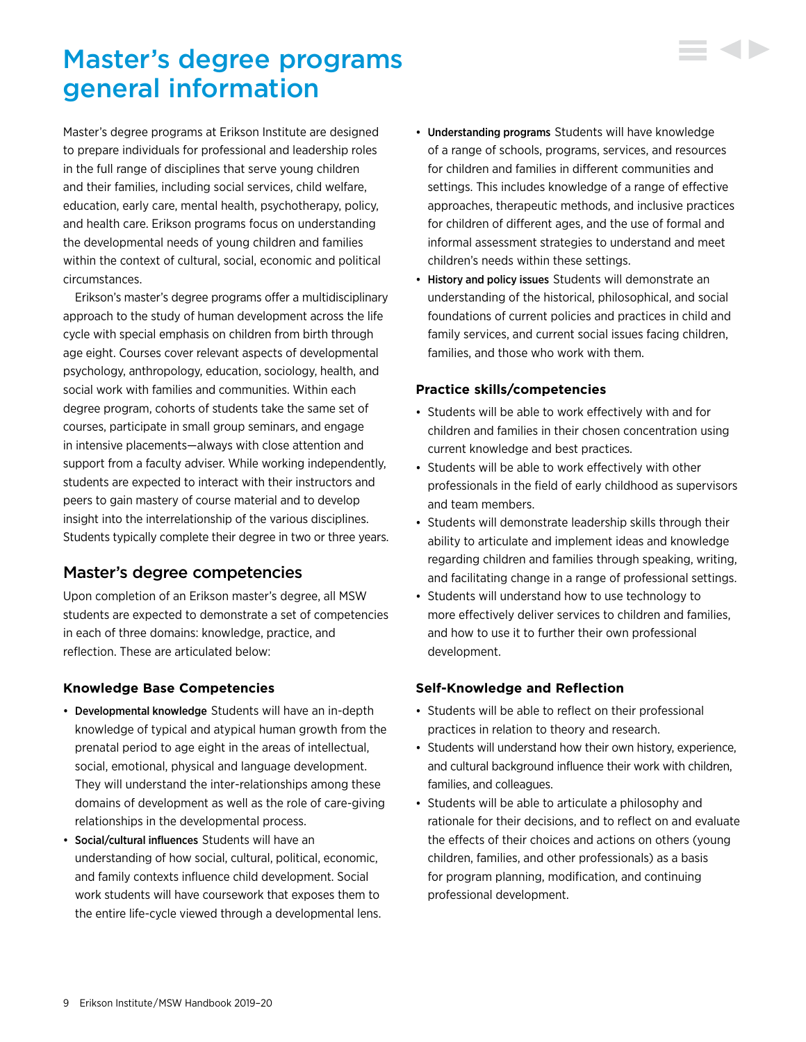# Master's degree programs general information

Master's degree programs at Erikson Institute are designed to prepare individuals for professional and leadership roles in the full range of disciplines that serve young children and their families, including social services, child welfare, education, early care, mental health, psychotherapy, policy, and health care. Erikson programs focus on understanding the developmental needs of young children and families within the context of cultural, social, economic and political circumstances.

Erikson's master's degree programs offer a multidisciplinary approach to the study of human development across the life cycle with special emphasis on children from birth through age eight. Courses cover relevant aspects of developmental psychology, anthropology, education, sociology, health, and social work with families and communities. Within each degree program, cohorts of students take the same set of courses, participate in small group seminars, and engage in intensive placements—always with close attention and support from a faculty adviser. While working independently, students are expected to interact with their instructors and peers to gain mastery of course material and to develop insight into the interrelationship of the various disciplines. Students typically complete their degree in two or three years.

## Master's degree competencies

Upon completion of an Erikson master's degree, all MSW students are expected to demonstrate a set of competencies in each of three domains: knowledge, practice, and reflection. These are articulated below:

### Knowledge Base Competencies

- **Developmental knowledge** Students will have an in-depth knowledge of typical and atypical human growth from the prenatal period to age eight in the areas of intellectual, social, emotional, physical and language development. They will understand the inter-relationships among these domains of development as well as the role of care-giving relationships in the developmental process.
- **Social/cultural influences** Students will have an understanding of how social, cultural, political, economic, and family contexts influence child development. Social work students will have coursework that exposes them to the entire life-cycle viewed through a developmental lens.
- **Understanding programs** Students will have knowledge of a range of schools, programs, services, and resources for children and families in different communities and settings. This includes knowledge of a range of effective approaches, therapeutic methods, and inclusive practices for children of different ages, and the use of formal and informal assessment strategies to understand and meet children's needs within these settings.
- **History and policy issues** Students will demonstrate an understanding of the historical, philosophical, and social foundations of current policies and practices in child and family services, and current social issues facing children, families, and those who work with them.

### Practice skills/competencies

- Students will be able to work effectively with and for children and families in their chosen concentration using current knowledge and best practices.
- Students will be able to work effectively with other professionals in the field of early childhood as supervisors and team members.
- Students will demonstrate leadership skills through their ability to articulate and implement ideas and knowledge regarding children and families through speaking, writing, and facilitating change in a range of professional settings.
- Students will understand how to use technology to more effectively deliver services to children and families, and how to use it to further their own professional development.

### Self-Knowledge and Reflection

- Students will be able to reflect on their professional practices in relation to theory and research.
- Students will understand how their own history, experience, and cultural background influence their work with children, families, and colleagues.
- Students will be able to articulate a philosophy and rationale for their decisions, and to reflect on and evaluate the effects of their choices and actions on others (young children, families, and other professionals) as a basis for program planning, modification, and continuing professional development.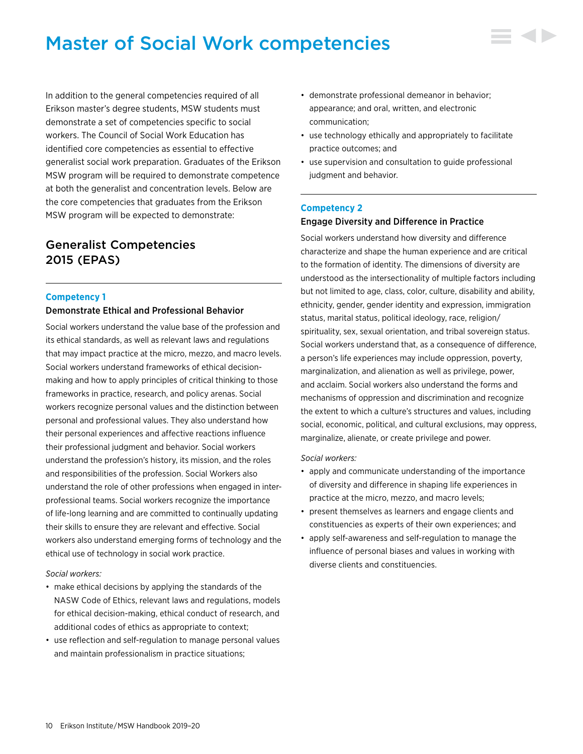# Master of Social Work competencies

In addition to the general competencies required of all Erikson master's degree students, MSW students must demonstrate a set of competencies specific to social workers. The Council of Social Work Education has identified core competencies as essential to effective generalist social work preparation. Graduates of the Erikson MSW program will be required to demonstrate competence at both the generalist and concentration levels. Below are the core competencies that graduates from the Erikson MSW program will be expected to demonstrate:

## Generalist Competencies 2015 (EPAS)

### Competency 1

**Demonstrate Ethical and Professional Behavior**

Social workers understand the value base of the profession and its ethical standards, as well as relevant laws and regulations that may impact practice at the micro, mezzo, and macro levels. Social workers understand frameworks of ethical decision-making and how to apply principles of critical thinking to those frameworks in practice, research, and policy arenas. Social workers recognize personal values and the distinction between personal and professional values. They also understand how their personal experiences and affective reactions influence their professional judgment and behavior. Social workers understand the profession's history, its mission, and the roles and responsibilities of the profession. Social Workers also understand the role of other professions when engaged in inter-professional teams. Social workers recognize the importance of life-long learning and are committed to continually updating their skills to ensure they are relevant and effective. Social workers also understand emerging forms of technology and the ethical use of technology in social work practice.

*Social workers:*

- make ethical decisions by applying the standards of the NASW Code of Ethics, relevant laws and regulations, models for ethical decision-making, ethical conduct of research, and additional codes of ethics as appropriate to context;
- use reflection and self-regulation to manage personal values and maintain professionalism in practice situations;
- demonstrate professional demeanor in behavior; appearance; and oral, written, and electronic communication;
- use technology ethically and appropriately to facilitate practice outcomes; and
- use supervision and consultation to guide professional judgment and behavior.

### Competency 2

**Engage Diversity and Difference in Practice**

Social workers understand how diversity and difference characterize and shape the human experience and are critical to the formation of identity. The dimensions of diversity are understood as the intersectionality of multiple factors including but not limited to age, class, color, culture, disability and ability, ethnicity, gender, gender identity and expression, immigration status, marital status, political ideology, race, religion/spirituality, sex, sexual orientation, and tribal sovereign status. Social workers understand that, as a consequence of difference, a person's life experiences may include oppression, poverty, marginalization, and alienation as well as privilege, power, and acclaim. Social workers also understand the forms and mechanisms of oppression and discrimination and recognize the extent to which a culture's structures and values, including social, economic, political, and cultural exclusions, may oppress, marginalize, alienate, or create privilege and power.

*Social workers:*

- apply and communicate understanding of the importance of diversity and difference in shaping life experiences in practice at the micro, mezzo, and macro levels;
- present themselves as learners and engage clients and constituencies as experts of their own experiences; and
- apply self-awareness and self-regulation to manage the influence of personal biases and values in working with diverse clients and constituencies.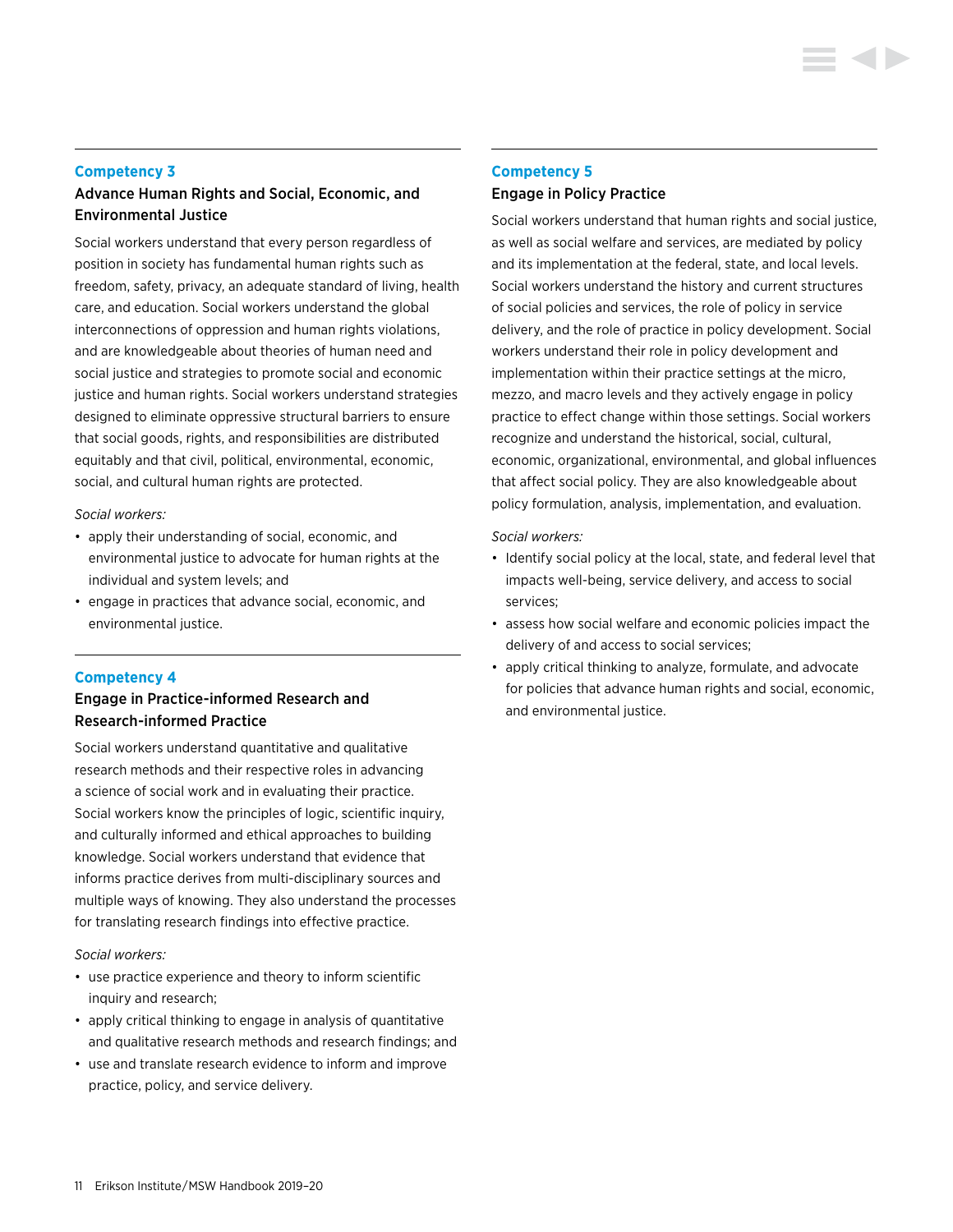## Competency 3

### Advance Human Rights and Social, Economic, and Environmental Justice

Social workers understand that every person regardless of position in society has fundamental human rights such as freedom, safety, privacy, an adequate standard of living, health care, and education. Social workers understand the global interconnections of oppression and human rights violations, and are knowledgeable about theories of human need and social justice and strategies to promote social and economic justice and human rights. Social workers understand strategies designed to eliminate oppressive structural barriers to ensure that social goods, rights, and responsibilities are distributed equitably and that civil, political, environmental, economic, social, and cultural human rights are protected.

*Social workers:*

- apply their understanding of social, economic, and environmental justice to advocate for human rights at the individual and system levels; and
- engage in practices that advance social, economic, and environmental justice.

## Competency 4

### Engage in Practice-informed Research and Research-informed Practice

Social workers understand quantitative and qualitative research methods and their respective roles in advancing a science of social work and in evaluating their practice. Social workers know the principles of logic, scientific inquiry, and culturally informed and ethical approaches to building knowledge. Social workers understand that evidence that informs practice derives from multi-disciplinary sources and multiple ways of knowing. They also understand the processes for translating research findings into effective practice.

*Social workers:*

- use practice experience and theory to inform scientific inquiry and research;
- apply critical thinking to engage in analysis of quantitative and qualitative research methods and research findings; and
- use and translate research evidence to inform and improve practice, policy, and service delivery.

## Competency 5

### Engage in Policy Practice

Social workers understand that human rights and social justice, as well as social welfare and services, are mediated by policy and its implementation at the federal, state, and local levels. Social workers understand the history and current structures of social policies and services, the role of policy in service delivery, and the role of practice in policy development. Social workers understand their role in policy development and implementation within their practice settings at the micro, mezzo, and macro levels and they actively engage in policy practice to effect change within those settings. Social workers recognize and understand the historical, social, cultural, economic, organizational, environmental, and global influences that affect social policy. They are also knowledgeable about policy formulation, analysis, implementation, and evaluation.

*Social workers:*

- Identify social policy at the local, state, and federal level that impacts well-being, service delivery, and access to social services;
- assess how social welfare and economic policies impact the delivery of and access to social services;
- apply critical thinking to analyze, formulate, and advocate for policies that advance human rights and social, economic, and environmental justice.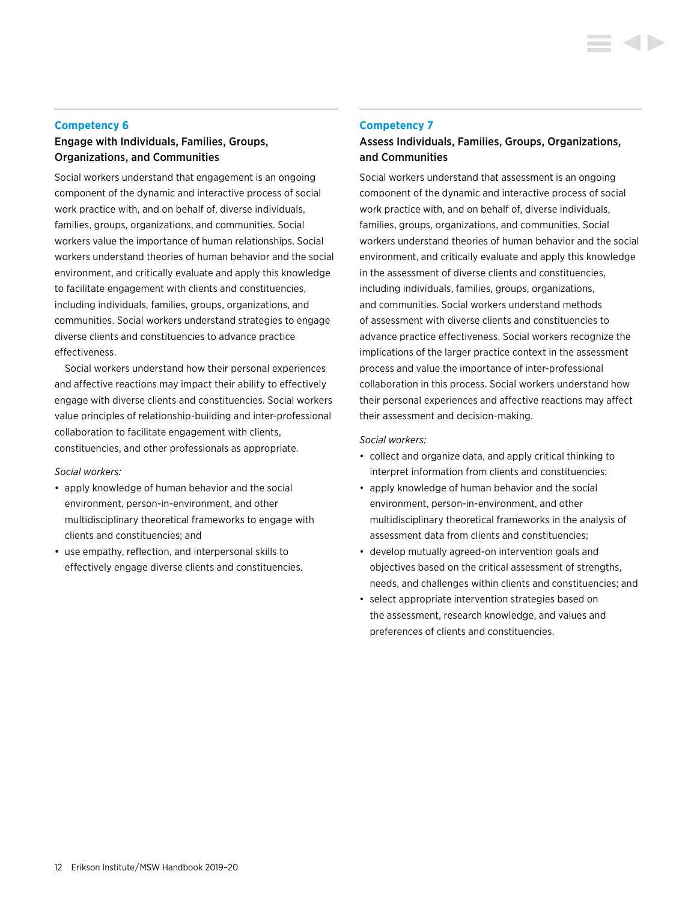## Competency 6

### Engage with Individuals, Families, Groups, Organizations, and Communities

Social workers understand that engagement is an ongoing component of the dynamic and interactive process of social work practice with, and on behalf of, diverse individuals, families, groups, organizations, and communities. Social workers value the importance of human relationships. Social workers understand theories of human behavior and the social environment, and critically evaluate and apply this knowledge to facilitate engagement with clients and constituencies, including individuals, families, groups, organizations, and communities. Social workers understand strategies to engage diverse clients and constituencies to advance practice effectiveness.

Social workers understand how their personal experiences and affective reactions may impact their ability to effectively engage with diverse clients and constituencies. Social workers value principles of relationship-building and inter-professional collaboration to facilitate engagement with clients, constituencies, and other professionals as appropriate.

*Social workers:*

- apply knowledge of human behavior and the social environment, person-in-environment, and other multidisciplinary theoretical frameworks to engage with clients and constituencies; and
- use empathy, reflection, and interpersonal skills to effectively engage diverse clients and constituencies.

## Competency 7

### Assess Individuals, Families, Groups, Organizations, and Communities

Social workers understand that assessment is an ongoing component of the dynamic and interactive process of social work practice with, and on behalf of, diverse individuals, families, groups, organizations, and communities. Social workers understand theories of human behavior and the social environment, and critically evaluate and apply this knowledge in the assessment of diverse clients and constituencies, including individuals, families, groups, organizations, and communities. Social workers understand methods of assessment with diverse clients and constituencies to advance practice effectiveness. Social workers recognize the implications of the larger practice context in the assessment process and value the importance of inter-professional collaboration in this process. Social workers understand how their personal experiences and affective reactions may affect their assessment and decision-making.

*Social workers:*

- collect and organize data, and apply critical thinking to interpret information from clients and constituencies;
- apply knowledge of human behavior and the social environment, person-in-environment, and other multidisciplinary theoretical frameworks in the analysis of assessment data from clients and constituencies;
- develop mutually agreed-on intervention goals and objectives based on the critical assessment of strengths, needs, and challenges within clients and constituencies; and
- select appropriate intervention strategies based on the assessment, research knowledge, and values and preferences of clients and constituencies.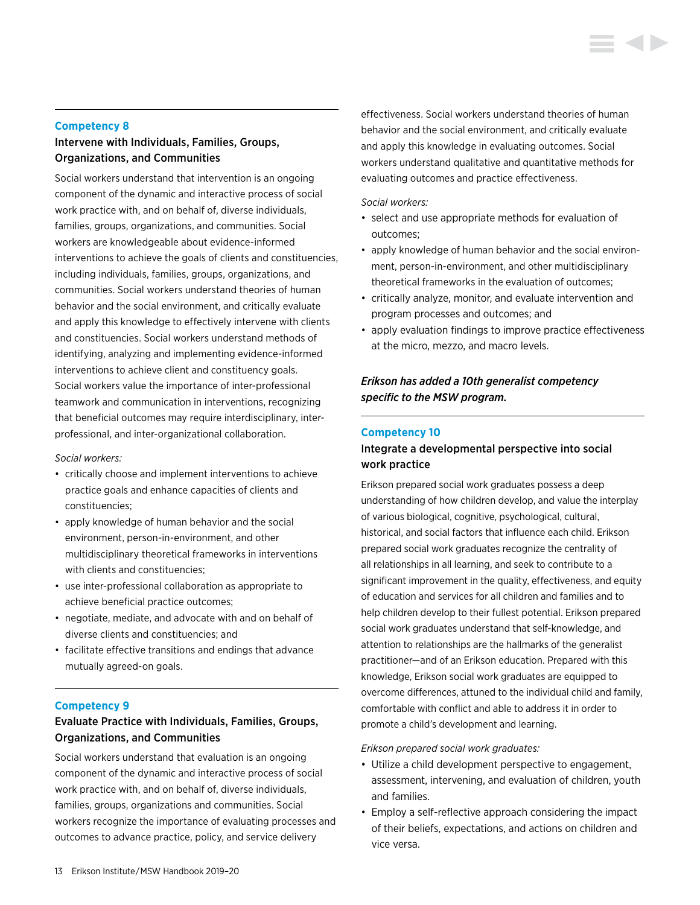## Competency 8

### Intervene with Individuals, Families, Groups, Organizations, and Communities

Social workers understand that intervention is an ongoing component of the dynamic and interactive process of social work practice with, and on behalf of, diverse individuals, families, groups, organizations, and communities. Social workers are knowledgeable about evidence-informed interventions to achieve the goals of clients and constituencies, including individuals, families, groups, organizations, and communities. Social workers understand theories of human behavior and the social environment, and critically evaluate and apply this knowledge to effectively intervene with clients and constituencies. Social workers understand methods of identifying, analyzing and implementing evidence-informed interventions to achieve client and constituency goals. Social workers value the importance of inter-professional teamwork and communication in interventions, recognizing that beneficial outcomes may require interdisciplinary, inter-professional, and inter-organizational collaboration.

*Social workers:*

- critically choose and implement interventions to achieve practice goals and enhance capacities of clients and constituencies;
- apply knowledge of human behavior and the social environment, person-in-environment, and other multidisciplinary theoretical frameworks in interventions with clients and constituencies;
- use inter-professional collaboration as appropriate to achieve beneficial practice outcomes;
- negotiate, mediate, and advocate with and on behalf of diverse clients and constituencies; and
- facilitate effective transitions and endings that advance mutually agreed-on goals.

## Competency 9

### Evaluate Practice with Individuals, Families, Groups, Organizations, and Communities

Social workers understand that evaluation is an ongoing component of the dynamic and interactive process of social work practice with, and on behalf of, diverse individuals, families, groups, organizations and communities. Social workers recognize the importance of evaluating processes and outcomes to advance practice, policy, and service delivery effectiveness. Social workers understand theories of human behavior and the social environment, and critically evaluate and apply this knowledge in evaluating outcomes. Social workers understand qualitative and quantitative methods for evaluating outcomes and practice effectiveness.

*Social workers:*

- select and use appropriate methods for evaluation of outcomes;
- apply knowledge of human behavior and the social environment, person-in-environment, and other multidisciplinary theoretical frameworks in the evaluation of outcomes;
- critically analyze, monitor, and evaluate intervention and program processes and outcomes; and
- apply evaluation findings to improve practice effectiveness at the micro, mezzo, and macro levels.

***Erikson has added a 10th generalist competency specific to the MSW program.***

## Competency 10

### Integrate a developmental perspective into social work practice

Erikson prepared social work graduates possess a deep understanding of how children develop, and value the interplay of various biological, cognitive, psychological, cultural, historical, and social factors that influence each child. Erikson prepared social work graduates recognize the centrality of all relationships in all learning, and seek to contribute to a significant improvement in the quality, effectiveness, and equity of education and services for all children and families and to help children develop to their fullest potential. Erikson prepared social work graduates understand that self-knowledge, and attention to relationships are the hallmarks of the generalist practitioner—and of an Erikson education. Prepared with this knowledge, Erikson social work graduates are equipped to overcome differences, attuned to the individual child and family, comfortable with conflict and able to address it in order to promote a child's development and learning.

*Erikson prepared social work graduates:*

- Utilize a child development perspective to engagement, assessment, intervening, and evaluation of children, youth and families.
- Employ a self-reflective approach considering the impact of their beliefs, expectations, and actions on children and vice versa.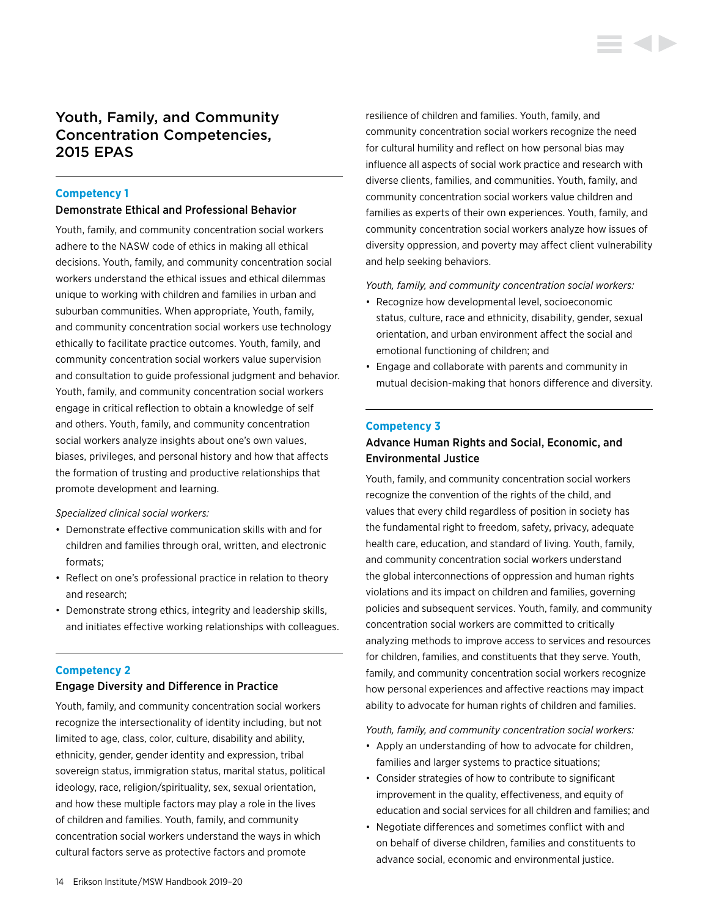# Youth, Family, and Community Concentration Competencies, 2015 EPAS

## Competency 1

### Demonstrate Ethical and Professional Behavior

Youth, family, and community concentration social workers adhere to the NASW code of ethics in making all ethical decisions. Youth, family, and community concentration social workers understand the ethical issues and ethical dilemmas unique to working with children and families in urban and suburban communities. When appropriate, Youth, family, and community concentration social workers use technology ethically to facilitate practice outcomes. Youth, family, and community concentration social workers value supervision and consultation to guide professional judgment and behavior. Youth, family, and community concentration social workers engage in critical reflection to obtain a knowledge of self and others. Youth, family, and community concentration social workers analyze insights about one's own values, biases, privileges, and personal history and how that affects the formation of trusting and productive relationships that promote development and learning.

*Specialized clinical social workers:*

- Demonstrate effective communication skills with and for children and families through oral, written, and electronic formats;
- Reflect on one's professional practice in relation to theory and research;
- Demonstrate strong ethics, integrity and leadership skills, and initiates effective working relationships with colleagues.

## Competency 2

### Engage Diversity and Difference in Practice

Youth, family, and community concentration social workers recognize the intersectionality of identity including, but not limited to age, class, color, culture, disability and ability, ethnicity, gender, gender identity and expression, tribal sovereign status, immigration status, marital status, political ideology, race, religion/spirituality, sex, sexual orientation, and how these multiple factors may play a role in the lives of children and families. Youth, family, and community concentration social workers understand the ways in which cultural factors serve as protective factors and promote resilience of children and families. Youth, family, and community concentration social workers recognize the need for cultural humility and reflect on how personal bias may influence all aspects of social work practice and research with diverse clients, families, and communities. Youth, family, and community concentration social workers value children and families as experts of their own experiences. Youth, family, and community concentration social workers analyze how issues of diversity oppression, and poverty may affect client vulnerability and help seeking behaviors.

*Youth, family, and community concentration social workers:*

- Recognize how developmental level, socioeconomic status, culture, race and ethnicity, disability, gender, sexual orientation, and urban environment affect the social and emotional functioning of children; and
- Engage and collaborate with parents and community in mutual decision-making that honors difference and diversity.

## Competency 3

### Advance Human Rights and Social, Economic, and Environmental Justice

Youth, family, and community concentration social workers recognize the convention of the rights of the child, and values that every child regardless of position in society has the fundamental right to freedom, safety, privacy, adequate health care, education, and standard of living. Youth, family, and community concentration social workers understand the global interconnections of oppression and human rights violations and its impact on children and families, governing policies and subsequent services. Youth, family, and community concentration social workers are committed to critically analyzing methods to improve access to services and resources for children, families, and constituents that they serve. Youth, family, and community concentration social workers recognize how personal experiences and affective reactions may impact ability to advocate for human rights of children and families.

*Youth, family, and community concentration social workers:*

- Apply an understanding of how to advocate for children, families and larger systems to practice situations;
- Consider strategies of how to contribute to significant improvement in the quality, effectiveness, and equity of education and social services for all children and families; and
- Negotiate differences and sometimes conflict with and on behalf of diverse children, families and constituents to advance social, economic and environmental justice.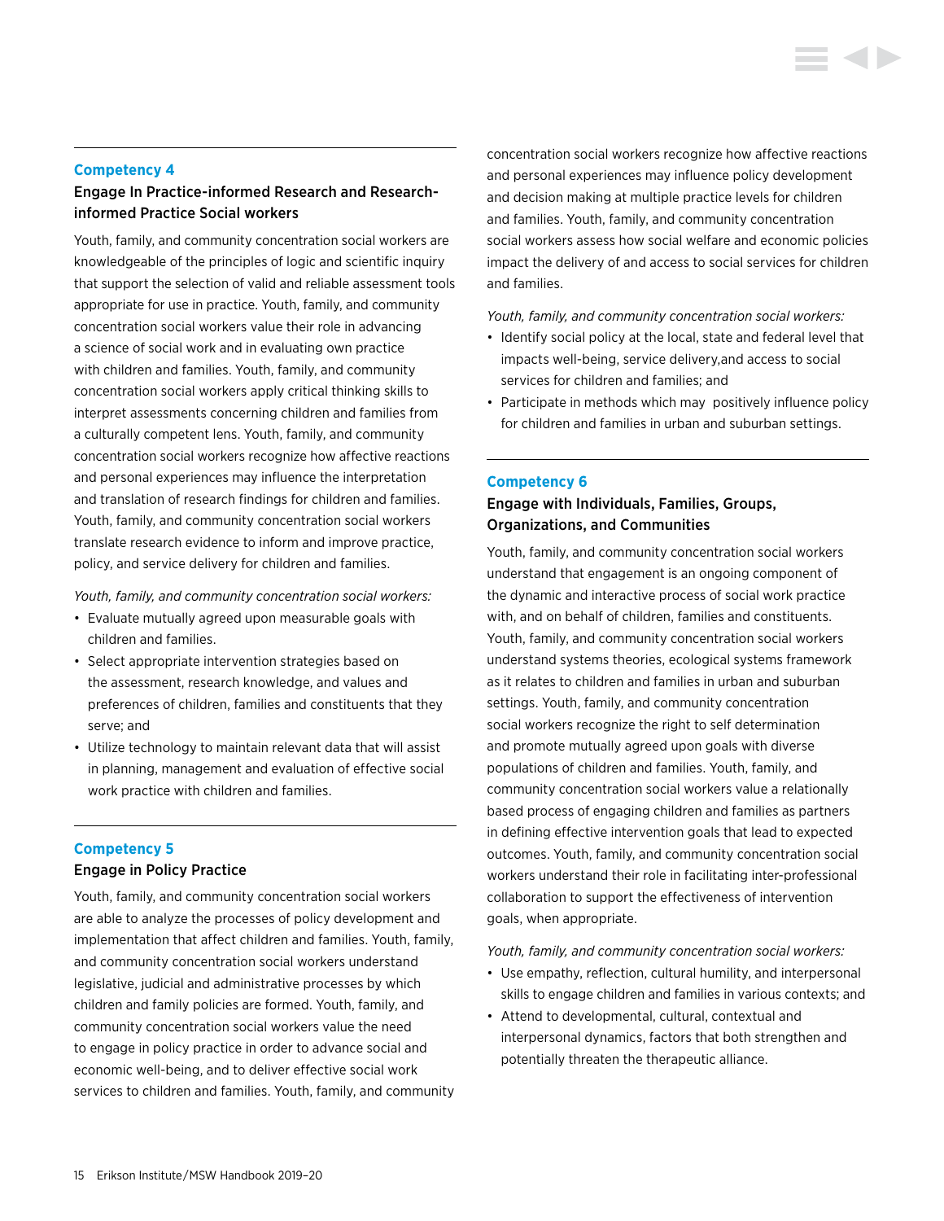## Competency 4

### Engage In Practice-informed Research and Research-informed Practice Social workers

Youth, family, and community concentration social workers are knowledgeable of the principles of logic and scientific inquiry that support the selection of valid and reliable assessment tools appropriate for use in practice. Youth, family, and community concentration social workers value their role in advancing a science of social work and in evaluating own practice with children and families. Youth, family, and community concentration social workers apply critical thinking skills to interpret assessments concerning children and families from a culturally competent lens. Youth, family, and community concentration social workers recognize how affective reactions and personal experiences may influence the interpretation and translation of research findings for children and families. Youth, family, and community concentration social workers translate research evidence to inform and improve practice, policy, and service delivery for children and families.

*Youth, family, and community concentration social workers:*

- Evaluate mutually agreed upon measurable goals with children and families.
- Select appropriate intervention strategies based on the assessment, research knowledge, and values and preferences of children, families and constituents that they serve; and
- Utilize technology to maintain relevant data that will assist in planning, management and evaluation of effective social work practice with children and families.

## Competency 5

### Engage in Policy Practice

Youth, family, and community concentration social workers are able to analyze the processes of policy development and implementation that affect children and families. Youth, family, and community concentration social workers understand legislative, judicial and administrative processes by which children and family policies are formed. Youth, family, and community concentration social workers value the need to engage in policy practice in order to advance social and economic well-being, and to deliver effective social work services to children and families. Youth, family, and community concentration social workers recognize how affective reactions and personal experiences may influence policy development and decision making at multiple practice levels for children and families. Youth, family, and community concentration social workers assess how social welfare and economic policies impact the delivery of and access to social services for children and families.

*Youth, family, and community concentration social workers:*

- Identify social policy at the local, state and federal level that impacts well-being, service delivery,and access to social services for children and families; and
- Participate in methods which may positively influence policy for children and families in urban and suburban settings.

## Competency 6

### Engage with Individuals, Families, Groups, Organizations, and Communities

Youth, family, and community concentration social workers understand that engagement is an ongoing component of the dynamic and interactive process of social work practice with, and on behalf of children, families and constituents. Youth, family, and community concentration social workers understand systems theories, ecological systems framework as it relates to children and families in urban and suburban settings. Youth, family, and community concentration social workers recognize the right to self determination and promote mutually agreed upon goals with diverse populations of children and families. Youth, family, and community concentration social workers value a relationally based process of engaging children and families as partners in defining effective intervention goals that lead to expected outcomes. Youth, family, and community concentration social workers understand their role in facilitating inter-professional collaboration to support the effectiveness of intervention goals, when appropriate.

*Youth, family, and community concentration social workers:*

- Use empathy, reflection, cultural humility, and interpersonal skills to engage children and families in various contexts; and
- Attend to developmental, cultural, contextual and interpersonal dynamics, factors that both strengthen and potentially threaten the therapeutic alliance.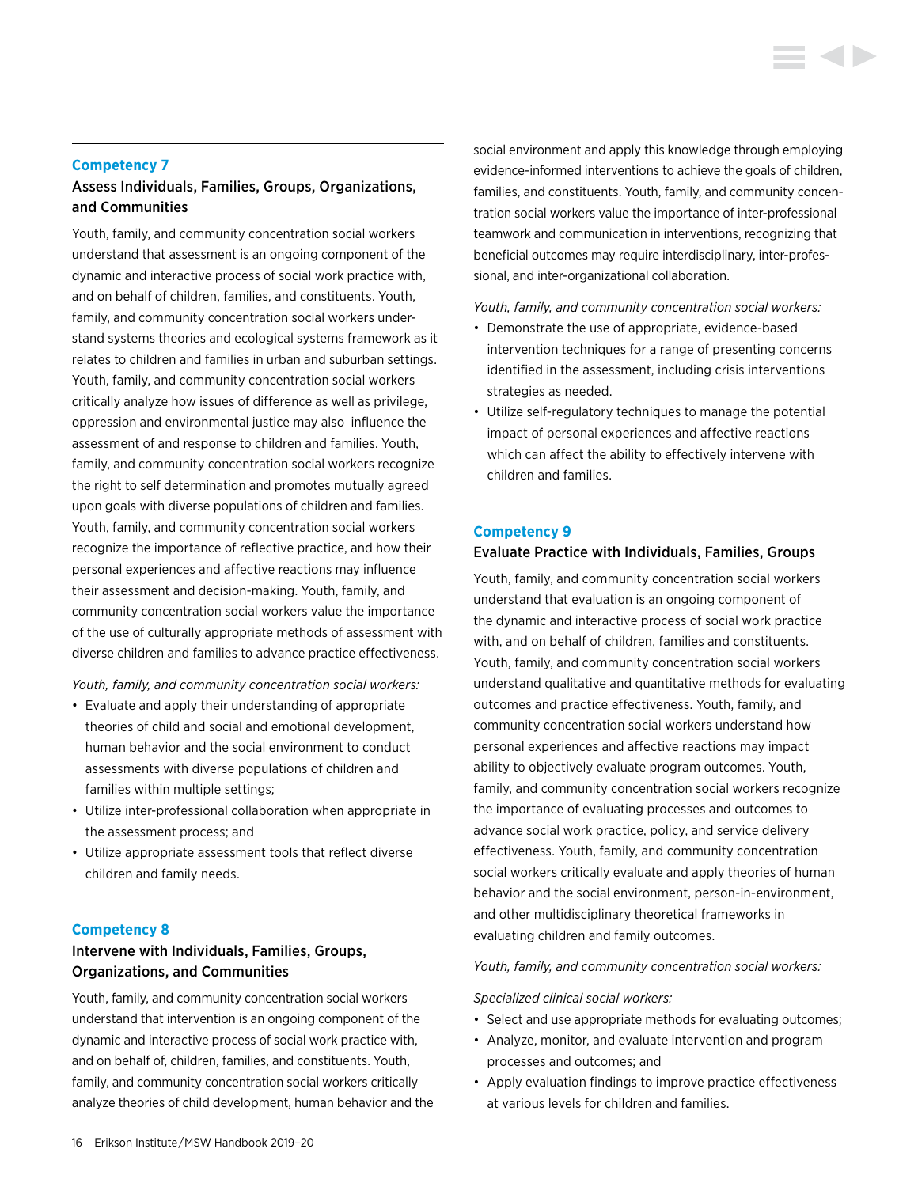### Competency 7

#### Assess Individuals, Families, Groups, Organizations, and Communities

Youth, family, and community concentration social workers understand that assessment is an ongoing component of the dynamic and interactive process of social work practice with, and on behalf of children, families, and constituents. Youth, family, and community concentration social workers understand systems theories and ecological systems framework as it relates to children and families in urban and suburban settings. Youth, family, and community concentration social workers critically analyze how issues of difference as well as privilege, oppression and environmental justice may also influence the assessment of and response to children and families. Youth, family, and community concentration social workers recognize the right to self determination and promotes mutually agreed upon goals with diverse populations of children and families. Youth, family, and community concentration social workers recognize the importance of reflective practice, and how their personal experiences and affective reactions may influence their assessment and decision-making. Youth, family, and community concentration social workers value the importance of the use of culturally appropriate methods of assessment with diverse children and families to advance practice effectiveness.

*Youth, family, and community concentration social workers:*

- Evaluate and apply their understanding of appropriate theories of child and social and emotional development, human behavior and the social environment to conduct assessments with diverse populations of children and families within multiple settings;
- Utilize inter-professional collaboration when appropriate in the assessment process; and
- Utilize appropriate assessment tools that reflect diverse children and family needs.

### Competency 8

#### Intervene with Individuals, Families, Groups, Organizations, and Communities

Youth, family, and community concentration social workers understand that intervention is an ongoing component of the dynamic and interactive process of social work practice with, and on behalf of, children, families, and constituents. Youth, family, and community concentration social workers critically analyze theories of child development, human behavior and the social environment and apply this knowledge through employing evidence-informed interventions to achieve the goals of children, families, and constituents. Youth, family, and community concentration social workers value the importance of inter-professional teamwork and communication in interventions, recognizing that beneficial outcomes may require interdisciplinary, inter-professional, and inter-organizational collaboration.

*Youth, family, and community concentration social workers:*

- Demonstrate the use of appropriate, evidence-based intervention techniques for a range of presenting concerns identified in the assessment, including crisis interventions strategies as needed.
- Utilize self-regulatory techniques to manage the potential impact of personal experiences and affective reactions which can affect the ability to effectively intervene with children and families.

### Competency 9

#### Evaluate Practice with Individuals, Families, Groups

Youth, family, and community concentration social workers understand that evaluation is an ongoing component of the dynamic and interactive process of social work practice with, and on behalf of children, families and constituents. Youth, family, and community concentration social workers understand qualitative and quantitative methods for evaluating outcomes and practice effectiveness. Youth, family, and community concentration social workers understand how personal experiences and affective reactions may impact ability to objectively evaluate program outcomes. Youth, family, and community concentration social workers recognize the importance of evaluating processes and outcomes to advance social work practice, policy, and service delivery effectiveness. Youth, family, and community concentration social workers critically evaluate and apply theories of human behavior and the social environment, person-in-environment, and other multidisciplinary theoretical frameworks in evaluating children and family outcomes.

*Youth, family, and community concentration social workers:*

*Specialized clinical social workers:*

- Select and use appropriate methods for evaluating outcomes;
- Analyze, monitor, and evaluate intervention and program processes and outcomes; and
- Apply evaluation findings to improve practice effectiveness at various levels for children and families.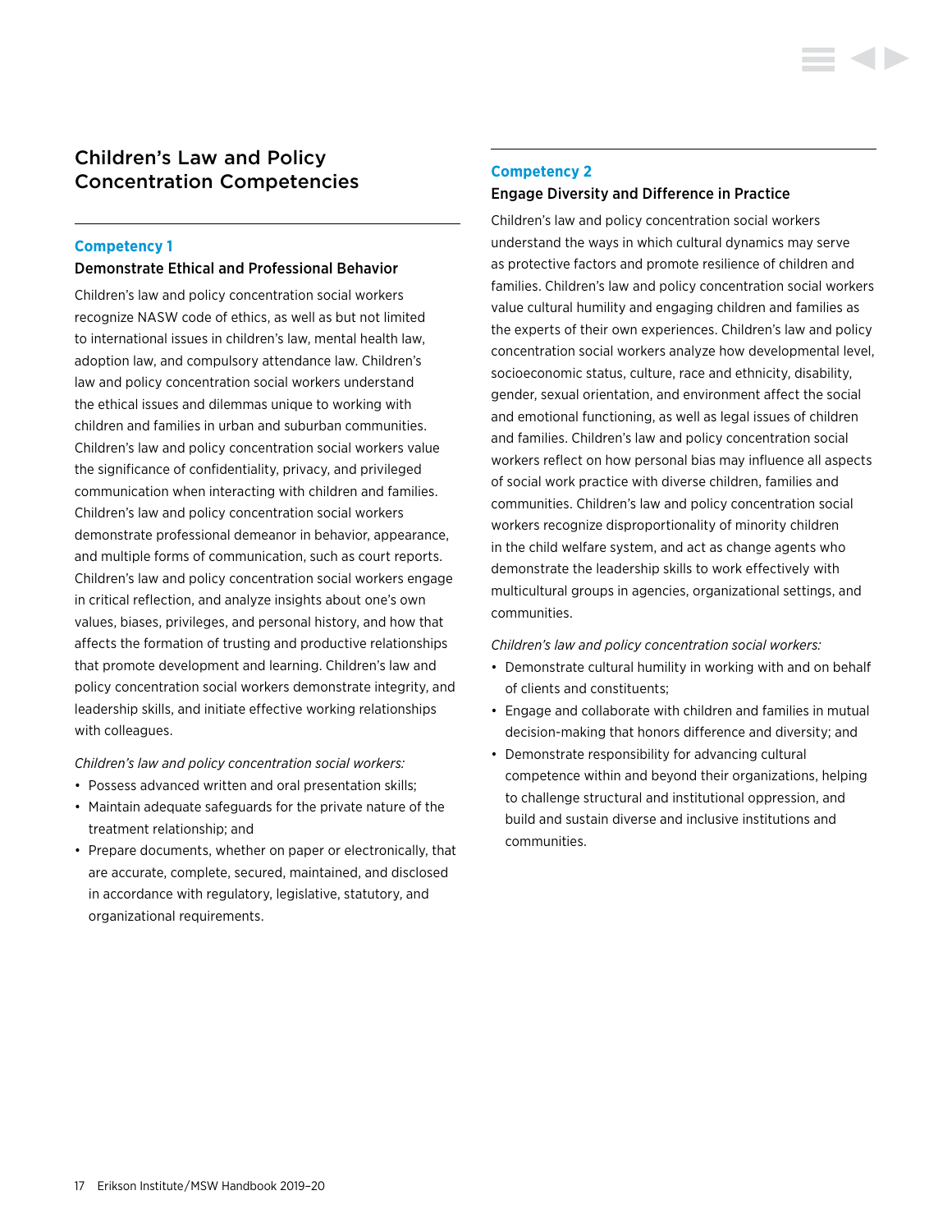# Children's Law and Policy Concentration Competencies

## Competency 1

### Demonstrate Ethical and Professional Behavior

Children's law and policy concentration social workers recognize NASW code of ethics, as well as but not limited to international issues in children's law, mental health law, adoption law, and compulsory attendance law. Children's law and policy concentration social workers understand the ethical issues and dilemmas unique to working with children and families in urban and suburban communities. Children's law and policy concentration social workers value the significance of confidentiality, privacy, and privileged communication when interacting with children and families. Children's law and policy concentration social workers demonstrate professional demeanor in behavior, appearance, and multiple forms of communication, such as court reports. Children's law and policy concentration social workers engage in critical reflection, and analyze insights about one's own values, biases, privileges, and personal history, and how that affects the formation of trusting and productive relationships that promote development and learning. Children's law and policy concentration social workers demonstrate integrity, and leadership skills, and initiate effective working relationships with colleagues.

*Children's law and policy concentration social workers:*

- Possess advanced written and oral presentation skills;
- Maintain adequate safeguards for the private nature of the treatment relationship; and
- Prepare documents, whether on paper or electronically, that are accurate, complete, secured, maintained, and disclosed in accordance with regulatory, legislative, statutory, and organizational requirements.

## Competency 2

### Engage Diversity and Difference in Practice

Children's law and policy concentration social workers understand the ways in which cultural dynamics may serve as protective factors and promote resilience of children and families. Children's law and policy concentration social workers value cultural humility and engaging children and families as the experts of their own experiences. Children's law and policy concentration social workers analyze how developmental level, socioeconomic status, culture, race and ethnicity, disability, gender, sexual orientation, and environment affect the social and emotional functioning, as well as legal issues of children and families. Children's law and policy concentration social workers reflect on how personal bias may influence all aspects of social work practice with diverse children, families and communities. Children's law and policy concentration social workers recognize disproportionality of minority children in the child welfare system, and act as change agents who demonstrate the leadership skills to work effectively with multicultural groups in agencies, organizational settings, and communities.

*Children's law and policy concentration social workers:*

- Demonstrate cultural humility in working with and on behalf of clients and constituents;
- Engage and collaborate with children and families in mutual decision-making that honors difference and diversity; and
- Demonstrate responsibility for advancing cultural competence within and beyond their organizations, helping to challenge structural and institutional oppression, and build and sustain diverse and inclusive institutions and communities.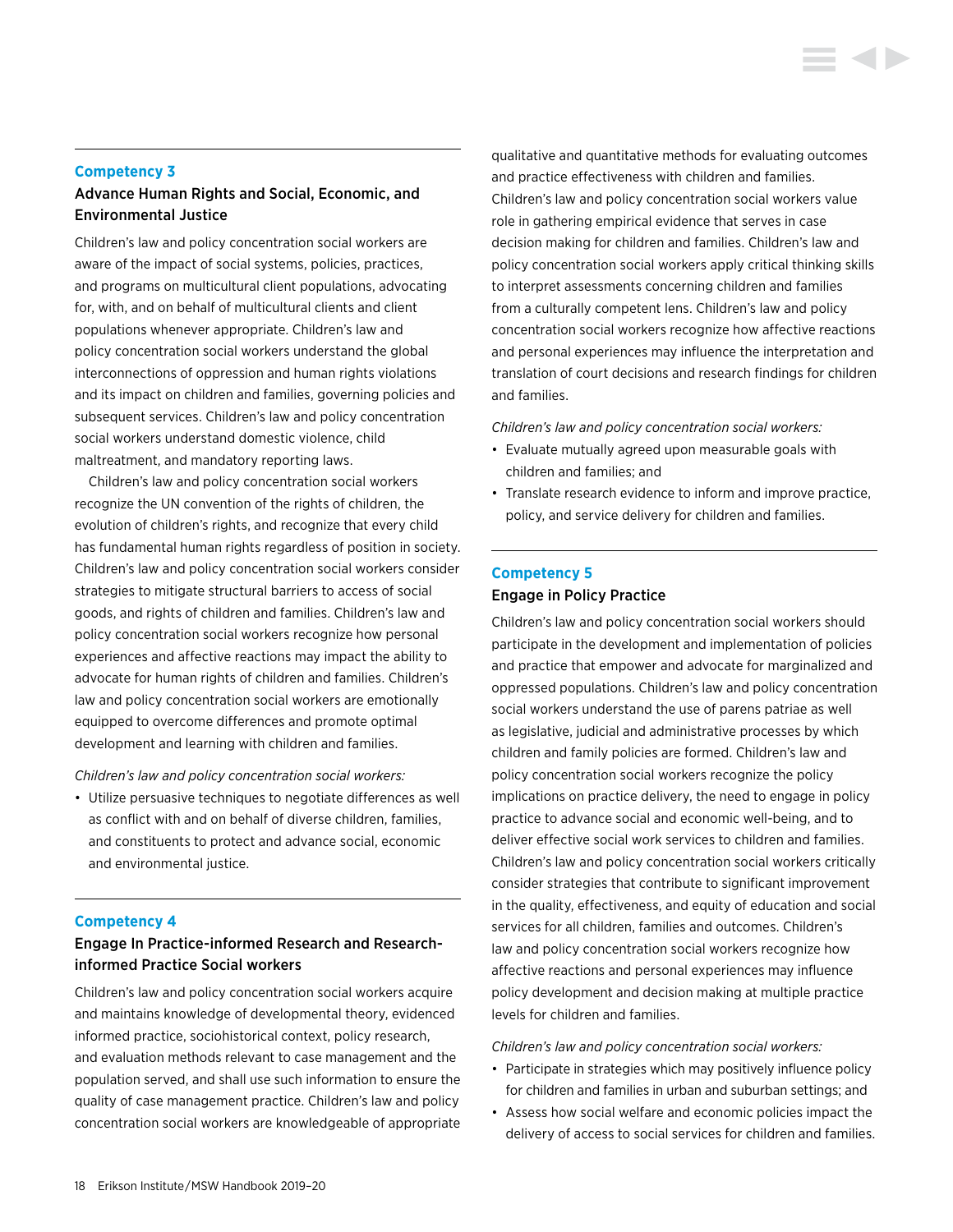### Competency 3

#### Advance Human Rights and Social, Economic, and Environmental Justice

Children's law and policy concentration social workers are aware of the impact of social systems, policies, practices, and programs on multicultural client populations, advocating for, with, and on behalf of multicultural clients and client populations whenever appropriate. Children's law and policy concentration social workers understand the global interconnections of oppression and human rights violations and its impact on children and families, governing policies and subsequent services. Children's law and policy concentration social workers understand domestic violence, child maltreatment, and mandatory reporting laws.

Children's law and policy concentration social workers recognize the UN convention of the rights of children, the evolution of children's rights, and recognize that every child has fundamental human rights regardless of position in society. Children's law and policy concentration social workers consider strategies to mitigate structural barriers to access of social goods, and rights of children and families. Children's law and policy concentration social workers recognize how personal experiences and affective reactions may impact the ability to advocate for human rights of children and families. Children's law and policy concentration social workers are emotionally equipped to overcome differences and promote optimal development and learning with children and families.

*Children's law and policy concentration social workers:*

- Utilize persuasive techniques to negotiate differences as well as conflict with and on behalf of diverse children, families, and constituents to protect and advance social, economic and environmental justice.

### Competency 4

#### Engage In Practice-informed Research and Research-informed Practice Social workers

Children's law and policy concentration social workers acquire and maintains knowledge of developmental theory, evidenced informed practice, sociohistorical context, policy research, and evaluation methods relevant to case management and the population served, and shall use such information to ensure the quality of case management practice. Children's law and policy concentration social workers are knowledgeable of appropriate qualitative and quantitative methods for evaluating outcomes and practice effectiveness with children and families. Children's law and policy concentration social workers value role in gathering empirical evidence that serves in case decision making for children and families. Children's law and policy concentration social workers apply critical thinking skills to interpret assessments concerning children and families from a culturally competent lens. Children's law and policy concentration social workers recognize how affective reactions and personal experiences may influence the interpretation and translation of court decisions and research findings for children and families.

*Children's law and policy concentration social workers:*

- Evaluate mutually agreed upon measurable goals with children and families; and
- Translate research evidence to inform and improve practice, policy, and service delivery for children and families.

### Competency 5

#### Engage in Policy Practice

Children's law and policy concentration social workers should participate in the development and implementation of policies and practice that empower and advocate for marginalized and oppressed populations. Children's law and policy concentration social workers understand the use of parens patriae as well as legislative, judicial and administrative processes by which children and family policies are formed. Children's law and policy concentration social workers recognize the policy implications on practice delivery, the need to engage in policy practice to advance social and economic well-being, and to deliver effective social work services to children and families. Children's law and policy concentration social workers critically consider strategies that contribute to significant improvement in the quality, effectiveness, and equity of education and social services for all children, families and outcomes. Children's law and policy concentration social workers recognize how affective reactions and personal experiences may influence policy development and decision making at multiple practice levels for children and families.

*Children's law and policy concentration social workers:*

- Participate in strategies which may positively influence policy for children and families in urban and suburban settings; and
- Assess how social welfare and economic policies impact the delivery of access to social services for children and families.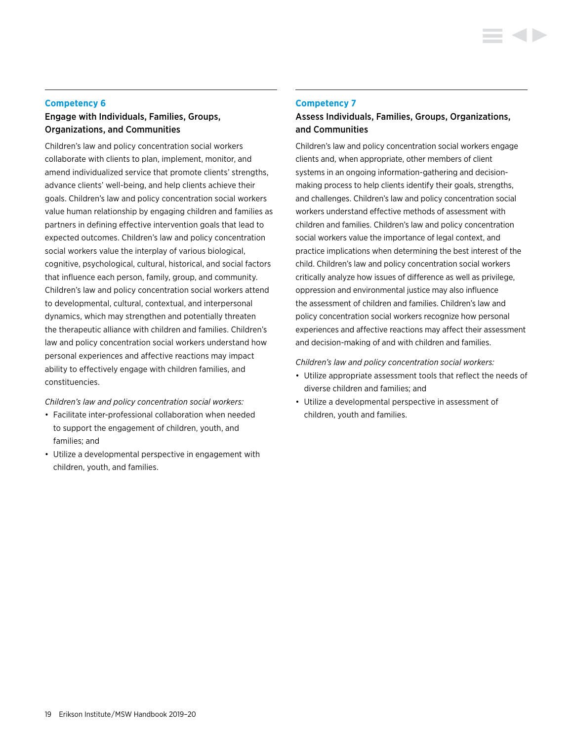## Competency 6

### Engage with Individuals, Families, Groups, Organizations, and Communities

Children's law and policy concentration social workers collaborate with clients to plan, implement, monitor, and amend individualized service that promote clients' strengths, advance clients' well-being, and help clients achieve their goals. Children's law and policy concentration social workers value human relationship by engaging children and families as partners in defining effective intervention goals that lead to expected outcomes. Children's law and policy concentration social workers value the interplay of various biological, cognitive, psychological, cultural, historical, and social factors that influence each person, family, group, and community. Children's law and policy concentration social workers attend to developmental, cultural, contextual, and interpersonal dynamics, which may strengthen and potentially threaten the therapeutic alliance with children and families. Children's law and policy concentration social workers understand how personal experiences and affective reactions may impact ability to effectively engage with children families, and constituencies.

*Children's law and policy concentration social workers:*

- Facilitate inter-professional collaboration when needed to support the engagement of children, youth, and families; and
- Utilize a developmental perspective in engagement with children, youth, and families.

## Competency 7

### Assess Individuals, Families, Groups, Organizations, and Communities

Children's law and policy concentration social workers engage clients and, when appropriate, other members of client systems in an ongoing information-gathering and decision-making process to help clients identify their goals, strengths, and challenges. Children's law and policy concentration social workers understand effective methods of assessment with children and families. Children's law and policy concentration social workers value the importance of legal context, and practice implications when determining the best interest of the child. Children's law and policy concentration social workers critically analyze how issues of difference as well as privilege, oppression and environmental justice may also influence the assessment of children and families. Children's law and policy concentration social workers recognize how personal experiences and affective reactions may affect their assessment and decision-making of and with children and families.

*Children's law and policy concentration social workers:*

- Utilize appropriate assessment tools that reflect the needs of diverse children and families; and
- Utilize a developmental perspective in assessment of children, youth and families.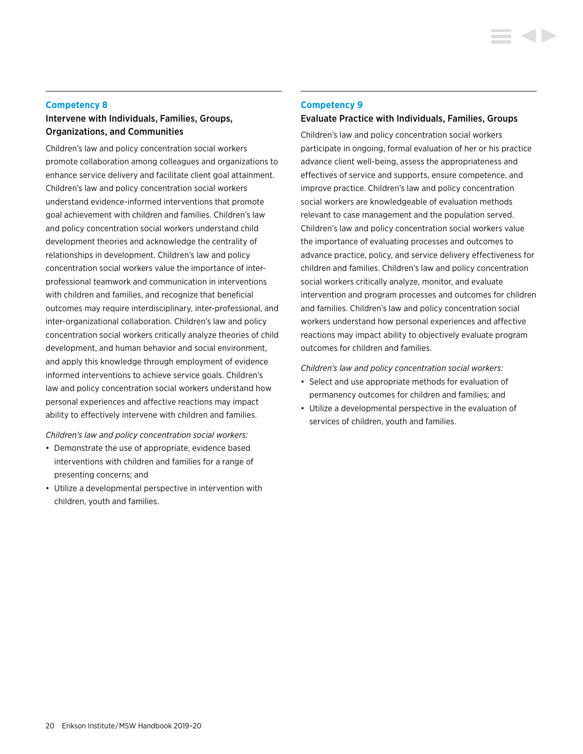### Competency 8

#### Intervene with Individuals, Families, Groups, Organizations, and Communities

Children's law and policy concentration social workers promote collaboration among colleagues and organizations to enhance service delivery and facilitate client goal attainment. Children's law and policy concentration social workers understand evidence-informed interventions that promote goal achievement with children and families. Children's law and policy concentration social workers understand child development theories and acknowledge the centrality of relationships in development. Children's law and policy concentration social workers value the importance of inter-professional teamwork and communication in interventions with children and families, and recognize that beneficial outcomes may require interdisciplinary, inter-professional, and inter-organizational collaboration. Children's law and policy concentration social workers critically analyze theories of child development, and human behavior and social environment, and apply this knowledge through employment of evidence informed interventions to achieve service goals. Children's law and policy concentration social workers understand how personal experiences and affective reactions may impact ability to effectively intervene with children and families.

*Children's law and policy concentration social workers:*

- Demonstrate the use of appropriate, evidence based interventions with children and families for a range of presenting concerns; and
- Utilize a developmental perspective in intervention with children, youth and families.

### Competency 9

#### Evaluate Practice with Individuals, Families, Groups

Children's law and policy concentration social workers participate in ongoing, formal evaluation of her or his practice advance client well-being, assess the appropriateness and effectives of service and supports, ensure competence, and improve practice. Children's law and policy concentration social workers are knowledgeable of evaluation methods relevant to case management and the population served. Children's law and policy concentration social workers value the importance of evaluating processes and outcomes to advance practice, policy, and service delivery effectiveness for children and families. Children's law and policy concentration social workers critically analyze, monitor, and evaluate intervention and program processes and outcomes for children and families. Children's law and policy concentration social workers understand how personal experiences and affective reactions may impact ability to objectively evaluate program outcomes for children and families.

*Children's law and policy concentration social workers:*

- Select and use appropriate methods for evaluation of permanency outcomes for children and families; and
- Utilize a developmental perspective in the evaluation of services of children, youth and families.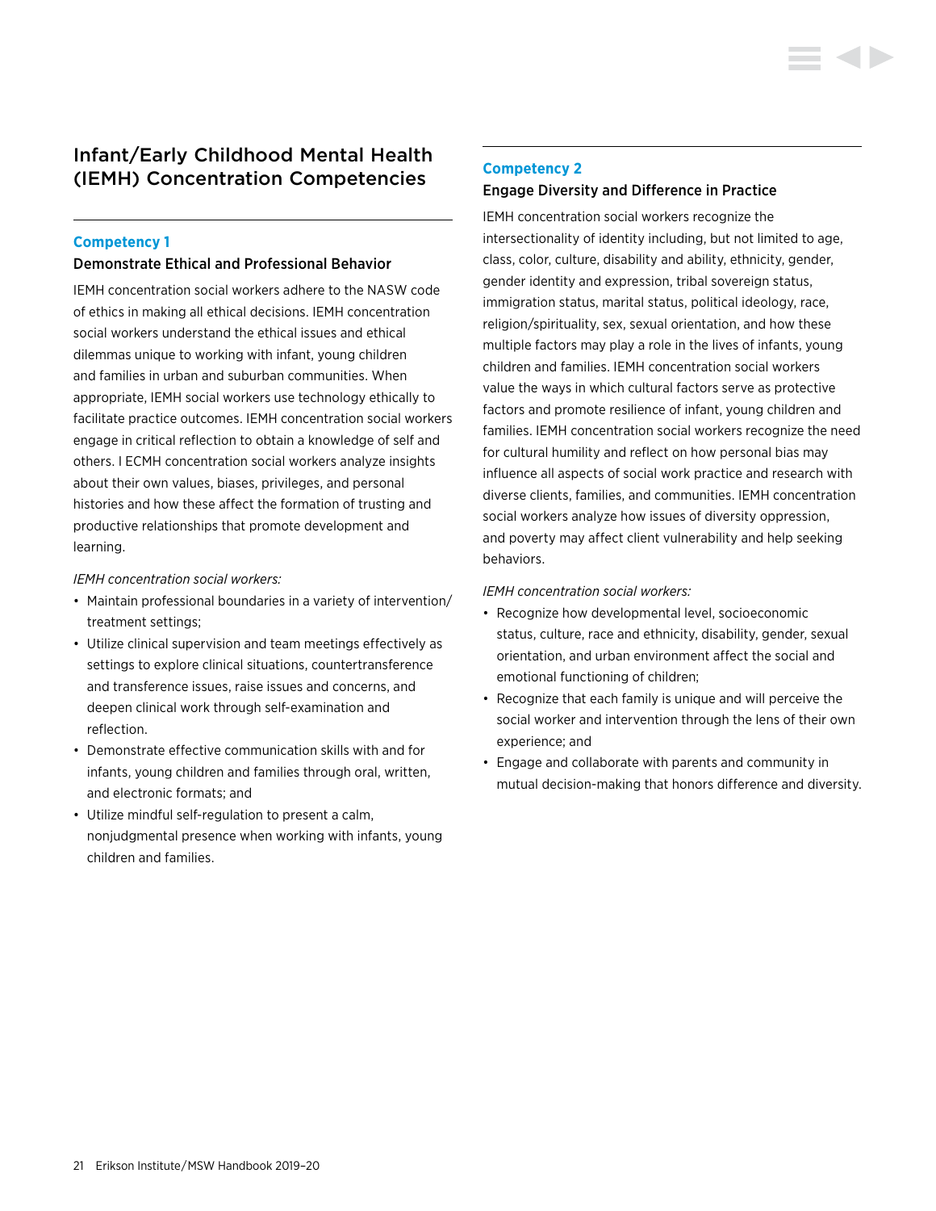## Infant/Early Childhood Mental Health (IEMH) Concentration Competencies

### Competency 1

**Demonstrate Ethical and Professional Behavior**

IEMH concentration social workers adhere to the NASW code of ethics in making all ethical decisions. IEMH concentration social workers understand the ethical issues and ethical dilemmas unique to working with infant, young children and families in urban and suburban communities. When appropriate, IEMH social workers use technology ethically to facilitate practice outcomes. IEMH concentration social workers engage in critical reflection to obtain a knowledge of self and others. I ECMH concentration social workers analyze insights about their own values, biases, privileges, and personal histories and how these affect the formation of trusting and productive relationships that promote development and learning.

*IEMH concentration social workers:*

- Maintain professional boundaries in a variety of intervention/treatment settings;
- Utilize clinical supervision and team meetings effectively as settings to explore clinical situations, countertransference and transference issues, raise issues and concerns, and deepen clinical work through self-examination and reflection.
- Demonstrate effective communication skills with and for infants, young children and families through oral, written, and electronic formats; and
- Utilize mindful self-regulation to present a calm, nonjudgmental presence when working with infants, young children and families.

### Competency 2

**Engage Diversity and Difference in Practice**

IEMH concentration social workers recognize the intersectionality of identity including, but not limited to age, class, color, culture, disability and ability, ethnicity, gender, gender identity and expression, tribal sovereign status, immigration status, marital status, political ideology, race, religion/spirituality, sex, sexual orientation, and how these multiple factors may play a role in the lives of infants, young children and families. IEMH concentration social workers value the ways in which cultural factors serve as protective factors and promote resilience of infant, young children and families. IEMH concentration social workers recognize the need for cultural humility and reflect on how personal bias may influence all aspects of social work practice and research with diverse clients, families, and communities. IEMH concentration social workers analyze how issues of diversity oppression, and poverty may affect client vulnerability and help seeking behaviors.

*IEMH concentration social workers:*

- Recognize how developmental level, socioeconomic status, culture, race and ethnicity, disability, gender, sexual orientation, and urban environment affect the social and emotional functioning of children;
- Recognize that each family is unique and will perceive the social worker and intervention through the lens of their own experience; and
- Engage and collaborate with parents and community in mutual decision-making that honors difference and diversity.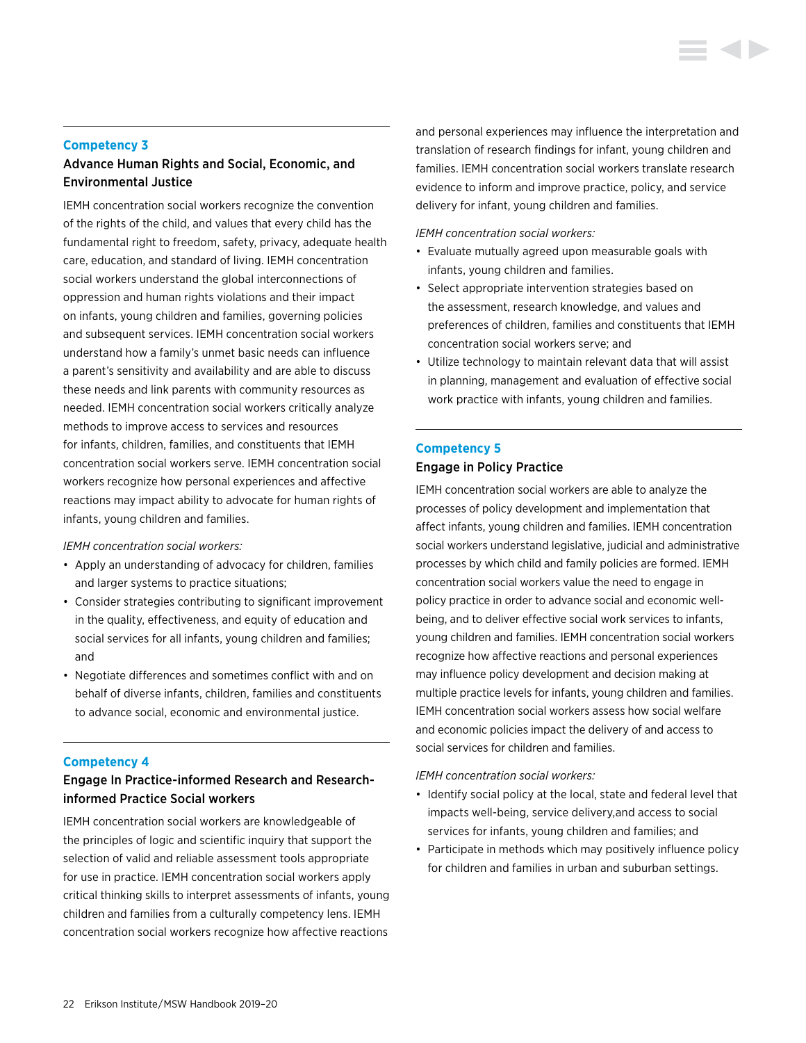## Competency 3

### Advance Human Rights and Social, Economic, and Environmental Justice

IEMH concentration social workers recognize the convention of the rights of the child, and values that every child has the fundamental right to freedom, safety, privacy, adequate health care, education, and standard of living. IEMH concentration social workers understand the global interconnections of oppression and human rights violations and their impact on infants, young children and families, governing policies and subsequent services. IEMH concentration social workers understand how a family's unmet basic needs can influence a parent's sensitivity and availability and are able to discuss these needs and link parents with community resources as needed. IEMH concentration social workers critically analyze methods to improve access to services and resources for infants, children, families, and constituents that IEMH concentration social workers serve. IEMH concentration social workers recognize how personal experiences and affective reactions may impact ability to advocate for human rights of infants, young children and families.

*IEMH concentration social workers:*

- Apply an understanding of advocacy for children, families and larger systems to practice situations;
- Consider strategies contributing to significant improvement in the quality, effectiveness, and equity of education and social services for all infants, young children and families; and
- Negotiate differences and sometimes conflict with and on behalf of diverse infants, children, families and constituents to advance social, economic and environmental justice.

## Competency 4

### Engage In Practice-informed Research and Research-informed Practice Social workers

IEMH concentration social workers are knowledgeable of the principles of logic and scientific inquiry that support the selection of valid and reliable assessment tools appropriate for use in practice. IEMH concentration social workers apply critical thinking skills to interpret assessments of infants, young children and families from a culturally competency lens. IEMH concentration social workers recognize how affective reactions and personal experiences may influence the interpretation and translation of research findings for infant, young children and families. IEMH concentration social workers translate research evidence to inform and improve practice, policy, and service delivery for infant, young children and families.

*IEMH concentration social workers:*

- Evaluate mutually agreed upon measurable goals with infants, young children and families.
- Select appropriate intervention strategies based on the assessment, research knowledge, and values and preferences of children, families and constituents that IEMH concentration social workers serve; and
- Utilize technology to maintain relevant data that will assist in planning, management and evaluation of effective social work practice with infants, young children and families.

## Competency 5

### Engage in Policy Practice

IEMH concentration social workers are able to analyze the processes of policy development and implementation that affect infants, young children and families. IEMH concentration social workers understand legislative, judicial and administrative processes by which child and family policies are formed. IEMH concentration social workers value the need to engage in policy practice in order to advance social and economic well-being, and to deliver effective social work services to infants, young children and families. IEMH concentration social workers recognize how affective reactions and personal experiences may influence policy development and decision making at multiple practice levels for infants, young children and families. IEMH concentration social workers assess how social welfare and economic policies impact the delivery of and access to social services for children and families.

*IEMH concentration social workers:*

- Identify social policy at the local, state and federal level that impacts well-being, service delivery,and access to social services for infants, young children and families; and
- Participate in methods which may positively influence policy for children and families in urban and suburban settings.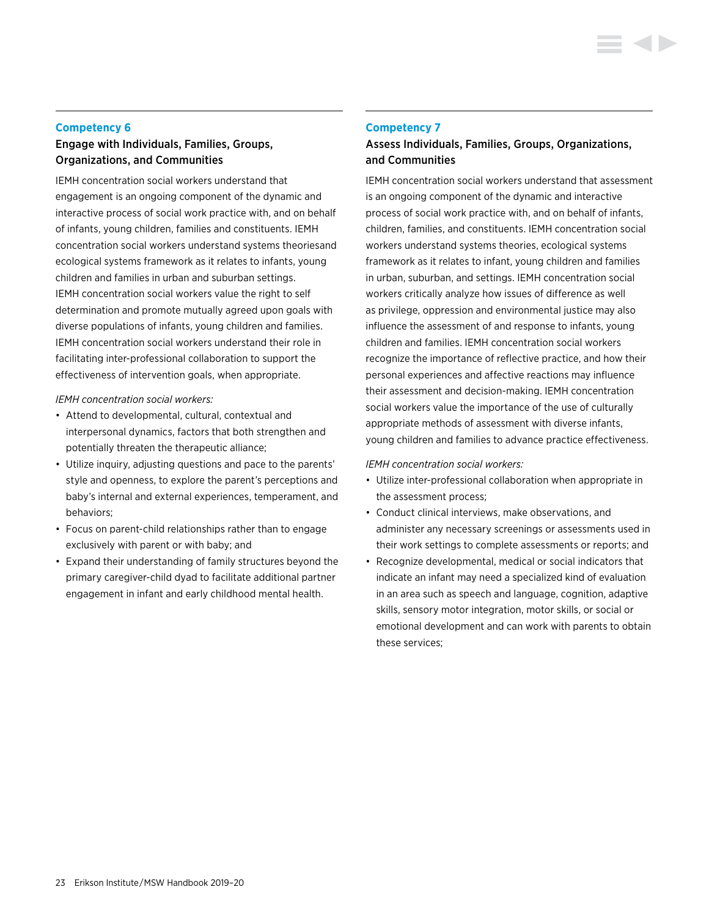### Competency 6

#### Engage with Individuals, Families, Groups, Organizations, and Communities

IEMH concentration social workers understand that engagement is an ongoing component of the dynamic and interactive process of social work practice with, and on behalf of infants, young children, families and constituents. IEMH concentration social workers understand systems theoriesand ecological systems framework as it relates to infants, young children and families in urban and suburban settings. IEMH concentration social workers value the right to self determination and promote mutually agreed upon goals with diverse populations of infants, young children and families. IEMH concentration social workers understand their role in facilitating inter-professional collaboration to support the effectiveness of intervention goals, when appropriate.

*IEMH concentration social workers:*

- Attend to developmental, cultural, contextual and interpersonal dynamics, factors that both strengthen and potentially threaten the therapeutic alliance;
- Utilize inquiry, adjusting questions and pace to the parents' style and openness, to explore the parent's perceptions and baby's internal and external experiences, temperament, and behaviors;
- Focus on parent-child relationships rather than to engage exclusively with parent or with baby; and
- Expand their understanding of family structures beyond the primary caregiver-child dyad to facilitate additional partner engagement in infant and early childhood mental health.

### Competency 7

#### Assess Individuals, Families, Groups, Organizations, and Communities

IEMH concentration social workers understand that assessment is an ongoing component of the dynamic and interactive process of social work practice with, and on behalf of infants, children, families, and constituents. IEMH concentration social workers understand systems theories, ecological systems framework as it relates to infant, young children and families in urban, suburban, and settings. IEMH concentration social workers critically analyze how issues of difference as well as privilege, oppression and environmental justice may also influence the assessment of and response to infants, young children and families. IEMH concentration social workers recognize the importance of reflective practice, and how their personal experiences and affective reactions may influence their assessment and decision-making. IEMH concentration social workers value the importance of the use of culturally appropriate methods of assessment with diverse infants, young children and families to advance practice effectiveness.

*IEMH concentration social workers:*

- Utilize inter-professional collaboration when appropriate in the assessment process;
- Conduct clinical interviews, make observations, and administer any necessary screenings or assessments used in their work settings to complete assessments or reports; and
- Recognize developmental, medical or social indicators that indicate an infant may need a specialized kind of evaluation in an area such as speech and language, cognition, adaptive skills, sensory motor integration, motor skills, or social or emotional development and can work with parents to obtain these services;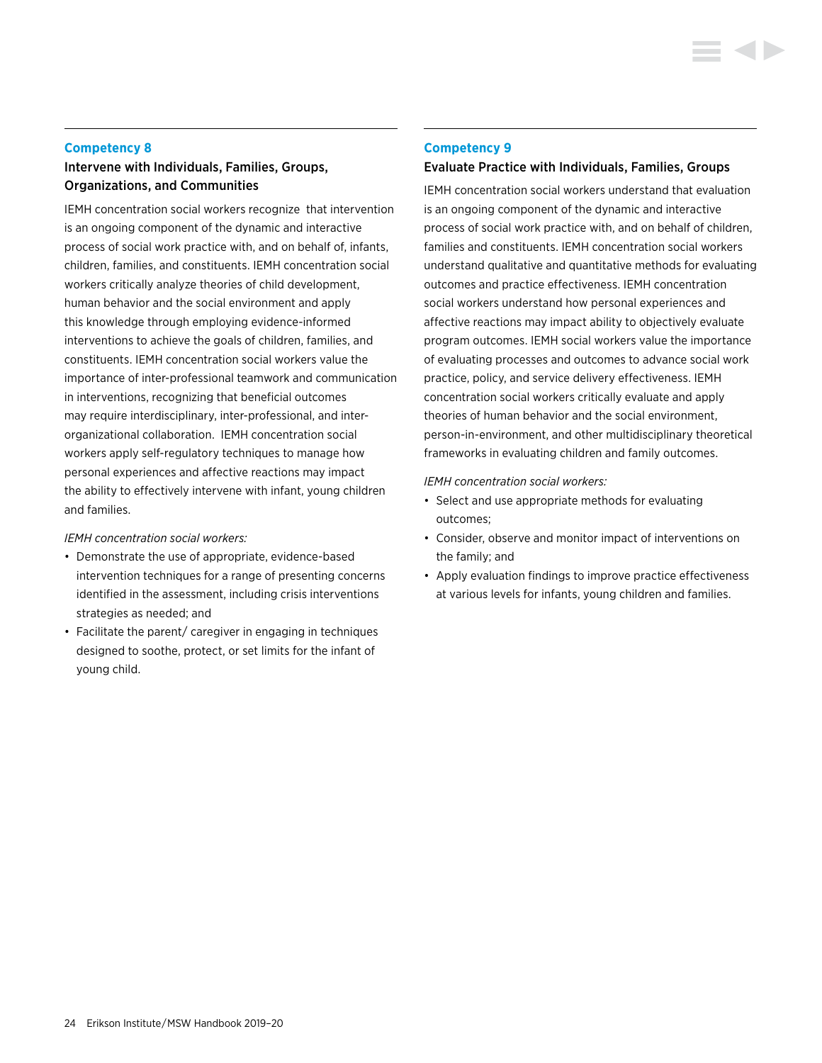## Competency 8

### Intervene with Individuals, Families, Groups, Organizations, and Communities

IEMH concentration social workers recognize that intervention is an ongoing component of the dynamic and interactive process of social work practice with, and on behalf of, infants, children, families, and constituents. IEMH concentration social workers critically analyze theories of child development, human behavior and the social environment and apply this knowledge through employing evidence-informed interventions to achieve the goals of children, families, and constituents. IEMH concentration social workers value the importance of inter-professional teamwork and communication in interventions, recognizing that beneficial outcomes may require interdisciplinary, inter-professional, and inter-organizational collaboration. IEMH concentration social workers apply self-regulatory techniques to manage how personal experiences and affective reactions may impact the ability to effectively intervene with infant, young children and families.

*IEMH concentration social workers:*

- Demonstrate the use of appropriate, evidence-based intervention techniques for a range of presenting concerns identified in the assessment, including crisis interventions strategies as needed; and
- Facilitate the parent/ caregiver in engaging in techniques designed to soothe, protect, or set limits for the infant of young child.

## Competency 9

### Evaluate Practice with Individuals, Families, Groups

IEMH concentration social workers understand that evaluation is an ongoing component of the dynamic and interactive process of social work practice with, and on behalf of children, families and constituents. IEMH concentration social workers understand qualitative and quantitative methods for evaluating outcomes and practice effectiveness. IEMH concentration social workers understand how personal experiences and affective reactions may impact ability to objectively evaluate program outcomes. IEMH social workers value the importance of evaluating processes and outcomes to advance social work practice, policy, and service delivery effectiveness. IEMH concentration social workers critically evaluate and apply theories of human behavior and the social environment, person-in-environment, and other multidisciplinary theoretical frameworks in evaluating children and family outcomes.

*IEMH concentration social workers:*

- Select and use appropriate methods for evaluating outcomes;
- Consider, observe and monitor impact of interventions on the family; and
- Apply evaluation findings to improve practice effectiveness at various levels for infants, young children and families.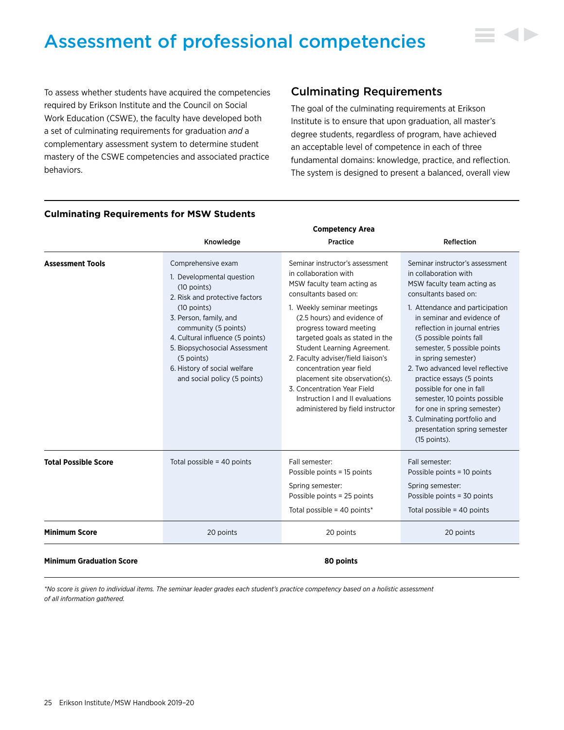# Assessment of professional competencies

To assess whether students have acquired the competencies required by Erikson Institute and the Council on Social Work Education (CSWE), the faculty have developed both a set of culminating requirements for graduation *and* a complementary assessment system to determine student mastery of the CSWE competencies and associated practice behaviors.

## Culminating Requirements

The goal of the culminating requirements at Erikson Institute is to ensure that upon graduation, all master's degree students, regardless of program, have achieved an acceptable level of competence in each of three fundamental domains: knowledge, practice, and reflection. The system is designed to present a balanced, overall view

### Culminating Requirements for MSW Students

| | Competency Area | | |
|---|---|---|---|
| | Knowledge | Practice | Reflection |
| **Assessment Tools** | Comprehensive exam<br>1. Developmental question (10 points)<br>2. Risk and protective factors (10 points)<br>3. Person, family, and community (5 points)<br>4. Cultural influence (5 points)<br>5. Biopsychosocial Assessment (5 points)<br>6. History of social welfare and social policy (5 points) | Seminar instructor's assessment in collaboration with MSW faculty team acting as consultants based on:<br>1. Weekly seminar meetings (2.5 hours) and evidence of progress toward meeting targeted goals as stated in the Student Learning Agreement.<br>2. Faculty adviser/field liaison's concentration year field placement site observation(s).<br>3. Concentration Year Field Instruction I and II evaluations administered by field instructor | Seminar instructor's assessment in collaboration with MSW faculty team acting as consultants based on:<br>1. Attendance and participation in seminar and evidence of reflection in journal entries (5 possible points fall semester, 5 possible points in spring semester)<br>2. Two advanced level reflective practice essays (5 points possible for one in fall semester, 10 points possible for one in spring semester)<br>3. Culminating portfolio and presentation spring semester (15 points). |
| **Total Possible Score** | Total possible = 40 points | Fall semester:<br>Possible points = 15 points<br>Spring semester:<br>Possible points = 25 points<br>Total possible = 40 points* | Fall semester:<br>Possible points = 10 points<br>Spring semester:<br>Possible points = 30 points<br>Total possible = 40 points |
| **Minimum Score** | 20 points | 20 points | 20 points |
| **Minimum Graduation Score** | | **80 points** | |

*\*No score is given to individual items. The seminar leader grades each student's practice competency based on a holistic assessment of all information gathered.*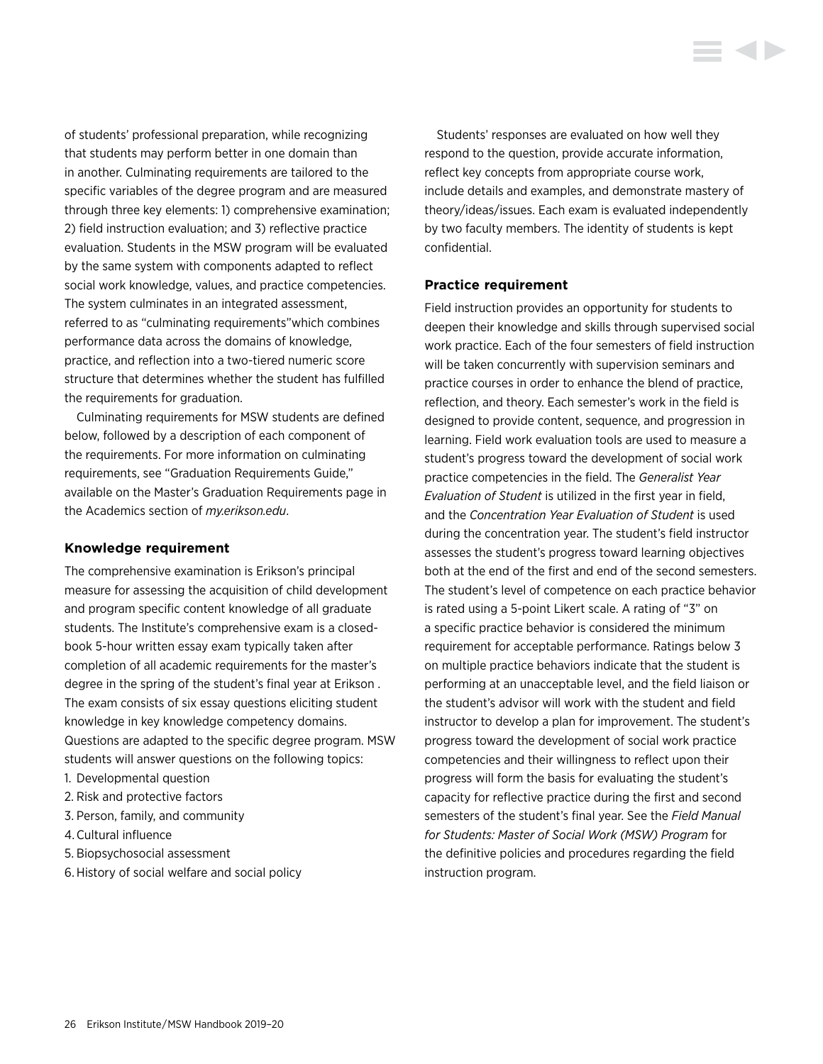of students' professional preparation, while recognizing that students may perform better in one domain than in another. Culminating requirements are tailored to the specific variables of the degree program and are measured through three key elements: 1) comprehensive examination; 2) field instruction evaluation; and 3) reflective practice evaluation. Students in the MSW program will be evaluated by the same system with components adapted to reflect social work knowledge, values, and practice competencies. The system culminates in an integrated assessment, referred to as "culminating requirements"which combines performance data across the domains of knowledge, practice, and reflection into a two-tiered numeric score structure that determines whether the student has fulfilled the requirements for graduation.

Culminating requirements for MSW students are defined below, followed by a description of each component of the requirements. For more information on culminating requirements, see "Graduation Requirements Guide," available on the Master's Graduation Requirements page in the Academics section of *my.erikson.edu*.

### Knowledge requirement

The comprehensive examination is Erikson's principal measure for assessing the acquisition of child development and program specific content knowledge of all graduate students. The Institute's comprehensive exam is a closed-book 5-hour written essay exam typically taken after completion of all academic requirements for the master's degree in the spring of the student's final year at Erikson . The exam consists of six essay questions eliciting student knowledge in key knowledge competency domains. Questions are adapted to the specific degree program. MSW students will answer questions on the following topics:

1. Developmental question
2. Risk and protective factors
3. Person, family, and community
4. Cultural influence
5. Biopsychosocial assessment
6. History of social welfare and social policy

Students' responses are evaluated on how well they respond to the question, provide accurate information, reflect key concepts from appropriate course work, include details and examples, and demonstrate mastery of theory/ideas/issues. Each exam is evaluated independently by two faculty members. The identity of students is kept confidential.

### Practice requirement

Field instruction provides an opportunity for students to deepen their knowledge and skills through supervised social work practice. Each of the four semesters of field instruction will be taken concurrently with supervision seminars and practice courses in order to enhance the blend of practice, reflection, and theory. Each semester's work in the field is designed to provide content, sequence, and progression in learning. Field work evaluation tools are used to measure a student's progress toward the development of social work practice competencies in the field. The *Generalist Year Evaluation of Student* is utilized in the first year in field, and the *Concentration Year Evaluation of Student* is used during the concentration year. The student's field instructor assesses the student's progress toward learning objectives both at the end of the first and end of the second semesters. The student's level of competence on each practice behavior is rated using a 5-point Likert scale. A rating of "3" on a specific practice behavior is considered the minimum requirement for acceptable performance. Ratings below 3 on multiple practice behaviors indicate that the student is performing at an unacceptable level, and the field liaison or the student's advisor will work with the student and field instructor to develop a plan for improvement. The student's progress toward the development of social work practice competencies and their willingness to reflect upon their progress will form the basis for evaluating the student's capacity for reflective practice during the first and second semesters of the student's final year. See the *Field Manual for Students: Master of Social Work (MSW) Program* for the definitive policies and procedures regarding the field instruction program.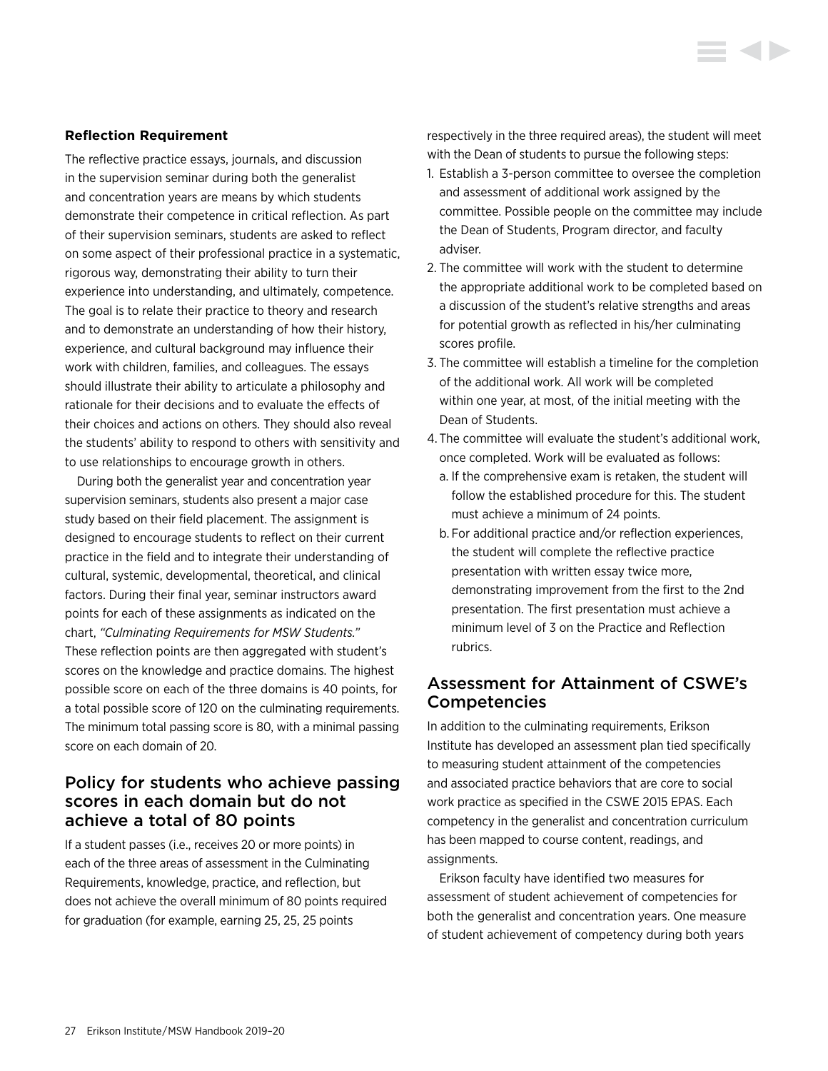**Reflection Requirement**

The reflective practice essays, journals, and discussion in the supervision seminar during both the generalist and concentration years are means by which students demonstrate their competence in critical reflection. As part of their supervision seminars, students are asked to reflect on some aspect of their professional practice in a systematic, rigorous way, demonstrating their ability to turn their experience into understanding, and ultimately, competence. The goal is to relate their practice to theory and research and to demonstrate an understanding of how their history, experience, and cultural background may influence their work with children, families, and colleagues. The essays should illustrate their ability to articulate a philosophy and rationale for their decisions and to evaluate the effects of their choices and actions on others. They should also reveal the students' ability to respond to others with sensitivity and to use relationships to encourage growth in others.

During both the generalist year and concentration year supervision seminars, students also present a major case study based on their field placement. The assignment is designed to encourage students to reflect on their current practice in the field and to integrate their understanding of cultural, systemic, developmental, theoretical, and clinical factors. During their final year, seminar instructors award points for each of these assignments as indicated on the chart, *"Culminating Requirements for MSW Students."* These reflection points are then aggregated with student's scores on the knowledge and practice domains. The highest possible score on each of the three domains is 40 points, for a total possible score of 120 on the culminating requirements. The minimum total passing score is 80, with a minimal passing score on each domain of 20.

## Policy for students who achieve passing scores in each domain but do not achieve a total of 80 points

If a student passes (i.e., receives 20 or more points) in each of the three areas of assessment in the Culminating Requirements, knowledge, practice, and reflection, but does not achieve the overall minimum of 80 points required for graduation (for example, earning 25, 25, 25 points respectively in the three required areas), the student will meet with the Dean of students to pursue the following steps:

1. Establish a 3-person committee to oversee the completion and assessment of additional work assigned by the committee. Possible people on the committee may include the Dean of Students, Program director, and faculty adviser.
2. The committee will work with the student to determine the appropriate additional work to be completed based on a discussion of the student's relative strengths and areas for potential growth as reflected in his/her culminating scores profile.
3. The committee will establish a timeline for the completion of the additional work. All work will be completed within one year, at most, of the initial meeting with the Dean of Students.
4. The committee will evaluate the student's additional work, once completed. Work will be evaluated as follows:
   a. If the comprehensive exam is retaken, the student will follow the established procedure for this. The student must achieve a minimum of 24 points.
   b. For additional practice and/or reflection experiences, the student will complete the reflective practice presentation with written essay twice more, demonstrating improvement from the first to the 2nd presentation. The first presentation must achieve a minimum level of 3 on the Practice and Reflection rubrics.

## Assessment for Attainment of CSWE's Competencies

In addition to the culminating requirements, Erikson Institute has developed an assessment plan tied specifically to measuring student attainment of the competencies and associated practice behaviors that are core to social work practice as specified in the CSWE 2015 EPAS. Each competency in the generalist and concentration curriculum has been mapped to course content, readings, and assignments.

Erikson faculty have identified two measures for assessment of student achievement of competencies for both the generalist and concentration years. One measure of student achievement of competency during both years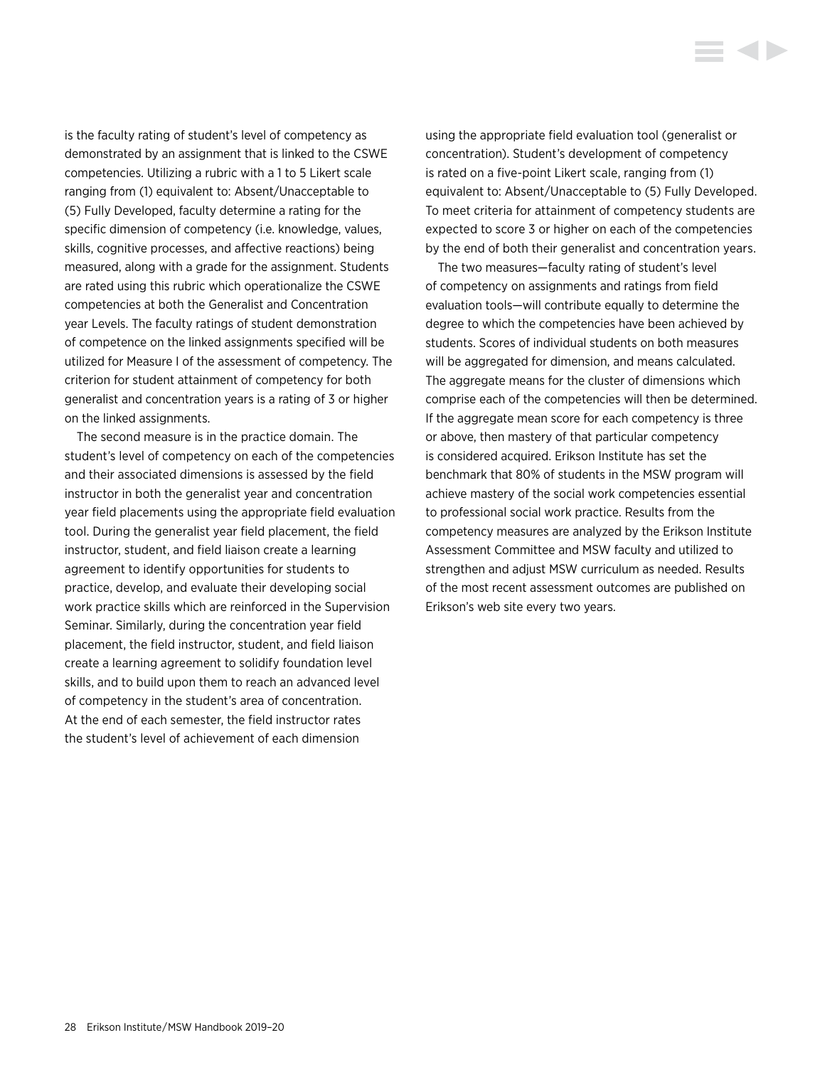is the faculty rating of student's level of competency as demonstrated by an assignment that is linked to the CSWE competencies. Utilizing a rubric with a 1 to 5 Likert scale ranging from (1) equivalent to: Absent/Unacceptable to (5) Fully Developed, faculty determine a rating for the specific dimension of competency (i.e. knowledge, values, skills, cognitive processes, and affective reactions) being measured, along with a grade for the assignment. Students are rated using this rubric which operationalize the CSWE competencies at both the Generalist and Concentration year Levels. The faculty ratings of student demonstration of competence on the linked assignments specified will be utilized for Measure I of the assessment of competency. The criterion for student attainment of competency for both generalist and concentration years is a rating of 3 or higher on the linked assignments.

The second measure is in the practice domain. The student's level of competency on each of the competencies and their associated dimensions is assessed by the field instructor in both the generalist year and concentration year field placements using the appropriate field evaluation tool. During the generalist year field placement, the field instructor, student, and field liaison create a learning agreement to identify opportunities for students to practice, develop, and evaluate their developing social work practice skills which are reinforced in the Supervision Seminar. Similarly, during the concentration year field placement, the field instructor, student, and field liaison create a learning agreement to solidify foundation level skills, and to build upon them to reach an advanced level of competency in the student's area of concentration. At the end of each semester, the field instructor rates the student's level of achievement of each dimension using the appropriate field evaluation tool (generalist or concentration). Student's development of competency is rated on a five-point Likert scale, ranging from (1) equivalent to: Absent/Unacceptable to (5) Fully Developed. To meet criteria for attainment of competency students are expected to score 3 or higher on each of the competencies by the end of both their generalist and concentration years.

The two measures—faculty rating of student's level of competency on assignments and ratings from field evaluation tools—will contribute equally to determine the degree to which the competencies have been achieved by students. Scores of individual students on both measures will be aggregated for dimension, and means calculated. The aggregate means for the cluster of dimensions which comprise each of the competencies will then be determined. If the aggregate mean score for each competency is three or above, then mastery of that particular competency is considered acquired. Erikson Institute has set the benchmark that 80% of students in the MSW program will achieve mastery of the social work competencies essential to professional social work practice. Results from the competency measures are analyzed by the Erikson Institute Assessment Committee and MSW faculty and utilized to strengthen and adjust MSW curriculum as needed. Results of the most recent assessment outcomes are published on Erikson's web site every two years.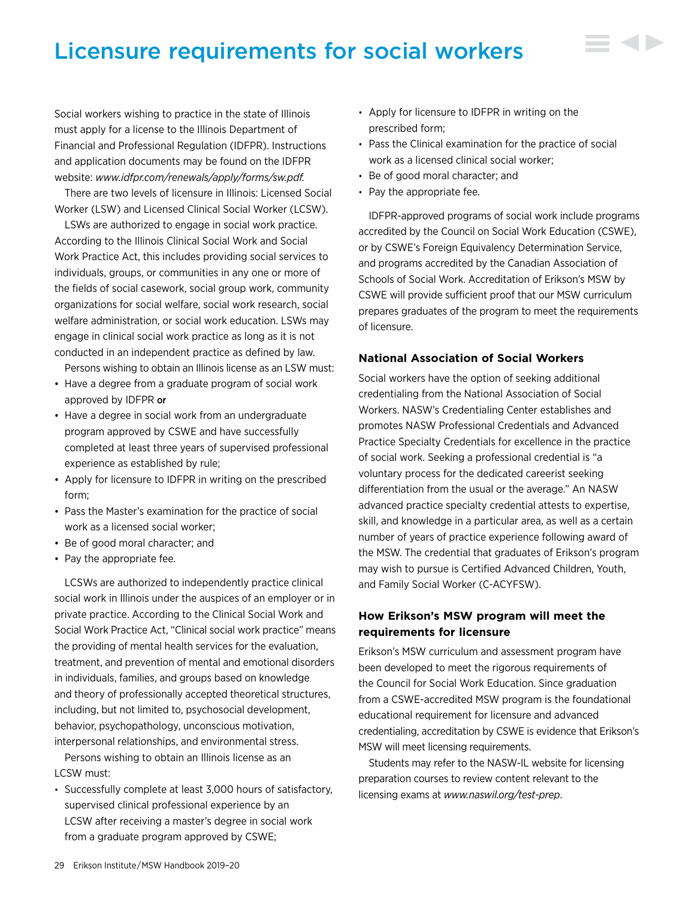# Licensure requirements for social workers

Social workers wishing to practice in the state of Illinois must apply for a license to the Illinois Department of Financial and Professional Regulation (IDFPR). Instructions and application documents may be found on the IDFPR website: *www.idfpr.com/renewals/apply/forms/sw.pdf.*

There are two levels of licensure in Illinois: Licensed Social Worker (LSW) and Licensed Clinical Social Worker (LCSW).

LSWs are authorized to engage in social work practice. According to the Illinois Clinical Social Work and Social Work Practice Act, this includes providing social services to individuals, groups, or communities in any one or more of the fields of social casework, social group work, community organizations for social welfare, social work research, social welfare administration, or social work education. LSWs may engage in clinical social work practice as long as it is not conducted in an independent practice as defined by law.

Persons wishing to obtain an Illinois license as an LSW must:

- Have a degree from a graduate program of social work approved by IDFPR **or**
- Have a degree in social work from an undergraduate program approved by CSWE and have successfully completed at least three years of supervised professional experience as established by rule;
- Apply for licensure to IDFPR in writing on the prescribed form;
- Pass the Master's examination for the practice of social work as a licensed social worker;
- Be of good moral character; and
- Pay the appropriate fee.

LCSWs are authorized to independently practice clinical social work in Illinois under the auspices of an employer or in private practice. According to the Clinical Social Work and Social Work Practice Act, "Clinical social work practice" means the providing of mental health services for the evaluation, treatment, and prevention of mental and emotional disorders in individuals, families, and groups based on knowledge and theory of professionally accepted theoretical structures, including, but not limited to, psychosocial development, behavior, psychopathology, unconscious motivation, interpersonal relationships, and environmental stress.

Persons wishing to obtain an Illinois license as an LCSW must:

- Successfully complete at least 3,000 hours of satisfactory, supervised clinical professional experience by an LCSW after receiving a master's degree in social work from a graduate program approved by CSWE;
- Apply for licensure to IDFPR in writing on the prescribed form;
- Pass the Clinical examination for the practice of social work as a licensed clinical social worker;
- Be of good moral character; and
- Pay the appropriate fee.

IDFPR-approved programs of social work include programs accredited by the Council on Social Work Education (CSWE), or by CSWE's Foreign Equivalency Determination Service, and programs accredited by the Canadian Association of Schools of Social Work. Accreditation of Erikson's MSW by CSWE will provide sufficient proof that our MSW curriculum prepares graduates of the program to meet the requirements of licensure.

### National Association of Social Workers

Social workers have the option of seeking additional credentialing from the National Association of Social Workers. NASW's Credentialing Center establishes and promotes NASW Professional Credentials and Advanced Practice Specialty Credentials for excellence in the practice of social work. Seeking a professional credential is "a voluntary process for the dedicated careerist seeking differentiation from the usual or the average." An NASW advanced practice specialty credential attests to expertise, skill, and knowledge in a particular area, as well as a certain number of years of practice experience following award of the MSW. The credential that graduates of Erikson's program may wish to pursue is Certified Advanced Children, Youth, and Family Social Worker (C-ACYFSW).

### How Erikson's MSW program will meet the requirements for licensure

Erikson's MSW curriculum and assessment program have been developed to meet the rigorous requirements of the Council for Social Work Education. Since graduation from a CSWE-accredited MSW program is the foundational educational requirement for licensure and advanced credentialing, accreditation by CSWE is evidence that Erikson's MSW will meet licensing requirements.

Students may refer to the NASW-IL website for licensing preparation courses to review content relevant to the licensing exams at *www.naswil.org/test-prep*.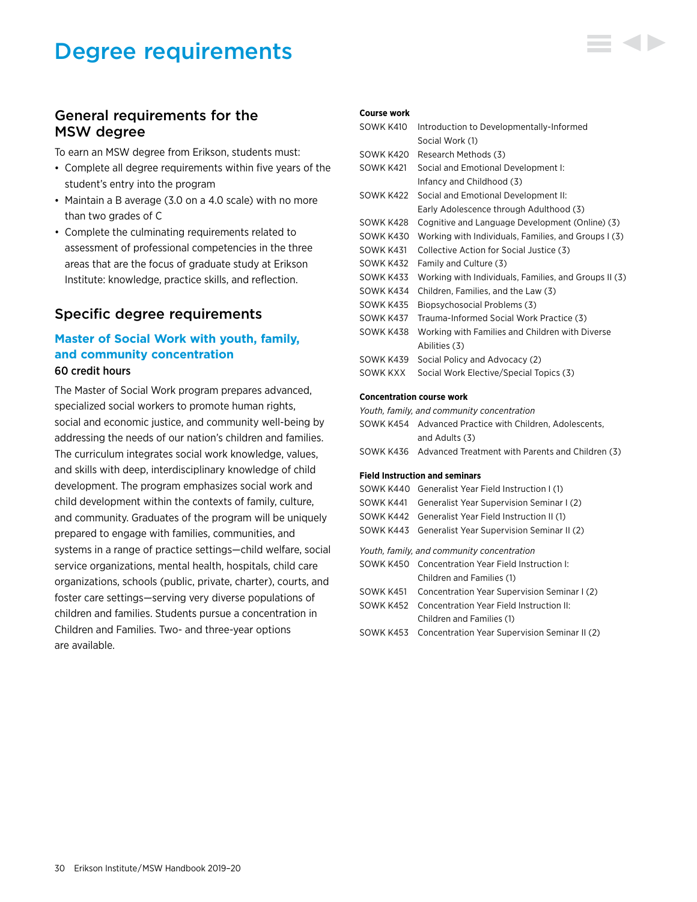# Degree requirements

## General requirements for the MSW degree

To earn an MSW degree from Erikson, students must:

- Complete all degree requirements within five years of the student's entry into the program
- Maintain a B average (3.0 on a 4.0 scale) with no more than two grades of C
- Complete the culminating requirements related to assessment of professional competencies in the three areas that are the focus of graduate study at Erikson Institute: knowledge, practice skills, and reflection.

## Specific degree requirements

### Master of Social Work with youth, family, and community concentration

60 credit hours

The Master of Social Work program prepares advanced, specialized social workers to promote human rights, social and economic justice, and community well-being by addressing the needs of our nation's children and families. The curriculum integrates social work knowledge, values, and skills with deep, interdisciplinary knowledge of child development. The program emphasizes social work and child development within the contexts of family, culture, and community. Graduates of the program will be uniquely prepared to engage with families, communities, and systems in a range of practice settings—child welfare, social service organizations, mental health, hospitals, child care organizations, schools (public, private, charter), courts, and foster care settings—serving very diverse populations of children and families. Students pursue a concentration in Children and Families. Two- and three-year options are available.

**Course work**

| | |
|---|---|
| SOWK K410 | Introduction to Developmentally-Informed Social Work (1) |
| SOWK K420 | Research Methods (3) |
| SOWK K421 | Social and Emotional Development I: Infancy and Childhood (3) |
| SOWK K422 | Social and Emotional Development II: Early Adolescence through Adulthood (3) |
| SOWK K428 | Cognitive and Language Development (Online) (3) |
| SOWK K430 | Working with Individuals, Families, and Groups I (3) |
| SOWK K431 | Collective Action for Social Justice (3) |
| SOWK K432 | Family and Culture (3) |
| SOWK K433 | Working with Individuals, Families, and Groups II (3) |
| SOWK K434 | Children, Families, and the Law (3) |
| SOWK K435 | Biopsychosocial Problems (3) |
| SOWK K437 | Trauma-Informed Social Work Practice (3) |
| SOWK K438 | Working with Families and Children with Diverse Abilities (3) |
| SOWK K439 | Social Policy and Advocacy (2) |
| SOWK KXX | Social Work Elective/Special Topics (3) |

**Concentration course work**

*Youth, family, and community concentration*

| | |
|---|---|
| SOWK K454 | Advanced Practice with Children, Adolescents, and Adults (3) |
| SOWK K436 | Advanced Treatment with Parents and Children (3) |

**Field Instruction and seminars**

| | |
|---|---|
| SOWK K440 | Generalist Year Field Instruction I (1) |
| SOWK K441 | Generalist Year Supervision Seminar I (2) |
| SOWK K442 | Generalist Year Field Instruction II (1) |
| SOWK K443 | Generalist Year Supervision Seminar II (2) |

*Youth, family, and community concentration*

| | |
|---|---|
| SOWK K450 | Concentration Year Field Instruction I: Children and Families (1) |
| SOWK K451 | Concentration Year Supervision Seminar I (2) |
| SOWK K452 | Concentration Year Field Instruction II: Children and Families (1) |
| SOWK K453 | Concentration Year Supervision Seminar II (2) |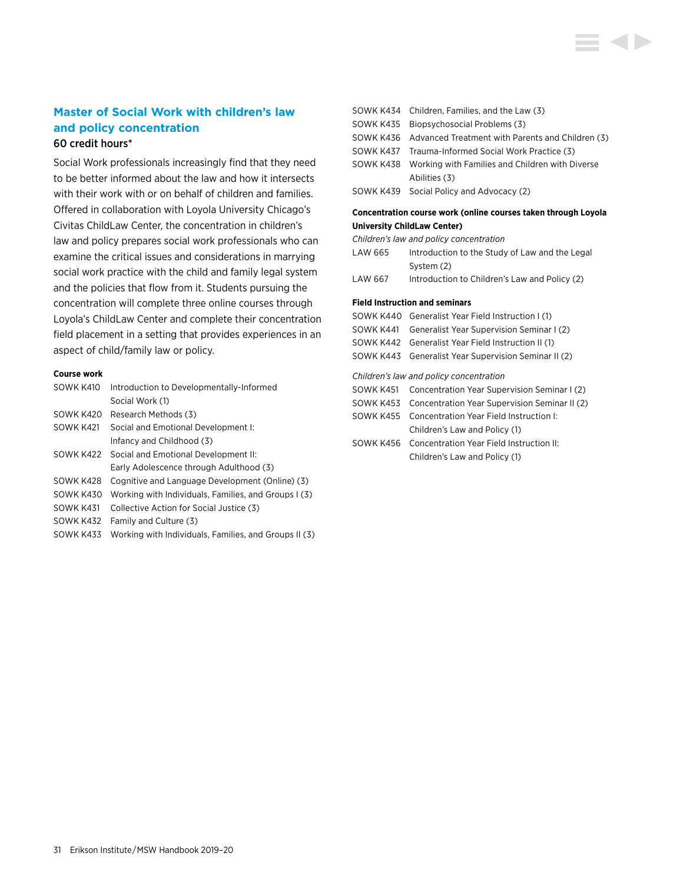## Master of Social Work with children's law and policy concentration

60 credit hours*

Social Work professionals increasingly find that they need to be better informed about the law and how it intersects with their work with or on behalf of children and families. Offered in collaboration with Loyola University Chicago's Civitas ChildLaw Center, the concentration in children's law and policy prepares social work professionals who can examine the critical issues and considerations in marrying social work practice with the child and family legal system and the policies that flow from it. Students pursuing the concentration will complete three online courses through Loyola's ChildLaw Center and complete their concentration field placement in a setting that provides experiences in an aspect of child/family law or policy.

**Course work**

| | |
|---|---|
| SOWK K410 | Introduction to Developmentally-Informed Social Work (1) |
| SOWK K420 | Research Methods (3) |
| SOWK K421 | Social and Emotional Development I: Infancy and Childhood (3) |
| SOWK K422 | Social and Emotional Development II: Early Adolescence through Adulthood (3) |
| SOWK K428 | Cognitive and Language Development (Online) (3) |
| SOWK K430 | Working with Individuals, Families, and Groups I (3) |
| SOWK K431 | Collective Action for Social Justice (3) |
| SOWK K432 | Family and Culture (3) |
| SOWK K433 | Working with Individuals, Families, and Groups II (3) |
| SOWK K434 | Children, Families, and the Law (3) |
| SOWK K435 | Biopsychosocial Problems (3) |
| SOWK K436 | Advanced Treatment with Parents and Children (3) |
| SOWK K437 | Trauma-Informed Social Work Practice (3) |
| SOWK K438 | Working with Families and Children with Diverse Abilities (3) |
| SOWK K439 | Social Policy and Advocacy (2) |

**Concentration course work (online courses taken through Loyola University ChildLaw Center)**

*Children's law and policy concentration*

| | |
|---|---|
| LAW 665 | Introduction to the Study of Law and the Legal System (2) |
| LAW 667 | Introduction to Children's Law and Policy (2) |

**Field Instruction and seminars**

| | |
|---|---|
| SOWK K440 | Generalist Year Field Instruction I (1) |
| SOWK K441 | Generalist Year Supervision Seminar I (2) |
| SOWK K442 | Generalist Year Field Instruction II (1) |
| SOWK K443 | Generalist Year Supervision Seminar II (2) |

*Children's law and policy concentration*

| | |
|---|---|
| SOWK K451 | Concentration Year Supervision Seminar I (2) |
| SOWK K453 | Concentration Year Supervision Seminar II (2) |
| SOWK K455 | Concentration Year Field Instruction I: Children's Law and Policy (1) |
| SOWK K456 | Concentration Year Field Instruction II: Children's Law and Policy (1) |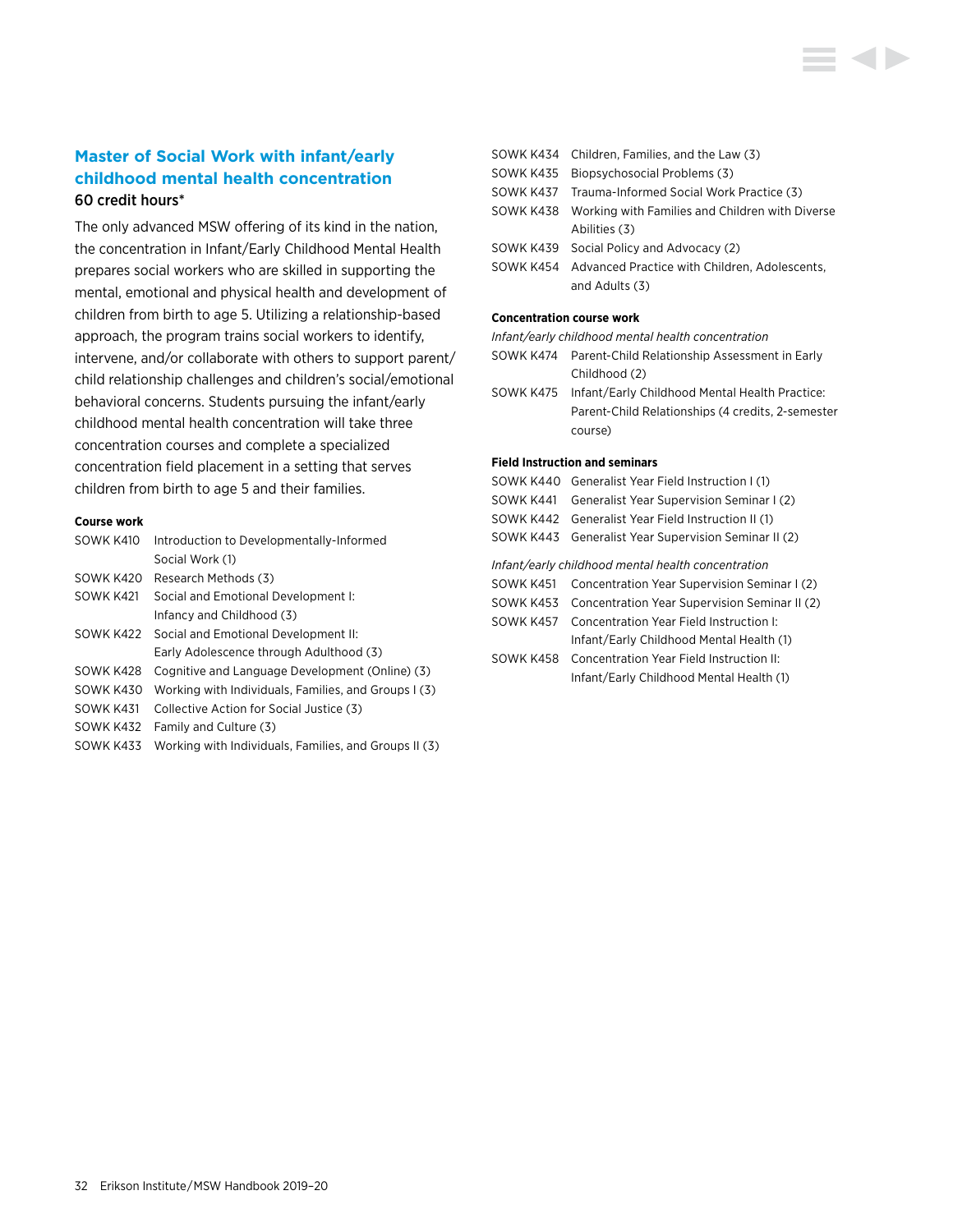## Master of Social Work with infant/early childhood mental health concentration

60 credit hours*

The only advanced MSW offering of its kind in the nation, the concentration in Infant/Early Childhood Mental Health prepares social workers who are skilled in supporting the mental, emotional and physical health and development of children from birth to age 5. Utilizing a relationship-based approach, the program trains social workers to identify, intervene, and/or collaborate with others to support parent/child relationship challenges and children's social/emotional behavioral concerns. Students pursuing the infant/early childhood mental health concentration will take three concentration courses and complete a specialized concentration field placement in a setting that serves children from birth to age 5 and their families.

**Course work**

- SOWK K410 Introduction to Developmentally-Informed Social Work (1)
- SOWK K420 Research Methods (3)
- SOWK K421 Social and Emotional Development I: Infancy and Childhood (3)
- SOWK K422 Social and Emotional Development II: Early Adolescence through Adulthood (3)
- SOWK K428 Cognitive and Language Development (Online) (3)
- SOWK K430 Working with Individuals, Families, and Groups I (3)
- SOWK K431 Collective Action for Social Justice (3)
- SOWK K432 Family and Culture (3)
- SOWK K433 Working with Individuals, Families, and Groups II (3)
- SOWK K434 Children, Families, and the Law (3)
- SOWK K435 Biopsychosocial Problems (3)
- SOWK K437 Trauma-Informed Social Work Practice (3)
- SOWK K438 Working with Families and Children with Diverse Abilities (3)
- SOWK K439 Social Policy and Advocacy (2)
- SOWK K454 Advanced Practice with Children, Adolescents, and Adults (3)

**Concentration course work**

*Infant/early childhood mental health concentration*

- SOWK K474 Parent-Child Relationship Assessment in Early Childhood (2)
- SOWK K475 Infant/Early Childhood Mental Health Practice: Parent-Child Relationships (4 credits, 2-semester course)

**Field Instruction and seminars**

- SOWK K440 Generalist Year Field Instruction I (1)
- SOWK K441 Generalist Year Supervision Seminar I (2)
- SOWK K442 Generalist Year Field Instruction II (1)
- SOWK K443 Generalist Year Supervision Seminar II (2)

*Infant/early childhood mental health concentration*

- SOWK K451 Concentration Year Supervision Seminar I (2)
- SOWK K453 Concentration Year Supervision Seminar II (2)
- SOWK K457 Concentration Year Field Instruction I: Infant/Early Childhood Mental Health (1)
- SOWK K458 Concentration Year Field Instruction II: Infant/Early Childhood Mental Health (1)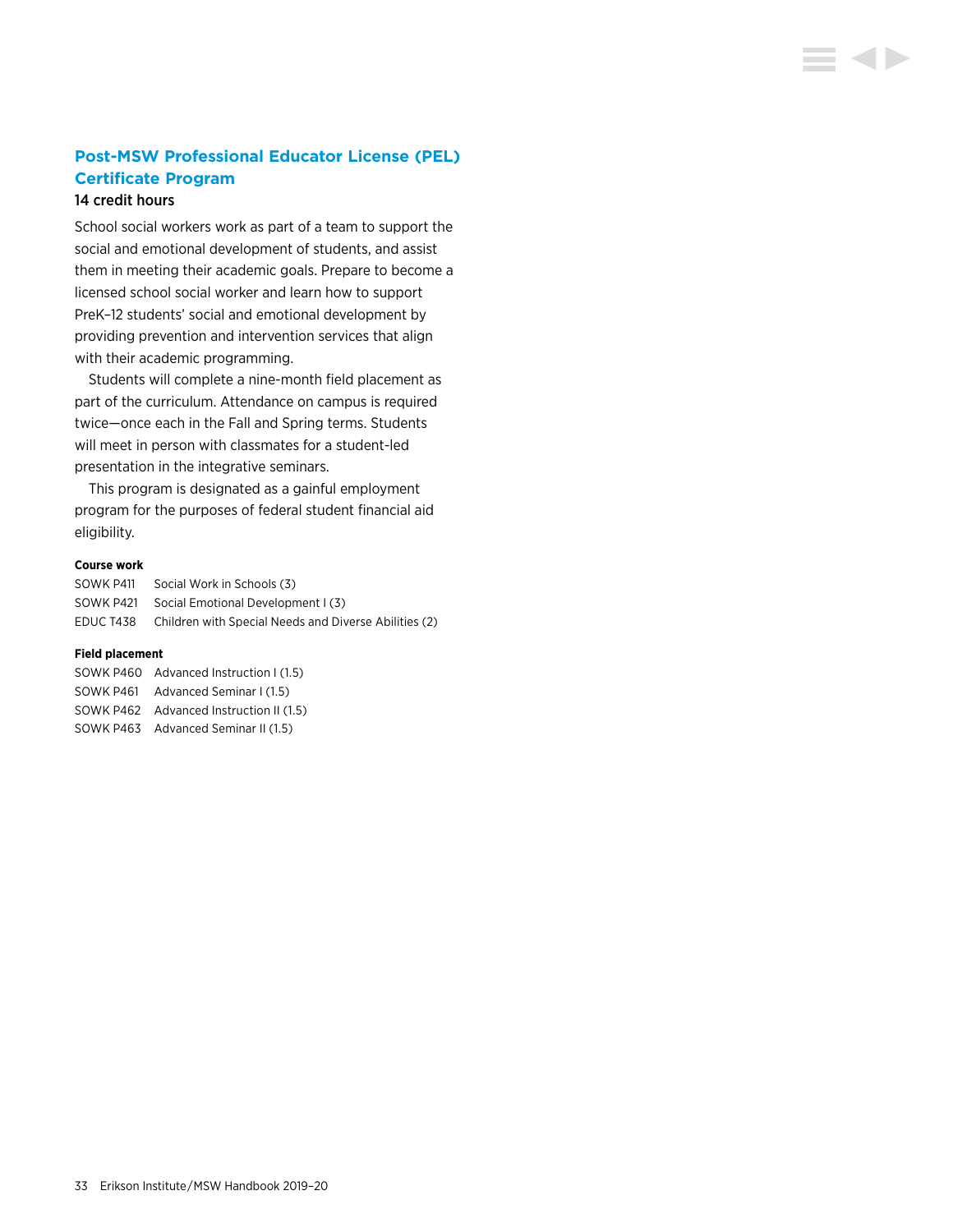## Post-MSW Professional Educator License (PEL) Certificate Program

14 credit hours

School social workers work as part of a team to support the social and emotional development of students, and assist them in meeting their academic goals. Prepare to become a licensed school social worker and learn how to support PreK–12 students' social and emotional development by providing prevention and intervention services that align with their academic programming.

Students will complete a nine-month field placement as part of the curriculum. Attendance on campus is required twice—once each in the Fall and Spring terms. Students will meet in person with classmates for a student-led presentation in the integrative seminars.

This program is designated as a gainful employment program for the purposes of federal student financial aid eligibility.

**Course work**

SOWK P411 Social Work in Schools (3)
SOWK P421 Social Emotional Development I (3)
EDUC T438 Children with Special Needs and Diverse Abilities (2)

**Field placement**

SOWK P460 Advanced Instruction I (1.5)
SOWK P461 Advanced Seminar I (1.5)
SOWK P462 Advanced Instruction II (1.5)
SOWK P463 Advanced Seminar II (1.5)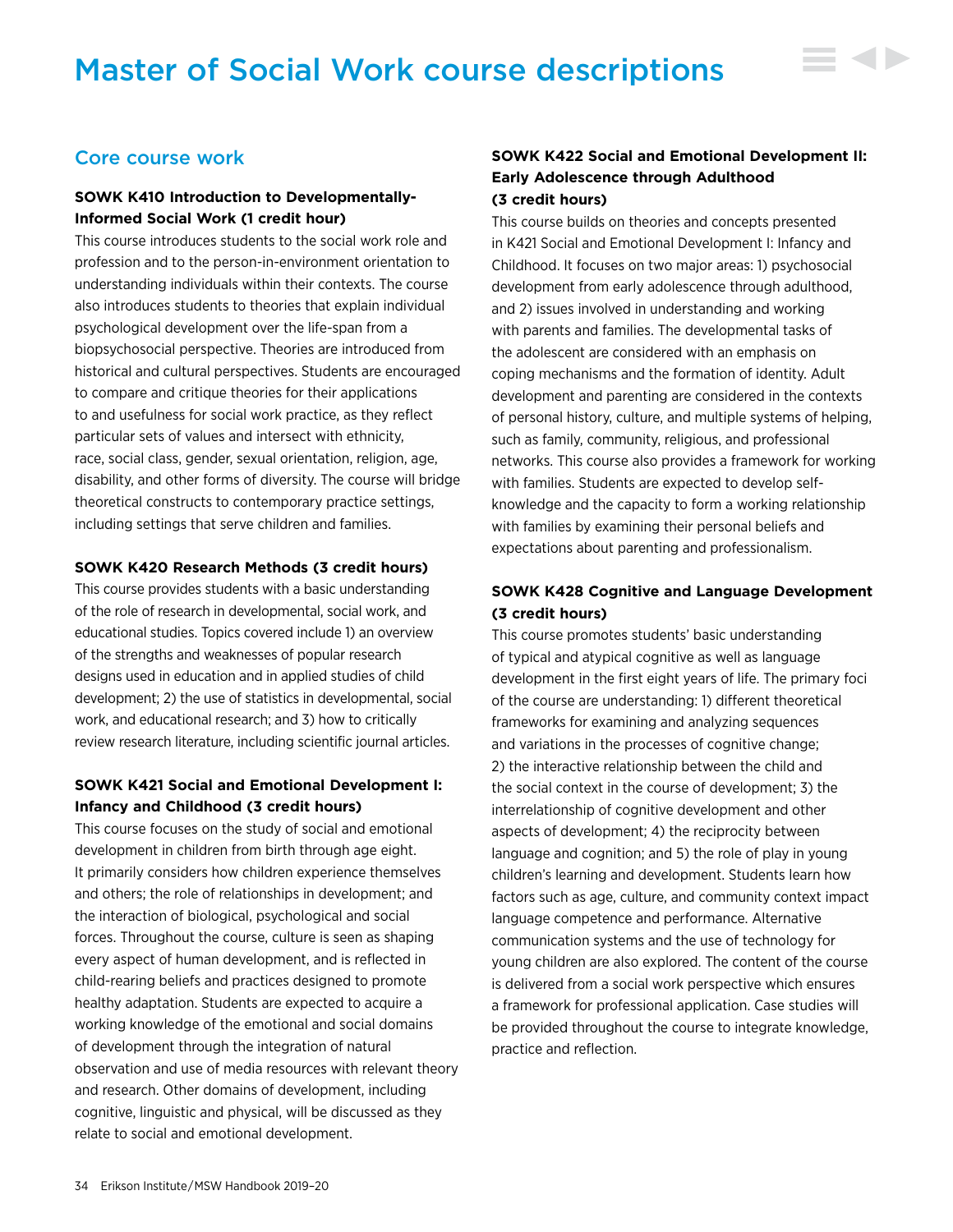# Master of Social Work course descriptions

## Core course work

**SOWK K410 Introduction to Developmentally-Informed Social Work (1 credit hour)**
This course introduces students to the social work role and profession and to the person-in-environment orientation to understanding individuals within their contexts. The course also introduces students to theories that explain individual psychological development over the life-span from a biopsychosocial perspective. Theories are introduced from historical and cultural perspectives. Students are encouraged to compare and critique theories for their applications to and usefulness for social work practice, as they reflect particular sets of values and intersect with ethnicity, race, social class, gender, sexual orientation, religion, age, disability, and other forms of diversity. The course will bridge theoretical constructs to contemporary practice settings, including settings that serve children and families.

**SOWK K420 Research Methods (3 credit hours)**
This course provides students with a basic understanding of the role of research in developmental, social work, and educational studies. Topics covered include 1) an overview of the strengths and weaknesses of popular research designs used in education and in applied studies of child development; 2) the use of statistics in developmental, social work, and educational research; and 3) how to critically review research literature, including scientific journal articles.

**SOWK K421 Social and Emotional Development I: Infancy and Childhood (3 credit hours)**
This course focuses on the study of social and emotional development in children from birth through age eight. It primarily considers how children experience themselves and others; the role of relationships in development; and the interaction of biological, psychological and social forces. Throughout the course, culture is seen as shaping every aspect of human development, and is reflected in child-rearing beliefs and practices designed to promote healthy adaptation. Students are expected to acquire a working knowledge of the emotional and social domains of development through the integration of natural observation and use of media resources with relevant theory and research. Other domains of development, including cognitive, linguistic and physical, will be discussed as they relate to social and emotional development.

**SOWK K422 Social and Emotional Development II: Early Adolescence through Adulthood (3 credit hours)**
This course builds on theories and concepts presented in K421 Social and Emotional Development I: Infancy and Childhood. It focuses on two major areas: 1) psychosocial development from early adolescence through adulthood, and 2) issues involved in understanding and working with parents and families. The developmental tasks of the adolescent are considered with an emphasis on coping mechanisms and the formation of identity. Adult development and parenting are considered in the contexts of personal history, culture, and multiple systems of helping, such as family, community, religious, and professional networks. This course also provides a framework for working with families. Students are expected to develop self-knowledge and the capacity to form a working relationship with families by examining their personal beliefs and expectations about parenting and professionalism.

**SOWK K428 Cognitive and Language Development (3 credit hours)**
This course promotes students' basic understanding of typical and atypical cognitive as well as language development in the first eight years of life. The primary foci of the course are understanding: 1) different theoretical frameworks for examining and analyzing sequences and variations in the processes of cognitive change; 2) the interactive relationship between the child and the social context in the course of development; 3) the interrelationship of cognitive development and other aspects of development; 4) the reciprocity between language and cognition; and 5) the role of play in young children's learning and development. Students learn how factors such as age, culture, and community context impact language competence and performance. Alternative communication systems and the use of technology for young children are also explored. The content of the course is delivered from a social work perspective which ensures a framework for professional application. Case studies will be provided throughout the course to integrate knowledge, practice and reflection.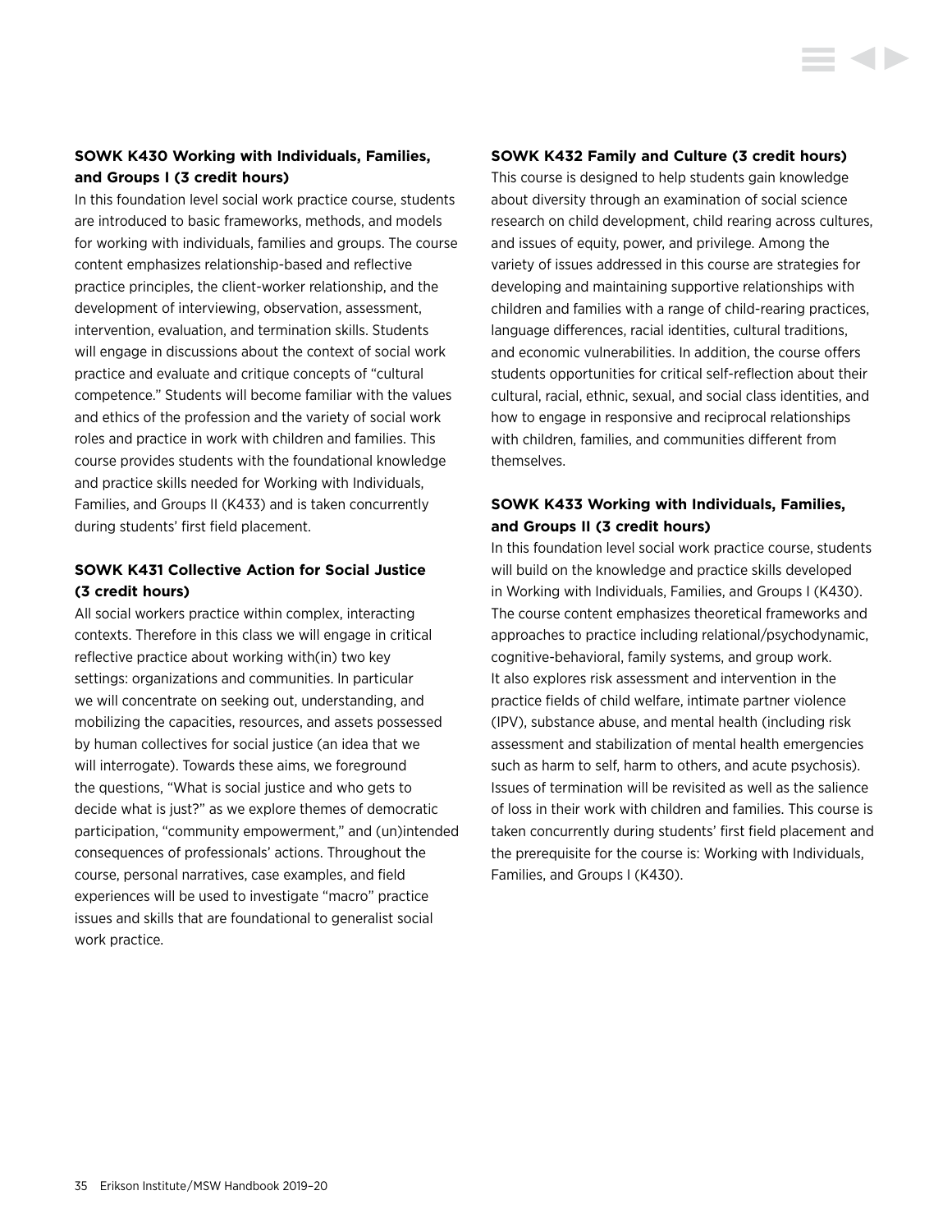**SOWK K430 Working with Individuals, Families, and Groups I (3 credit hours)**

In this foundation level social work practice course, students are introduced to basic frameworks, methods, and models for working with individuals, families and groups. The course content emphasizes relationship-based and reflective practice principles, the client-worker relationship, and the development of interviewing, observation, assessment, intervention, evaluation, and termination skills. Students will engage in discussions about the context of social work practice and evaluate and critique concepts of "cultural competence." Students will become familiar with the values and ethics of the profession and the variety of social work roles and practice in work with children and families. This course provides students with the foundational knowledge and practice skills needed for Working with Individuals, Families, and Groups II (K433) and is taken concurrently during students' first field placement.

**SOWK K431 Collective Action for Social Justice (3 credit hours)**

All social workers practice within complex, interacting contexts. Therefore in this class we will engage in critical reflective practice about working with(in) two key settings: organizations and communities. In particular we will concentrate on seeking out, understanding, and mobilizing the capacities, resources, and assets possessed by human collectives for social justice (an idea that we will interrogate). Towards these aims, we foreground the questions, "What is social justice and who gets to decide what is just?" as we explore themes of democratic participation, "community empowerment," and (un)intended consequences of professionals' actions. Throughout the course, personal narratives, case examples, and field experiences will be used to investigate "macro" practice issues and skills that are foundational to generalist social work practice.

**SOWK K432 Family and Culture (3 credit hours)**

This course is designed to help students gain knowledge about diversity through an examination of social science research on child development, child rearing across cultures, and issues of equity, power, and privilege. Among the variety of issues addressed in this course are strategies for developing and maintaining supportive relationships with children and families with a range of child-rearing practices, language differences, racial identities, cultural traditions, and economic vulnerabilities. In addition, the course offers students opportunities for critical self-reflection about their cultural, racial, ethnic, sexual, and social class identities, and how to engage in responsive and reciprocal relationships with children, families, and communities different from themselves.

**SOWK K433 Working with Individuals, Families, and Groups II (3 credit hours)**

In this foundation level social work practice course, students will build on the knowledge and practice skills developed in Working with Individuals, Families, and Groups I (K430). The course content emphasizes theoretical frameworks and approaches to practice including relational/psychodynamic, cognitive-behavioral, family systems, and group work. It also explores risk assessment and intervention in the practice fields of child welfare, intimate partner violence (IPV), substance abuse, and mental health (including risk assessment and stabilization of mental health emergencies such as harm to self, harm to others, and acute psychosis). Issues of termination will be revisited as well as the salience of loss in their work with children and families. This course is taken concurrently during students' first field placement and the prerequisite for the course is: Working with Individuals, Families, and Groups I (K430).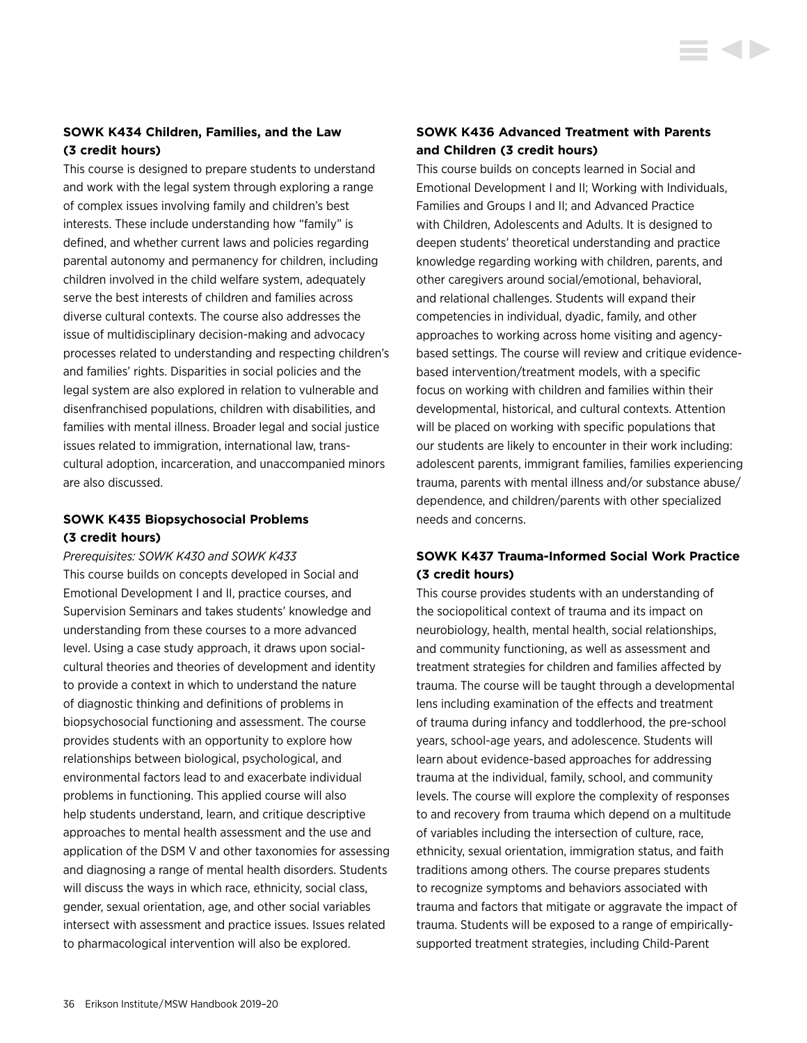### SOWK K434 Children, Families, and the Law (3 credit hours)

This course is designed to prepare students to understand and work with the legal system through exploring a range of complex issues involving family and children's best interests. These include understanding how "family" is defined, and whether current laws and policies regarding parental autonomy and permanency for children, including children involved in the child welfare system, adequately serve the best interests of children and families across diverse cultural contexts. The course also addresses the issue of multidisciplinary decision-making and advocacy processes related to understanding and respecting children's and families' rights. Disparities in social policies and the legal system are also explored in relation to vulnerable and disenfranchised populations, children with disabilities, and families with mental illness. Broader legal and social justice issues related to immigration, international law, trans-cultural adoption, incarceration, and unaccompanied minors are also discussed.

### SOWK K435 Biopsychosocial Problems (3 credit hours)

*Prerequisites: SOWK K430 and SOWK K433*

This course builds on concepts developed in Social and Emotional Development I and II, practice courses, and Supervision Seminars and takes students' knowledge and understanding from these courses to a more advanced level. Using a case study approach, it draws upon social-cultural theories and theories of development and identity to provide a context in which to understand the nature of diagnostic thinking and definitions of problems in biopsychosocial functioning and assessment. The course provides students with an opportunity to explore how relationships between biological, psychological, and environmental factors lead to and exacerbate individual problems in functioning. This applied course will also help students understand, learn, and critique descriptive approaches to mental health assessment and the use and application of the DSM V and other taxonomies for assessing and diagnosing a range of mental health disorders. Students will discuss the ways in which race, ethnicity, social class, gender, sexual orientation, age, and other social variables intersect with assessment and practice issues. Issues related to pharmacological intervention will also be explored.

### SOWK K436 Advanced Treatment with Parents and Children (3 credit hours)

This course builds on concepts learned in Social and Emotional Development I and II; Working with Individuals, Families and Groups I and II; and Advanced Practice with Children, Adolescents and Adults. It is designed to deepen students' theoretical understanding and practice knowledge regarding working with children, parents, and other caregivers around social/emotional, behavioral, and relational challenges. Students will expand their competencies in individual, dyadic, family, and other approaches to working across home visiting and agency-based settings. The course will review and critique evidence-based intervention/treatment models, with a specific focus on working with children and families within their developmental, historical, and cultural contexts. Attention will be placed on working with specific populations that our students are likely to encounter in their work including: adolescent parents, immigrant families, families experiencing trauma, parents with mental illness and/or substance abuse/dependence, and children/parents with other specialized needs and concerns.

### SOWK K437 Trauma-Informed Social Work Practice (3 credit hours)

This course provides students with an understanding of the sociopolitical context of trauma and its impact on neurobiology, health, mental health, social relationships, and community functioning, as well as assessment and treatment strategies for children and families affected by trauma. The course will be taught through a developmental lens including examination of the effects and treatment of trauma during infancy and toddlerhood, the pre-school years, school-age years, and adolescence. Students will learn about evidence-based approaches for addressing trauma at the individual, family, school, and community levels. The course will explore the complexity of responses to and recovery from trauma which depend on a multitude of variables including the intersection of culture, race, ethnicity, sexual orientation, immigration status, and faith traditions among others. The course prepares students to recognize symptoms and behaviors associated with trauma and factors that mitigate or aggravate the impact of trauma. Students will be exposed to a range of empirically-supported treatment strategies, including Child-Parent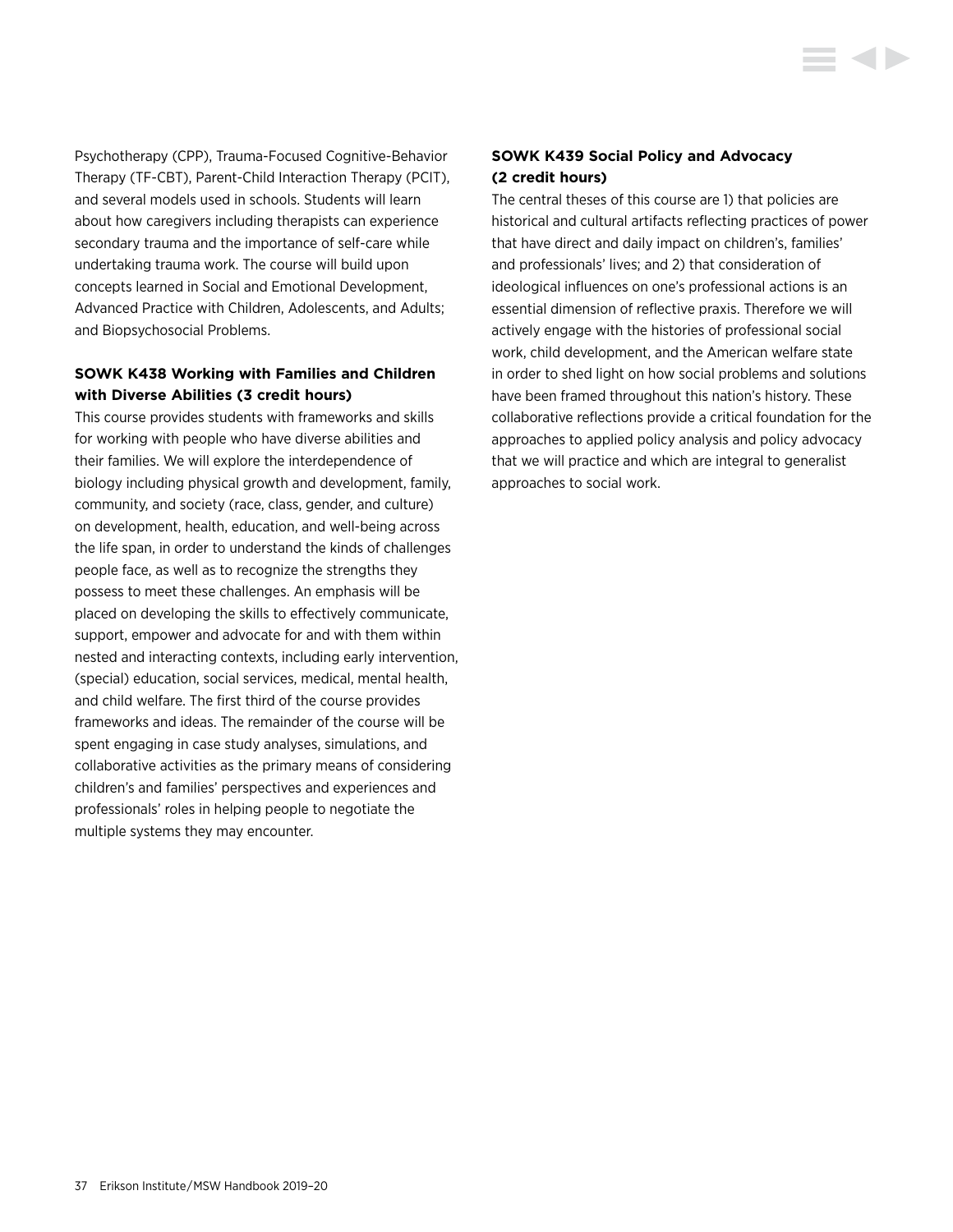Psychotherapy (CPP), Trauma-Focused Cognitive-Behavior Therapy (TF-CBT), Parent-Child Interaction Therapy (PCIT), and several models used in schools. Students will learn about how caregivers including therapists can experience secondary trauma and the importance of self-care while undertaking trauma work. The course will build upon concepts learned in Social and Emotional Development, Advanced Practice with Children, Adolescents, and Adults; and Biopsychosocial Problems.

**SOWK K438 Working with Families and Children with Diverse Abilities (3 credit hours)**

This course provides students with frameworks and skills for working with people who have diverse abilities and their families. We will explore the interdependence of biology including physical growth and development, family, community, and society (race, class, gender, and culture) on development, health, education, and well-being across the life span, in order to understand the kinds of challenges people face, as well as to recognize the strengths they possess to meet these challenges. An emphasis will be placed on developing the skills to effectively communicate, support, empower and advocate for and with them within nested and interacting contexts, including early intervention, (special) education, social services, medical, mental health, and child welfare. The first third of the course provides frameworks and ideas. The remainder of the course will be spent engaging in case study analyses, simulations, and collaborative activities as the primary means of considering children's and families' perspectives and experiences and professionals' roles in helping people to negotiate the multiple systems they may encounter.

**SOWK K439 Social Policy and Advocacy (2 credit hours)**

The central theses of this course are 1) that policies are historical and cultural artifacts reflecting practices of power that have direct and daily impact on children's, families' and professionals' lives; and 2) that consideration of ideological influences on one's professional actions is an essential dimension of reflective praxis. Therefore we will actively engage with the histories of professional social work, child development, and the American welfare state in order to shed light on how social problems and solutions have been framed throughout this nation's history. These collaborative reflections provide a critical foundation for the approaches to applied policy analysis and policy advocacy that we will practice and which are integral to generalist approaches to social work.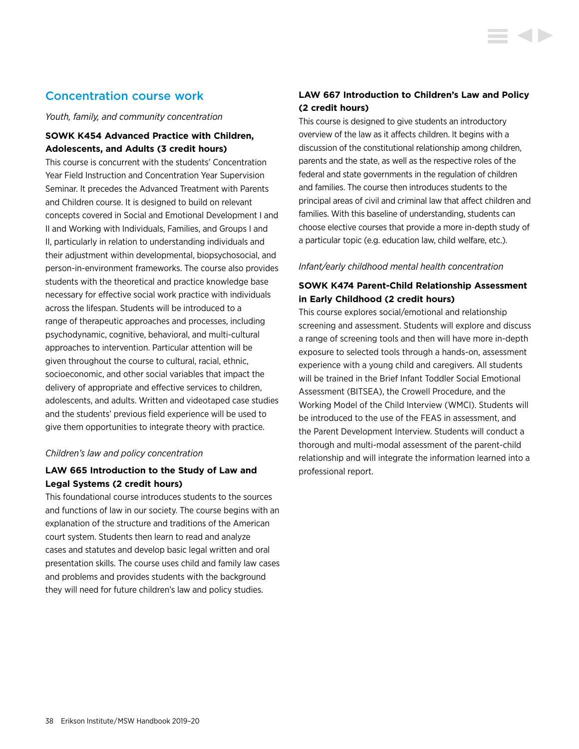## Concentration course work

*Youth, family, and community concentration*

**SOWK K454 Advanced Practice with Children, Adolescents, and Adults (3 credit hours)**

This course is concurrent with the students' Concentration Year Field Instruction and Concentration Year Supervision Seminar. It precedes the Advanced Treatment with Parents and Children course. It is designed to build on relevant concepts covered in Social and Emotional Development I and II and Working with Individuals, Families, and Groups I and II, particularly in relation to understanding individuals and their adjustment within developmental, biopsychosocial, and person-in-environment frameworks. The course also provides students with the theoretical and practice knowledge base necessary for effective social work practice with individuals across the lifespan. Students will be introduced to a range of therapeutic approaches and processes, including psychodynamic, cognitive, behavioral, and multi-cultural approaches to intervention. Particular attention will be given throughout the course to cultural, racial, ethnic, socioeconomic, and other social variables that impact the delivery of appropriate and effective services to children, adolescents, and adults. Written and videotaped case studies and the students' previous field experience will be used to give them opportunities to integrate theory with practice.

*Children's law and policy concentration*

**LAW 665 Introduction to the Study of Law and Legal Systems (2 credit hours)**

This foundational course introduces students to the sources and functions of law in our society. The course begins with an explanation of the structure and traditions of the American court system. Students then learn to read and analyze cases and statutes and develop basic legal written and oral presentation skills. The course uses child and family law cases and problems and provides students with the background they will need for future children's law and policy studies.

**LAW 667 Introduction to Children's Law and Policy (2 credit hours)**

This course is designed to give students an introductory overview of the law as it affects children. It begins with a discussion of the constitutional relationship among children, parents and the state, as well as the respective roles of the federal and state governments in the regulation of children and families. The course then introduces students to the principal areas of civil and criminal law that affect children and families. With this baseline of understanding, students can choose elective courses that provide a more in-depth study of a particular topic (e.g. education law, child welfare, etc.).

*Infant/early childhood mental health concentration*

**SOWK K474 Parent-Child Relationship Assessment in Early Childhood (2 credit hours)**

This course explores social/emotional and relationship screening and assessment. Students will explore and discuss a range of screening tools and then will have more in-depth exposure to selected tools through a hands-on, assessment experience with a young child and caregivers. All students will be trained in the Brief Infant Toddler Social Emotional Assessment (BITSEA), the Crowell Procedure, and the Working Model of the Child Interview (WMCI). Students will be introduced to the use of the FEAS in assessment, and the Parent Development Interview. Students will conduct a thorough and multi-modal assessment of the parent-child relationship and will integrate the information learned into a professional report.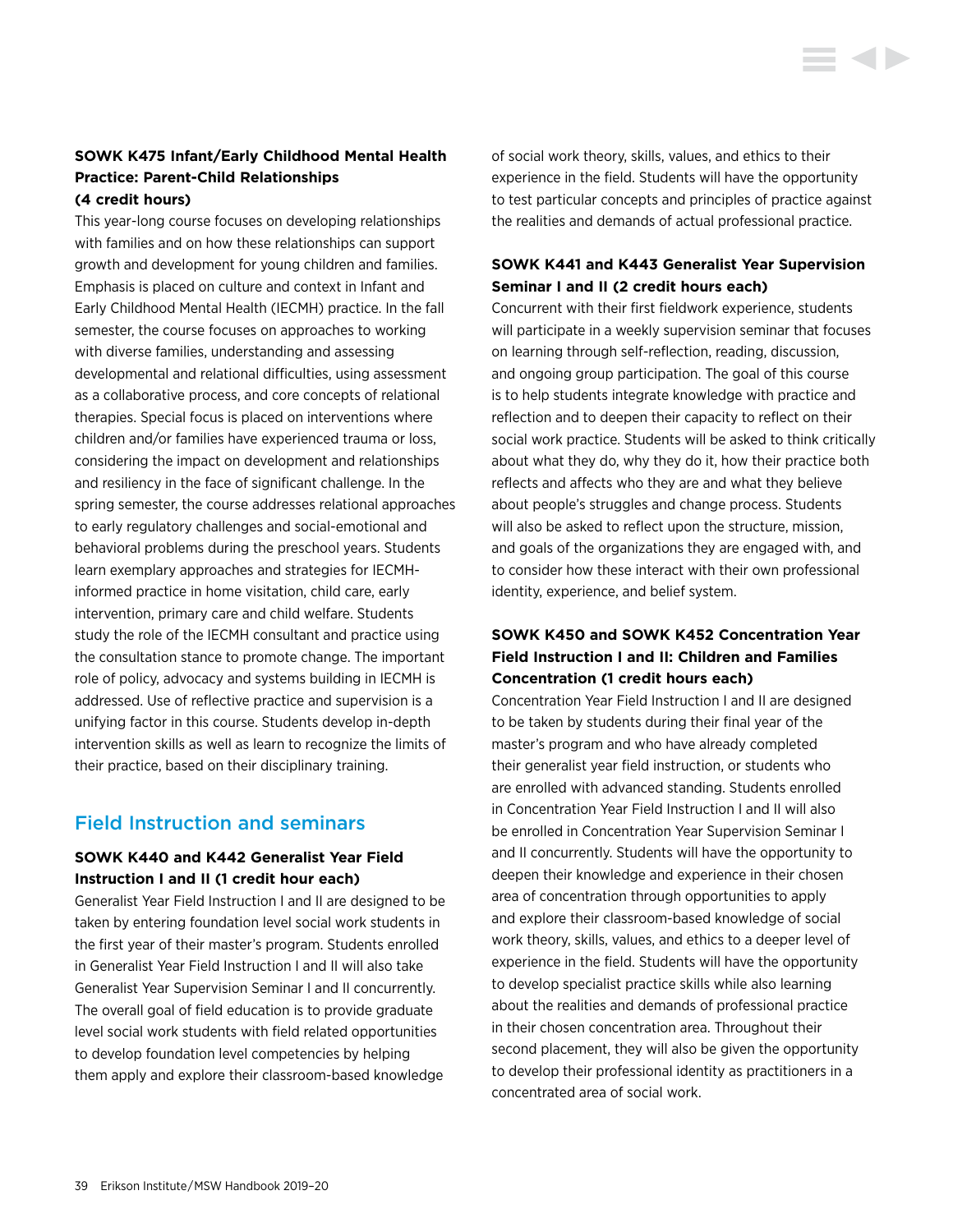**SOWK K475 Infant/Early Childhood Mental Health Practice: Parent-Child Relationships (4 credit hours)**

This year-long course focuses on developing relationships with families and on how these relationships can support growth and development for young children and families. Emphasis is placed on culture and context in Infant and Early Childhood Mental Health (IECMH) practice. In the fall semester, the course focuses on approaches to working with diverse families, understanding and assessing developmental and relational difficulties, using assessment as a collaborative process, and core concepts of relational therapies. Special focus is placed on interventions where children and/or families have experienced trauma or loss, considering the impact on development and relationships and resiliency in the face of significant challenge. In the spring semester, the course addresses relational approaches to early regulatory challenges and social-emotional and behavioral problems during the preschool years. Students learn exemplary approaches and strategies for IECMH-informed practice in home visitation, child care, early intervention, primary care and child welfare. Students study the role of the IECMH consultant and practice using the consultation stance to promote change. The important role of policy, advocacy and systems building in IECMH is addressed. Use of reflective practice and supervision is a unifying factor in this course. Students develop in-depth intervention skills as well as learn to recognize the limits of their practice, based on their disciplinary training.

## Field Instruction and seminars

**SOWK K440 and K442 Generalist Year Field Instruction I and II (1 credit hour each)**

Generalist Year Field Instruction I and II are designed to be taken by entering foundation level social work students in the first year of their master's program. Students enrolled in Generalist Year Field Instruction I and II will also take Generalist Year Supervision Seminar I and II concurrently. The overall goal of field education is to provide graduate level social work students with field related opportunities to develop foundation level competencies by helping them apply and explore their classroom-based knowledge of social work theory, skills, values, and ethics to their experience in the field. Students will have the opportunity to test particular concepts and principles of practice against the realities and demands of actual professional practice.

**SOWK K441 and K443 Generalist Year Supervision Seminar I and II (2 credit hours each)**

Concurrent with their first fieldwork experience, students will participate in a weekly supervision seminar that focuses on learning through self-reflection, reading, discussion, and ongoing group participation. The goal of this course is to help students integrate knowledge with practice and reflection and to deepen their capacity to reflect on their social work practice. Students will be asked to think critically about what they do, why they do it, how their practice both reflects and affects who they are and what they believe about people's struggles and change process. Students will also be asked to reflect upon the structure, mission, and goals of the organizations they are engaged with, and to consider how these interact with their own professional identity, experience, and belief system.

**SOWK K450 and SOWK K452 Concentration Year Field Instruction I and II: Children and Families Concentration (1 credit hours each)**

Concentration Year Field Instruction I and II are designed to be taken by students during their final year of the master's program and who have already completed their generalist year field instruction, or students who are enrolled with advanced standing. Students enrolled in Concentration Year Field Instruction I and II will also be enrolled in Concentration Year Supervision Seminar I and II concurrently. Students will have the opportunity to deepen their knowledge and experience in their chosen area of concentration through opportunities to apply and explore their classroom-based knowledge of social work theory, skills, values, and ethics to a deeper level of experience in the field. Students will have the opportunity to develop specialist practice skills while also learning about the realities and demands of professional practice in their chosen concentration area. Throughout their second placement, they will also be given the opportunity to develop their professional identity as practitioners in a concentrated area of social work.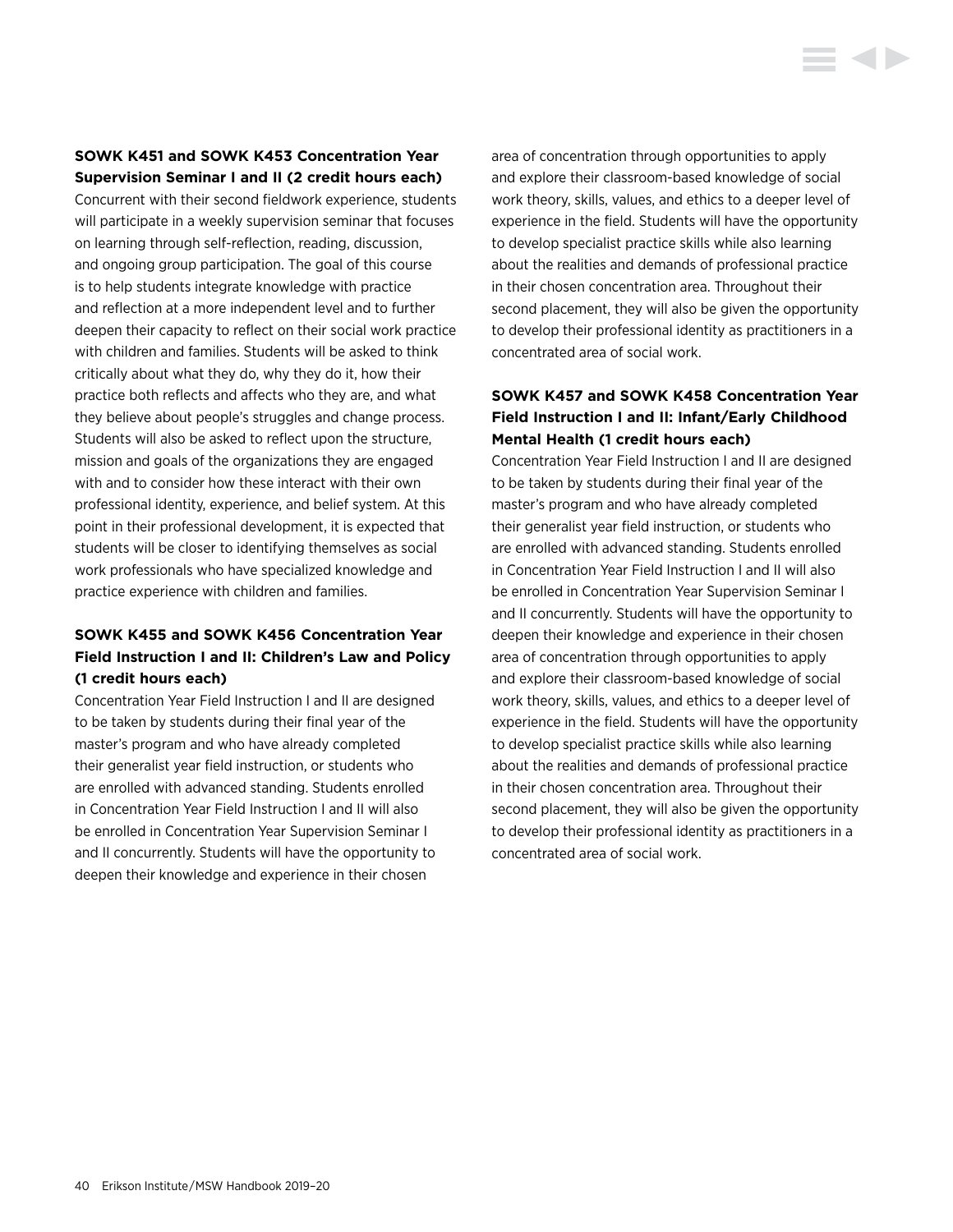### SOWK K451 and SOWK K453 Concentration Year Supervision Seminar I and II (2 credit hours each)

Concurrent with their second fieldwork experience, students will participate in a weekly supervision seminar that focuses on learning through self-reflection, reading, discussion, and ongoing group participation. The goal of this course is to help students integrate knowledge with practice and reflection at a more independent level and to further deepen their capacity to reflect on their social work practice with children and families. Students will be asked to think critically about what they do, why they do it, how their practice both reflects and affects who they are, and what they believe about people's struggles and change process. Students will also be asked to reflect upon the structure, mission and goals of the organizations they are engaged with and to consider how these interact with their own professional identity, experience, and belief system. At this point in their professional development, it is expected that students will be closer to identifying themselves as social work professionals who have specialized knowledge and practice experience with children and families.

### SOWK K455 and SOWK K456 Concentration Year Field Instruction I and II: Children's Law and Policy (1 credit hours each)

Concentration Year Field Instruction I and II are designed to be taken by students during their final year of the master's program and who have already completed their generalist year field instruction, or students who are enrolled with advanced standing. Students enrolled in Concentration Year Field Instruction I and II will also be enrolled in Concentration Year Supervision Seminar I and II concurrently. Students will have the opportunity to deepen their knowledge and experience in their chosen area of concentration through opportunities to apply and explore their classroom-based knowledge of social work theory, skills, values, and ethics to a deeper level of experience in the field. Students will have the opportunity to develop specialist practice skills while also learning about the realities and demands of professional practice in their chosen concentration area. Throughout their second placement, they will also be given the opportunity to develop their professional identity as practitioners in a concentrated area of social work.

### SOWK K457 and SOWK K458 Concentration Year Field Instruction I and II: Infant/Early Childhood Mental Health (1 credit hours each)

Concentration Year Field Instruction I and II are designed to be taken by students during their final year of the master's program and who have already completed their generalist year field instruction, or students who are enrolled with advanced standing. Students enrolled in Concentration Year Field Instruction I and II will also be enrolled in Concentration Year Supervision Seminar I and II concurrently. Students will have the opportunity to deepen their knowledge and experience in their chosen area of concentration through opportunities to apply and explore their classroom-based knowledge of social work theory, skills, values, and ethics to a deeper level of experience in the field. Students will have the opportunity to develop specialist practice skills while also learning about the realities and demands of professional practice in their chosen concentration area. Throughout their second placement, they will also be given the opportunity to develop their professional identity as practitioners in a concentrated area of social work.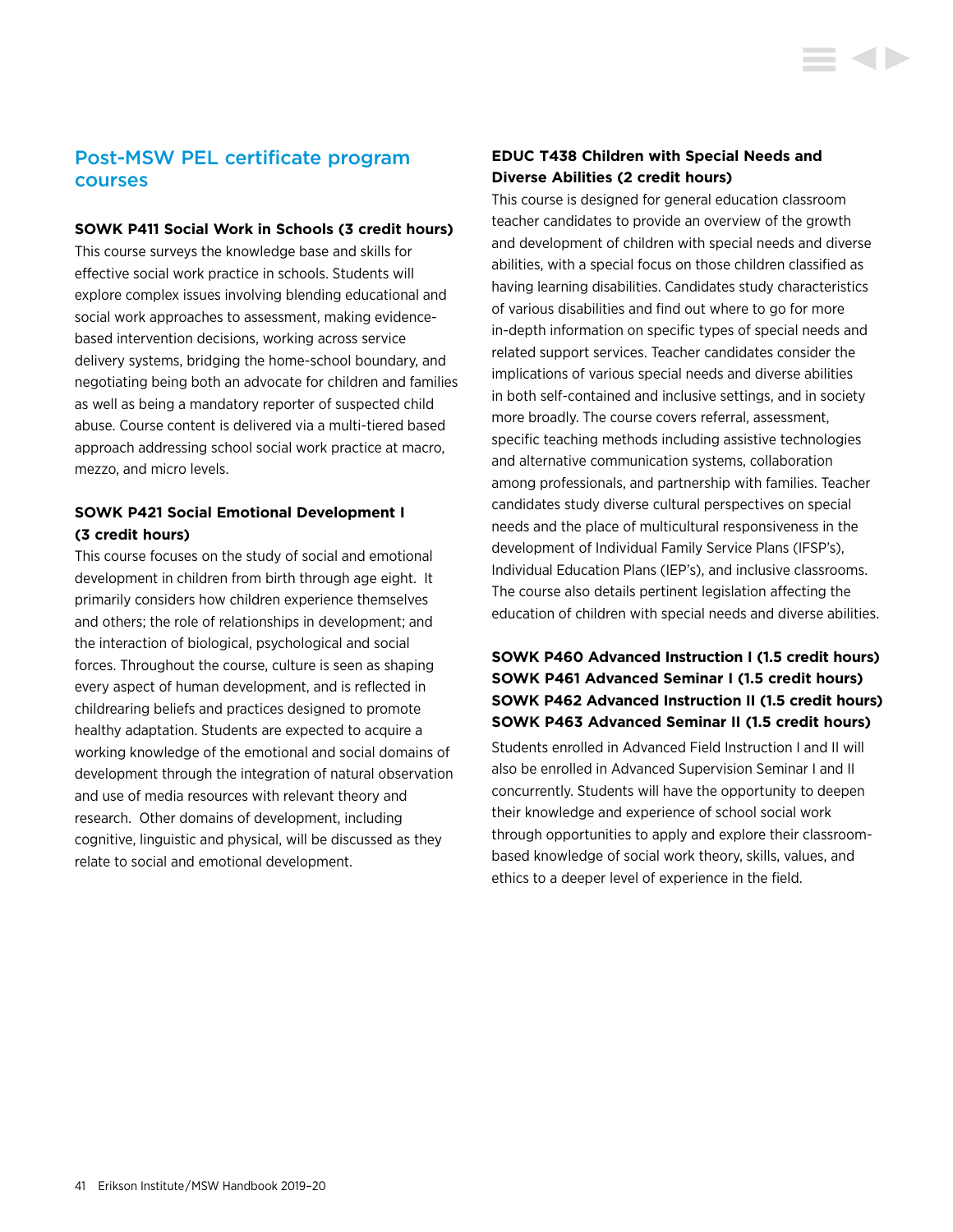## Post-MSW PEL certificate program courses

**SOWK P411 Social Work in Schools (3 credit hours)**

This course surveys the knowledge base and skills for effective social work practice in schools. Students will explore complex issues involving blending educational and social work approaches to assessment, making evidence-based intervention decisions, working across service delivery systems, bridging the home-school boundary, and negotiating being both an advocate for children and families as well as being a mandatory reporter of suspected child abuse. Course content is delivered via a multi-tiered based approach addressing school social work practice at macro, mezzo, and micro levels.

**SOWK P421 Social Emotional Development I (3 credit hours)**

This course focuses on the study of social and emotional development in children from birth through age eight. It primarily considers how children experience themselves and others; the role of relationships in development; and the interaction of biological, psychological and social forces. Throughout the course, culture is seen as shaping every aspect of human development, and is reflected in childrearing beliefs and practices designed to promote healthy adaptation. Students are expected to acquire a working knowledge of the emotional and social domains of development through the integration of natural observation and use of media resources with relevant theory and research. Other domains of development, including cognitive, linguistic and physical, will be discussed as they relate to social and emotional development.

**EDUC T438 Children with Special Needs and Diverse Abilities (2 credit hours)**

This course is designed for general education classroom teacher candidates to provide an overview of the growth and development of children with special needs and diverse abilities, with a special focus on those children classified as having learning disabilities. Candidates study characteristics of various disabilities and find out where to go for more in-depth information on specific types of special needs and related support services. Teacher candidates consider the implications of various special needs and diverse abilities in both self-contained and inclusive settings, and in society more broadly. The course covers referral, assessment, specific teaching methods including assistive technologies and alternative communication systems, collaboration among professionals, and partnership with families. Teacher candidates study diverse cultural perspectives on special needs and the place of multicultural responsiveness in the development of Individual Family Service Plans (IFSP's), Individual Education Plans (IEP's), and inclusive classrooms. The course also details pertinent legislation affecting the education of children with special needs and diverse abilities.

**SOWK P460 Advanced Instruction I (1.5 credit hours)**
**SOWK P461 Advanced Seminar I (1.5 credit hours)**
**SOWK P462 Advanced Instruction II (1.5 credit hours)**
**SOWK P463 Advanced Seminar II (1.5 credit hours)**

Students enrolled in Advanced Field Instruction I and II will also be enrolled in Advanced Supervision Seminar I and II concurrently. Students will have the opportunity to deepen their knowledge and experience of school social work through opportunities to apply and explore their classroom-based knowledge of social work theory, skills, values, and ethics to a deeper level of experience in the field.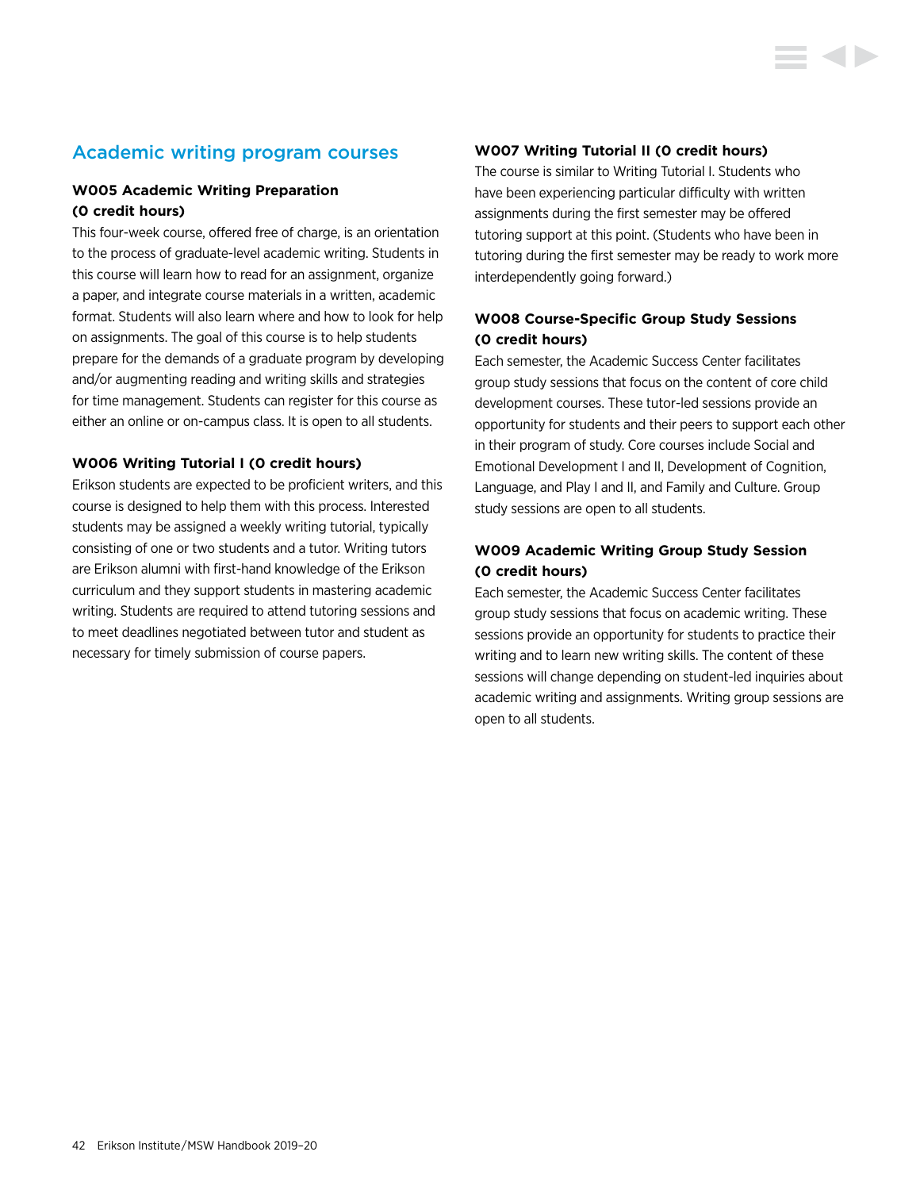## Academic writing program courses

### W005 Academic Writing Preparation (0 credit hours)

This four-week course, offered free of charge, is an orientation to the process of graduate-level academic writing. Students in this course will learn how to read for an assignment, organize a paper, and integrate course materials in a written, academic format. Students will also learn where and how to look for help on assignments. The goal of this course is to help students prepare for the demands of a graduate program by developing and/or augmenting reading and writing skills and strategies for time management. Students can register for this course as either an online or on-campus class. It is open to all students.

### W006 Writing Tutorial I (0 credit hours)

Erikson students are expected to be proficient writers, and this course is designed to help them with this process. Interested students may be assigned a weekly writing tutorial, typically consisting of one or two students and a tutor. Writing tutors are Erikson alumni with first-hand knowledge of the Erikson curriculum and they support students in mastering academic writing. Students are required to attend tutoring sessions and to meet deadlines negotiated between tutor and student as necessary for timely submission of course papers.

### W007 Writing Tutorial II (0 credit hours)

The course is similar to Writing Tutorial I. Students who have been experiencing particular difficulty with written assignments during the first semester may be offered tutoring support at this point. (Students who have been in tutoring during the first semester may be ready to work more interdependently going forward.)

### W008 Course-Specific Group Study Sessions (0 credit hours)

Each semester, the Academic Success Center facilitates group study sessions that focus on the content of core child development courses. These tutor-led sessions provide an opportunity for students and their peers to support each other in their program of study. Core courses include Social and Emotional Development I and II, Development of Cognition, Language, and Play I and II, and Family and Culture. Group study sessions are open to all students.

### W009 Academic Writing Group Study Session (0 credit hours)

Each semester, the Academic Success Center facilitates group study sessions that focus on academic writing. These sessions provide an opportunity for students to practice their writing and to learn new writing skills. The content of these sessions will change depending on student-led inquiries about academic writing and assignments. Writing group sessions are open to all students.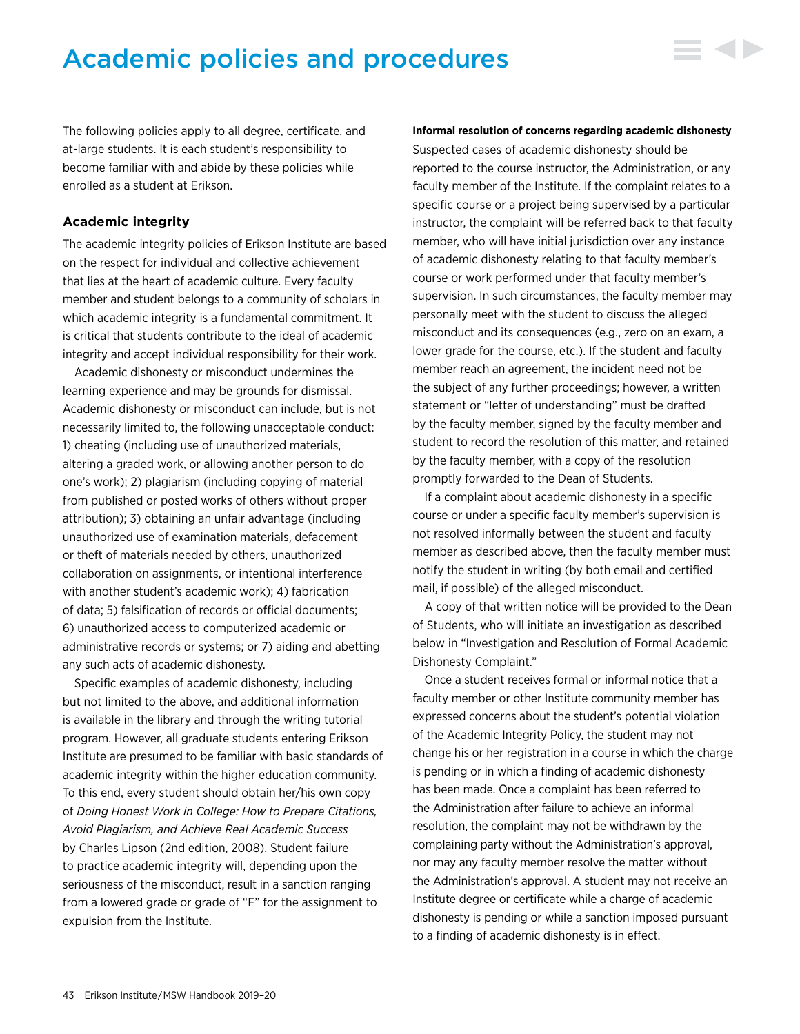# Academic policies and procedures

The following policies apply to all degree, certificate, and at-large students. It is each student's responsibility to become familiar with and abide by these policies while enrolled as a student at Erikson.

### Academic integrity

The academic integrity policies of Erikson Institute are based on the respect for individual and collective achievement that lies at the heart of academic culture. Every faculty member and student belongs to a community of scholars in which academic integrity is a fundamental commitment. It is critical that students contribute to the ideal of academic integrity and accept individual responsibility for their work.

Academic dishonesty or misconduct undermines the learning experience and may be grounds for dismissal. Academic dishonesty or misconduct can include, but is not necessarily limited to, the following unacceptable conduct: 1) cheating (including use of unauthorized materials, altering a graded work, or allowing another person to do one's work); 2) plagiarism (including copying of material from published or posted works of others without proper attribution); 3) obtaining an unfair advantage (including unauthorized use of examination materials, defacement or theft of materials needed by others, unauthorized collaboration on assignments, or intentional interference with another student's academic work); 4) fabrication of data; 5) falsification of records or official documents; 6) unauthorized access to computerized academic or administrative records or systems; or 7) aiding and abetting any such acts of academic dishonesty.

Specific examples of academic dishonesty, including but not limited to the above, and additional information is available in the library and through the writing tutorial program. However, all graduate students entering Erikson Institute are presumed to be familiar with basic standards of academic integrity within the higher education community. To this end, every student should obtain her/his own copy of *Doing Honest Work in College: How to Prepare Citations, Avoid Plagiarism, and Achieve Real Academic Success* by Charles Lipson (2nd edition, 2008). Student failure to practice academic integrity will, depending upon the seriousness of the misconduct, result in a sanction ranging from a lowered grade or grade of "F" for the assignment to expulsion from the Institute.

**Informal resolution of concerns regarding academic dishonesty**

Suspected cases of academic dishonesty should be reported to the course instructor, the Administration, or any faculty member of the Institute. If the complaint relates to a specific course or a project being supervised by a particular instructor, the complaint will be referred back to that faculty member, who will have initial jurisdiction over any instance of academic dishonesty relating to that faculty member's course or work performed under that faculty member's supervision. In such circumstances, the faculty member may personally meet with the student to discuss the alleged misconduct and its consequences (e.g., zero on an exam, a lower grade for the course, etc.). If the student and faculty member reach an agreement, the incident need not be the subject of any further proceedings; however, a written statement or "letter of understanding" must be drafted by the faculty member, signed by the faculty member and student to record the resolution of this matter, and retained by the faculty member, with a copy of the resolution promptly forwarded to the Dean of Students.

If a complaint about academic dishonesty in a specific course or under a specific faculty member's supervision is not resolved informally between the student and faculty member as described above, then the faculty member must notify the student in writing (by both email and certified mail, if possible) of the alleged misconduct.

A copy of that written notice will be provided to the Dean of Students, who will initiate an investigation as described below in "Investigation and Resolution of Formal Academic Dishonesty Complaint."

Once a student receives formal or informal notice that a faculty member or other Institute community member has expressed concerns about the student's potential violation of the Academic Integrity Policy, the student may not change his or her registration in a course in which the charge is pending or in which a finding of academic dishonesty has been made. Once a complaint has been referred to the Administration after failure to achieve an informal resolution, the complaint may not be withdrawn by the complaining party without the Administration's approval, nor may any faculty member resolve the matter without the Administration's approval. A student may not receive an Institute degree or certificate while a charge of academic dishonesty is pending or while a sanction imposed pursuant to a finding of academic dishonesty is in effect.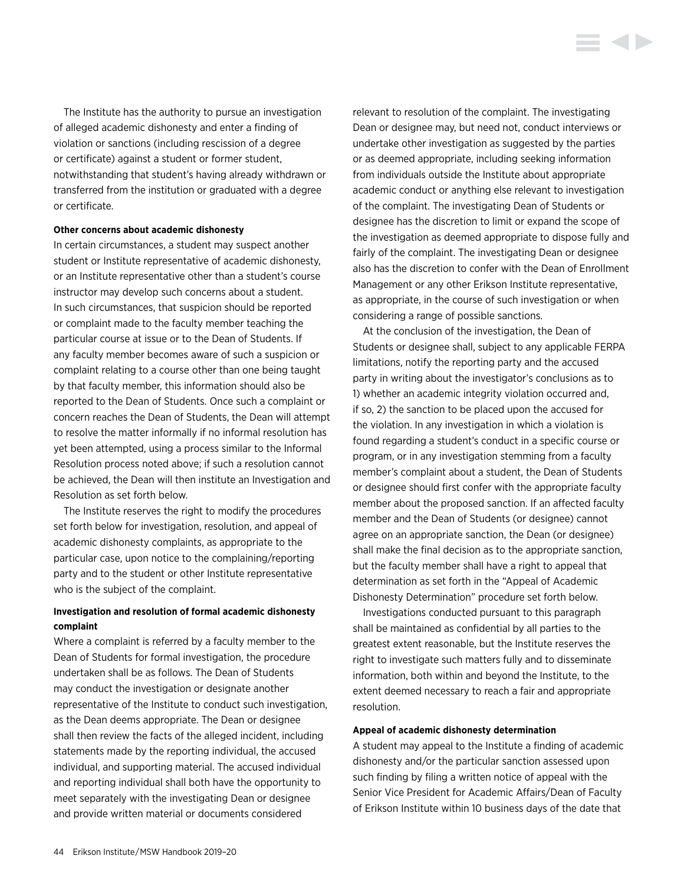The Institute has the authority to pursue an investigation of alleged academic dishonesty and enter a finding of violation or sanctions (including rescission of a degree or certificate) against a student or former student, notwithstanding that student's having already withdrawn or transferred from the institution or graduated with a degree or certificate.

**Other concerns about academic dishonesty**

In certain circumstances, a student may suspect another student or Institute representative of academic dishonesty, or an Institute representative other than a student's course instructor may develop such concerns about a student. In such circumstances, that suspicion should be reported or complaint made to the faculty member teaching the particular course at issue or to the Dean of Students. If any faculty member becomes aware of such a suspicion or complaint relating to a course other than one being taught by that faculty member, this information should also be reported to the Dean of Students. Once such a complaint or concern reaches the Dean of Students, the Dean will attempt to resolve the matter informally if no informal resolution has yet been attempted, using a process similar to the Informal Resolution process noted above; if such a resolution cannot be achieved, the Dean will then institute an Investigation and Resolution as set forth below.

The Institute reserves the right to modify the procedures set forth below for investigation, resolution, and appeal of academic dishonesty complaints, as appropriate to the particular case, upon notice to the complaining/reporting party and to the student or other Institute representative who is the subject of the complaint.

**Investigation and resolution of formal academic dishonesty complaint**

Where a complaint is referred by a faculty member to the Dean of Students for formal investigation, the procedure undertaken shall be as follows. The Dean of Students may conduct the investigation or designate another representative of the Institute to conduct such investigation, as the Dean deems appropriate. The Dean or designee shall then review the facts of the alleged incident, including statements made by the reporting individual, the accused individual, and supporting material. The accused individual and reporting individual shall both have the opportunity to meet separately with the investigating Dean or designee and provide written material or documents considered relevant to resolution of the complaint. The investigating Dean or designee may, but need not, conduct interviews or undertake other investigation as suggested by the parties or as deemed appropriate, including seeking information from individuals outside the Institute about appropriate academic conduct or anything else relevant to investigation of the complaint. The investigating Dean of Students or designee has the discretion to limit or expand the scope of the investigation as deemed appropriate to dispose fully and fairly of the complaint. The investigating Dean or designee also has the discretion to confer with the Dean of Enrollment Management or any other Erikson Institute representative, as appropriate, in the course of such investigation or when considering a range of possible sanctions.

At the conclusion of the investigation, the Dean of Students or designee shall, subject to any applicable FERPA limitations, notify the reporting party and the accused party in writing about the investigator's conclusions as to 1) whether an academic integrity violation occurred and, if so, 2) the sanction to be placed upon the accused for the violation. In any investigation in which a violation is found regarding a student's conduct in a specific course or program, or in any investigation stemming from a faculty member's complaint about a student, the Dean of Students or designee should first confer with the appropriate faculty member about the proposed sanction. If an affected faculty member and the Dean of Students (or designee) cannot agree on an appropriate sanction, the Dean (or designee) shall make the final decision as to the appropriate sanction, but the faculty member shall have a right to appeal that determination as set forth in the "Appeal of Academic Dishonesty Determination" procedure set forth below.

Investigations conducted pursuant to this paragraph shall be maintained as confidential by all parties to the greatest extent reasonable, but the Institute reserves the right to investigate such matters fully and to disseminate information, both within and beyond the Institute, to the extent deemed necessary to reach a fair and appropriate resolution.

**Appeal of academic dishonesty determination**

A student may appeal to the Institute a finding of academic dishonesty and/or the particular sanction assessed upon such finding by filing a written notice of appeal with the Senior Vice President for Academic Affairs/Dean of Faculty of Erikson Institute within 10 business days of the date that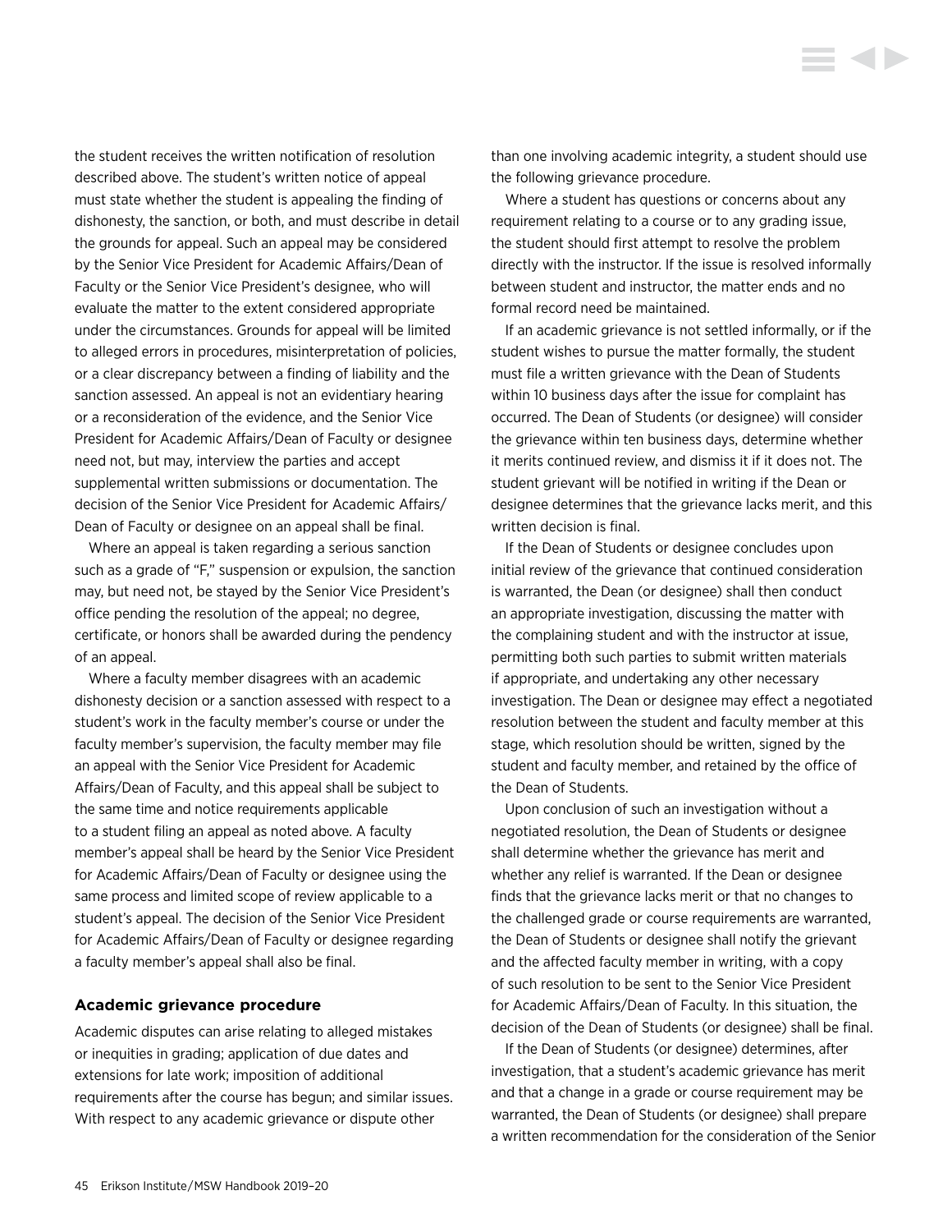the student receives the written notification of resolution described above. The student's written notice of appeal must state whether the student is appealing the finding of dishonesty, the sanction, or both, and must describe in detail the grounds for appeal. Such an appeal may be considered by the Senior Vice President for Academic Affairs/Dean of Faculty or the Senior Vice President's designee, who will evaluate the matter to the extent considered appropriate under the circumstances. Grounds for appeal will be limited to alleged errors in procedures, misinterpretation of policies, or a clear discrepancy between a finding of liability and the sanction assessed. An appeal is not an evidentiary hearing or a reconsideration of the evidence, and the Senior Vice President for Academic Affairs/Dean of Faculty or designee need not, but may, interview the parties and accept supplemental written submissions or documentation. The decision of the Senior Vice President for Academic Affairs/ Dean of Faculty or designee on an appeal shall be final.

Where an appeal is taken regarding a serious sanction such as a grade of "F," suspension or expulsion, the sanction may, but need not, be stayed by the Senior Vice President's office pending the resolution of the appeal; no degree, certificate, or honors shall be awarded during the pendency of an appeal.

Where a faculty member disagrees with an academic dishonesty decision or a sanction assessed with respect to a student's work in the faculty member's course or under the faculty member's supervision, the faculty member may file an appeal with the Senior Vice President for Academic Affairs/Dean of Faculty, and this appeal shall be subject to the same time and notice requirements applicable to a student filing an appeal as noted above. A faculty member's appeal shall be heard by the Senior Vice President for Academic Affairs/Dean of Faculty or designee using the same process and limited scope of review applicable to a student's appeal. The decision of the Senior Vice President for Academic Affairs/Dean of Faculty or designee regarding a faculty member's appeal shall also be final.

### Academic grievance procedure

Academic disputes can arise relating to alleged mistakes or inequities in grading; application of due dates and extensions for late work; imposition of additional requirements after the course has begun; and similar issues. With respect to any academic grievance or dispute other than one involving academic integrity, a student should use the following grievance procedure.

Where a student has questions or concerns about any requirement relating to a course or to any grading issue, the student should first attempt to resolve the problem directly with the instructor. If the issue is resolved informally between student and instructor, the matter ends and no formal record need be maintained.

If an academic grievance is not settled informally, or if the student wishes to pursue the matter formally, the student must file a written grievance with the Dean of Students within 10 business days after the issue for complaint has occurred. The Dean of Students (or designee) will consider the grievance within ten business days, determine whether it merits continued review, and dismiss it if it does not. The student grievant will be notified in writing if the Dean or designee determines that the grievance lacks merit, and this written decision is final.

If the Dean of Students or designee concludes upon initial review of the grievance that continued consideration is warranted, the Dean (or designee) shall then conduct an appropriate investigation, discussing the matter with the complaining student and with the instructor at issue, permitting both such parties to submit written materials if appropriate, and undertaking any other necessary investigation. The Dean or designee may effect a negotiated resolution between the student and faculty member at this stage, which resolution should be written, signed by the student and faculty member, and retained by the office of the Dean of Students.

Upon conclusion of such an investigation without a negotiated resolution, the Dean of Students or designee shall determine whether the grievance has merit and whether any relief is warranted. If the Dean or designee finds that the grievance lacks merit or that no changes to the challenged grade or course requirements are warranted, the Dean of Students or designee shall notify the grievant and the affected faculty member in writing, with a copy of such resolution to be sent to the Senior Vice President for Academic Affairs/Dean of Faculty. In this situation, the decision of the Dean of Students (or designee) shall be final.

If the Dean of Students (or designee) determines, after investigation, that a student's academic grievance has merit and that a change in a grade or course requirement may be warranted, the Dean of Students (or designee) shall prepare a written recommendation for the consideration of the Senior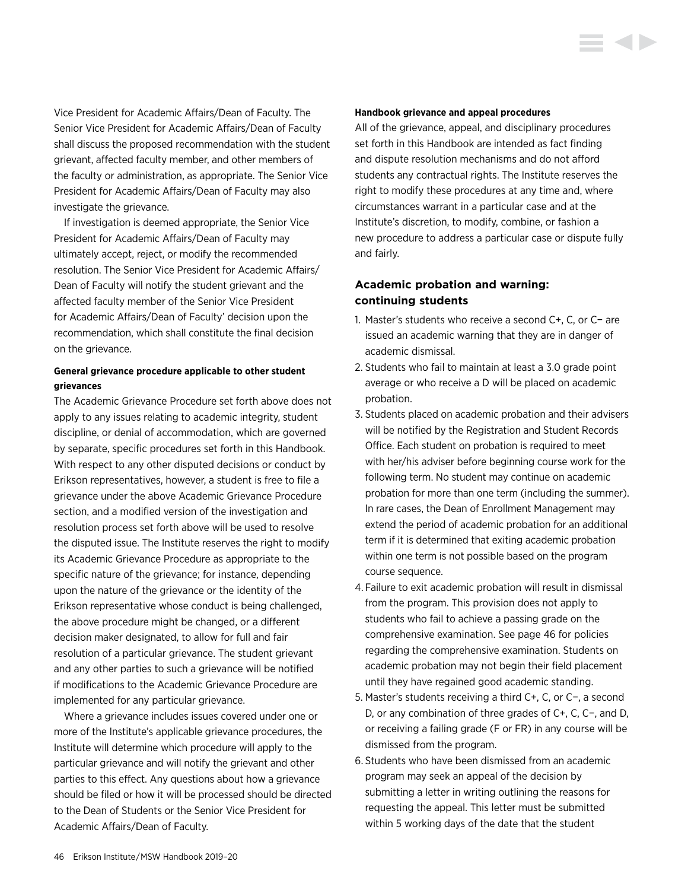Vice President for Academic Affairs/Dean of Faculty. The Senior Vice President for Academic Affairs/Dean of Faculty shall discuss the proposed recommendation with the student grievant, affected faculty member, and other members of the faculty or administration, as appropriate. The Senior Vice President for Academic Affairs/Dean of Faculty may also investigate the grievance.

If investigation is deemed appropriate, the Senior Vice President for Academic Affairs/Dean of Faculty may ultimately accept, reject, or modify the recommended resolution. The Senior Vice President for Academic Affairs/Dean of Faculty will notify the student grievant and the affected faculty member of the Senior Vice President for Academic Affairs/Dean of Faculty' decision upon the recommendation, which shall constitute the final decision on the grievance.

#### General grievance procedure applicable to other student grievances

The Academic Grievance Procedure set forth above does not apply to any issues relating to academic integrity, student discipline, or denial of accommodation, which are governed by separate, specific procedures set forth in this Handbook. With respect to any other disputed decisions or conduct by Erikson representatives, however, a student is free to file a grievance under the above Academic Grievance Procedure section, and a modified version of the investigation and resolution process set forth above will be used to resolve the disputed issue. The Institute reserves the right to modify its Academic Grievance Procedure as appropriate to the specific nature of the grievance; for instance, depending upon the nature of the grievance or the identity of the Erikson representative whose conduct is being challenged, the above procedure might be changed, or a different decision maker designated, to allow for full and fair resolution of a particular grievance. The student grievant and any other parties to such a grievance will be notified if modifications to the Academic Grievance Procedure are implemented for any particular grievance.

Where a grievance includes issues covered under one or more of the Institute's applicable grievance procedures, the Institute will determine which procedure will apply to the particular grievance and will notify the grievant and other parties to this effect. Any questions about how a grievance should be filed or how it will be processed should be directed to the Dean of Students or the Senior Vice President for Academic Affairs/Dean of Faculty.

#### Handbook grievance and appeal procedures

All of the grievance, appeal, and disciplinary procedures set forth in this Handbook are intended as fact finding and dispute resolution mechanisms and do not afford students any contractual rights. The Institute reserves the right to modify these procedures at any time and, where circumstances warrant in a particular case and at the Institute's discretion, to modify, combine, or fashion a new procedure to address a particular case or dispute fully and fairly.

### Academic probation and warning: continuing students

1. Master's students who receive a second C+, C, or C− are issued an academic warning that they are in danger of academic dismissal.
2. Students who fail to maintain at least a 3.0 grade point average or who receive a D will be placed on academic probation.
3. Students placed on academic probation and their advisers will be notified by the Registration and Student Records Office. Each student on probation is required to meet with her/his adviser before beginning course work for the following term. No student may continue on academic probation for more than one term (including the summer). In rare cases, the Dean of Enrollment Management may extend the period of academic probation for an additional term if it is determined that exiting academic probation within one term is not possible based on the program course sequence.
4. Failure to exit academic probation will result in dismissal from the program. This provision does not apply to students who fail to achieve a passing grade on the comprehensive examination. See page 46 for policies regarding the comprehensive examination. Students on academic probation may not begin their field placement until they have regained good academic standing.
5. Master's students receiving a third C+, C, or C−, a second D, or any combination of three grades of C+, C, C−, and D, or receiving a failing grade (F or FR) in any course will be dismissed from the program.
6. Students who have been dismissed from an academic program may seek an appeal of the decision by submitting a letter in writing outlining the reasons for requesting the appeal. This letter must be submitted within 5 working days of the date that the student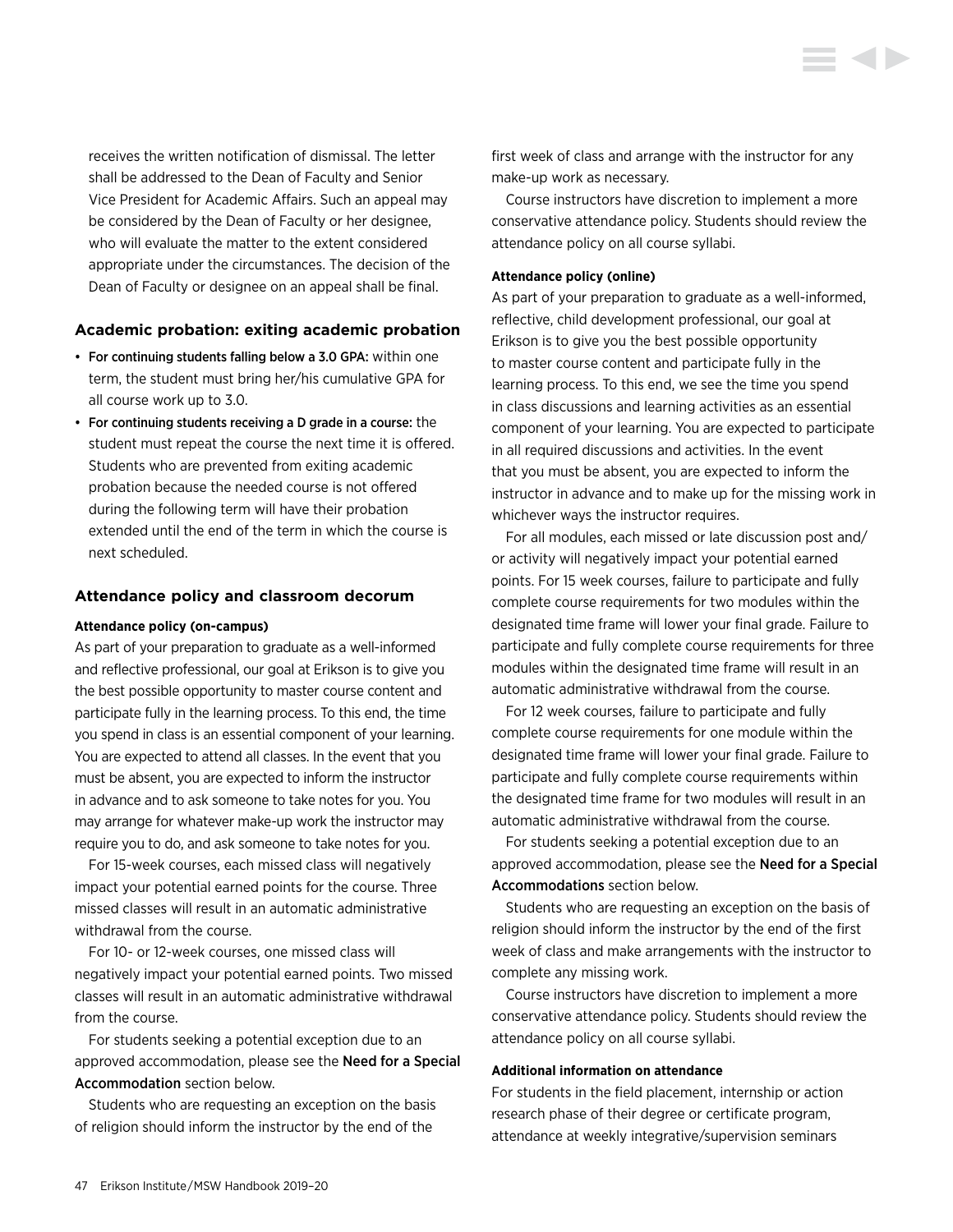receives the written notification of dismissal. The letter shall be addressed to the Dean of Faculty and Senior Vice President for Academic Affairs. Such an appeal may be considered by the Dean of Faculty or her designee, who will evaluate the matter to the extent considered appropriate under the circumstances. The decision of the Dean of Faculty or designee on an appeal shall be final.

### Academic probation: exiting academic probation

- For continuing students falling below a 3.0 GPA: within one term, the student must bring her/his cumulative GPA for all course work up to 3.0.
- For continuing students receiving a D grade in a course: the student must repeat the course the next time it is offered. Students who are prevented from exiting academic probation because the needed course is not offered during the following term will have their probation extended until the end of the term in which the course is next scheduled.

### Attendance policy and classroom decorum

#### Attendance policy (on-campus)

As part of your preparation to graduate as a well-informed and reflective professional, our goal at Erikson is to give you the best possible opportunity to master course content and participate fully in the learning process. To this end, the time you spend in class is an essential component of your learning. You are expected to attend all classes. In the event that you must be absent, you are expected to inform the instructor in advance and to ask someone to take notes for you. You may arrange for whatever make-up work the instructor may require you to do, and ask someone to take notes for you.

For 15-week courses, each missed class will negatively impact your potential earned points for the course. Three missed classes will result in an automatic administrative withdrawal from the course.

For 10- or 12-week courses, one missed class will negatively impact your potential earned points. Two missed classes will result in an automatic administrative withdrawal from the course.

For students seeking a potential exception due to an approved accommodation, please see the **Need for a Special Accommodation** section below.

Students who are requesting an exception on the basis of religion should inform the instructor by the end of the first week of class and arrange with the instructor for any make-up work as necessary.

Course instructors have discretion to implement a more conservative attendance policy. Students should review the attendance policy on all course syllabi.

#### Attendance policy (online)

As part of your preparation to graduate as a well-informed, reflective, child development professional, our goal at Erikson is to give you the best possible opportunity to master course content and participate fully in the learning process. To this end, we see the time you spend in class discussions and learning activities as an essential component of your learning. You are expected to participate in all required discussions and activities. In the event that you must be absent, you are expected to inform the instructor in advance and to make up for the missing work in whichever ways the instructor requires.

For all modules, each missed or late discussion post and/or activity will negatively impact your potential earned points. For 15 week courses, failure to participate and fully complete course requirements for two modules within the designated time frame will lower your final grade. Failure to participate and fully complete course requirements for three modules within the designated time frame will result in an automatic administrative withdrawal from the course.

For 12 week courses, failure to participate and fully complete course requirements for one module within the designated time frame will lower your final grade. Failure to participate and fully complete course requirements within the designated time frame for two modules will result in an automatic administrative withdrawal from the course.

For students seeking a potential exception due to an approved accommodation, please see the **Need for a Special Accommodations** section below.

Students who are requesting an exception on the basis of religion should inform the instructor by the end of the first week of class and make arrangements with the instructor to complete any missing work.

Course instructors have discretion to implement a more conservative attendance policy. Students should review the attendance policy on all course syllabi.

#### Additional information on attendance

For students in the field placement, internship or action research phase of their degree or certificate program, attendance at weekly integrative/supervision seminars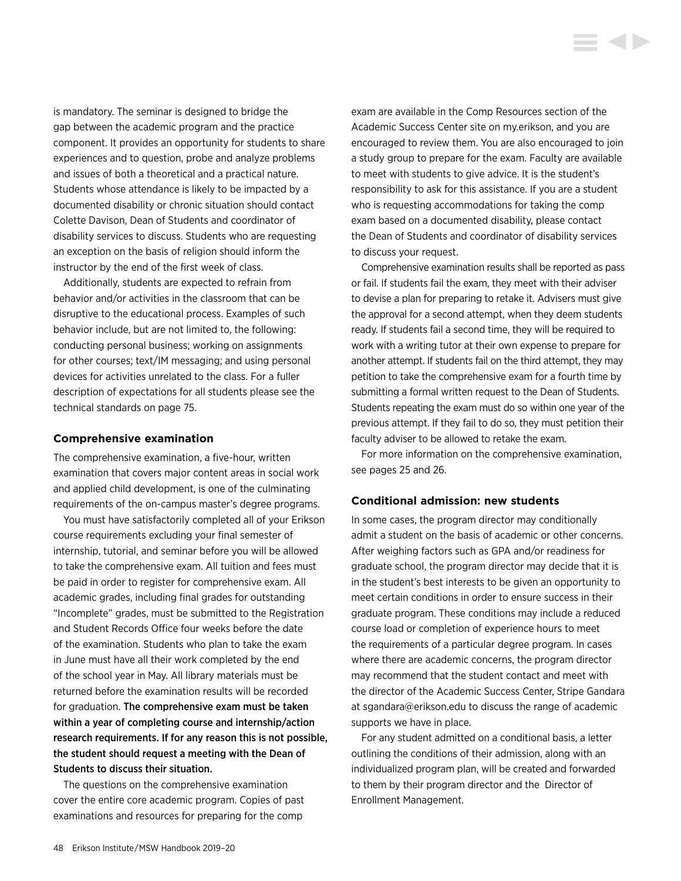is mandatory. The seminar is designed to bridge the gap between the academic program and the practice component. It provides an opportunity for students to share experiences and to question, probe and analyze problems and issues of both a theoretical and a practical nature. Students whose attendance is likely to be impacted by a documented disability or chronic situation should contact Colette Davison, Dean of Students and coordinator of disability services to discuss. Students who are requesting an exception on the basis of religion should inform the instructor by the end of the first week of class.

Additionally, students are expected to refrain from behavior and/or activities in the classroom that can be disruptive to the educational process. Examples of such behavior include, but are not limited to, the following: conducting personal business; working on assignments for other courses; text/IM messaging; and using personal devices for activities unrelated to the class. For a fuller description of expectations for all students please see the technical standards on page 75.

### Comprehensive examination

The comprehensive examination, a five-hour, written examination that covers major content areas in social work and applied child development, is one of the culminating requirements of the on-campus master's degree programs.

You must have satisfactorily completed all of your Erikson course requirements excluding your final semester of internship, tutorial, and seminar before you will be allowed to take the comprehensive exam. All tuition and fees must be paid in order to register for comprehensive exam. All academic grades, including final grades for outstanding "Incomplete" grades, must be submitted to the Registration and Student Records Office four weeks before the date of the examination. Students who plan to take the exam in June must have all their work completed by the end of the school year in May. All library materials must be returned before the examination results will be recorded for graduation. **The comprehensive exam must be taken within a year of completing course and internship/action research requirements. If for any reason this is not possible, the student should request a meeting with the Dean of Students to discuss their situation.**

The questions on the comprehensive examination cover the entire core academic program. Copies of past examinations and resources for preparing for the comp exam are available in the Comp Resources section of the Academic Success Center site on my.erikson, and you are encouraged to review them. You are also encouraged to join a study group to prepare for the exam. Faculty are available to meet with students to give advice. It is the student's responsibility to ask for this assistance. If you are a student who is requesting accommodations for taking the comp exam based on a documented disability, please contact the Dean of Students and coordinator of disability services to discuss your request.

Comprehensive examination results shall be reported as pass or fail. If students fail the exam, they meet with their adviser to devise a plan for preparing to retake it. Advisers must give the approval for a second attempt, when they deem students ready. If students fail a second time, they will be required to work with a writing tutor at their own expense to prepare for another attempt. If students fail on the third attempt, they may petition to take the comprehensive exam for a fourth time by submitting a formal written request to the Dean of Students. Students repeating the exam must do so within one year of the previous attempt. If they fail to do so, they must petition their faculty adviser to be allowed to retake the exam.

For more information on the comprehensive examination, see pages 25 and 26.

### Conditional admission: new students

In some cases, the program director may conditionally admit a student on the basis of academic or other concerns. After weighing factors such as GPA and/or readiness for graduate school, the program director may decide that it is in the student's best interests to be given an opportunity to meet certain conditions in order to ensure success in their graduate program. These conditions may include a reduced course load or completion of experience hours to meet the requirements of a particular degree program. In cases where there are academic concerns, the program director may recommend that the student contact and meet with the director of the Academic Success Center, Stripe Gandara at sgandara@erikson.edu to discuss the range of academic supports we have in place.

For any student admitted on a conditional basis, a letter outlining the conditions of their admission, along with an individualized program plan, will be created and forwarded to them by their program director and the Director of Enrollment Management.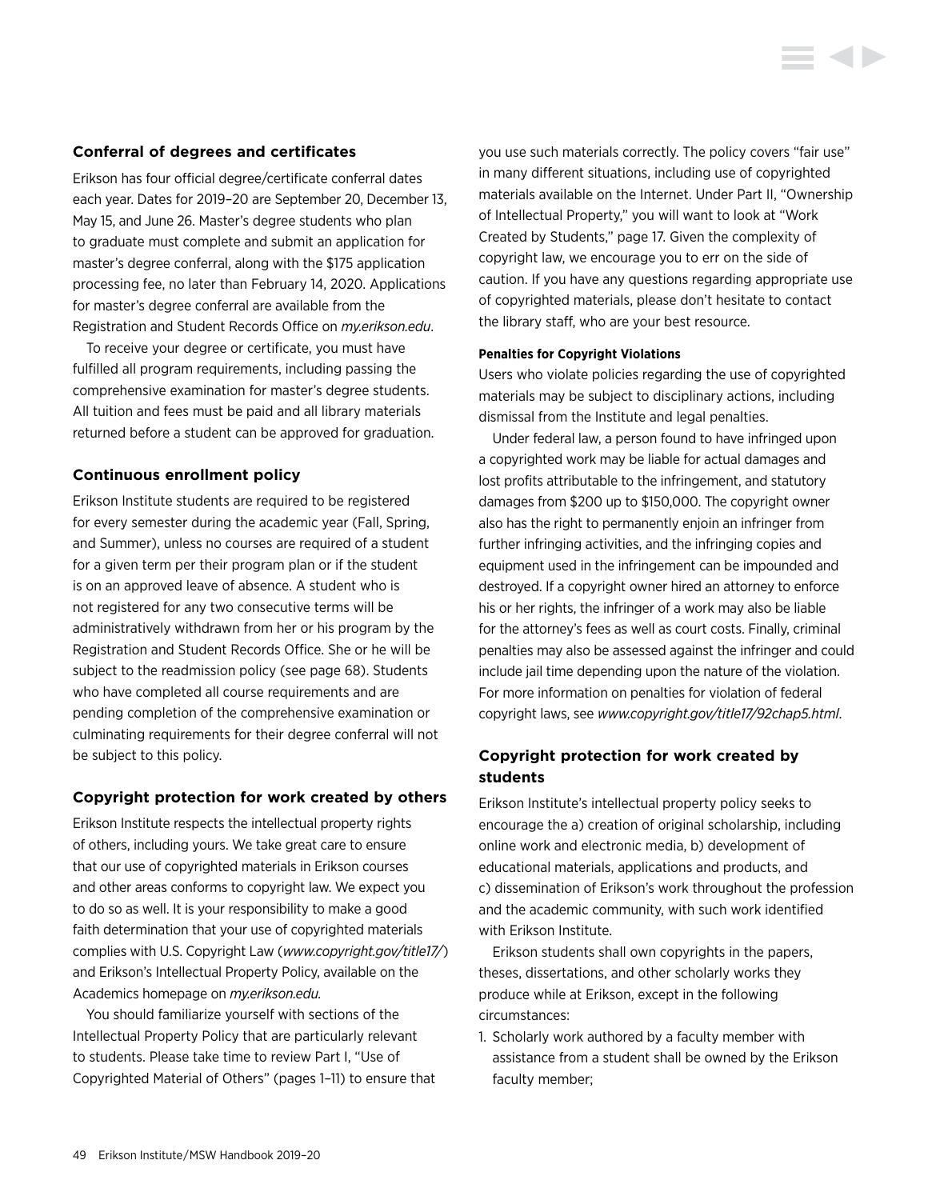### Conferral of degrees and certificates

Erikson has four official degree/certificate conferral dates each year. Dates for 2019–20 are September 20, December 13, May 15, and June 26. Master's degree students who plan to graduate must complete and submit an application for master's degree conferral, along with the $175 application processing fee, no later than February 14, 2020. Applications for master's degree conferral are available from the Registration and Student Records Office on *my.erikson.edu*.

To receive your degree or certificate, you must have fulfilled all program requirements, including passing the comprehensive examination for master's degree students. All tuition and fees must be paid and all library materials returned before a student can be approved for graduation.

### Continuous enrollment policy

Erikson Institute students are required to be registered for every semester during the academic year (Fall, Spring, and Summer), unless no courses are required of a student for a given term per their program plan or if the student is on an approved leave of absence. A student who is not registered for any two consecutive terms will be administratively withdrawn from her or his program by the Registration and Student Records Office. She or he will be subject to the readmission policy (see page 68). Students who have completed all course requirements and are pending completion of the comprehensive examination or culminating requirements for their degree conferral will not be subject to this policy.

### Copyright protection for work created by others

Erikson Institute respects the intellectual property rights of others, including yours. We take great care to ensure that our use of copyrighted materials in Erikson courses and other areas conforms to copyright law. We expect you to do so as well. It is your responsibility to make a good faith determination that your use of copyrighted materials complies with U.S. Copyright Law (*www.copyright.gov/title17/*) and Erikson's Intellectual Property Policy, available on the Academics homepage on *my.erikson.edu.*

You should familiarize yourself with sections of the Intellectual Property Policy that are particularly relevant to students. Please take time to review Part I, "Use of Copyrighted Material of Others" (pages 1–11) to ensure that you use such materials correctly. The policy covers "fair use" in many different situations, including use of copyrighted materials available on the Internet. Under Part II, "Ownership of Intellectual Property," you will want to look at "Work Created by Students," page 17. Given the complexity of copyright law, we encourage you to err on the side of caution. If you have any questions regarding appropriate use of copyrighted materials, please don't hesitate to contact the library staff, who are your best resource.

#### Penalties for Copyright Violations

Users who violate policies regarding the use of copyrighted materials may be subject to disciplinary actions, including dismissal from the Institute and legal penalties.

Under federal law, a person found to have infringed upon a copyrighted work may be liable for actual damages and lost profits attributable to the infringement, and statutory damages from $200 up to $150,000. The copyright owner also has the right to permanently enjoin an infringer from further infringing activities, and the infringing copies and equipment used in the infringement can be impounded and destroyed. If a copyright owner hired an attorney to enforce his or her rights, the infringer of a work may also be liable for the attorney's fees as well as court costs. Finally, criminal penalties may also be assessed against the infringer and could include jail time depending upon the nature of the violation. For more information on penalties for violation of federal copyright laws, see *www.copyright.gov/title17/92chap5.html*.

### Copyright protection for work created by students

Erikson Institute's intellectual property policy seeks to encourage the a) creation of original scholarship, including online work and electronic media, b) development of educational materials, applications and products, and c) dissemination of Erikson's work throughout the profession and the academic community, with such work identified with Erikson Institute.

Erikson students shall own copyrights in the papers, theses, dissertations, and other scholarly works they produce while at Erikson, except in the following circumstances:

1. Scholarly work authored by a faculty member with assistance from a student shall be owned by the Erikson faculty member;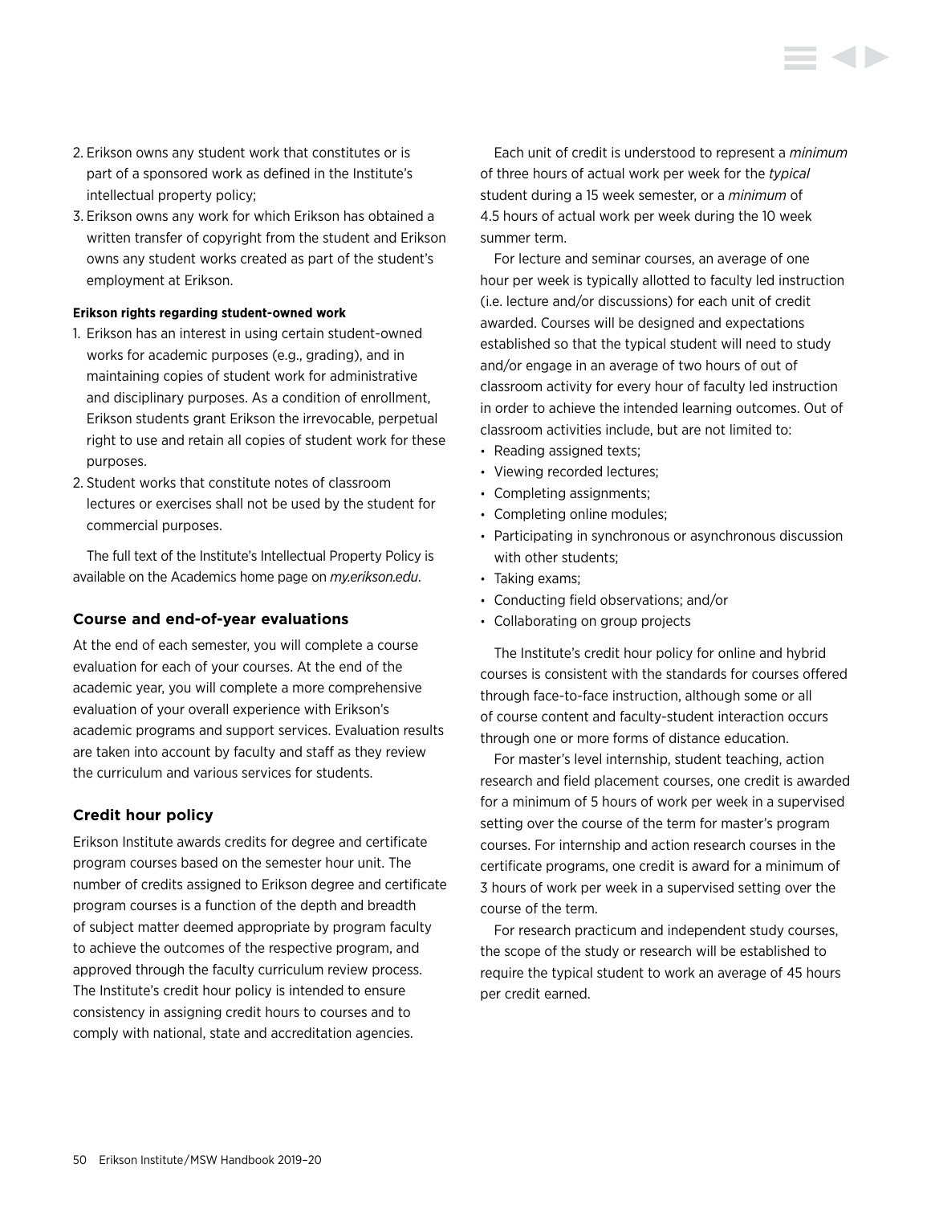2. Erikson owns any student work that constitutes or is part of a sponsored work as defined in the Institute's intellectual property policy;
3. Erikson owns any work for which Erikson has obtained a written transfer of copyright from the student and Erikson owns any student works created as part of the student's employment at Erikson.

**Erikson rights regarding student-owned work**

1. Erikson has an interest in using certain student-owned works for academic purposes (e.g., grading), and in maintaining copies of student work for administrative and disciplinary purposes. As a condition of enrollment, Erikson students grant Erikson the irrevocable, perpetual right to use and retain all copies of student work for these purposes.
2. Student works that constitute notes of classroom lectures or exercises shall not be used by the student for commercial purposes.

The full text of the Institute's Intellectual Property Policy is available on the Academics home page on *my.erikson.edu*.

### Course and end-of-year evaluations

At the end of each semester, you will complete a course evaluation for each of your courses. At the end of the academic year, you will complete a more comprehensive evaluation of your overall experience with Erikson's academic programs and support services. Evaluation results are taken into account by faculty and staff as they review the curriculum and various services for students.

### Credit hour policy

Erikson Institute awards credits for degree and certificate program courses based on the semester hour unit. The number of credits assigned to Erikson degree and certificate program courses is a function of the depth and breadth of subject matter deemed appropriate by program faculty to achieve the outcomes of the respective program, and approved through the faculty curriculum review process. The Institute's credit hour policy is intended to ensure consistency in assigning credit hours to courses and to comply with national, state and accreditation agencies.

Each unit of credit is understood to represent a *minimum* of three hours of actual work per week for the *typical* student during a 15 week semester, or a *minimum* of 4.5 hours of actual work per week during the 10 week summer term.

For lecture and seminar courses, an average of one hour per week is typically allotted to faculty led instruction (i.e. lecture and/or discussions) for each unit of credit awarded. Courses will be designed and expectations established so that the typical student will need to study and/or engage in an average of two hours of out of classroom activity for every hour of faculty led instruction in order to achieve the intended learning outcomes. Out of classroom activities include, but are not limited to:

- Reading assigned texts;
- Viewing recorded lectures;
- Completing assignments;
- Completing online modules;
- Participating in synchronous or asynchronous discussion with other students;
- Taking exams;
- Conducting field observations; and/or
- Collaborating on group projects

The Institute's credit hour policy for online and hybrid courses is consistent with the standards for courses offered through face-to-face instruction, although some or all of course content and faculty-student interaction occurs through one or more forms of distance education.

For master's level internship, student teaching, action research and field placement courses, one credit is awarded for a minimum of 5 hours of work per week in a supervised setting over the course of the term for master's program courses. For internship and action research courses in the certificate programs, one credit is award for a minimum of 3 hours of work per week in a supervised setting over the course of the term.

For research practicum and independent study courses, the scope of the study or research will be established to require the typical student to work an average of 45 hours per credit earned.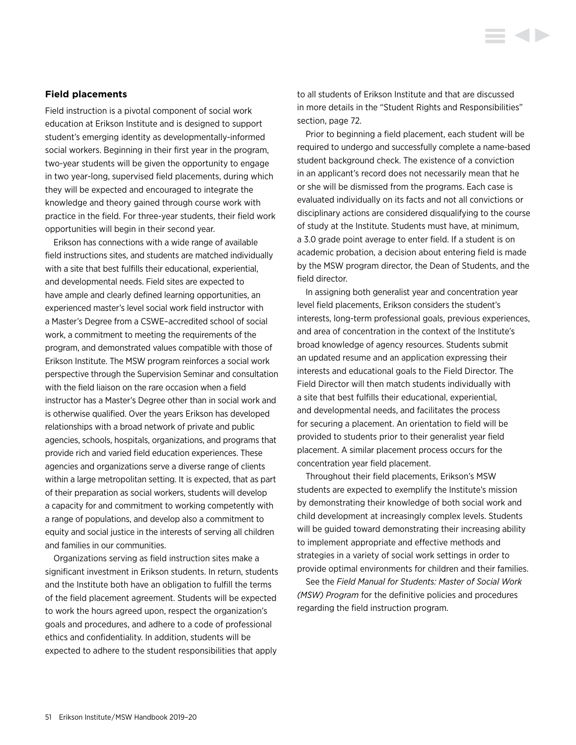### Field placements

Field instruction is a pivotal component of social work education at Erikson Institute and is designed to support student's emerging identity as developmentally-informed social workers. Beginning in their first year in the program, two-year students will be given the opportunity to engage in two year-long, supervised field placements, during which they will be expected and encouraged to integrate the knowledge and theory gained through course work with practice in the field. For three-year students, their field work opportunities will begin in their second year.

Erikson has connections with a wide range of available field instructions sites, and students are matched individually with a site that best fulfills their educational, experiential, and developmental needs. Field sites are expected to have ample and clearly defined learning opportunities, an experienced master's level social work field instructor with a Master's Degree from a CSWE–accredited school of social work, a commitment to meeting the requirements of the program, and demonstrated values compatible with those of Erikson Institute. The MSW program reinforces a social work perspective through the Supervision Seminar and consultation with the field liaison on the rare occasion when a field instructor has a Master's Degree other than in social work and is otherwise qualified. Over the years Erikson has developed relationships with a broad network of private and public agencies, schools, hospitals, organizations, and programs that provide rich and varied field education experiences. These agencies and organizations serve a diverse range of clients within a large metropolitan setting. It is expected, that as part of their preparation as social workers, students will develop a capacity for and commitment to working competently with a range of populations, and develop also a commitment to equity and social justice in the interests of serving all children and families in our communities.

Organizations serving as field instruction sites make a significant investment in Erikson students. In return, students and the Institute both have an obligation to fulfill the terms of the field placement agreement. Students will be expected to work the hours agreed upon, respect the organization's goals and procedures, and adhere to a code of professional ethics and confidentiality. In addition, students will be expected to adhere to the student responsibilities that apply to all students of Erikson Institute and that are discussed in more details in the "Student Rights and Responsibilities" section, page 72.

Prior to beginning a field placement, each student will be required to undergo and successfully complete a name-based student background check. The existence of a conviction in an applicant's record does not necessarily mean that he or she will be dismissed from the programs. Each case is evaluated individually on its facts and not all convictions or disciplinary actions are considered disqualifying to the course of study at the Institute. Students must have, at minimum, a 3.0 grade point average to enter field. If a student is on academic probation, a decision about entering field is made by the MSW program director, the Dean of Students, and the field director.

In assigning both generalist year and concentration year level field placements, Erikson considers the student's interests, long-term professional goals, previous experiences, and area of concentration in the context of the Institute's broad knowledge of agency resources. Students submit an updated resume and an application expressing their interests and educational goals to the Field Director. The Field Director will then match students individually with a site that best fulfills their educational, experiential, and developmental needs, and facilitates the process for securing a placement. An orientation to field will be provided to students prior to their generalist year field placement. A similar placement process occurs for the concentration year field placement.

Throughout their field placements, Erikson's MSW students are expected to exemplify the Institute's mission by demonstrating their knowledge of both social work and child development at increasingly complex levels. Students will be guided toward demonstrating their increasing ability to implement appropriate and effective methods and strategies in a variety of social work settings in order to provide optimal environments for children and their families.

See the *Field Manual for Students: Master of Social Work (MSW) Program* for the definitive policies and procedures regarding the field instruction program.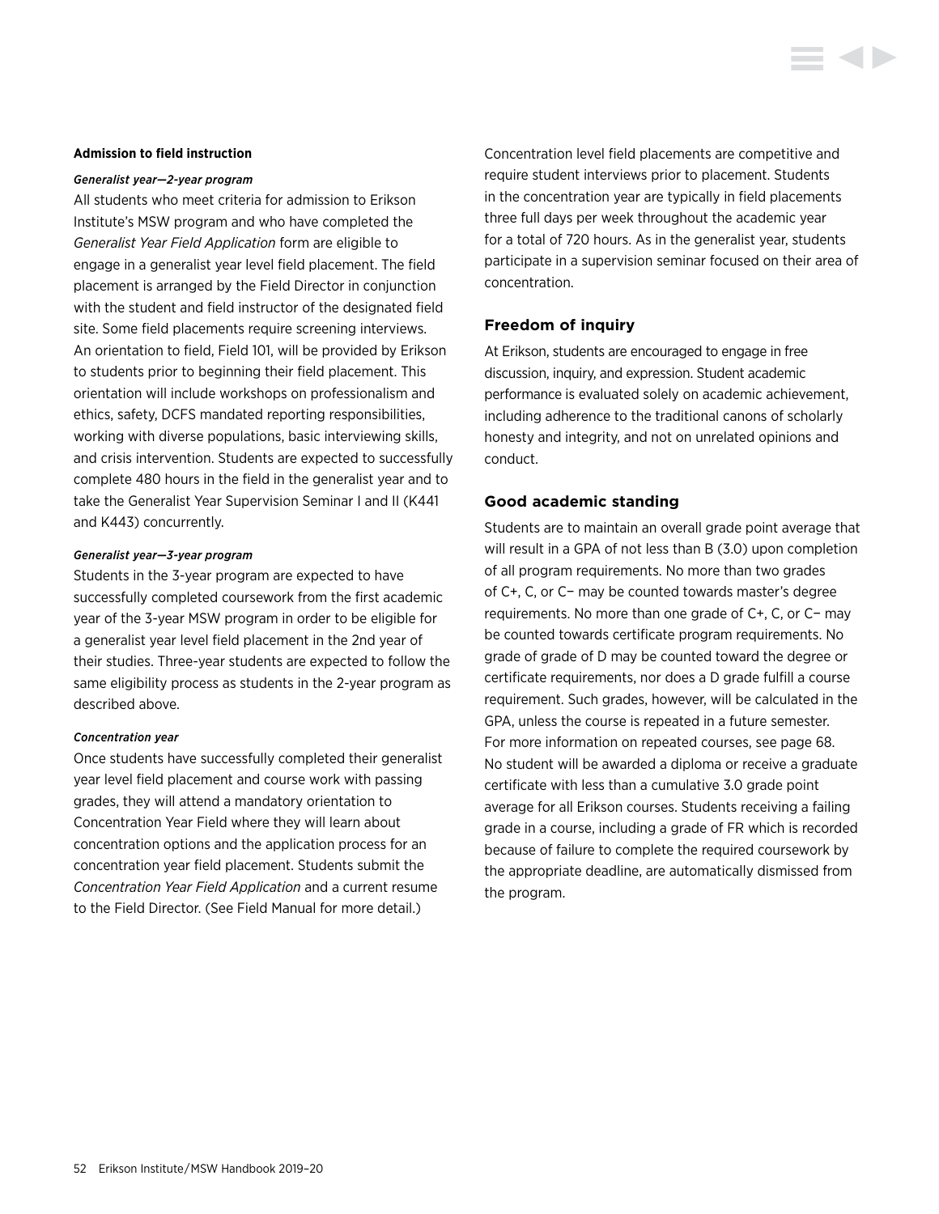**Admission to field instruction**

***Generalist year—2-year program***

All students who meet criteria for admission to Erikson Institute's MSW program and who have completed the *Generalist Year Field Application* form are eligible to engage in a generalist year level field placement. The field placement is arranged by the Field Director in conjunction with the student and field instructor of the designated field site. Some field placements require screening interviews. An orientation to field, Field 101, will be provided by Erikson to students prior to beginning their field placement. This orientation will include workshops on professionalism and ethics, safety, DCFS mandated reporting responsibilities, working with diverse populations, basic interviewing skills, and crisis intervention. Students are expected to successfully complete 480 hours in the field in the generalist year and to take the Generalist Year Supervision Seminar I and II (K441 and K443) concurrently.

***Generalist year—3-year program***

Students in the 3-year program are expected to have successfully completed coursework from the first academic year of the 3-year MSW program in order to be eligible for a generalist year level field placement in the 2nd year of their studies. Three-year students are expected to follow the same eligibility process as students in the 2-year program as described above.

***Concentration year***

Once students have successfully completed their generalist year level field placement and course work with passing grades, they will attend a mandatory orientation to Concentration Year Field where they will learn about concentration options and the application process for an concentration year field placement. Students submit the *Concentration Year Field Application* and a current resume to the Field Director. (See Field Manual for more detail.)

Concentration level field placements are competitive and require student interviews prior to placement. Students in the concentration year are typically in field placements three full days per week throughout the academic year for a total of 720 hours. As in the generalist year, students participate in a supervision seminar focused on their area of concentration.

### Freedom of inquiry

At Erikson, students are encouraged to engage in free discussion, inquiry, and expression. Student academic performance is evaluated solely on academic achievement, including adherence to the traditional canons of scholarly honesty and integrity, and not on unrelated opinions and conduct.

### Good academic standing

Students are to maintain an overall grade point average that will result in a GPA of not less than B (3.0) upon completion of all program requirements. No more than two grades of C+, C, or C− may be counted towards master's degree requirements. No more than one grade of C+, C, or C− may be counted towards certificate program requirements. No grade of grade of D may be counted toward the degree or certificate requirements, nor does a D grade fulfill a course requirement. Such grades, however, will be calculated in the GPA, unless the course is repeated in a future semester. For more information on repeated courses, see page 68. No student will be awarded a diploma or receive a graduate certificate with less than a cumulative 3.0 grade point average for all Erikson courses. Students receiving a failing grade in a course, including a grade of FR which is recorded because of failure to complete the required coursework by the appropriate deadline, are automatically dismissed from the program.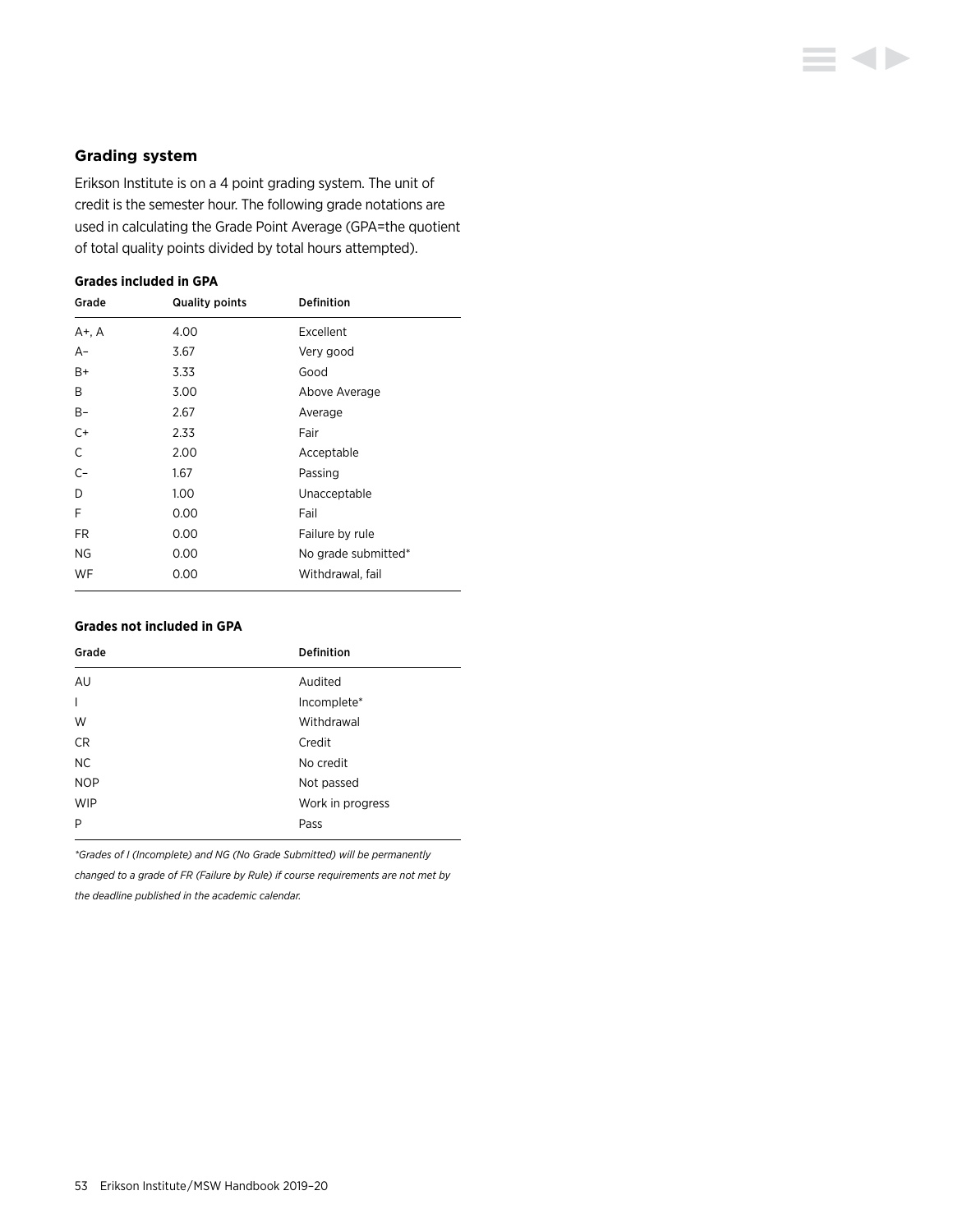## Grading system

Erikson Institute is on a 4 point grading system. The unit of credit is the semester hour. The following grade notations are used in calculating the Grade Point Average (GPA=the quotient of total quality points divided by total hours attempted).

### Grades included in GPA

| Grade | Quality points | Definition |
|---|---|---|
| A+, A | 4.00 | Excellent |
| A– | 3.67 | Very good |
| B+ | 3.33 | Good |
| B | 3.00 | Above Average |
| B– | 2.67 | Average |
| C+ | 2.33 | Fair |
| C | 2.00 | Acceptable |
| C– | 1.67 | Passing |
| D | 1.00 | Unacceptable |
| F | 0.00 | Fail |
| FR | 0.00 | Failure by rule |
| NG | 0.00 | No grade submitted* |
| WF | 0.00 | Withdrawal, fail |

### Grades not included in GPA

| Grade | Definition |
|---|---|
| AU | Audited |
| I | Incomplete* |
| W | Withdrawal |
| CR | Credit |
| NC | No credit |
| NOP | Not passed |
| WIP | Work in progress |
| P | Pass |

*\*Grades of I (Incomplete) and NG (No Grade Submitted) will be permanently changed to a grade of FR (Failure by Rule) if course requirements are not met by the deadline published in the academic calendar.*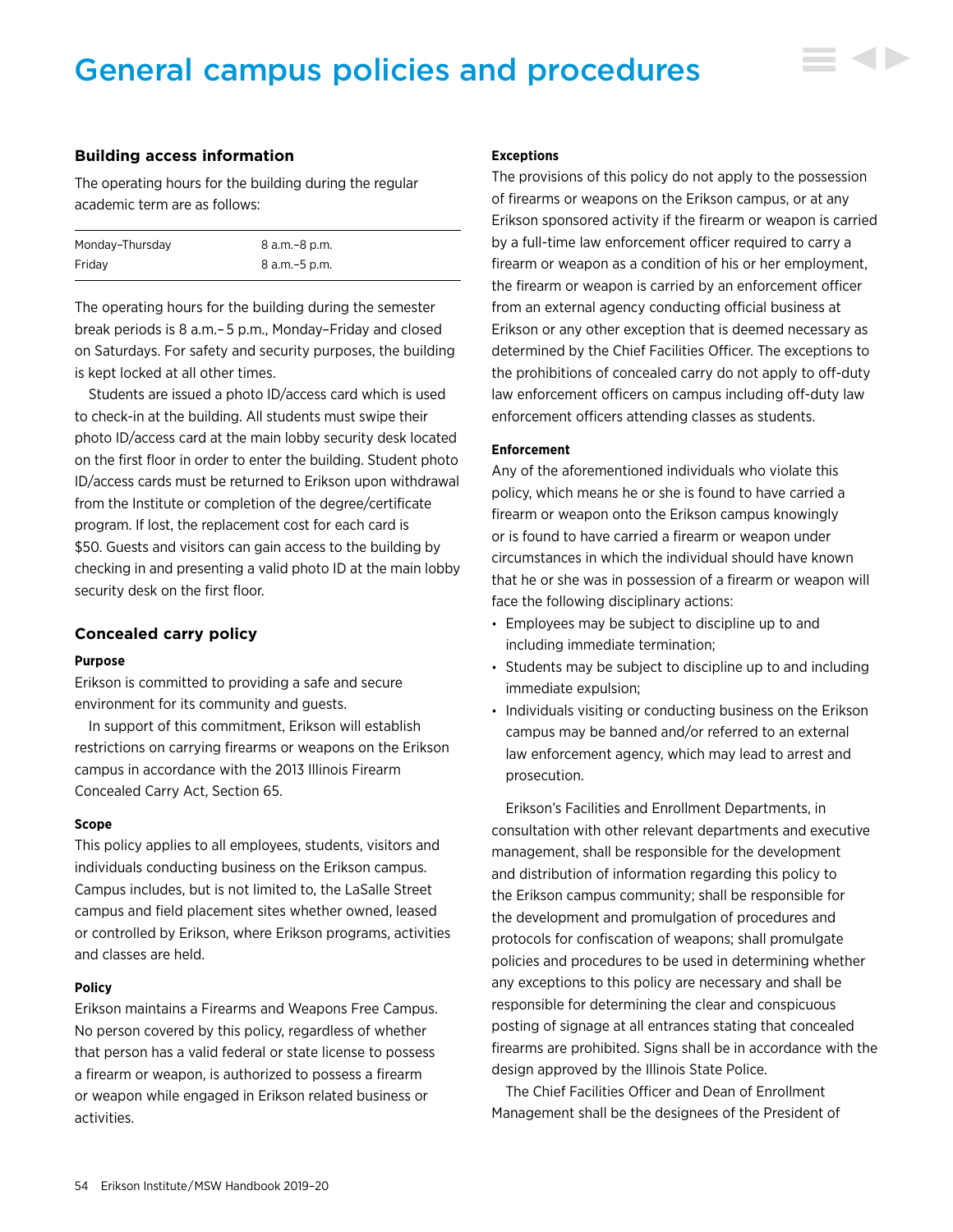# General campus policies and procedures

## Building access information

The operating hours for the building during the regular academic term are as follows:

| | |
|---|---|
| Monday–Thursday | 8 a.m.–8 p.m. |
| Friday | 8 a.m.–5 p.m. |

The operating hours for the building during the semester break periods is 8 a.m.– 5 p.m., Monday–Friday and closed on Saturdays. For safety and security purposes, the building is kept locked at all other times.

Students are issued a photo ID/access card which is used to check-in at the building. All students must swipe their photo ID/access card at the main lobby security desk located on the first floor in order to enter the building. Student photo ID/access cards must be returned to Erikson upon withdrawal from the Institute or completion of the degree/certificate program. If lost, the replacement cost for each card is $50. Guests and visitors can gain access to the building by checking in and presenting a valid photo ID at the main lobby security desk on the first floor.

## Concealed carry policy

### Purpose

Erikson is committed to providing a safe and secure environment for its community and guests.

In support of this commitment, Erikson will establish restrictions on carrying firearms or weapons on the Erikson campus in accordance with the 2013 Illinois Firearm Concealed Carry Act, Section 65.

### Scope

This policy applies to all employees, students, visitors and individuals conducting business on the Erikson campus. Campus includes, but is not limited to, the LaSalle Street campus and field placement sites whether owned, leased or controlled by Erikson, where Erikson programs, activities and classes are held.

### Policy

Erikson maintains a Firearms and Weapons Free Campus. No person covered by this policy, regardless of whether that person has a valid federal or state license to possess a firearm or weapon, is authorized to possess a firearm or weapon while engaged in Erikson related business or activities.

### Exceptions

The provisions of this policy do not apply to the possession of firearms or weapons on the Erikson campus, or at any Erikson sponsored activity if the firearm or weapon is carried by a full-time law enforcement officer required to carry a firearm or weapon as a condition of his or her employment, the firearm or weapon is carried by an enforcement officer from an external agency conducting official business at Erikson or any other exception that is deemed necessary as determined by the Chief Facilities Officer. The exceptions to the prohibitions of concealed carry do not apply to off-duty law enforcement officers on campus including off-duty law enforcement officers attending classes as students.

### Enforcement

Any of the aforementioned individuals who violate this policy, which means he or she is found to have carried a firearm or weapon onto the Erikson campus knowingly or is found to have carried a firearm or weapon under circumstances in which the individual should have known that he or she was in possession of a firearm or weapon will face the following disciplinary actions:

- Employees may be subject to discipline up to and including immediate termination;
- Students may be subject to discipline up to and including immediate expulsion;
- Individuals visiting or conducting business on the Erikson campus may be banned and/or referred to an external law enforcement agency, which may lead to arrest and prosecution.

Erikson's Facilities and Enrollment Departments, in consultation with other relevant departments and executive management, shall be responsible for the development and distribution of information regarding this policy to the Erikson campus community; shall be responsible for the development and promulgation of procedures and protocols for confiscation of weapons; shall promulgate policies and procedures to be used in determining whether any exceptions to this policy are necessary and shall be responsible for determining the clear and conspicuous posting of signage at all entrances stating that concealed firearms are prohibited. Signs shall be in accordance with the design approved by the Illinois State Police.

The Chief Facilities Officer and Dean of Enrollment Management shall be the designees of the President of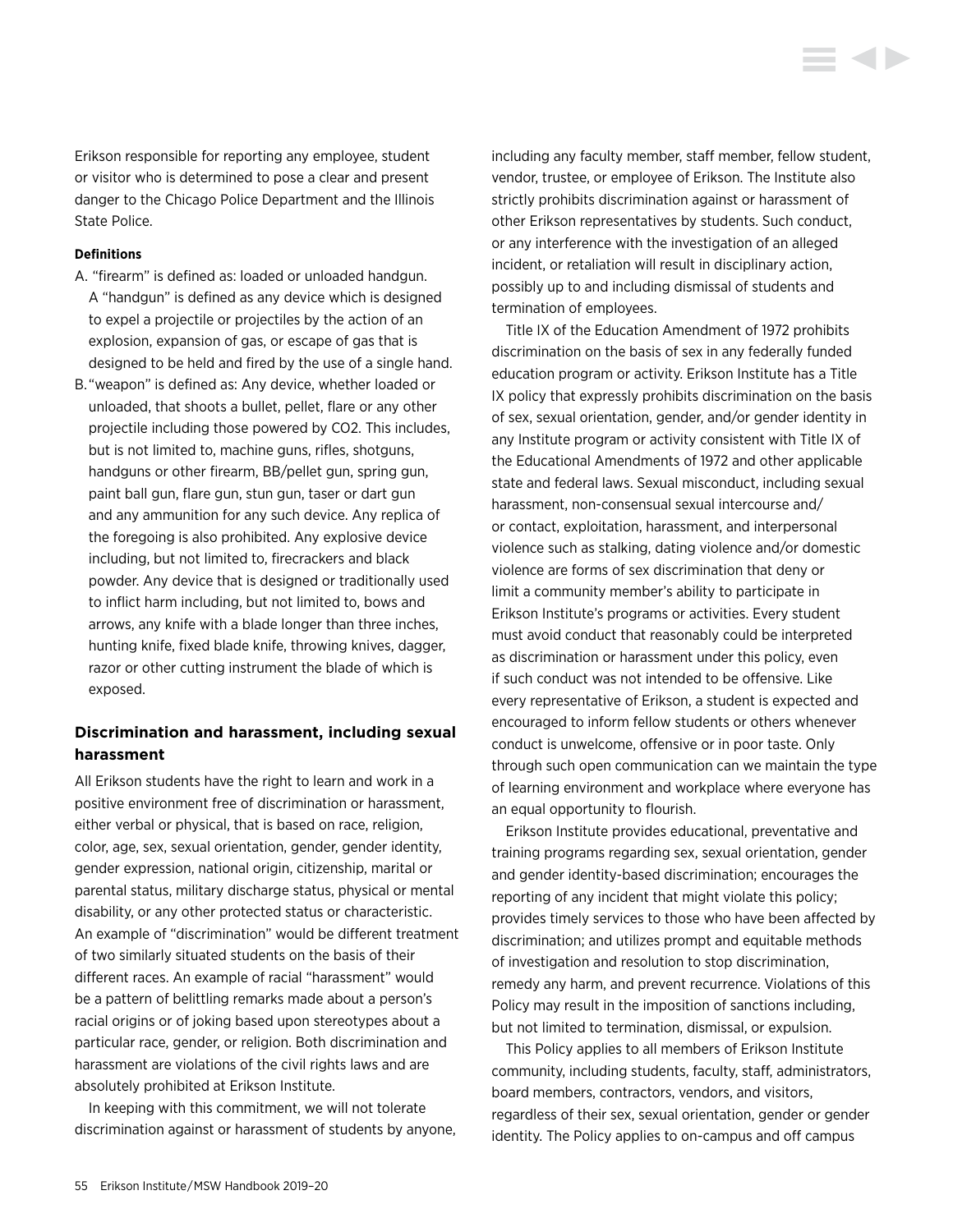Erikson responsible for reporting any employee, student or visitor who is determined to pose a clear and present danger to the Chicago Police Department and the Illinois State Police.

**Definitions**

A. "firearm" is defined as: loaded or unloaded handgun. A "handgun" is defined as any device which is designed to expel a projectile or projectiles by the action of an explosion, expansion of gas, or escape of gas that is designed to be held and fired by the use of a single hand.

B. "weapon" is defined as: Any device, whether loaded or unloaded, that shoots a bullet, pellet, flare or any other projectile including those powered by CO2. This includes, but is not limited to, machine guns, rifles, shotguns, handguns or other firearm, BB/pellet gun, spring gun, paint ball gun, flare gun, stun gun, taser or dart gun and any ammunition for any such device. Any replica of the foregoing is also prohibited. Any explosive device including, but not limited to, firecrackers and black powder. Any device that is designed or traditionally used to inflict harm including, but not limited to, bows and arrows, any knife with a blade longer than three inches, hunting knife, fixed blade knife, throwing knives, dagger, razor or other cutting instrument the blade of which is exposed.

### Discrimination and harassment, including sexual harassment

All Erikson students have the right to learn and work in a positive environment free of discrimination or harassment, either verbal or physical, that is based on race, religion, color, age, sex, sexual orientation, gender, gender identity, gender expression, national origin, citizenship, marital or parental status, military discharge status, physical or mental disability, or any other protected status or characteristic. An example of "discrimination" would be different treatment of two similarly situated students on the basis of their different races. An example of racial "harassment" would be a pattern of belittling remarks made about a person's racial origins or of joking based upon stereotypes about a particular race, gender, or religion. Both discrimination and harassment are violations of the civil rights laws and are absolutely prohibited at Erikson Institute.

In keeping with this commitment, we will not tolerate discrimination against or harassment of students by anyone, including any faculty member, staff member, fellow student, vendor, trustee, or employee of Erikson. The Institute also strictly prohibits discrimination against or harassment of other Erikson representatives by students. Such conduct, or any interference with the investigation of an alleged incident, or retaliation will result in disciplinary action, possibly up to and including dismissal of students and termination of employees.

Title IX of the Education Amendment of 1972 prohibits discrimination on the basis of sex in any federally funded education program or activity. Erikson Institute has a Title IX policy that expressly prohibits discrimination on the basis of sex, sexual orientation, gender, and/or gender identity in any Institute program or activity consistent with Title IX of the Educational Amendments of 1972 and other applicable state and federal laws. Sexual misconduct, including sexual harassment, non-consensual sexual intercourse and/or contact, exploitation, harassment, and interpersonal violence such as stalking, dating violence and/or domestic violence are forms of sex discrimination that deny or limit a community member's ability to participate in Erikson Institute's programs or activities. Every student must avoid conduct that reasonably could be interpreted as discrimination or harassment under this policy, even if such conduct was not intended to be offensive. Like every representative of Erikson, a student is expected and encouraged to inform fellow students or others whenever conduct is unwelcome, offensive or in poor taste. Only through such open communication can we maintain the type of learning environment and workplace where everyone has an equal opportunity to flourish.

Erikson Institute provides educational, preventative and training programs regarding sex, sexual orientation, gender and gender identity-based discrimination; encourages the reporting of any incident that might violate this policy; provides timely services to those who have been affected by discrimination; and utilizes prompt and equitable methods of investigation and resolution to stop discrimination, remedy any harm, and prevent recurrence. Violations of this Policy may result in the imposition of sanctions including, but not limited to termination, dismissal, or expulsion.

This Policy applies to all members of Erikson Institute community, including students, faculty, staff, administrators, board members, contractors, vendors, and visitors, regardless of their sex, sexual orientation, gender or gender identity. The Policy applies to on-campus and off campus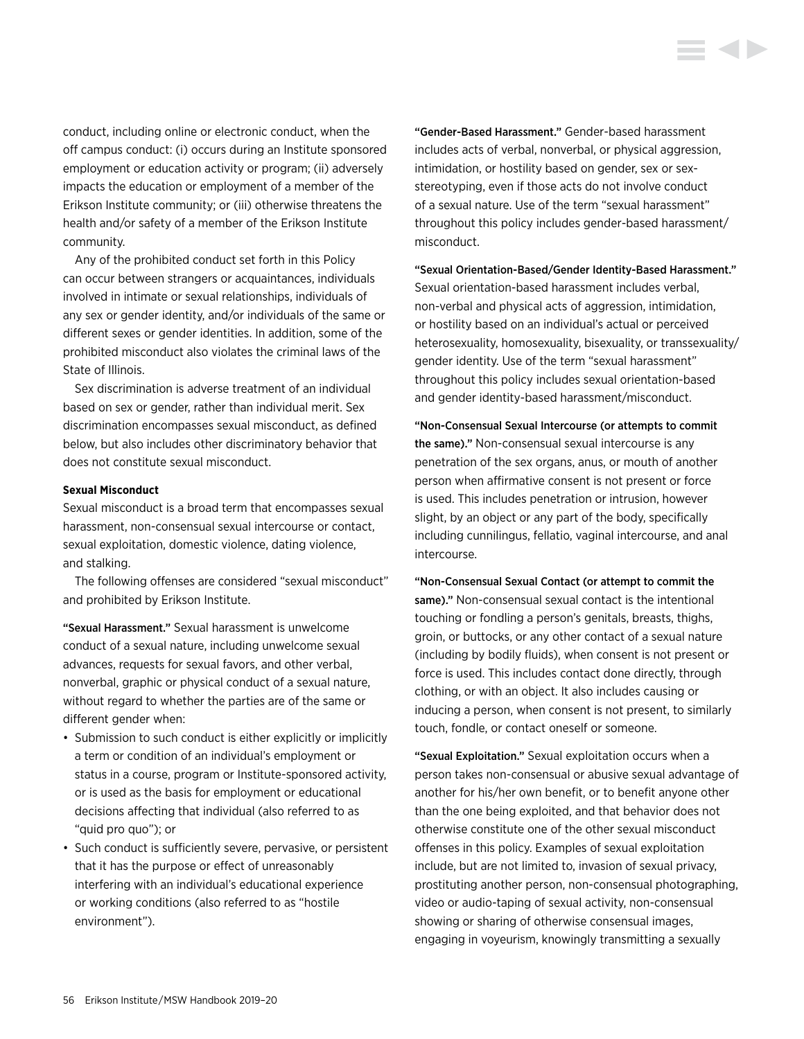conduct, including online or electronic conduct, when the off campus conduct: (i) occurs during an Institute sponsored employment or education activity or program; (ii) adversely impacts the education or employment of a member of the Erikson Institute community; or (iii) otherwise threatens the health and/or safety of a member of the Erikson Institute community.

Any of the prohibited conduct set forth in this Policy can occur between strangers or acquaintances, individuals involved in intimate or sexual relationships, individuals of any sex or gender identity, and/or individuals of the same or different sexes or gender identities. In addition, some of the prohibited misconduct also violates the criminal laws of the State of Illinois.

Sex discrimination is adverse treatment of an individual based on sex or gender, rather than individual merit. Sex discrimination encompasses sexual misconduct, as defined below, but also includes other discriminatory behavior that does not constitute sexual misconduct.

**Sexual Misconduct**

Sexual misconduct is a broad term that encompasses sexual harassment, non-consensual sexual intercourse or contact, sexual exploitation, domestic violence, dating violence, and stalking.

The following offenses are considered "sexual misconduct" and prohibited by Erikson Institute.

**"Sexual Harassment."** Sexual harassment is unwelcome conduct of a sexual nature, including unwelcome sexual advances, requests for sexual favors, and other verbal, nonverbal, graphic or physical conduct of a sexual nature, without regard to whether the parties are of the same or different gender when:

- Submission to such conduct is either explicitly or implicitly a term or condition of an individual's employment or status in a course, program or Institute-sponsored activity, or is used as the basis for employment or educational decisions affecting that individual (also referred to as "quid pro quo"); or
- Such conduct is sufficiently severe, pervasive, or persistent that it has the purpose or effect of unreasonably interfering with an individual's educational experience or working conditions (also referred to as "hostile environment").

**"Gender-Based Harassment."** Gender-based harassment includes acts of verbal, nonverbal, or physical aggression, intimidation, or hostility based on gender, sex or sex-stereotyping, even if those acts do not involve conduct of a sexual nature. Use of the term "sexual harassment" throughout this policy includes gender-based harassment/misconduct.

**"Sexual Orientation-Based/Gender Identity-Based Harassment."** Sexual orientation-based harassment includes verbal, non-verbal and physical acts of aggression, intimidation, or hostility based on an individual's actual or perceived heterosexuality, homosexuality, bisexuality, or transsexuality/gender identity. Use of the term "sexual harassment" throughout this policy includes sexual orientation-based and gender identity-based harassment/misconduct.

**"Non-Consensual Sexual Intercourse (or attempts to commit the same)."** Non-consensual sexual intercourse is any penetration of the sex organs, anus, or mouth of another person when affirmative consent is not present or force is used. This includes penetration or intrusion, however slight, by an object or any part of the body, specifically including cunnilingus, fellatio, vaginal intercourse, and anal intercourse.

**"Non-Consensual Sexual Contact (or attempt to commit the same)."** Non-consensual sexual contact is the intentional touching or fondling a person's genitals, breasts, thighs, groin, or buttocks, or any other contact of a sexual nature (including by bodily fluids), when consent is not present or force is used. This includes contact done directly, through clothing, or with an object. It also includes causing or inducing a person, when consent is not present, to similarly touch, fondle, or contact oneself or someone.

**"Sexual Exploitation."** Sexual exploitation occurs when a person takes non-consensual or abusive sexual advantage of another for his/her own benefit, or to benefit anyone other than the one being exploited, and that behavior does not otherwise constitute one of the other sexual misconduct offenses in this policy. Examples of sexual exploitation include, but are not limited to, invasion of sexual privacy, prostituting another person, non-consensual photographing, video or audio-taping of sexual activity, non-consensual showing or sharing of otherwise consensual images, engaging in voyeurism, knowingly transmitting a sexually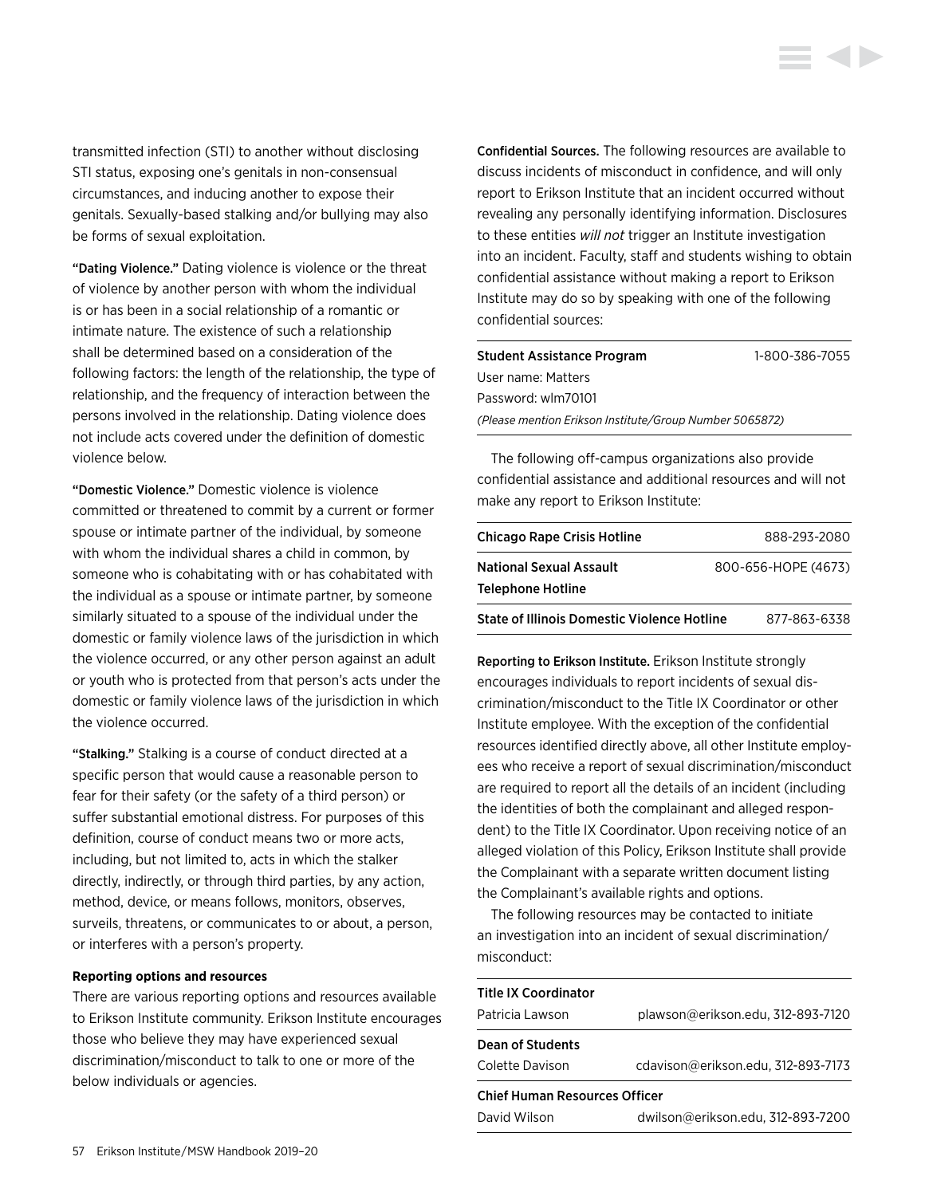transmitted infection (STI) to another without disclosing STI status, exposing one's genitals in non-consensual circumstances, and inducing another to expose their genitals. Sexually-based stalking and/or bullying may also be forms of sexual exploitation.

**"Dating Violence."** Dating violence is violence or the threat of violence by another person with whom the individual is or has been in a social relationship of a romantic or intimate nature. The existence of such a relationship shall be determined based on a consideration of the following factors: the length of the relationship, the type of relationship, and the frequency of interaction between the persons involved in the relationship. Dating violence does not include acts covered under the definition of domestic violence below.

**"Domestic Violence."** Domestic violence is violence committed or threatened to commit by a current or former spouse or intimate partner of the individual, by someone with whom the individual shares a child in common, by someone who is cohabitating with or has cohabitated with the individual as a spouse or intimate partner, by someone similarly situated to a spouse of the individual under the domestic or family violence laws of the jurisdiction in which the violence occurred, or any other person against an adult or youth who is protected from that person's acts under the domestic or family violence laws of the jurisdiction in which the violence occurred.

**"Stalking."** Stalking is a course of conduct directed at a specific person that would cause a reasonable person to fear for their safety (or the safety of a third person) or suffer substantial emotional distress. For purposes of this definition, course of conduct means two or more acts, including, but not limited to, acts in which the stalker directly, indirectly, or through third parties, by any action, method, device, or means follows, monitors, observes, surveils, threatens, or communicates to or about, a person, or interferes with a person's property.

**Reporting options and resources**

There are various reporting options and resources available to Erikson Institute community. Erikson Institute encourages those who believe they may have experienced sexual discrimination/misconduct to talk to one or more of the below individuals or agencies.

**Confidential Sources.** The following resources are available to discuss incidents of misconduct in confidence, and will only report to Erikson Institute that an incident occurred without revealing any personally identifying information. Disclosures to these entities *will not* trigger an Institute investigation into an incident. Faculty, staff and students wishing to obtain confidential assistance without making a report to Erikson Institute may do so by speaking with one of the following confidential sources:

**Student Assistance Program** 1-800-386-7055
User name: Matters
Password: wlm70101
*(Please mention Erikson Institute/Group Number 5065872)*

The following off-campus organizations also provide confidential assistance and additional resources and will not make any report to Erikson Institute:

| | |
|---|---|
| **Chicago Rape Crisis Hotline** | 888-293-2080 |
| **National Sexual Assault Telephone Hotline** | 800-656-HOPE (4673) |
| **State of Illinois Domestic Violence Hotline** | 877-863-6338 |

**Reporting to Erikson Institute.** Erikson Institute strongly encourages individuals to report incidents of sexual discrimination/misconduct to the Title IX Coordinator or other Institute employee. With the exception of the confidential resources identified directly above, all other Institute employees who receive a report of sexual discrimination/misconduct are required to report all the details of an incident (including the identities of both the complainant and alleged respondent) to the Title IX Coordinator. Upon receiving notice of an alleged violation of this Policy, Erikson Institute shall provide the Complainant with a separate written document listing the Complainant's available rights and options.

The following resources may be contacted to initiate an investigation into an incident of sexual discrimination/misconduct:

| | |
|---|---|
| **Title IX Coordinator** | |
| Patricia Lawson | plawson@erikson.edu, 312-893-7120 |
| **Dean of Students** | |
| Colette Davison | cdavison@erikson.edu, 312-893-7173 |
| **Chief Human Resources Officer** | |
| David Wilson | dwilson@erikson.edu, 312-893-7200 |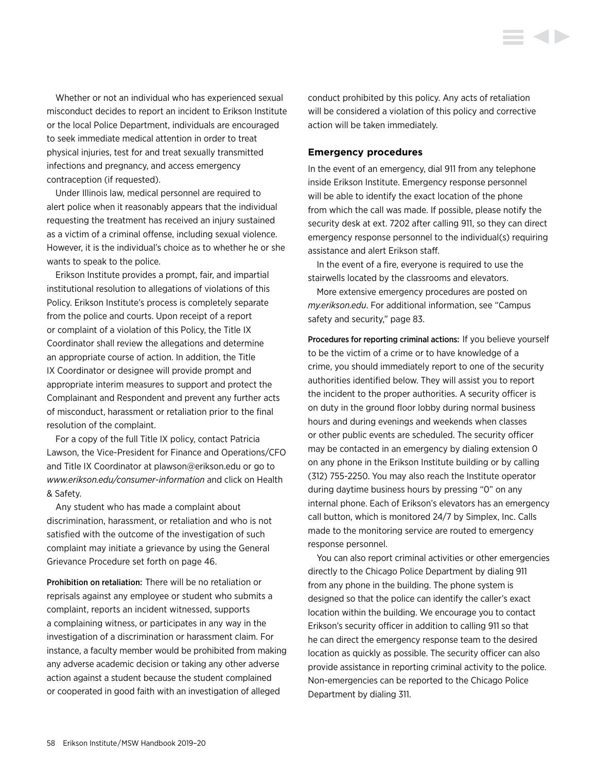Whether or not an individual who has experienced sexual misconduct decides to report an incident to Erikson Institute or the local Police Department, individuals are encouraged to seek immediate medical attention in order to treat physical injuries, test for and treat sexually transmitted infections and pregnancy, and access emergency contraception (if requested).

Under Illinois law, medical personnel are required to alert police when it reasonably appears that the individual requesting the treatment has received an injury sustained as a victim of a criminal offense, including sexual violence. However, it is the individual's choice as to whether he or she wants to speak to the police.

Erikson Institute provides a prompt, fair, and impartial institutional resolution to allegations of violations of this Policy. Erikson Institute's process is completely separate from the police and courts. Upon receipt of a report or complaint of a violation of this Policy, the Title IX Coordinator shall review the allegations and determine an appropriate course of action. In addition, the Title IX Coordinator or designee will provide prompt and appropriate interim measures to support and protect the Complainant and Respondent and prevent any further acts of misconduct, harassment or retaliation prior to the final resolution of the complaint.

For a copy of the full Title IX policy, contact Patricia Lawson, the Vice-President for Finance and Operations/CFO and Title IX Coordinator at plawson@erikson.edu or go to *www.erikson.edu/consumer-information* and click on Health & Safety.

Any student who has made a complaint about discrimination, harassment, or retaliation and who is not satisfied with the outcome of the investigation of such complaint may initiate a grievance by using the General Grievance Procedure set forth on page 46.

**Prohibition on retaliation:** There will be no retaliation or reprisals against any employee or student who submits a complaint, reports an incident witnessed, supports a complaining witness, or participates in any way in the investigation of a discrimination or harassment claim. For instance, a faculty member would be prohibited from making any adverse academic decision or taking any other adverse action against a student because the student complained or cooperated in good faith with an investigation of alleged conduct prohibited by this policy. Any acts of retaliation will be considered a violation of this policy and corrective action will be taken immediately.

### Emergency procedures

In the event of an emergency, dial 911 from any telephone inside Erikson Institute. Emergency response personnel will be able to identify the exact location of the phone from which the call was made. If possible, please notify the security desk at ext. 7202 after calling 911, so they can direct emergency response personnel to the individual(s) requiring assistance and alert Erikson staff.

In the event of a fire, everyone is required to use the stairwells located by the classrooms and elevators.

More extensive emergency procedures are posted on *my.erikson.edu*. For additional information, see "Campus safety and security," page 83.

**Procedures for reporting criminal actions:** If you believe yourself to be the victim of a crime or to have knowledge of a crime, you should immediately report to one of the security authorities identified below. They will assist you to report the incident to the proper authorities. A security officer is on duty in the ground floor lobby during normal business hours and during evenings and weekends when classes or other public events are scheduled. The security officer may be contacted in an emergency by dialing extension 0 on any phone in the Erikson Institute building or by calling (312) 755-2250. You may also reach the Institute operator during daytime business hours by pressing "0" on any internal phone. Each of Erikson's elevators has an emergency call button, which is monitored 24/7 by Simplex, Inc. Calls made to the monitoring service are routed to emergency response personnel.

You can also report criminal activities or other emergencies directly to the Chicago Police Department by dialing 911 from any phone in the building. The phone system is designed so that the police can identify the caller's exact location within the building. We encourage you to contact Erikson's security officer in addition to calling 911 so that he can direct the emergency response team to the desired location as quickly as possible. The security officer can also provide assistance in reporting criminal activity to the police. Non-emergencies can be reported to the Chicago Police Department by dialing 311.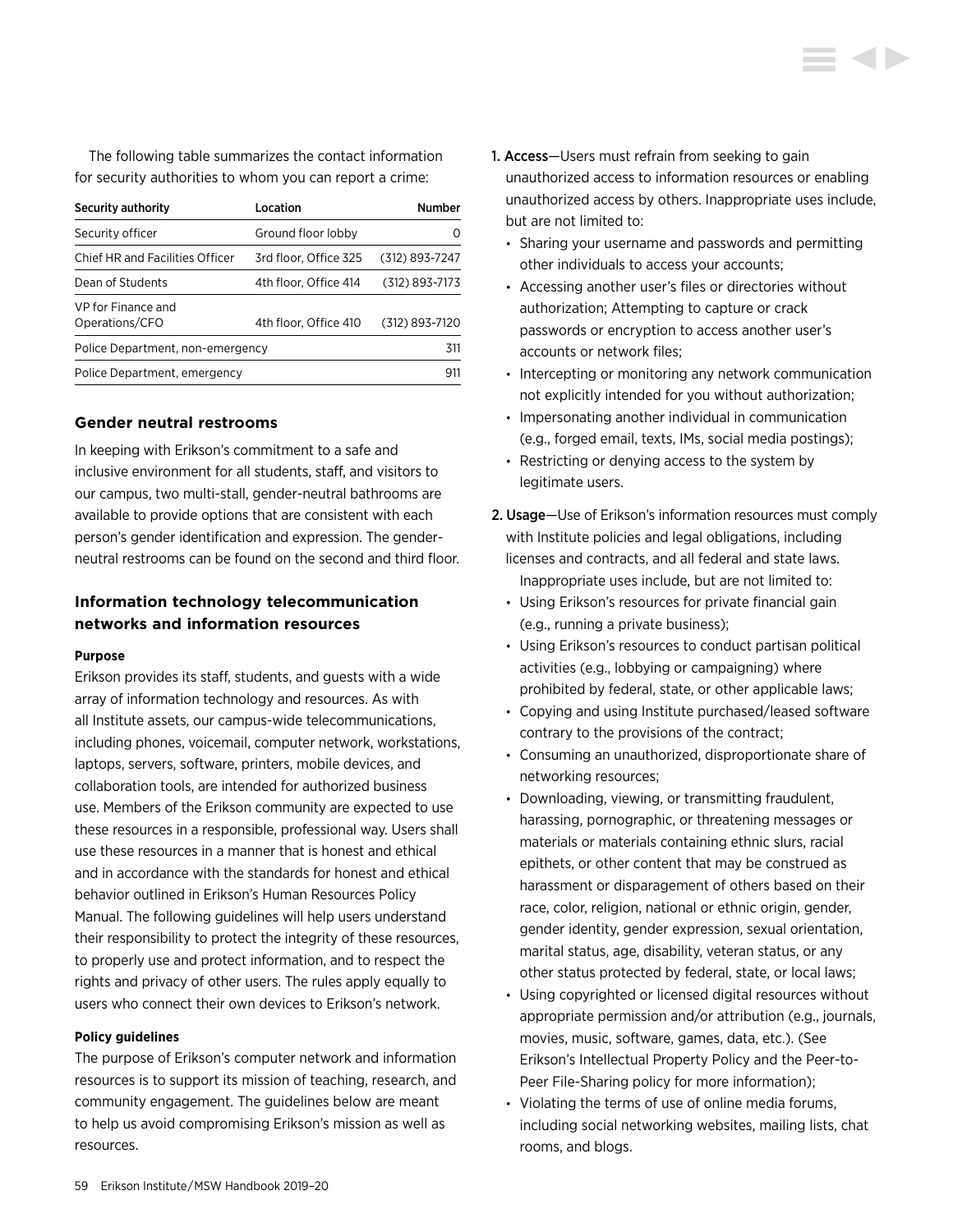The following table summarizes the contact information for security authorities to whom you can report a crime:

| Security authority | Location | Number |
|---|---|---|
| Security officer | Ground floor lobby | 0 |
| Chief HR and Facilities Officer | 3rd floor, Office 325 | (312) 893-7247 |
| Dean of Students | 4th floor, Office 414 | (312) 893-7173 |
| VP for Finance and Operations/CFO | 4th floor, Office 410 | (312) 893-7120 |
| Police Department, non-emergency | | 311 |
| Police Department, emergency | | 911 |

### Gender neutral restrooms

In keeping with Erikson's commitment to a safe and inclusive environment for all students, staff, and visitors to our campus, two multi-stall, gender-neutral bathrooms are available to provide options that are consistent with each person's gender identification and expression. The gender-neutral restrooms can be found on the second and third floor.

### Information technology telecommunication networks and information resources

#### Purpose

Erikson provides its staff, students, and guests with a wide array of information technology and resources. As with all Institute assets, our campus-wide telecommunications, including phones, voicemail, computer network, workstations, laptops, servers, software, printers, mobile devices, and collaboration tools, are intended for authorized business use. Members of the Erikson community are expected to use these resources in a responsible, professional way. Users shall use these resources in a manner that is honest and ethical and in accordance with the standards for honest and ethical behavior outlined in Erikson's Human Resources Policy Manual. The following guidelines will help users understand their responsibility to protect the integrity of these resources, to properly use and protect information, and to respect the rights and privacy of other users. The rules apply equally to users who connect their own devices to Erikson's network.

#### Policy guidelines

The purpose of Erikson's computer network and information resources is to support its mission of teaching, research, and community engagement. The guidelines below are meant to help us avoid compromising Erikson's mission as well as resources.

1. **Access**—Users must refrain from seeking to gain unauthorized access to information resources or enabling unauthorized access by others. Inappropriate uses include, but are not limited to:
   - Sharing your username and passwords and permitting other individuals to access your accounts;
   - Accessing another user's files or directories without authorization; Attempting to capture or crack passwords or encryption to access another user's accounts or network files;
   - Intercepting or monitoring any network communication not explicitly intended for you without authorization;
   - Impersonating another individual in communication (e.g., forged email, texts, IMs, social media postings);
   - Restricting or denying access to the system by legitimate users.
2. **Usage**—Use of Erikson's information resources must comply with Institute policies and legal obligations, including licenses and contracts, and all federal and state laws. Inappropriate uses include, but are not limited to:
   - Using Erikson's resources for private financial gain (e.g., running a private business);
   - Using Erikson's resources to conduct partisan political activities (e.g., lobbying or campaigning) where prohibited by federal, state, or other applicable laws;
   - Copying and using Institute purchased/leased software contrary to the provisions of the contract;
   - Consuming an unauthorized, disproportionate share of networking resources;
   - Downloading, viewing, or transmitting fraudulent, harassing, pornographic, or threatening messages or materials or materials containing ethnic slurs, racial epithets, or other content that may be construed as harassment or disparagement of others based on their race, color, religion, national or ethnic origin, gender, gender identity, gender expression, sexual orientation, marital status, age, disability, veteran status, or any other status protected by federal, state, or local laws;
   - Using copyrighted or licensed digital resources without appropriate permission and/or attribution (e.g., journals, movies, music, software, games, data, etc.). (See Erikson's Intellectual Property Policy and the Peer-to-Peer File-Sharing policy for more information);
   - Violating the terms of use of online media forums, including social networking websites, mailing lists, chat rooms, and blogs.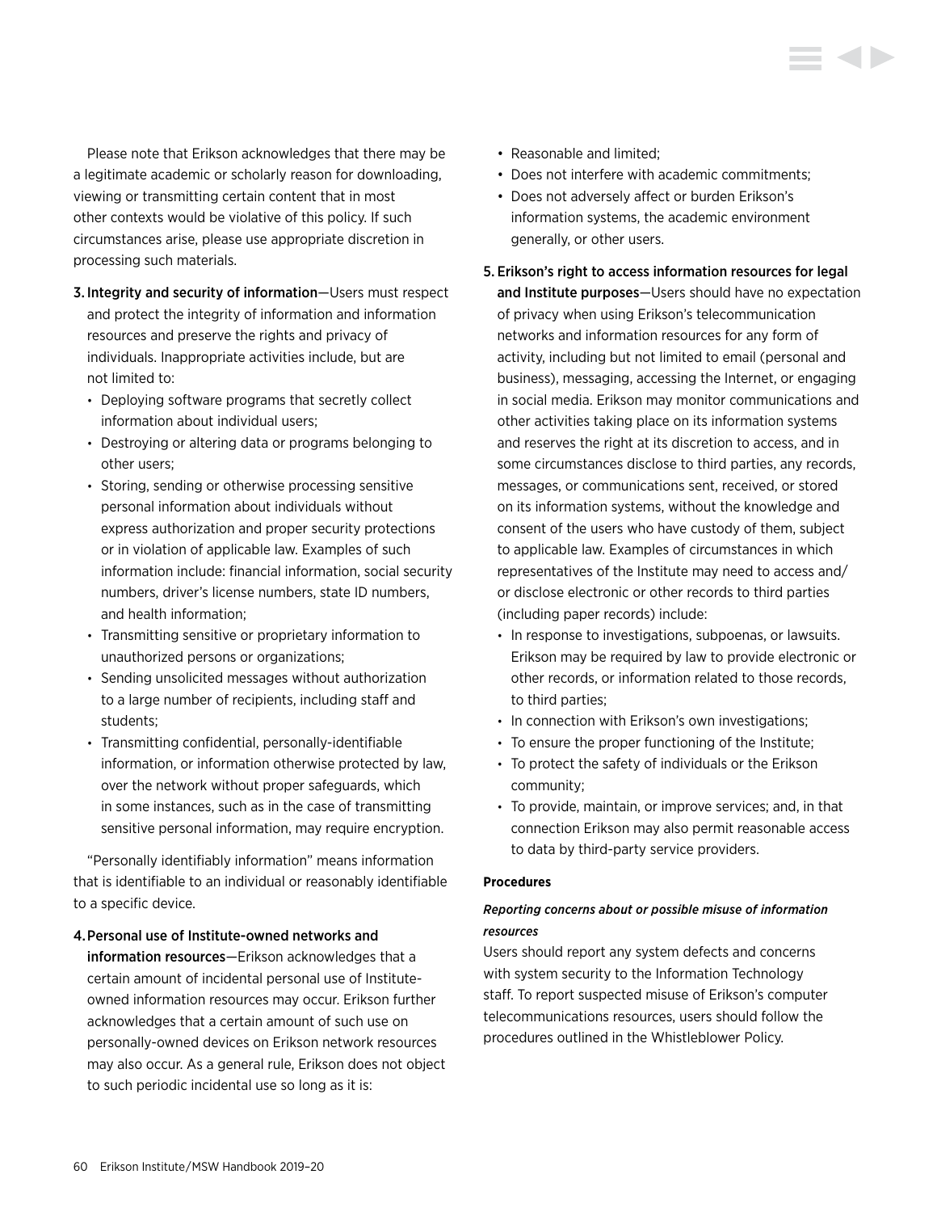Please note that Erikson acknowledges that there may be a legitimate academic or scholarly reason for downloading, viewing or transmitting certain content that in most other contexts would be violative of this policy. If such circumstances arise, please use appropriate discretion in processing such materials.

3. **Integrity and security of information**—Users must respect and protect the integrity of information and information resources and preserve the rights and privacy of individuals. Inappropriate activities include, but are not limited to:
   - Deploying software programs that secretly collect information about individual users;
   - Destroying or altering data or programs belonging to other users;
   - Storing, sending or otherwise processing sensitive personal information about individuals without express authorization and proper security protections or in violation of applicable law. Examples of such information include: financial information, social security numbers, driver's license numbers, state ID numbers, and health information;
   - Transmitting sensitive or proprietary information to unauthorized persons or organizations;
   - Sending unsolicited messages without authorization to a large number of recipients, including staff and students;
   - Transmitting confidential, personally-identifiable information, or information otherwise protected by law, over the network without proper safeguards, which in some instances, such as in the case of transmitting sensitive personal information, may require encryption.

"Personally identifiably information" means information that is identifiable to an individual or reasonably identifiable to a specific device.

4. **Personal use of Institute-owned networks and information resources**—Erikson acknowledges that a certain amount of incidental personal use of Institute-owned information resources may occur. Erikson further acknowledges that a certain amount of such use on personally-owned devices on Erikson network resources may also occur. As a general rule, Erikson does not object to such periodic incidental use so long as it is:
   - Reasonable and limited;
   - Does not interfere with academic commitments;
   - Does not adversely affect or burden Erikson's information systems, the academic environment generally, or other users.

5. **Erikson's right to access information resources for legal and Institute purposes**—Users should have no expectation of privacy when using Erikson's telecommunication networks and information resources for any form of activity, including but not limited to email (personal and business), messaging, accessing the Internet, or engaging in social media. Erikson may monitor communications and other activities taking place on its information systems and reserves the right at its discretion to access, and in some circumstances disclose to third parties, any records, messages, or communications sent, received, or stored on its information systems, without the knowledge and consent of the users who have custody of them, subject to applicable law. Examples of circumstances in which representatives of the Institute may need to access and/or disclose electronic or other records to third parties (including paper records) include:
   - In response to investigations, subpoenas, or lawsuits. Erikson may be required by law to provide electronic or other records, or information related to those records, to third parties;
   - In connection with Erikson's own investigations;
   - To ensure the proper functioning of the Institute;
   - To protect the safety of individuals or the Erikson community;
   - To provide, maintain, or improve services; and, in that connection Erikson may also permit reasonable access to data by third-party service providers.

#### Procedures

***Reporting concerns about or possible misuse of information resources***

Users should report any system defects and concerns with system security to the Information Technology staff. To report suspected misuse of Erikson's computer telecommunications resources, users should follow the procedures outlined in the Whistleblower Policy.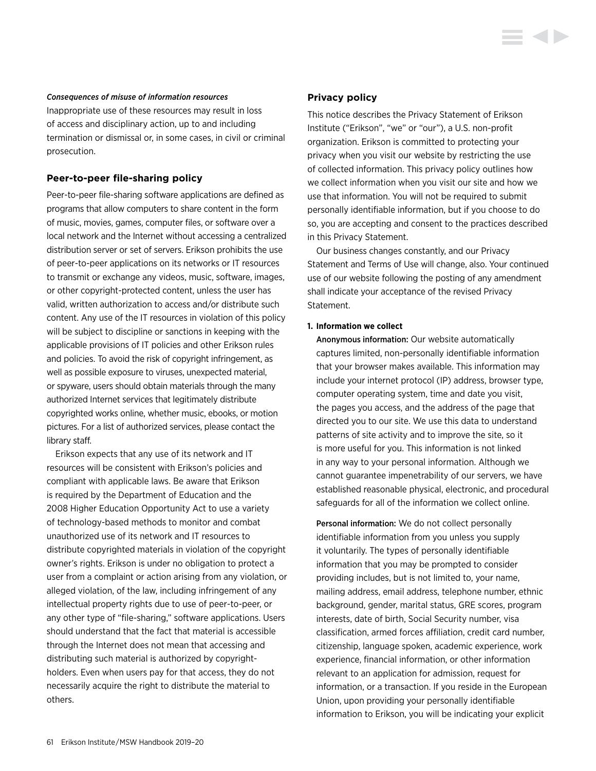*Consequences of misuse of information resources*

Inappropriate use of these resources may result in loss of access and disciplinary action, up to and including termination or dismissal or, in some cases, in civil or criminal prosecution.

### Peer-to-peer file-sharing policy

Peer-to-peer file-sharing software applications are defined as programs that allow computers to share content in the form of music, movies, games, computer files, or software over a local network and the Internet without accessing a centralized distribution server or set of servers. Erikson prohibits the use of peer-to-peer applications on its networks or IT resources to transmit or exchange any videos, music, software, images, or other copyright-protected content, unless the user has valid, written authorization to access and/or distribute such content. Any use of the IT resources in violation of this policy will be subject to discipline or sanctions in keeping with the applicable provisions of IT policies and other Erikson rules and policies. To avoid the risk of copyright infringement, as well as possible exposure to viruses, unexpected material, or spyware, users should obtain materials through the many authorized Internet services that legitimately distribute copyrighted works online, whether music, ebooks, or motion pictures. For a list of authorized services, please contact the library staff.

Erikson expects that any use of its network and IT resources will be consistent with Erikson's policies and compliant with applicable laws. Be aware that Erikson is required by the Department of Education and the 2008 Higher Education Opportunity Act to use a variety of technology-based methods to monitor and combat unauthorized use of its network and IT resources to distribute copyrighted materials in violation of the copyright owner's rights. Erikson is under no obligation to protect a user from a complaint or action arising from any violation, or alleged violation, of the law, including infringement of any intellectual property rights due to use of peer-to-peer, or any other type of "file-sharing," software applications. Users should understand that the fact that material is accessible through the Internet does not mean that accessing and distributing such material is authorized by copyright-holders. Even when users pay for that access, they do not necessarily acquire the right to distribute the material to others.

### Privacy policy

This notice describes the Privacy Statement of Erikson Institute ("Erikson", "we" or "our"), a U.S. non-profit organization. Erikson is committed to protecting your privacy when you visit our website by restricting the use of collected information. This privacy policy outlines how we collect information when you visit our site and how we use that information. You will not be required to submit personally identifiable information, but if you choose to do so, you are accepting and consent to the practices described in this Privacy Statement.

Our business changes constantly, and our Privacy Statement and Terms of Use will change, also. Your continued use of our website following the posting of any amendment shall indicate your acceptance of the revised Privacy Statement.

**1. Information we collect**

**Anonymous information:** Our website automatically captures limited, non-personally identifiable information that your browser makes available. This information may include your internet protocol (IP) address, browser type, computer operating system, time and date you visit, the pages you access, and the address of the page that directed you to our site. We use this data to understand patterns of site activity and to improve the site, so it is more useful for you. This information is not linked in any way to your personal information. Although we cannot guarantee impenetrability of our servers, we have established reasonable physical, electronic, and procedural safeguards for all of the information we collect online.

**Personal information:** We do not collect personally identifiable information from you unless you supply it voluntarily. The types of personally identifiable information that you may be prompted to consider providing includes, but is not limited to, your name, mailing address, email address, telephone number, ethnic background, gender, marital status, GRE scores, program interests, date of birth, Social Security number, visa classification, armed forces affiliation, credit card number, citizenship, language spoken, academic experience, work experience, financial information, or other information relevant to an application for admission, request for information, or a transaction. If you reside in the European Union, upon providing your personally identifiable information to Erikson, you will be indicating your explicit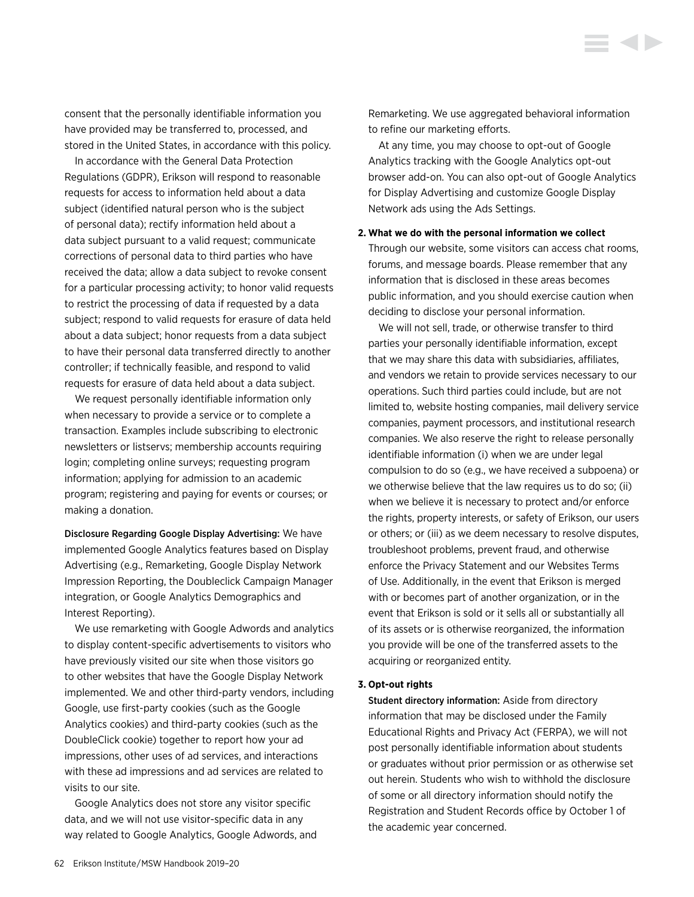consent that the personally identifiable information you have provided may be transferred to, processed, and stored in the United States, in accordance with this policy.

In accordance with the General Data Protection Regulations (GDPR), Erikson will respond to reasonable requests for access to information held about a data subject (identified natural person who is the subject of personal data); rectify information held about a data subject pursuant to a valid request; communicate corrections of personal data to third parties who have received the data; allow a data subject to revoke consent for a particular processing activity; to honor valid requests to restrict the processing of data if requested by a data subject; respond to valid requests for erasure of data held about a data subject; honor requests from a data subject to have their personal data transferred directly to another controller; if technically feasible, and respond to valid requests for erasure of data held about a data subject.

We request personally identifiable information only when necessary to provide a service or to complete a transaction. Examples include subscribing to electronic newsletters or listservs; membership accounts requiring login; completing online surveys; requesting program information; applying for admission to an academic program; registering and paying for events or courses; or making a donation.

**Disclosure Regarding Google Display Advertising:** We have implemented Google Analytics features based on Display Advertising (e.g., Remarketing, Google Display Network Impression Reporting, the Doubleclick Campaign Manager integration, or Google Analytics Demographics and Interest Reporting).

We use remarketing with Google Adwords and analytics to display content-specific advertisements to visitors who have previously visited our site when those visitors go to other websites that have the Google Display Network implemented. We and other third-party vendors, including Google, use first-party cookies (such as the Google Analytics cookies) and third-party cookies (such as the DoubleClick cookie) together to report how your ad impressions, other uses of ad services, and interactions with these ad impressions and ad services are related to visits to our site.

Google Analytics does not store any visitor specific data, and we will not use visitor-specific data in any way related to Google Analytics, Google Adwords, and Remarketing. We use aggregated behavioral information to refine our marketing efforts.

At any time, you may choose to opt-out of Google Analytics tracking with the Google Analytics opt-out browser add-on. You can also opt-out of Google Analytics for Display Advertising and customize Google Display Network ads using the Ads Settings.

**2. What we do with the personal information we collect**

Through our website, some visitors can access chat rooms, forums, and message boards. Please remember that any information that is disclosed in these areas becomes public information, and you should exercise caution when deciding to disclose your personal information.

We will not sell, trade, or otherwise transfer to third parties your personally identifiable information, except that we may share this data with subsidiaries, affiliates, and vendors we retain to provide services necessary to our operations. Such third parties could include, but are not limited to, website hosting companies, mail delivery service companies, payment processors, and institutional research companies. We also reserve the right to release personally identifiable information (i) when we are under legal compulsion to do so (e.g., we have received a subpoena) or we otherwise believe that the law requires us to do so; (ii) when we believe it is necessary to protect and/or enforce the rights, property interests, or safety of Erikson, our users or others; or (iii) as we deem necessary to resolve disputes, troubleshoot problems, prevent fraud, and otherwise enforce the Privacy Statement and our Websites Terms of Use. Additionally, in the event that Erikson is merged with or becomes part of another organization, or in the event that Erikson is sold or it sells all or substantially all of its assets or is otherwise reorganized, the information you provide will be one of the transferred assets to the acquiring or reorganized entity.

**3. Opt-out rights**

**Student directory information:** Aside from directory information that may be disclosed under the Family Educational Rights and Privacy Act (FERPA), we will not post personally identifiable information about students or graduates without prior permission or as otherwise set out herein. Students who wish to withhold the disclosure of some or all directory information should notify the Registration and Student Records office by October 1 of the academic year concerned.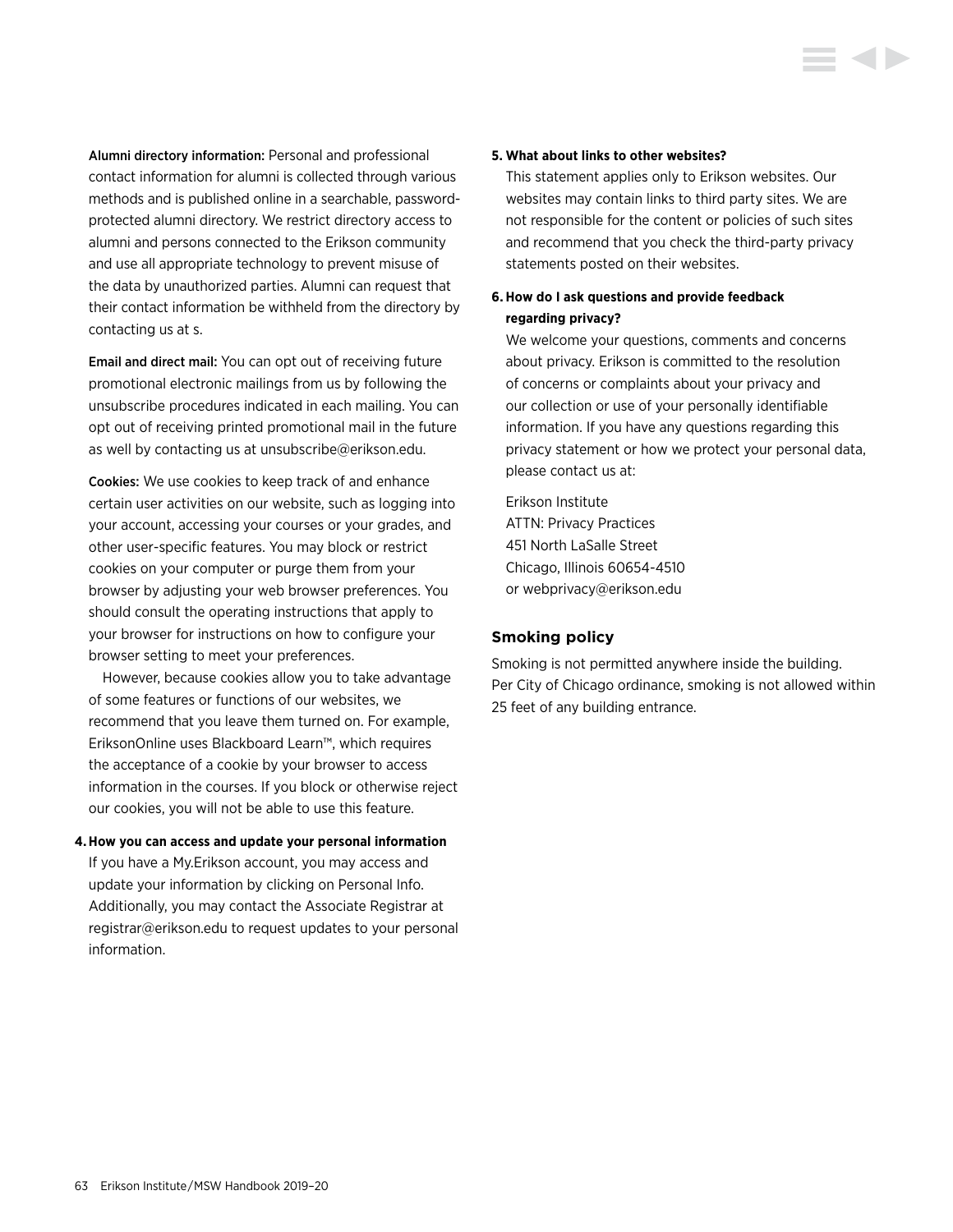**Alumni directory information:** Personal and professional contact information for alumni is collected through various methods and is published online in a searchable, password-protected alumni directory. We restrict directory access to alumni and persons connected to the Erikson community and use all appropriate technology to prevent misuse of the data by unauthorized parties. Alumni can request that their contact information be withheld from the directory by contacting us at s.

**Email and direct mail:** You can opt out of receiving future promotional electronic mailings from us by following the unsubscribe procedures indicated in each mailing. You can opt out of receiving printed promotional mail in the future as well by contacting us at unsubscribe@erikson.edu.

**Cookies:** We use cookies to keep track of and enhance certain user activities on our website, such as logging into your account, accessing your courses or your grades, and other user-specific features. You may block or restrict cookies on your computer or purge them from your browser by adjusting your web browser preferences. You should consult the operating instructions that apply to your browser for instructions on how to configure your browser setting to meet your preferences.

However, because cookies allow you to take advantage of some features or functions of our websites, we recommend that you leave them turned on. For example, EriksonOnline uses Blackboard Learn™, which requires the acceptance of a cookie by your browser to access information in the courses. If you block or otherwise reject our cookies, you will not be able to use this feature.

**4. How you can access and update your personal information**

If you have a My.Erikson account, you may access and update your information by clicking on Personal Info. Additionally, you may contact the Associate Registrar at registrar@erikson.edu to request updates to your personal information.

**5. What about links to other websites?**

This statement applies only to Erikson websites. Our websites may contain links to third party sites. We are not responsible for the content or policies of such sites and recommend that you check the third-party privacy statements posted on their websites.

**6. How do I ask questions and provide feedback regarding privacy?**

We welcome your questions, comments and concerns about privacy. Erikson is committed to the resolution of concerns or complaints about your privacy and our collection or use of your personally identifiable information. If you have any questions regarding this privacy statement or how we protect your personal data, please contact us at:

Erikson Institute
ATTN: Privacy Practices
451 North LaSalle Street
Chicago, Illinois 60654-4510
or webprivacy@erikson.edu

## Smoking policy

Smoking is not permitted anywhere inside the building. Per City of Chicago ordinance, smoking is not allowed within 25 feet of any building entrance.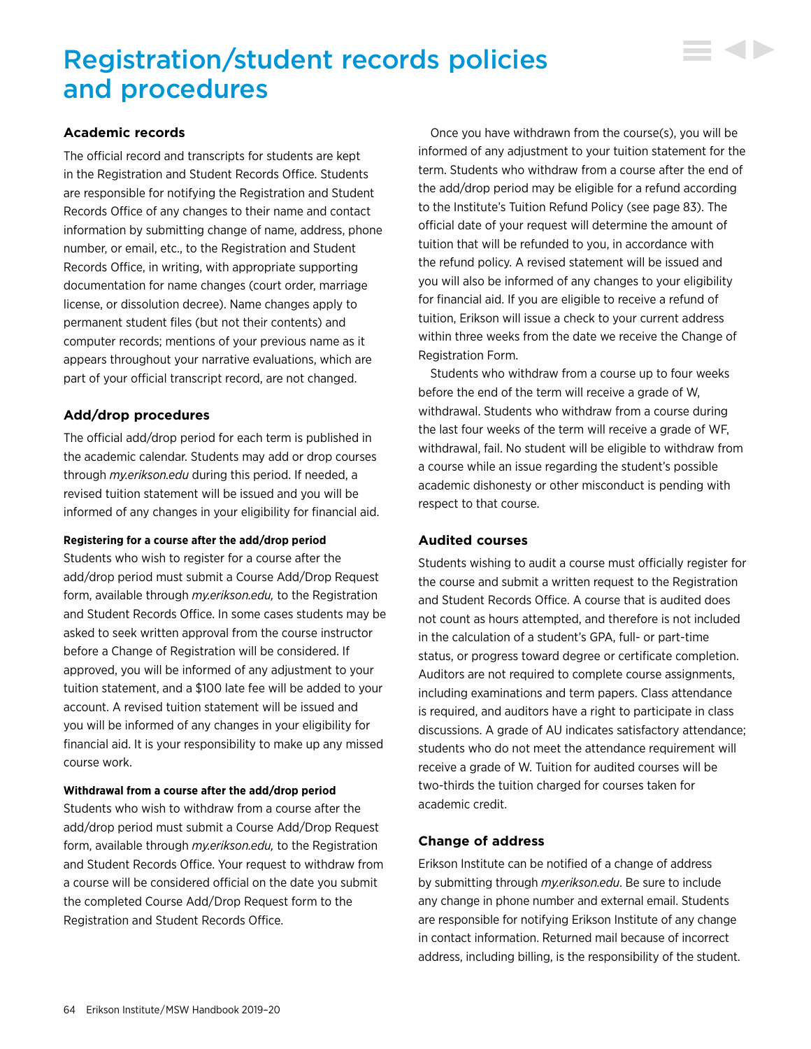# Registration/student records policies and procedures

## Academic records

The official record and transcripts for students are kept in the Registration and Student Records Office. Students are responsible for notifying the Registration and Student Records Office of any changes to their name and contact information by submitting change of name, address, phone number, or email, etc., to the Registration and Student Records Office, in writing, with appropriate supporting documentation for name changes (court order, marriage license, or dissolution decree). Name changes apply to permanent student files (but not their contents) and computer records; mentions of your previous name as it appears throughout your narrative evaluations, which are part of your official transcript record, are not changed.

## Add/drop procedures

The official add/drop period for each term is published in the academic calendar. Students may add or drop courses through *my.erikson.edu* during this period. If needed, a revised tuition statement will be issued and you will be informed of any changes in your eligibility for financial aid.

#### Registering for a course after the add/drop period

Students who wish to register for a course after the add/drop period must submit a Course Add/Drop Request form, available through *my.erikson.edu,* to the Registration and Student Records Office. In some cases students may be asked to seek written approval from the course instructor before a Change of Registration will be considered. If approved, you will be informed of any adjustment to your tuition statement, and a $100 late fee will be added to your account. A revised tuition statement will be issued and you will be informed of any changes in your eligibility for financial aid. It is your responsibility to make up any missed course work.

#### Withdrawal from a course after the add/drop period

Students who wish to withdraw from a course after the add/drop period must submit a Course Add/Drop Request form, available through *my.erikson.edu,* to the Registration and Student Records Office. Your request to withdraw from a course will be considered official on the date you submit the completed Course Add/Drop Request form to the Registration and Student Records Office.

Once you have withdrawn from the course(s), you will be informed of any adjustment to your tuition statement for the term. Students who withdraw from a course after the end of the add/drop period may be eligible for a refund according to the Institute's Tuition Refund Policy (see page 83). The official date of your request will determine the amount of tuition that will be refunded to you, in accordance with the refund policy. A revised statement will be issued and you will also be informed of any changes to your eligibility for financial aid. If you are eligible to receive a refund of tuition, Erikson will issue a check to your current address within three weeks from the date we receive the Change of Registration Form.

Students who withdraw from a course up to four weeks before the end of the term will receive a grade of W, withdrawal. Students who withdraw from a course during the last four weeks of the term will receive a grade of WF, withdrawal, fail. No student will be eligible to withdraw from a course while an issue regarding the student's possible academic dishonesty or other misconduct is pending with respect to that course.

## Audited courses

Students wishing to audit a course must officially register for the course and submit a written request to the Registration and Student Records Office. A course that is audited does not count as hours attempted, and therefore is not included in the calculation of a student's GPA, full- or part-time status, or progress toward degree or certificate completion. Auditors are not required to complete course assignments, including examinations and term papers. Class attendance is required, and auditors have a right to participate in class discussions. A grade of AU indicates satisfactory attendance; students who do not meet the attendance requirement will receive a grade of W. Tuition for audited courses will be two-thirds the tuition charged for courses taken for academic credit.

## Change of address

Erikson Institute can be notified of a change of address by submitting through *my.erikson.edu*. Be sure to include any change in phone number and external email. Students are responsible for notifying Erikson Institute of any change in contact information. Returned mail because of incorrect address, including billing, is the responsibility of the student.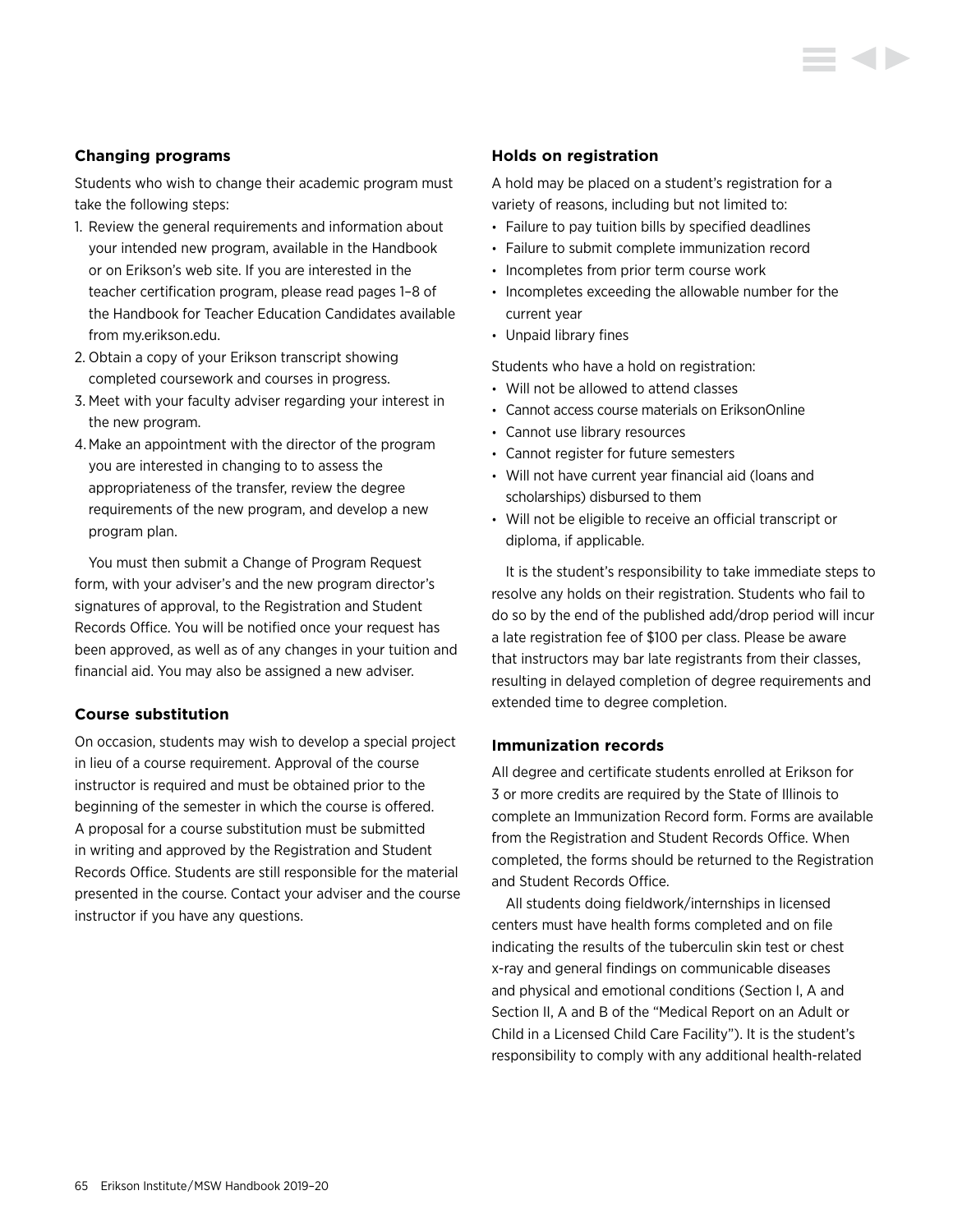### Changing programs

Students who wish to change their academic program must take the following steps:

1. Review the general requirements and information about your intended new program, available in the Handbook or on Erikson's web site. If you are interested in the teacher certification program, please read pages 1–8 of the Handbook for Teacher Education Candidates available from my.erikson.edu.
2. Obtain a copy of your Erikson transcript showing completed coursework and courses in progress.
3. Meet with your faculty adviser regarding your interest in the new program.
4. Make an appointment with the director of the program you are interested in changing to to assess the appropriateness of the transfer, review the degree requirements of the new program, and develop a new program plan.

You must then submit a Change of Program Request form, with your adviser's and the new program director's signatures of approval, to the Registration and Student Records Office. You will be notified once your request has been approved, as well as of any changes in your tuition and financial aid. You may also be assigned a new adviser.

### Course substitution

On occasion, students may wish to develop a special project in lieu of a course requirement. Approval of the course instructor is required and must be obtained prior to the beginning of the semester in which the course is offered. A proposal for a course substitution must be submitted in writing and approved by the Registration and Student Records Office. Students are still responsible for the material presented in the course. Contact your adviser and the course instructor if you have any questions.

### Holds on registration

A hold may be placed on a student's registration for a variety of reasons, including but not limited to:

- Failure to pay tuition bills by specified deadlines
- Failure to submit complete immunization record
- Incompletes from prior term course work
- Incompletes exceeding the allowable number for the current year
- Unpaid library fines

Students who have a hold on registration:

- Will not be allowed to attend classes
- Cannot access course materials on EriksonOnline
- Cannot use library resources
- Cannot register for future semesters
- Will not have current year financial aid (loans and scholarships) disbursed to them
- Will not be eligible to receive an official transcript or diploma, if applicable.

It is the student's responsibility to take immediate steps to resolve any holds on their registration. Students who fail to do so by the end of the published add/drop period will incur a late registration fee of $100 per class. Please be aware that instructors may bar late registrants from their classes, resulting in delayed completion of degree requirements and extended time to degree completion.

### Immunization records

All degree and certificate students enrolled at Erikson for 3 or more credits are required by the State of Illinois to complete an Immunization Record form. Forms are available from the Registration and Student Records Office. When completed, the forms should be returned to the Registration and Student Records Office.

All students doing fieldwork/internships in licensed centers must have health forms completed and on file indicating the results of the tuberculin skin test or chest x-ray and general findings on communicable diseases and physical and emotional conditions (Section I, A and Section II, A and B of the "Medical Report on an Adult or Child in a Licensed Child Care Facility"). It is the student's responsibility to comply with any additional health-related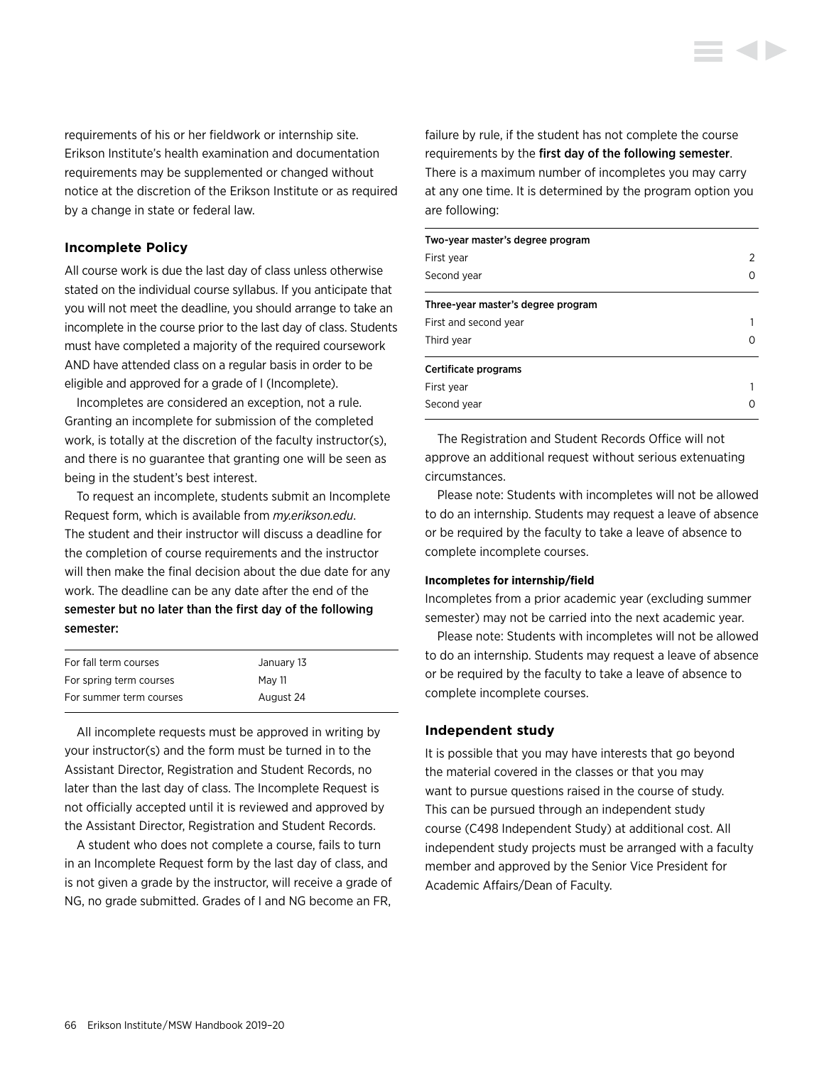requirements of his or her fieldwork or internship site. Erikson Institute's health examination and documentation requirements may be supplemented or changed without notice at the discretion of the Erikson Institute or as required by a change in state or federal law.

### Incomplete Policy

All course work is due the last day of class unless otherwise stated on the individual course syllabus. If you anticipate that you will not meet the deadline, you should arrange to take an incomplete in the course prior to the last day of class. Students must have completed a majority of the required coursework AND have attended class on a regular basis in order to be eligible and approved for a grade of I (Incomplete).

Incompletes are considered an exception, not a rule. Granting an incomplete for submission of the completed work, is totally at the discretion of the faculty instructor(s), and there is no guarantee that granting one will be seen as being in the student's best interest.

To request an incomplete, students submit an Incomplete Request form, which is available from *my.erikson.edu*. The student and their instructor will discuss a deadline for the completion of course requirements and the instructor will then make the final decision about the due date for any work. The deadline can be any date after the end of the **semester but no later than the first day of the following semester:**

| | |
|---|---|
| For fall term courses | January 13 |
| For spring term courses | May 11 |
| For summer term courses | August 24 |

All incomplete requests must be approved in writing by your instructor(s) and the form must be turned in to the Assistant Director, Registration and Student Records, no later than the last day of class. The Incomplete Request is not officially accepted until it is reviewed and approved by the Assistant Director, Registration and Student Records.

A student who does not complete a course, fails to turn in an Incomplete Request form by the last day of class, and is not given a grade by the instructor, will receive a grade of NG, no grade submitted. Grades of I and NG become an FR, failure by rule, if the student has not complete the course requirements by the **first day of the following semester**. There is a maximum number of incompletes you may carry at any one time. It is determined by the program option you are following:

| | |
|---|---|
| **Two-year master's degree program** | |
| First year | 2 |
| Second year | 0 |
| **Three-year master's degree program** | |
| First and second year | 1 |
| Third year | 0 |
| **Certificate programs** | |
| First year | 1 |
| Second year | 0 |

The Registration and Student Records Office will not approve an additional request without serious extenuating circumstances.

Please note: Students with incompletes will not be allowed to do an internship. Students may request a leave of absence or be required by the faculty to take a leave of absence to complete incomplete courses.

#### Incompletes for internship/field

Incompletes from a prior academic year (excluding summer semester) may not be carried into the next academic year.

Please note: Students with incompletes will not be allowed to do an internship. Students may request a leave of absence or be required by the faculty to take a leave of absence to complete incomplete courses.

### Independent study

It is possible that you may have interests that go beyond the material covered in the classes or that you may want to pursue questions raised in the course of study. This can be pursued through an independent study course (C498 Independent Study) at additional cost. All independent study projects must be arranged with a faculty member and approved by the Senior Vice President for Academic Affairs/Dean of Faculty.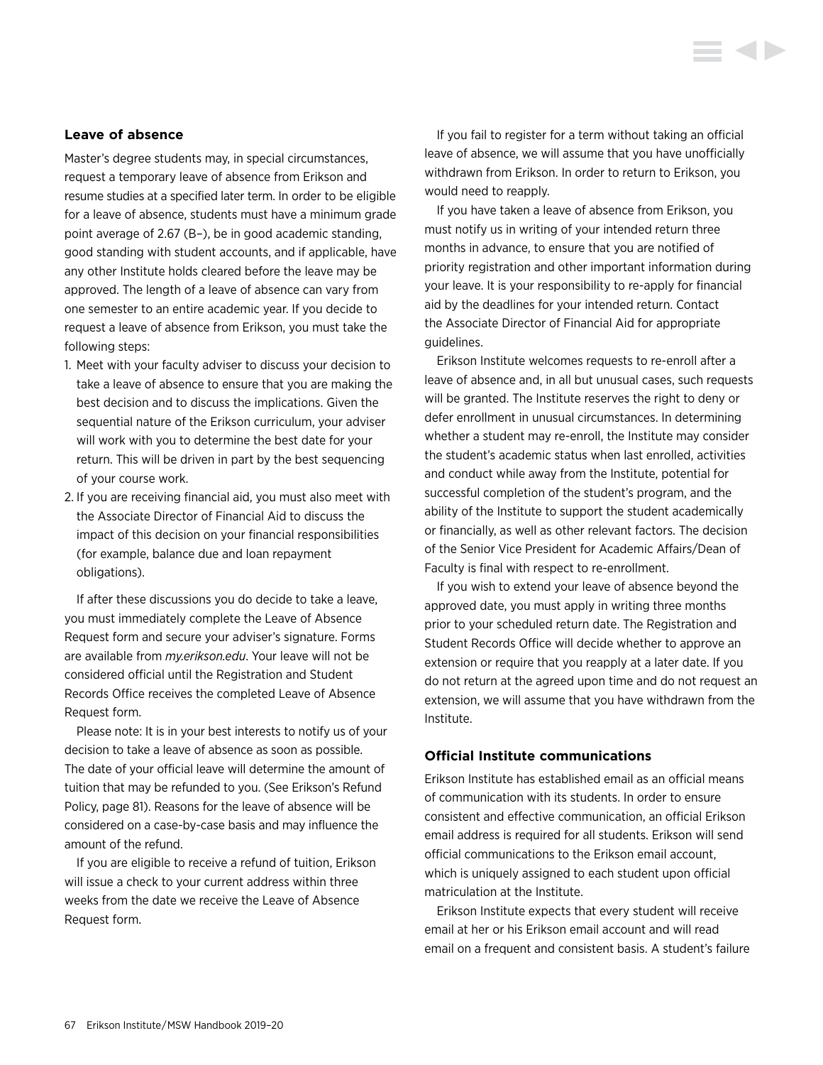### Leave of absence

Master's degree students may, in special circumstances, request a temporary leave of absence from Erikson and resume studies at a specified later term. In order to be eligible for a leave of absence, students must have a minimum grade point average of 2.67 (B–), be in good academic standing, good standing with student accounts, and if applicable, have any other Institute holds cleared before the leave may be approved. The length of a leave of absence can vary from one semester to an entire academic year. If you decide to request a leave of absence from Erikson, you must take the following steps:

1. Meet with your faculty adviser to discuss your decision to take a leave of absence to ensure that you are making the best decision and to discuss the implications. Given the sequential nature of the Erikson curriculum, your adviser will work with you to determine the best date for your return. This will be driven in part by the best sequencing of your course work.
2. If you are receiving financial aid, you must also meet with the Associate Director of Financial Aid to discuss the impact of this decision on your financial responsibilities (for example, balance due and loan repayment obligations).

If after these discussions you do decide to take a leave, you must immediately complete the Leave of Absence Request form and secure your adviser's signature. Forms are available from *my.erikson.edu*. Your leave will not be considered official until the Registration and Student Records Office receives the completed Leave of Absence Request form.

Please note: It is in your best interests to notify us of your decision to take a leave of absence as soon as possible. The date of your official leave will determine the amount of tuition that may be refunded to you. (See Erikson's Refund Policy, page 81). Reasons for the leave of absence will be considered on a case-by-case basis and may influence the amount of the refund.

If you are eligible to receive a refund of tuition, Erikson will issue a check to your current address within three weeks from the date we receive the Leave of Absence Request form.

If you fail to register for a term without taking an official leave of absence, we will assume that you have unofficially withdrawn from Erikson. In order to return to Erikson, you would need to reapply.

If you have taken a leave of absence from Erikson, you must notify us in writing of your intended return three months in advance, to ensure that you are notified of priority registration and other important information during your leave. It is your responsibility to re-apply for financial aid by the deadlines for your intended return. Contact the Associate Director of Financial Aid for appropriate guidelines.

Erikson Institute welcomes requests to re-enroll after a leave of absence and, in all but unusual cases, such requests will be granted. The Institute reserves the right to deny or defer enrollment in unusual circumstances. In determining whether a student may re-enroll, the Institute may consider the student's academic status when last enrolled, activities and conduct while away from the Institute, potential for successful completion of the student's program, and the ability of the Institute to support the student academically or financially, as well as other relevant factors. The decision of the Senior Vice President for Academic Affairs/Dean of Faculty is final with respect to re-enrollment.

If you wish to extend your leave of absence beyond the approved date, you must apply in writing three months prior to your scheduled return date. The Registration and Student Records Office will decide whether to approve an extension or require that you reapply at a later date. If you do not return at the agreed upon time and do not request an extension, we will assume that you have withdrawn from the Institute.

### Official Institute communications

Erikson Institute has established email as an official means of communication with its students. In order to ensure consistent and effective communication, an official Erikson email address is required for all students. Erikson will send official communications to the Erikson email account, which is uniquely assigned to each student upon official matriculation at the Institute.

Erikson Institute expects that every student will receive email at her or his Erikson email account and will read email on a frequent and consistent basis. A student's failure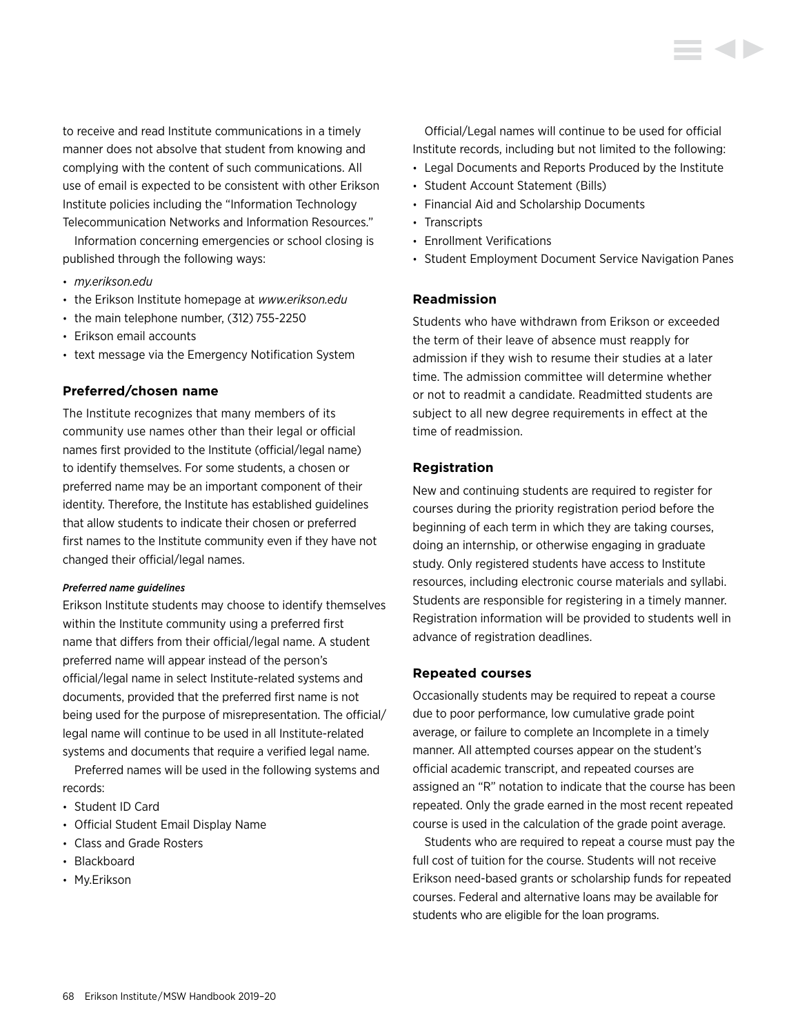to receive and read Institute communications in a timely manner does not absolve that student from knowing and complying with the content of such communications. All use of email is expected to be consistent with other Erikson Institute policies including the "Information Technology Telecommunication Networks and Information Resources."

Information concerning emergencies or school closing is published through the following ways:

- *my.erikson.edu*
- the Erikson Institute homepage at *www.erikson.edu*
- the main telephone number, (312) 755-2250
- Erikson email accounts
- text message via the Emergency Notification System

### Preferred/chosen name

The Institute recognizes that many members of its community use names other than their legal or official names first provided to the Institute (official/legal name) to identify themselves. For some students, a chosen or preferred name may be an important component of their identity. Therefore, the Institute has established guidelines that allow students to indicate their chosen or preferred first names to the Institute community even if they have not changed their official/legal names.

#### *Preferred name guidelines*

Erikson Institute students may choose to identify themselves within the Institute community using a preferred first name that differs from their official/legal name. A student preferred name will appear instead of the person's official/legal name in select Institute-related systems and documents, provided that the preferred first name is not being used for the purpose of misrepresentation. The official/legal name will continue to be used in all Institute-related systems and documents that require a verified legal name.

Preferred names will be used in the following systems and records:

- Student ID Card
- Official Student Email Display Name
- Class and Grade Rosters
- Blackboard
- My.Erikson

Official/Legal names will continue to be used for official Institute records, including but not limited to the following:

- Legal Documents and Reports Produced by the Institute
- Student Account Statement (Bills)
- Financial Aid and Scholarship Documents
- Transcripts
- Enrollment Verifications
- Student Employment Document Service Navigation Panes

### Readmission

Students who have withdrawn from Erikson or exceeded the term of their leave of absence must reapply for admission if they wish to resume their studies at a later time. The admission committee will determine whether or not to readmit a candidate. Readmitted students are subject to all new degree requirements in effect at the time of readmission.

### Registration

New and continuing students are required to register for courses during the priority registration period before the beginning of each term in which they are taking courses, doing an internship, or otherwise engaging in graduate study. Only registered students have access to Institute resources, including electronic course materials and syllabi. Students are responsible for registering in a timely manner. Registration information will be provided to students well in advance of registration deadlines.

### Repeated courses

Occasionally students may be required to repeat a course due to poor performance, low cumulative grade point average, or failure to complete an Incomplete in a timely manner. All attempted courses appear on the student's official academic transcript, and repeated courses are assigned an "R" notation to indicate that the course has been repeated. Only the grade earned in the most recent repeated course is used in the calculation of the grade point average.

Students who are required to repeat a course must pay the full cost of tuition for the course. Students will not receive Erikson need-based grants or scholarship funds for repeated courses. Federal and alternative loans may be available for students who are eligible for the loan programs.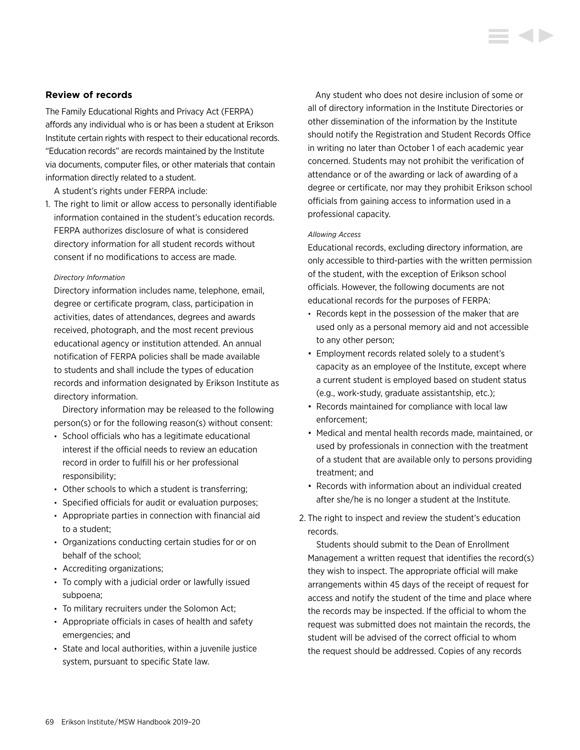### Review of records

The Family Educational Rights and Privacy Act (FERPA) affords any individual who is or has been a student at Erikson Institute certain rights with respect to their educational records. "Education records" are records maintained by the Institute via documents, computer files, or other materials that contain information directly related to a student.

A student's rights under FERPA include:

1. The right to limit or allow access to personally identifiable information contained in the student's education records. FERPA authorizes disclosure of what is considered directory information for all student records without consent if no modifications to access are made.

   *Directory Information*

   Directory information includes name, telephone, email, degree or certificate program, class, participation in activities, dates of attendances, degrees and awards received, photograph, and the most recent previous educational agency or institution attended. An annual notification of FERPA policies shall be made available to students and shall include the types of education records and information designated by Erikson Institute as directory information.

   Directory information may be released to the following person(s) or for the following reason(s) without consent:

   - School officials who has a legitimate educational interest if the official needs to review an education record in order to fulfill his or her professional responsibility;
   - Other schools to which a student is transferring;
   - Specified officials for audit or evaluation purposes;
   - Appropriate parties in connection with financial aid to a student;
   - Organizations conducting certain studies for or on behalf of the school;
   - Accrediting organizations;
   - To comply with a judicial order or lawfully issued subpoena;
   - To military recruiters under the Solomon Act;
   - Appropriate officials in cases of health and safety emergencies; and
   - State and local authorities, within a juvenile justice system, pursuant to specific State law.

   Any student who does not desire inclusion of some or all of directory information in the Institute Directories or other dissemination of the information by the Institute should notify the Registration and Student Records Office in writing no later than October 1 of each academic year concerned. Students may not prohibit the verification of attendance or of the awarding or lack of awarding of a degree or certificate, nor may they prohibit Erikson school officials from gaining access to information used in a professional capacity.

   *Allowing Access*

   Educational records, excluding directory information, are only accessible to third-parties with the written permission of the student, with the exception of Erikson school officials. However, the following documents are not educational records for the purposes of FERPA:

   - Records kept in the possession of the maker that are used only as a personal memory aid and not accessible to any other person;
   - Employment records related solely to a student's capacity as an employee of the Institute, except where a current student is employed based on student status (e.g., work-study, graduate assistantship, etc.);
   - Records maintained for compliance with local law enforcement;
   - Medical and mental health records made, maintained, or used by professionals in connection with the treatment of a student that are available only to persons providing treatment; and
   - Records with information about an individual created after she/he is no longer a student at the Institute.

2. The right to inspect and review the student's education records.

   Students should submit to the Dean of Enrollment Management a written request that identifies the record(s) they wish to inspect. The appropriate official will make arrangements within 45 days of the receipt of request for access and notify the student of the time and place where the records may be inspected. If the official to whom the request was submitted does not maintain the records, the student will be advised of the correct official to whom the request should be addressed. Copies of any records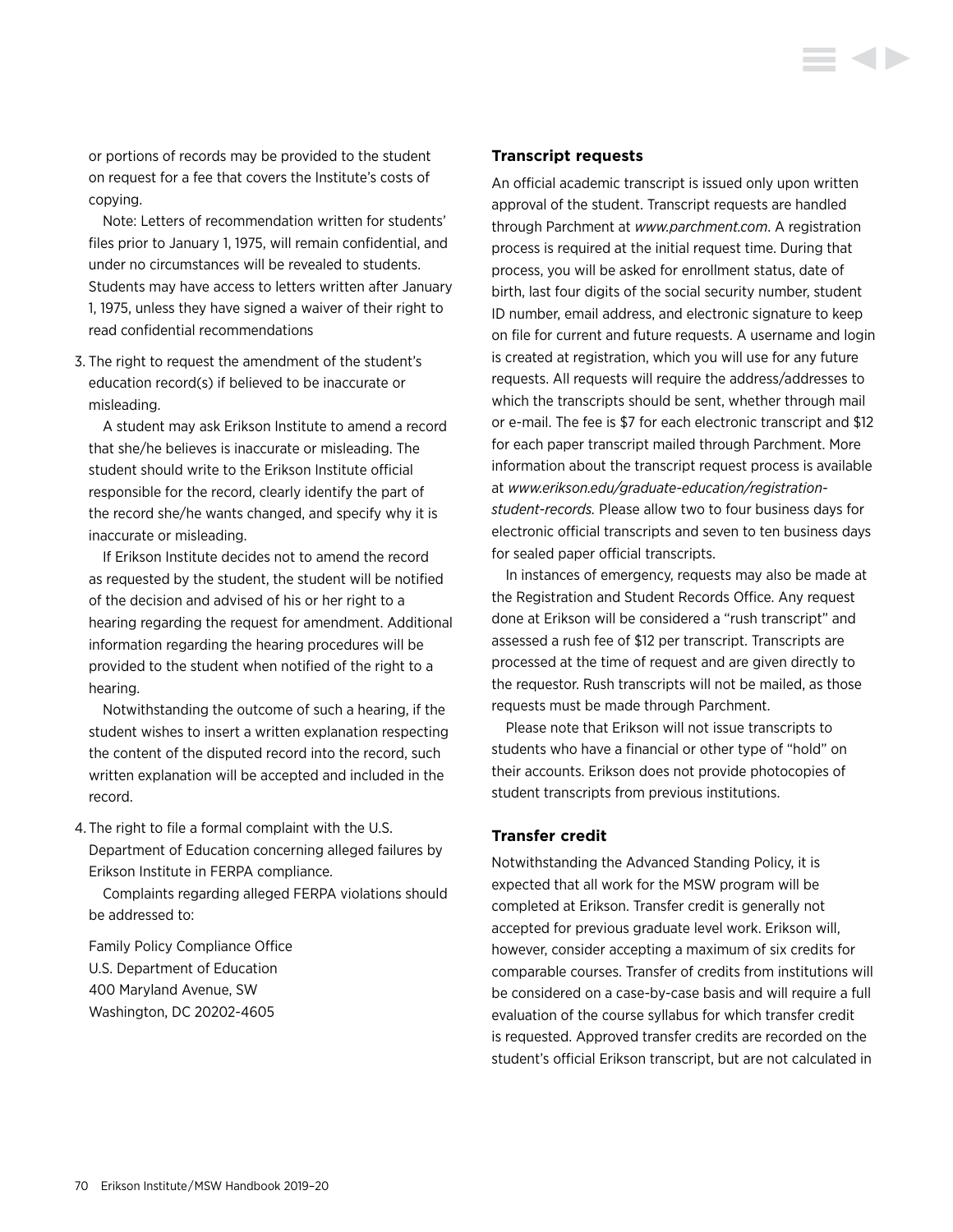or portions of records may be provided to the student on request for a fee that covers the Institute's costs of copying.

Note: Letters of recommendation written for students' files prior to January 1, 1975, will remain confidential, and under no circumstances will be revealed to students. Students may have access to letters written after January 1, 1975, unless they have signed a waiver of their right to read confidential recommendations

3. The right to request the amendment of the student's education record(s) if believed to be inaccurate or misleading.

   A student may ask Erikson Institute to amend a record that she/he believes is inaccurate or misleading. The student should write to the Erikson Institute official responsible for the record, clearly identify the part of the record she/he wants changed, and specify why it is inaccurate or misleading.

   If Erikson Institute decides not to amend the record as requested by the student, the student will be notified of the decision and advised of his or her right to a hearing regarding the request for amendment. Additional information regarding the hearing procedures will be provided to the student when notified of the right to a hearing.

   Notwithstanding the outcome of such a hearing, if the student wishes to insert a written explanation respecting the content of the disputed record into the record, such written explanation will be accepted and included in the record.

4. The right to file a formal complaint with the U.S. Department of Education concerning alleged failures by Erikson Institute in FERPA compliance.

   Complaints regarding alleged FERPA violations should be addressed to:

   Family Policy Compliance Office
   U.S. Department of Education
   400 Maryland Avenue, SW
   Washington, DC 20202-4605

### Transcript requests

An official academic transcript is issued only upon written approval of the student. Transcript requests are handled through Parchment at *www.parchment.com*. A registration process is required at the initial request time. During that process, you will be asked for enrollment status, date of birth, last four digits of the social security number, student ID number, email address, and electronic signature to keep on file for current and future requests. A username and login is created at registration, which you will use for any future requests. All requests will require the address/addresses to which the transcripts should be sent, whether through mail or e-mail. The fee is $7 for each electronic transcript and $12 for each paper transcript mailed through Parchment. More information about the transcript request process is available at *www.erikson.edu/graduate-education/registration-student-records.* Please allow two to four business days for electronic official transcripts and seven to ten business days for sealed paper official transcripts.

In instances of emergency, requests may also be made at the Registration and Student Records Office. Any request done at Erikson will be considered a "rush transcript" and assessed a rush fee of $12 per transcript. Transcripts are processed at the time of request and are given directly to the requestor. Rush transcripts will not be mailed, as those requests must be made through Parchment.

Please note that Erikson will not issue transcripts to students who have a financial or other type of "hold" on their accounts. Erikson does not provide photocopies of student transcripts from previous institutions.

### Transfer credit

Notwithstanding the Advanced Standing Policy, it is expected that all work for the MSW program will be completed at Erikson. Transfer credit is generally not accepted for previous graduate level work. Erikson will, however, consider accepting a maximum of six credits for comparable courses. Transfer of credits from institutions will be considered on a case-by-case basis and will require a full evaluation of the course syllabus for which transfer credit is requested. Approved transfer credits are recorded on the student's official Erikson transcript, but are not calculated in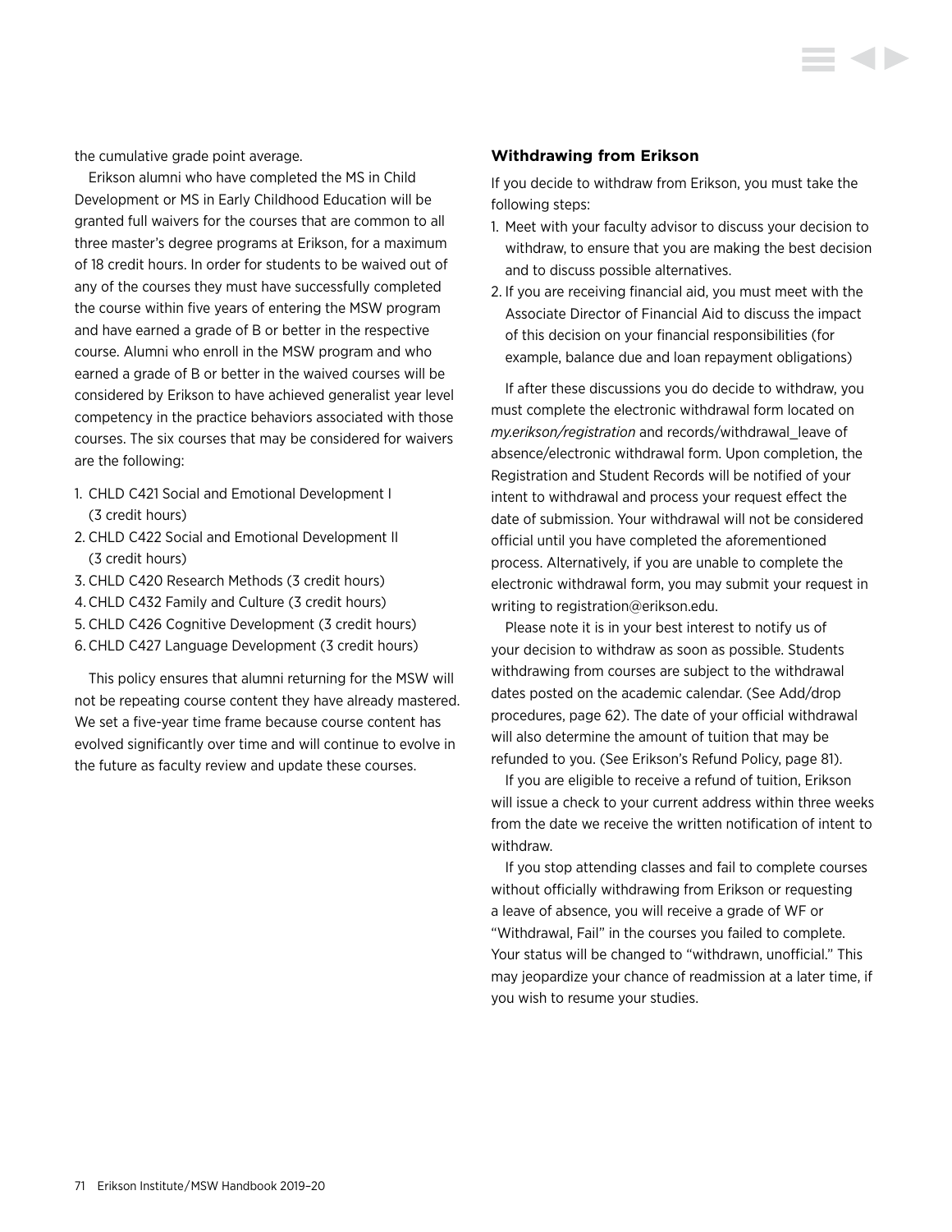the cumulative grade point average.

Erikson alumni who have completed the MS in Child Development or MS in Early Childhood Education will be granted full waivers for the courses that are common to all three master's degree programs at Erikson, for a maximum of 18 credit hours. In order for students to be waived out of any of the courses they must have successfully completed the course within five years of entering the MSW program and have earned a grade of B or better in the respective course. Alumni who enroll in the MSW program and who earned a grade of B or better in the waived courses will be considered by Erikson to have achieved generalist year level competency in the practice behaviors associated with those courses. The six courses that may be considered for waivers are the following:

1. CHLD C421 Social and Emotional Development I (3 credit hours)
2. CHLD C422 Social and Emotional Development II (3 credit hours)
3. CHLD C420 Research Methods (3 credit hours)
4. CHLD C432 Family and Culture (3 credit hours)
5. CHLD C426 Cognitive Development (3 credit hours)
6. CHLD C427 Language Development (3 credit hours)

This policy ensures that alumni returning for the MSW will not be repeating course content they have already mastered. We set a five-year time frame because course content has evolved significantly over time and will continue to evolve in the future as faculty review and update these courses.

## Withdrawing from Erikson

If you decide to withdraw from Erikson, you must take the following steps:

1. Meet with your faculty advisor to discuss your decision to withdraw, to ensure that you are making the best decision and to discuss possible alternatives.
2. If you are receiving financial aid, you must meet with the Associate Director of Financial Aid to discuss the impact of this decision on your financial responsibilities (for example, balance due and loan repayment obligations)

If after these discussions you do decide to withdraw, you must complete the electronic withdrawal form located on *my.erikson/registration* and records/withdrawal_leave of absence/electronic withdrawal form. Upon completion, the Registration and Student Records will be notified of your intent to withdrawal and process your request effect the date of submission. Your withdrawal will not be considered official until you have completed the aforementioned process. Alternatively, if you are unable to complete the electronic withdrawal form, you may submit your request in writing to registration@erikson.edu.

Please note it is in your best interest to notify us of your decision to withdraw as soon as possible. Students withdrawing from courses are subject to the withdrawal dates posted on the academic calendar. (See Add/drop procedures, page 62). The date of your official withdrawal will also determine the amount of tuition that may be refunded to you. (See Erikson's Refund Policy, page 81).

If you are eligible to receive a refund of tuition, Erikson will issue a check to your current address within three weeks from the date we receive the written notification of intent to withdraw.

If you stop attending classes and fail to complete courses without officially withdrawing from Erikson or requesting a leave of absence, you will receive a grade of WF or "Withdrawal, Fail" in the courses you failed to complete. Your status will be changed to "withdrawn, unofficial." This may jeopardize your chance of readmission at a later time, if you wish to resume your studies.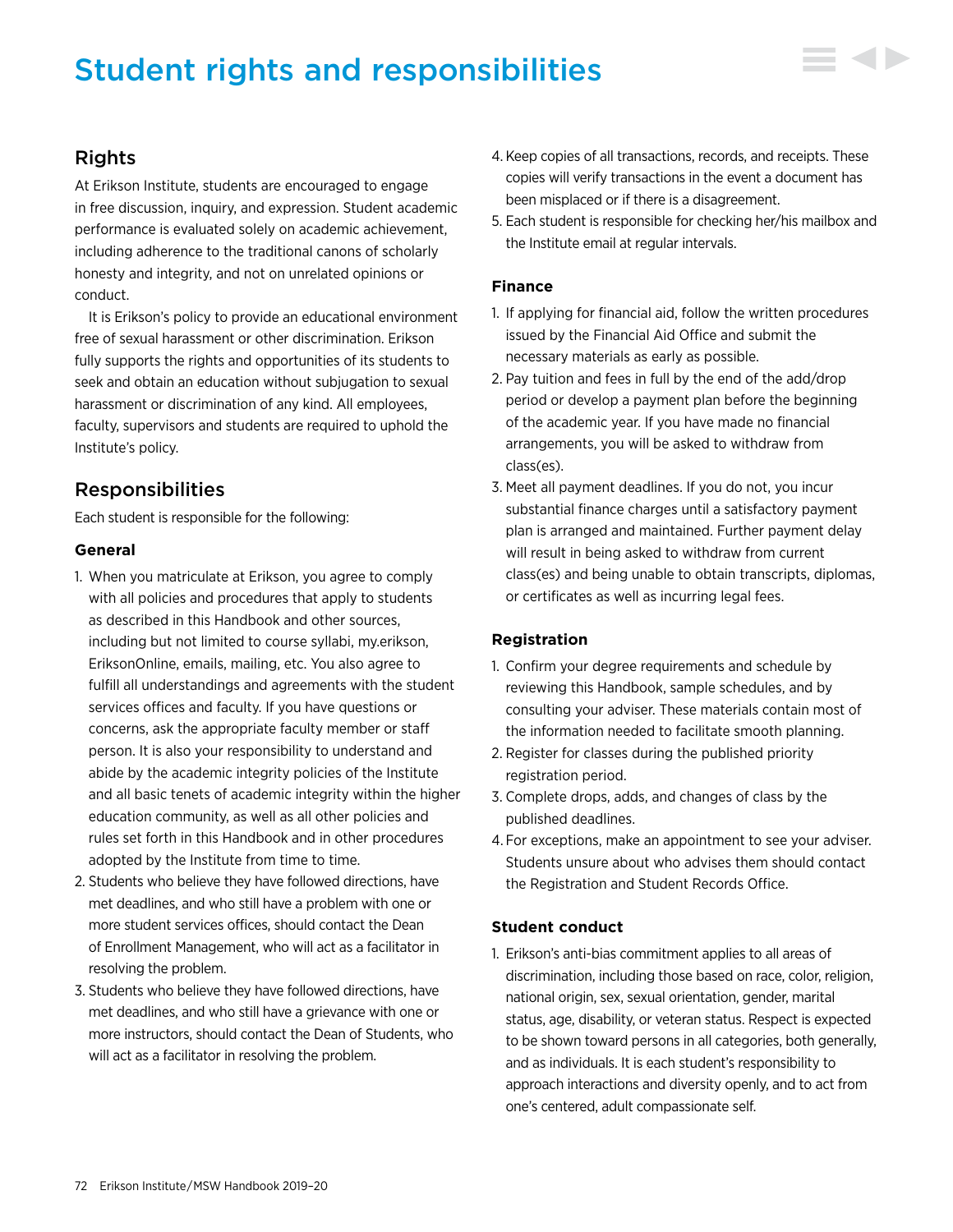# Student rights and responsibilities

## Rights

At Erikson Institute, students are encouraged to engage in free discussion, inquiry, and expression. Student academic performance is evaluated solely on academic achievement, including adherence to the traditional canons of scholarly honesty and integrity, and not on unrelated opinions or conduct.

It is Erikson's policy to provide an educational environment free of sexual harassment or other discrimination. Erikson fully supports the rights and opportunities of its students to seek and obtain an education without subjugation to sexual harassment or discrimination of any kind. All employees, faculty, supervisors and students are required to uphold the Institute's policy.

## Responsibilities

Each student is responsible for the following:

### General

1. When you matriculate at Erikson, you agree to comply with all policies and procedures that apply to students as described in this Handbook and other sources, including but not limited to course syllabi, my.erikson, EriksonOnline, emails, mailing, etc. You also agree to fulfill all understandings and agreements with the student services offices and faculty. If you have questions or concerns, ask the appropriate faculty member or staff person. It is also your responsibility to understand and abide by the academic integrity policies of the Institute and all basic tenets of academic integrity within the higher education community, as well as all other policies and rules set forth in this Handbook and in other procedures adopted by the Institute from time to time.
2. Students who believe they have followed directions, have met deadlines, and who still have a problem with one or more student services offices, should contact the Dean of Enrollment Management, who will act as a facilitator in resolving the problem.
3. Students who believe they have followed directions, have met deadlines, and who still have a grievance with one or more instructors, should contact the Dean of Students, who will act as a facilitator in resolving the problem.
4. Keep copies of all transactions, records, and receipts. These copies will verify transactions in the event a document has been misplaced or if there is a disagreement.
5. Each student is responsible for checking her/his mailbox and the Institute email at regular intervals.

### Finance

1. If applying for financial aid, follow the written procedures issued by the Financial Aid Office and submit the necessary materials as early as possible.
2. Pay tuition and fees in full by the end of the add/drop period or develop a payment plan before the beginning of the academic year. If you have made no financial arrangements, you will be asked to withdraw from class(es).
3. Meet all payment deadlines. If you do not, you incur substantial finance charges until a satisfactory payment plan is arranged and maintained. Further payment delay will result in being asked to withdraw from current class(es) and being unable to obtain transcripts, diplomas, or certificates as well as incurring legal fees.

### Registration

1. Confirm your degree requirements and schedule by reviewing this Handbook, sample schedules, and by consulting your adviser. These materials contain most of the information needed to facilitate smooth planning.
2. Register for classes during the published priority registration period.
3. Complete drops, adds, and changes of class by the published deadlines.
4. For exceptions, make an appointment to see your adviser. Students unsure about who advises them should contact the Registration and Student Records Office.

### Student conduct

1. Erikson's anti-bias commitment applies to all areas of discrimination, including those based on race, color, religion, national origin, sex, sexual orientation, gender, marital status, age, disability, or veteran status. Respect is expected to be shown toward persons in all categories, both generally, and as individuals. It is each student's responsibility to approach interactions and diversity openly, and to act from one's centered, adult compassionate self.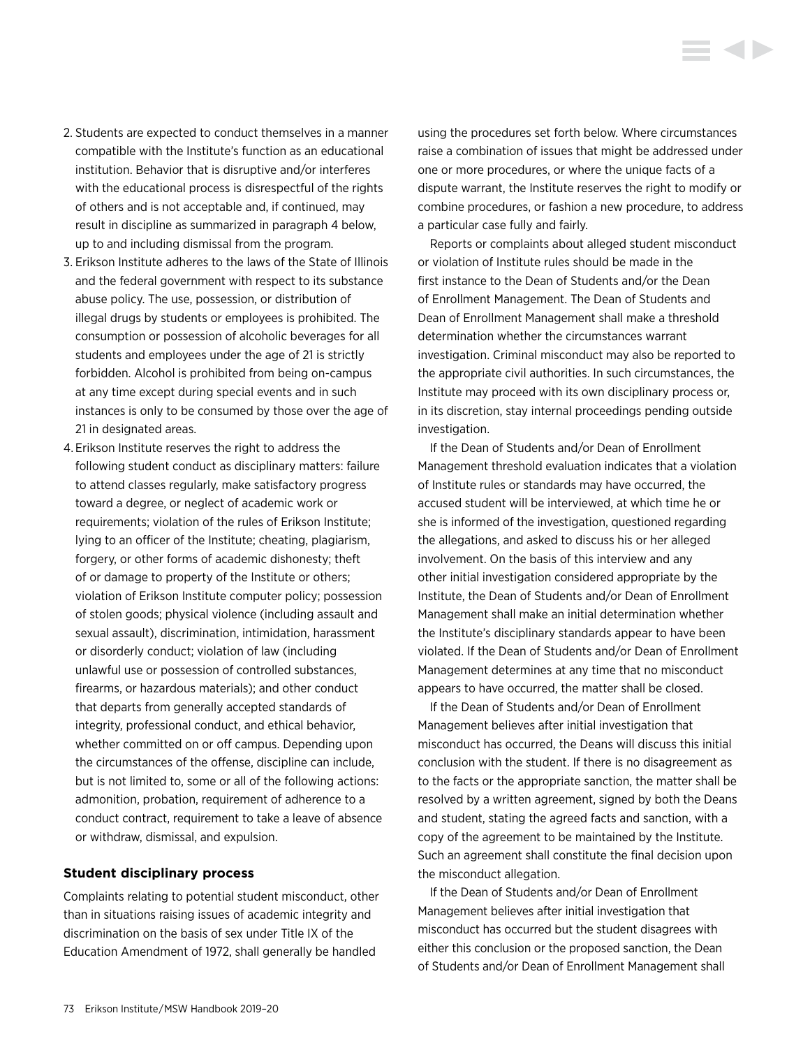2. Students are expected to conduct themselves in a manner compatible with the Institute's function as an educational institution. Behavior that is disruptive and/or interferes with the educational process is disrespectful of the rights of others and is not acceptable and, if continued, may result in discipline as summarized in paragraph 4 below, up to and including dismissal from the program.
3. Erikson Institute adheres to the laws of the State of Illinois and the federal government with respect to its substance abuse policy. The use, possession, or distribution of illegal drugs by students or employees is prohibited. The consumption or possession of alcoholic beverages for all students and employees under the age of 21 is strictly forbidden. Alcohol is prohibited from being on-campus at any time except during special events and in such instances is only to be consumed by those over the age of 21 in designated areas.
4. Erikson Institute reserves the right to address the following student conduct as disciplinary matters: failure to attend classes regularly, make satisfactory progress toward a degree, or neglect of academic work or requirements; violation of the rules of Erikson Institute; lying to an officer of the Institute; cheating, plagiarism, forgery, or other forms of academic dishonesty; theft of or damage to property of the Institute or others; violation of Erikson Institute computer policy; possession of stolen goods; physical violence (including assault and sexual assault), discrimination, intimidation, harassment or disorderly conduct; violation of law (including unlawful use or possession of controlled substances, firearms, or hazardous materials); and other conduct that departs from generally accepted standards of integrity, professional conduct, and ethical behavior, whether committed on or off campus. Depending upon the circumstances of the offense, discipline can include, but is not limited to, some or all of the following actions: admonition, probation, requirement of adherence to a conduct contract, requirement to take a leave of absence or withdraw, dismissal, and expulsion.

### Student disciplinary process

Complaints relating to potential student misconduct, other than in situations raising issues of academic integrity and discrimination on the basis of sex under Title IX of the Education Amendment of 1972, shall generally be handled using the procedures set forth below. Where circumstances raise a combination of issues that might be addressed under one or more procedures, or where the unique facts of a dispute warrant, the Institute reserves the right to modify or combine procedures, or fashion a new procedure, to address a particular case fully and fairly.

Reports or complaints about alleged student misconduct or violation of Institute rules should be made in the first instance to the Dean of Students and/or the Dean of Enrollment Management. The Dean of Students and Dean of Enrollment Management shall make a threshold determination whether the circumstances warrant investigation. Criminal misconduct may also be reported to the appropriate civil authorities. In such circumstances, the Institute may proceed with its own disciplinary process or, in its discretion, stay internal proceedings pending outside investigation.

If the Dean of Students and/or Dean of Enrollment Management threshold evaluation indicates that a violation of Institute rules or standards may have occurred, the accused student will be interviewed, at which time he or she is informed of the investigation, questioned regarding the allegations, and asked to discuss his or her alleged involvement. On the basis of this interview and any other initial investigation considered appropriate by the Institute, the Dean of Students and/or Dean of Enrollment Management shall make an initial determination whether the Institute's disciplinary standards appear to have been violated. If the Dean of Students and/or Dean of Enrollment Management determines at any time that no misconduct appears to have occurred, the matter shall be closed.

If the Dean of Students and/or Dean of Enrollment Management believes after initial investigation that misconduct has occurred, the Deans will discuss this initial conclusion with the student. If there is no disagreement as to the facts or the appropriate sanction, the matter shall be resolved by a written agreement, signed by both the Deans and student, stating the agreed facts and sanction, with a copy of the agreement to be maintained by the Institute. Such an agreement shall constitute the final decision upon the misconduct allegation.

If the Dean of Students and/or Dean of Enrollment Management believes after initial investigation that misconduct has occurred but the student disagrees with either this conclusion or the proposed sanction, the Dean of Students and/or Dean of Enrollment Management shall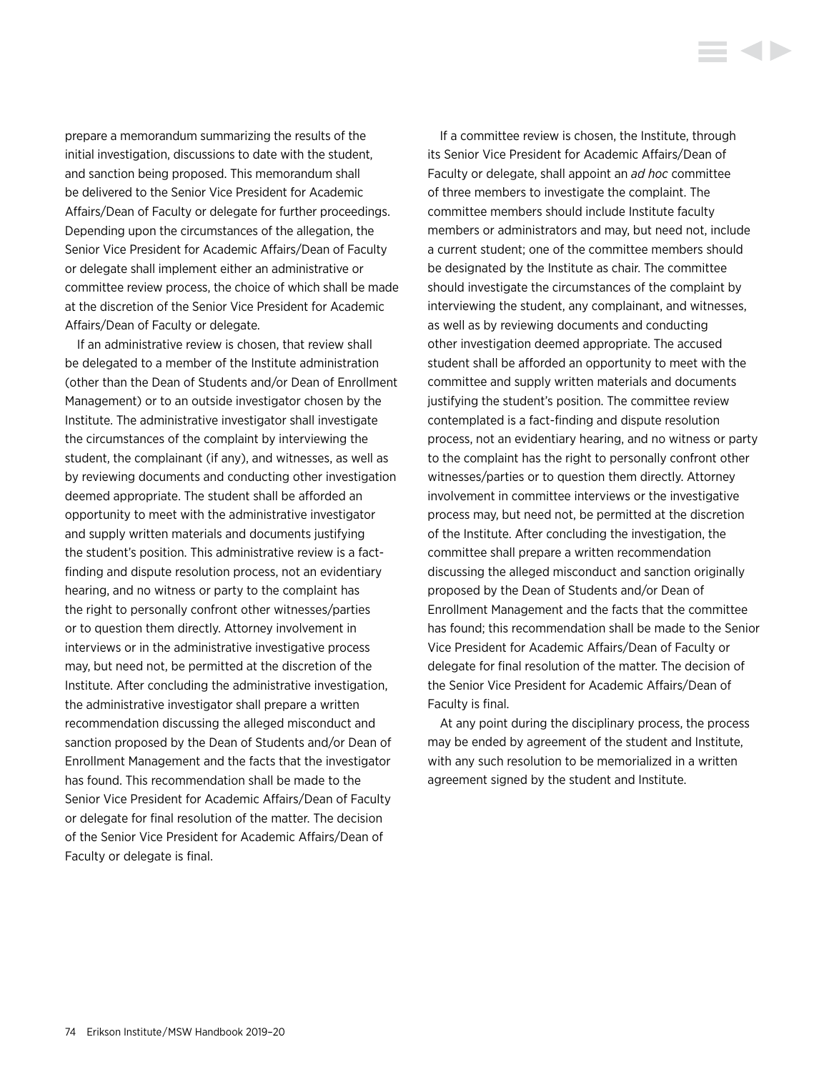prepare a memorandum summarizing the results of the initial investigation, discussions to date with the student, and sanction being proposed. This memorandum shall be delivered to the Senior Vice President for Academic Affairs/Dean of Faculty or delegate for further proceedings. Depending upon the circumstances of the allegation, the Senior Vice President for Academic Affairs/Dean of Faculty or delegate shall implement either an administrative or committee review process, the choice of which shall be made at the discretion of the Senior Vice President for Academic Affairs/Dean of Faculty or delegate.

If an administrative review is chosen, that review shall be delegated to a member of the Institute administration (other than the Dean of Students and/or Dean of Enrollment Management) or to an outside investigator chosen by the Institute. The administrative investigator shall investigate the circumstances of the complaint by interviewing the student, the complainant (if any), and witnesses, as well as by reviewing documents and conducting other investigation deemed appropriate. The student shall be afforded an opportunity to meet with the administrative investigator and supply written materials and documents justifying the student's position. This administrative review is a fact-finding and dispute resolution process, not an evidentiary hearing, and no witness or party to the complaint has the right to personally confront other witnesses/parties or to question them directly. Attorney involvement in interviews or in the administrative investigative process may, but need not, be permitted at the discretion of the Institute. After concluding the administrative investigation, the administrative investigator shall prepare a written recommendation discussing the alleged misconduct and sanction proposed by the Dean of Students and/or Dean of Enrollment Management and the facts that the investigator has found. This recommendation shall be made to the Senior Vice President for Academic Affairs/Dean of Faculty or delegate for final resolution of the matter. The decision of the Senior Vice President for Academic Affairs/Dean of Faculty or delegate is final.

If a committee review is chosen, the Institute, through its Senior Vice President for Academic Affairs/Dean of Faculty or delegate, shall appoint an *ad hoc* committee of three members to investigate the complaint. The committee members should include Institute faculty members or administrators and may, but need not, include a current student; one of the committee members should be designated by the Institute as chair. The committee should investigate the circumstances of the complaint by interviewing the student, any complainant, and witnesses, as well as by reviewing documents and conducting other investigation deemed appropriate. The accused student shall be afforded an opportunity to meet with the committee and supply written materials and documents justifying the student's position. The committee review contemplated is a fact-finding and dispute resolution process, not an evidentiary hearing, and no witness or party to the complaint has the right to personally confront other witnesses/parties or to question them directly. Attorney involvement in committee interviews or the investigative process may, but need not, be permitted at the discretion of the Institute. After concluding the investigation, the committee shall prepare a written recommendation discussing the alleged misconduct and sanction originally proposed by the Dean of Students and/or Dean of Enrollment Management and the facts that the committee has found; this recommendation shall be made to the Senior Vice President for Academic Affairs/Dean of Faculty or delegate for final resolution of the matter. The decision of the Senior Vice President for Academic Affairs/Dean of Faculty is final.

At any point during the disciplinary process, the process may be ended by agreement of the student and Institute, with any such resolution to be memorialized in a written agreement signed by the student and Institute.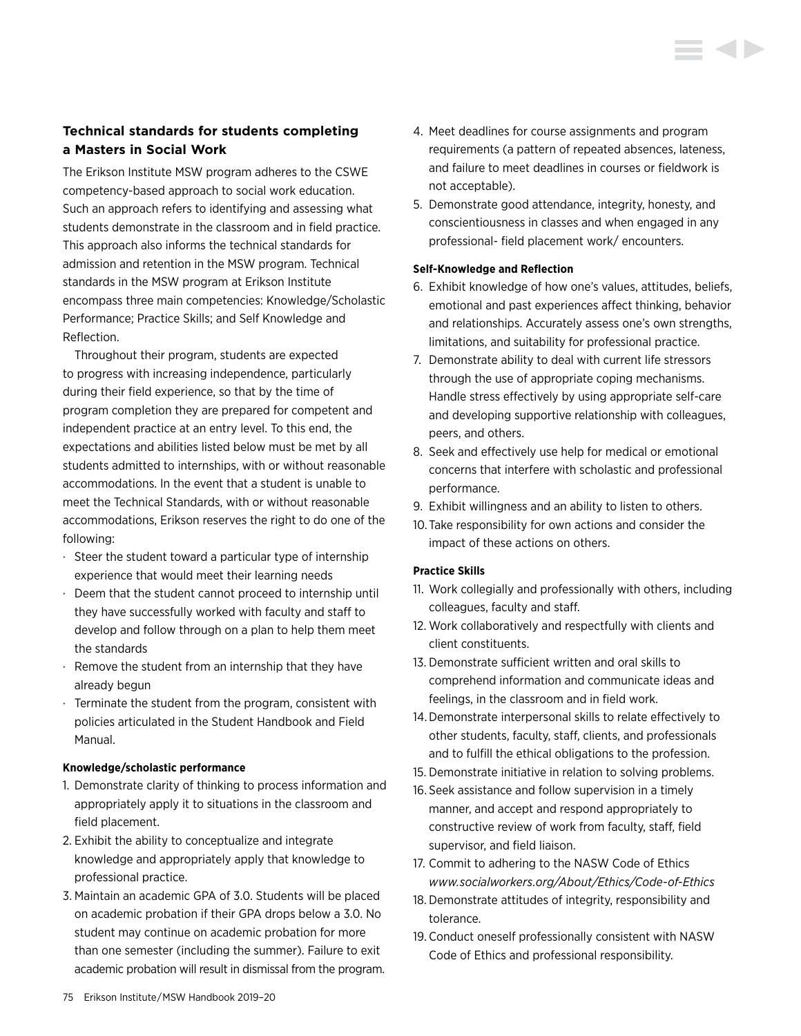## Technical standards for students completing a Masters in Social Work

The Erikson Institute MSW program adheres to the CSWE competency-based approach to social work education. Such an approach refers to identifying and assessing what students demonstrate in the classroom and in field practice. This approach also informs the technical standards for admission and retention in the MSW program. Technical standards in the MSW program at Erikson Institute encompass three main competencies: Knowledge/Scholastic Performance; Practice Skills; and Self Knowledge and Reflection.

Throughout their program, students are expected to progress with increasing independence, particularly during their field experience, so that by the time of program completion they are prepared for competent and independent practice at an entry level. To this end, the expectations and abilities listed below must be met by all students admitted to internships, with or without reasonable accommodations. In the event that a student is unable to meet the Technical Standards, with or without reasonable accommodations, Erikson reserves the right to do one of the following:

- Steer the student toward a particular type of internship experience that would meet their learning needs
- Deem that the student cannot proceed to internship until they have successfully worked with faculty and staff to develop and follow through on a plan to help them meet the standards
- Remove the student from an internship that they have already begun
- Terminate the student from the program, consistent with policies articulated in the Student Handbook and Field Manual.

#### Knowledge/scholastic performance

1. Demonstrate clarity of thinking to process information and appropriately apply it to situations in the classroom and field placement.
2. Exhibit the ability to conceptualize and integrate knowledge and appropriately apply that knowledge to professional practice.
3. Maintain an academic GPA of 3.0. Students will be placed on academic probation if their GPA drops below a 3.0. No student may continue on academic probation for more than one semester (including the summer). Failure to exit academic probation will result in dismissal from the program.
4. Meet deadlines for course assignments and program requirements (a pattern of repeated absences, lateness, and failure to meet deadlines in courses or fieldwork is not acceptable).
5. Demonstrate good attendance, integrity, honesty, and conscientiousness in classes and when engaged in any professional- field placement work/ encounters.

#### Self-Knowledge and Reflection

6. Exhibit knowledge of how one's values, attitudes, beliefs, emotional and past experiences affect thinking, behavior and relationships. Accurately assess one's own strengths, limitations, and suitability for professional practice.
7. Demonstrate ability to deal with current life stressors through the use of appropriate coping mechanisms. Handle stress effectively by using appropriate self-care and developing supportive relationship with colleagues, peers, and others.
8. Seek and effectively use help for medical or emotional concerns that interfere with scholastic and professional performance.
9. Exhibit willingness and an ability to listen to others.
10. Take responsibility for own actions and consider the impact of these actions on others.

#### Practice Skills

11. Work collegially and professionally with others, including colleagues, faculty and staff.
12. Work collaboratively and respectfully with clients and client constituents.
13. Demonstrate sufficient written and oral skills to comprehend information and communicate ideas and feelings, in the classroom and in field work.
14. Demonstrate interpersonal skills to relate effectively to other students, faculty, staff, clients, and professionals and to fulfill the ethical obligations to the profession.
15. Demonstrate initiative in relation to solving problems.
16. Seek assistance and follow supervision in a timely manner, and accept and respond appropriately to constructive review of work from faculty, staff, field supervisor, and field liaison.
17. Commit to adhering to the NASW Code of Ethics *www.socialworkers.org/About/Ethics/Code-of-Ethics*
18. Demonstrate attitudes of integrity, responsibility and tolerance.
19. Conduct oneself professionally consistent with NASW Code of Ethics and professional responsibility.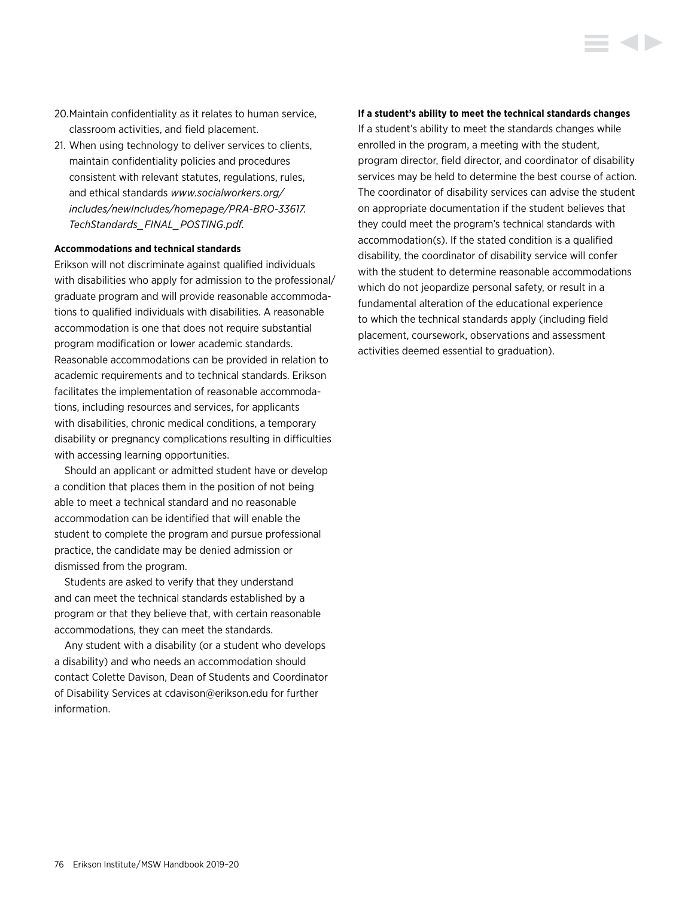20. Maintain confidentiality as it relates to human service, classroom activities, and field placement.
21. When using technology to deliver services to clients, maintain confidentiality policies and procedures consistent with relevant statutes, regulations, rules, and ethical standards *www.socialworkers.org/includes/newIncludes/homepage/PRA-BRO-33617.TechStandards_FINAL_POSTING.pdf.*

**Accommodations and technical standards**

Erikson will not discriminate against qualified individuals with disabilities who apply for admission to the professional/graduate program and will provide reasonable accommodations to qualified individuals with disabilities. A reasonable accommodation is one that does not require substantial program modification or lower academic standards. Reasonable accommodations can be provided in relation to academic requirements and to technical standards. Erikson facilitates the implementation of reasonable accommodations, including resources and services, for applicants with disabilities, chronic medical conditions, a temporary disability or pregnancy complications resulting in difficulties with accessing learning opportunities.

Should an applicant or admitted student have or develop a condition that places them in the position of not being able to meet a technical standard and no reasonable accommodation can be identified that will enable the student to complete the program and pursue professional practice, the candidate may be denied admission or dismissed from the program.

Students are asked to verify that they understand and can meet the technical standards established by a program or that they believe that, with certain reasonable accommodations, they can meet the standards.

Any student with a disability (or a student who develops a disability) and who needs an accommodation should contact Colette Davison, Dean of Students and Coordinator of Disability Services at cdavison@erikson.edu for further information.

**If a student's ability to meet the technical standards changes**

If a student's ability to meet the standards changes while enrolled in the program, a meeting with the student, program director, field director, and coordinator of disability services may be held to determine the best course of action. The coordinator of disability services can advise the student on appropriate documentation if the student believes that they could meet the program's technical standards with accommodation(s). If the stated condition is a qualified disability, the coordinator of disability service will confer with the student to determine reasonable accommodations which do not jeopardize personal safety, or result in a fundamental alteration of the educational experience to which the technical standards apply (including field placement, coursework, observations and assessment activities deemed essential to graduation).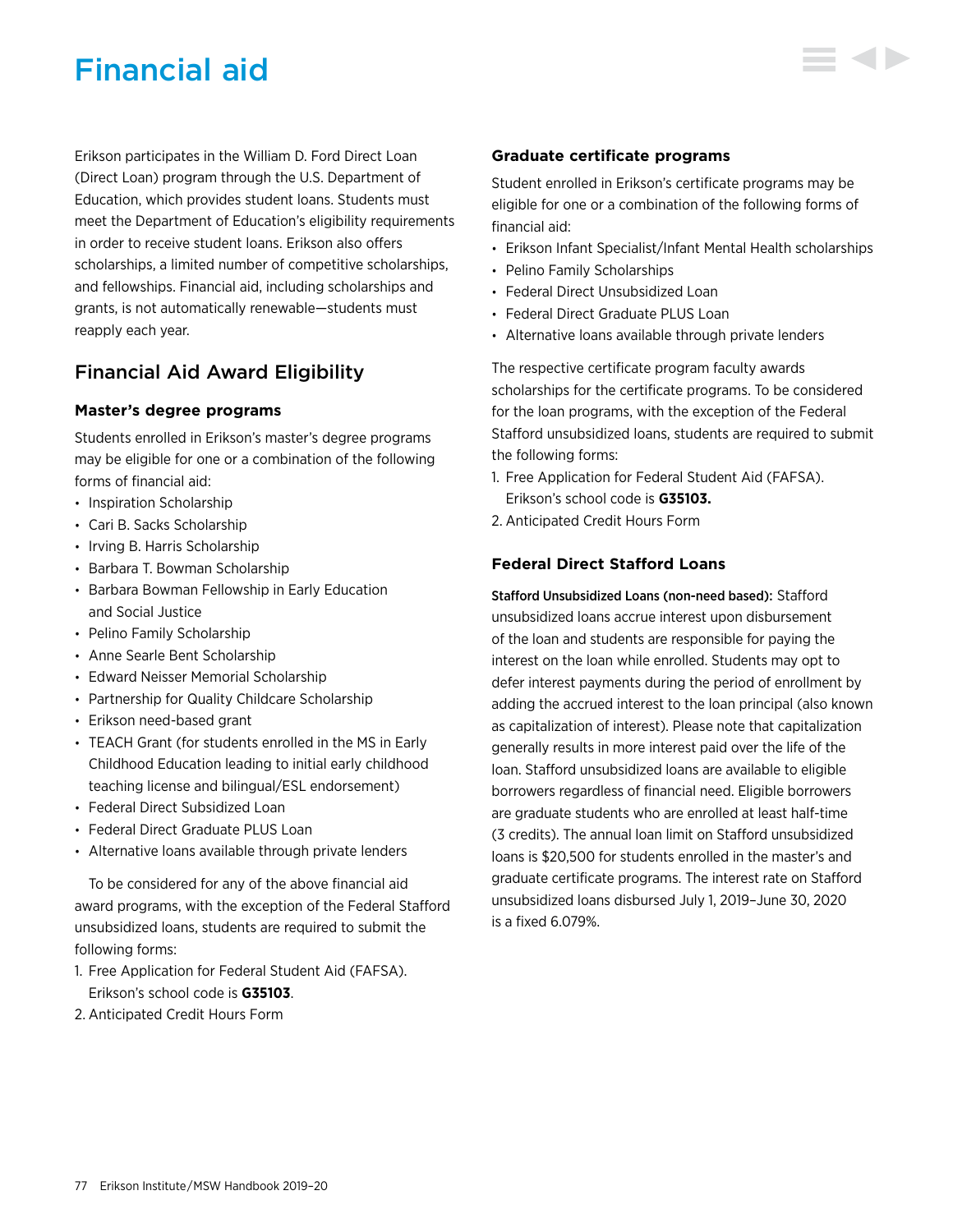# Financial aid

Erikson participates in the William D. Ford Direct Loan (Direct Loan) program through the U.S. Department of Education, which provides student loans. Students must meet the Department of Education's eligibility requirements in order to receive student loans. Erikson also offers scholarships, a limited number of competitive scholarships, and fellowships. Financial aid, including scholarships and grants, is not automatically renewable—students must reapply each year.

## Financial Aid Award Eligibility

### Master's degree programs

Students enrolled in Erikson's master's degree programs may be eligible for one or a combination of the following forms of financial aid:

- Inspiration Scholarship
- Cari B. Sacks Scholarship
- Irving B. Harris Scholarship
- Barbara T. Bowman Scholarship
- Barbara Bowman Fellowship in Early Education and Social Justice
- Pelino Family Scholarship
- Anne Searle Bent Scholarship
- Edward Neisser Memorial Scholarship
- Partnership for Quality Childcare Scholarship
- Erikson need-based grant
- TEACH Grant (for students enrolled in the MS in Early Childhood Education leading to initial early childhood teaching license and bilingual/ESL endorsement)
- Federal Direct Subsidized Loan
- Federal Direct Graduate PLUS Loan
- Alternative loans available through private lenders

To be considered for any of the above financial aid award programs, with the exception of the Federal Stafford unsubsidized loans, students are required to submit the following forms:

1. Free Application for Federal Student Aid (FAFSA). Erikson's school code is **G35103**.
2. Anticipated Credit Hours Form

### Graduate certificate programs

Student enrolled in Erikson's certificate programs may be eligible for one or a combination of the following forms of financial aid:

- Erikson Infant Specialist/Infant Mental Health scholarships
- Pelino Family Scholarships
- Federal Direct Unsubsidized Loan
- Federal Direct Graduate PLUS Loan
- Alternative loans available through private lenders

The respective certificate program faculty awards scholarships for the certificate programs. To be considered for the loan programs, with the exception of the Federal Stafford unsubsidized loans, students are required to submit the following forms:

1. Free Application for Federal Student Aid (FAFSA). Erikson's school code is **G35103.**
2. Anticipated Credit Hours Form

### Federal Direct Stafford Loans

**Stafford Unsubsidized Loans (non-need based):** Stafford unsubsidized loans accrue interest upon disbursement of the loan and students are responsible for paying the interest on the loan while enrolled. Students may opt to defer interest payments during the period of enrollment by adding the accrued interest to the loan principal (also known as capitalization of interest). Please note that capitalization generally results in more interest paid over the life of the loan. Stafford unsubsidized loans are available to eligible borrowers regardless of financial need. Eligible borrowers are graduate students who are enrolled at least half-time (3 credits). The annual loan limit on Stafford unsubsidized loans is $20,500 for students enrolled in the master's and graduate certificate programs. The interest rate on Stafford unsubsidized loans disbursed July 1, 2019–June 30, 2020 is a fixed 6.079%.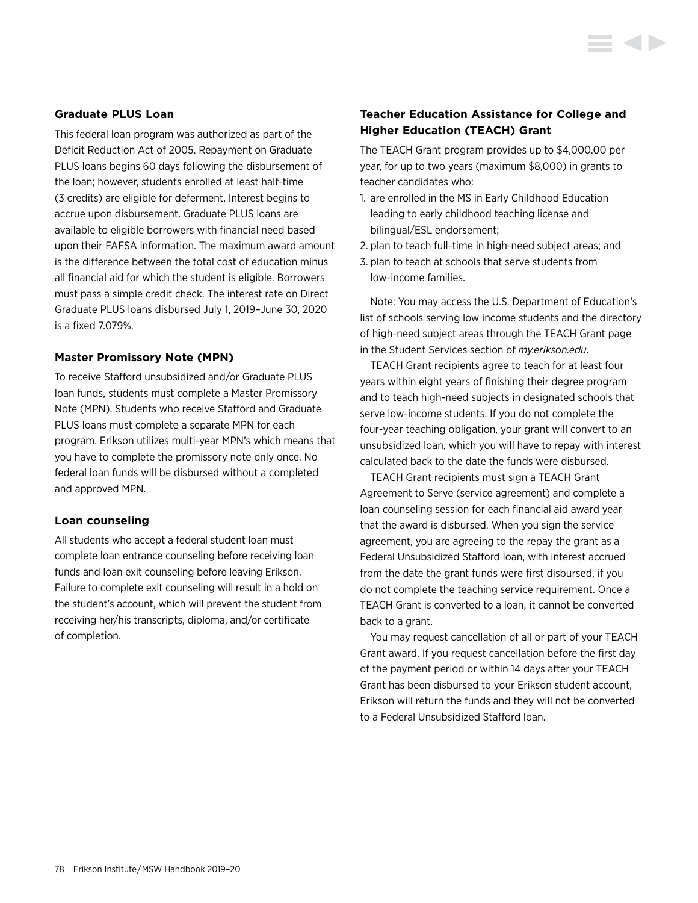### Graduate PLUS Loan

This federal loan program was authorized as part of the Deficit Reduction Act of 2005. Repayment on Graduate PLUS loans begins 60 days following the disbursement of the loan; however, students enrolled at least half-time (3 credits) are eligible for deferment. Interest begins to accrue upon disbursement. Graduate PLUS loans are available to eligible borrowers with financial need based upon their FAFSA information. The maximum award amount is the difference between the total cost of education minus all financial aid for which the student is eligible. Borrowers must pass a simple credit check. The interest rate on Direct Graduate PLUS loans disbursed July 1, 2019–June 30, 2020 is a fixed 7.079%.

### Master Promissory Note (MPN)

To receive Stafford unsubsidized and/or Graduate PLUS loan funds, students must complete a Master Promissory Note (MPN). Students who receive Stafford and Graduate PLUS loans must complete a separate MPN for each program. Erikson utilizes multi-year MPN's which means that you have to complete the promissory note only once. No federal loan funds will be disbursed without a completed and approved MPN.

### Loan counseling

All students who accept a federal student loan must complete loan entrance counseling before receiving loan funds and loan exit counseling before leaving Erikson. Failure to complete exit counseling will result in a hold on the student's account, which will prevent the student from receiving her/his transcripts, diploma, and/or certificate of completion.

### Teacher Education Assistance for College and Higher Education (TEACH) Grant

The TEACH Grant program provides up to $4,000.00 per year, for up to two years (maximum $8,000) in grants to teacher candidates who:

1. are enrolled in the MS in Early Childhood Education leading to early childhood teaching license and bilingual/ESL endorsement;
2. plan to teach full-time in high-need subject areas; and
3. plan to teach at schools that serve students from low-income families.

Note: You may access the U.S. Department of Education's list of schools serving low income students and the directory of high-need subject areas through the TEACH Grant page in the Student Services section of *my.erikson.edu*.

TEACH Grant recipients agree to teach for at least four years within eight years of finishing their degree program and to teach high-need subjects in designated schools that serve low-income students. If you do not complete the four-year teaching obligation, your grant will convert to an unsubsidized loan, which you will have to repay with interest calculated back to the date the funds were disbursed.

TEACH Grant recipients must sign a TEACH Grant Agreement to Serve (service agreement) and complete a loan counseling session for each financial aid award year that the award is disbursed. When you sign the service agreement, you are agreeing to the repay the grant as a Federal Unsubsidized Stafford loan, with interest accrued from the date the grant funds were first disbursed, if you do not complete the teaching service requirement. Once a TEACH Grant is converted to a loan, it cannot be converted back to a grant.

You may request cancellation of all or part of your TEACH Grant award. If you request cancellation before the first day of the payment period or within 14 days after your TEACH Grant has been disbursed to your Erikson student account, Erikson will return the funds and they will not be converted to a Federal Unsubsidized Stafford loan.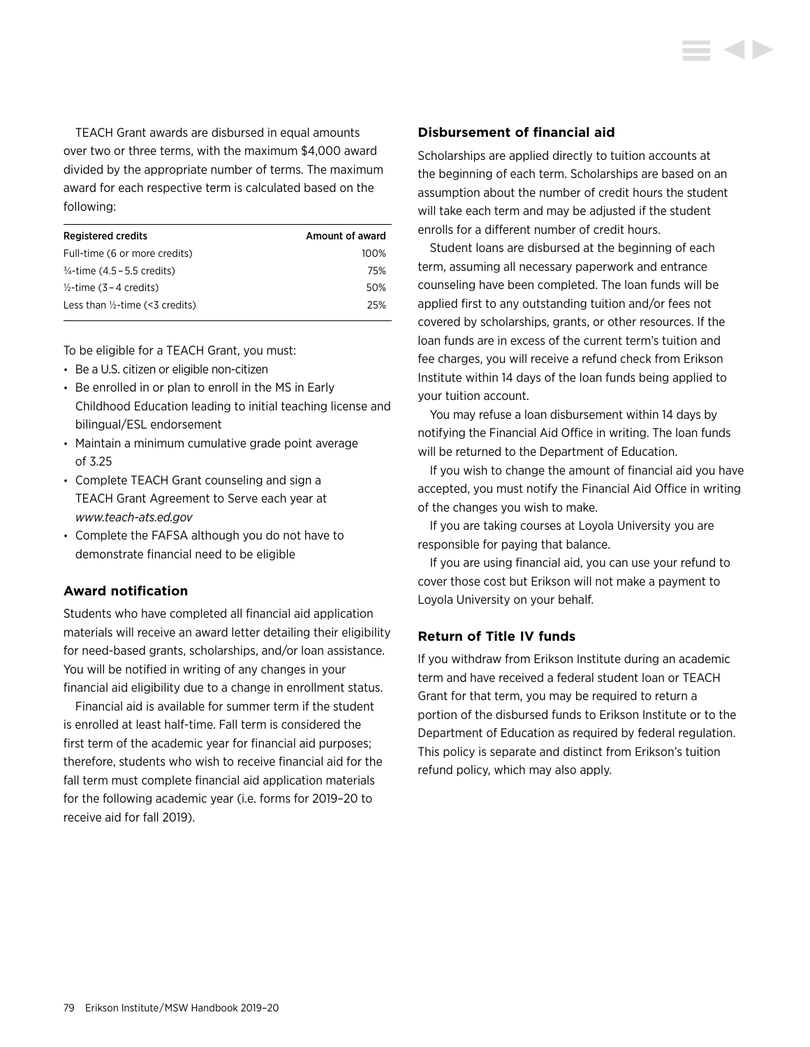TEACH Grant awards are disbursed in equal amounts over two or three terms, with the maximum $4,000 award divided by the appropriate number of terms. The maximum award for each respective term is calculated based on the following:

| Registered credits | Amount of award |
|---|---|
| Full-time (6 or more credits) | 100% |
| ¾-time (4.5 – 5.5 credits) | 75% |
| ½-time (3 – 4 credits) | 50% |
| Less than ½-time (<3 credits) | 25% |

To be eligible for a TEACH Grant, you must:

- Be a U.S. citizen or eligible non-citizen
- Be enrolled in or plan to enroll in the MS in Early Childhood Education leading to initial teaching license and bilingual/ESL endorsement
- Maintain a minimum cumulative grade point average of 3.25
- Complete TEACH Grant counseling and sign a TEACH Grant Agreement to Serve each year at *www.teach-ats.ed.gov*
- Complete the FAFSA although you do not have to demonstrate financial need to be eligible

### Award notification

Students who have completed all financial aid application materials will receive an award letter detailing their eligibility for need-based grants, scholarships, and/or loan assistance. You will be notified in writing of any changes in your financial aid eligibility due to a change in enrollment status.

Financial aid is available for summer term if the student is enrolled at least half-time. Fall term is considered the first term of the academic year for financial aid purposes; therefore, students who wish to receive financial aid for the fall term must complete financial aid application materials for the following academic year (i.e. forms for 2019–20 to receive aid for fall 2019).

### Disbursement of financial aid

Scholarships are applied directly to tuition accounts at the beginning of each term. Scholarships are based on an assumption about the number of credit hours the student will take each term and may be adjusted if the student enrolls for a different number of credit hours.

Student loans are disbursed at the beginning of each term, assuming all necessary paperwork and entrance counseling have been completed. The loan funds will be applied first to any outstanding tuition and/or fees not covered by scholarships, grants, or other resources. If the loan funds are in excess of the current term's tuition and fee charges, you will receive a refund check from Erikson Institute within 14 days of the loan funds being applied to your tuition account.

You may refuse a loan disbursement within 14 days by notifying the Financial Aid Office in writing. The loan funds will be returned to the Department of Education.

If you wish to change the amount of financial aid you have accepted, you must notify the Financial Aid Office in writing of the changes you wish to make.

If you are taking courses at Loyola University you are responsible for paying that balance.

If you are using financial aid, you can use your refund to cover those cost but Erikson will not make a payment to Loyola University on your behalf.

### Return of Title IV funds

If you withdraw from Erikson Institute during an academic term and have received a federal student loan or TEACH Grant for that term, you may be required to return a portion of the disbursed funds to Erikson Institute or to the Department of Education as required by federal regulation. This policy is separate and distinct from Erikson's tuition refund policy, which may also apply.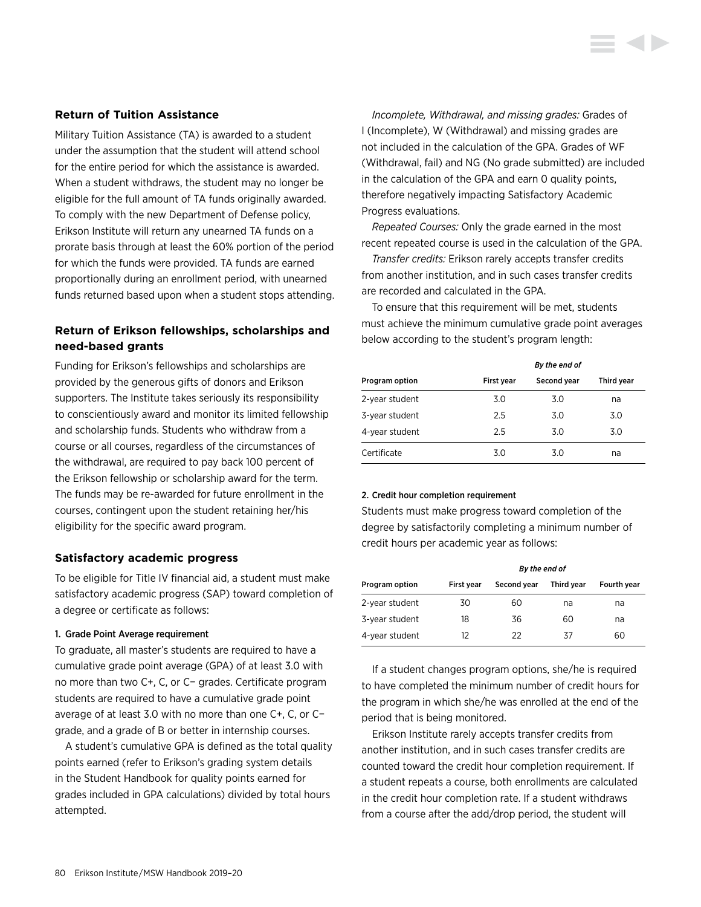## Return of Tuition Assistance

Military Tuition Assistance (TA) is awarded to a student under the assumption that the student will attend school for the entire period for which the assistance is awarded. When a student withdraws, the student may no longer be eligible for the full amount of TA funds originally awarded. To comply with the new Department of Defense policy, Erikson Institute will return any unearned TA funds on a prorate basis through at least the 60% portion of the period for which the funds were provided. TA funds are earned proportionally during an enrollment period, with unearned funds returned based upon when a student stops attending.

## Return of Erikson fellowships, scholarships and need-based grants

Funding for Erikson's fellowships and scholarships are provided by the generous gifts of donors and Erikson supporters. The Institute takes seriously its responsibility to conscientiously award and monitor its limited fellowship and scholarship funds. Students who withdraw from a course or all courses, regardless of the circumstances of the withdrawal, are required to pay back 100 percent of the Erikson fellowship or scholarship award for the term. The funds may be re-awarded for future enrollment in the courses, contingent upon the student retaining her/his eligibility for the specific award program.

## Satisfactory academic progress

To be eligible for Title IV financial aid, a student must make satisfactory academic progress (SAP) toward completion of a degree or certificate as follows:

#### 1. Grade Point Average requirement

To graduate, all master's students are required to have a cumulative grade point average (GPA) of at least 3.0 with no more than two C+, C, or C− grades. Certificate program students are required to have a cumulative grade point average of at least 3.0 with no more than one C+, C, or C− grade, and a grade of B or better in internship courses.

A student's cumulative GPA is defined as the total quality points earned (refer to Erikson's grading system details in the Student Handbook for quality points earned for grades included in GPA calculations) divided by total hours attempted.

*Incomplete, Withdrawal, and missing grades:* Grades of I (Incomplete), W (Withdrawal) and missing grades are not included in the calculation of the GPA. Grades of WF (Withdrawal, fail) and NG (No grade submitted) are included in the calculation of the GPA and earn 0 quality points, therefore negatively impacting Satisfactory Academic Progress evaluations.

*Repeated Courses:* Only the grade earned in the most recent repeated course is used in the calculation of the GPA.

*Transfer credits:* Erikson rarely accepts transfer credits from another institution, and in such cases transfer credits are recorded and calculated in the GPA.

To ensure that this requirement will be met, students must achieve the minimum cumulative grade point averages below according to the student's program length:

| | *By the end of* | | |
|---|---|---|---|
| **Program option** | **First year** | **Second year** | **Third year** |
| 2-year student | 3.0 | 3.0 | na |
| 3-year student | 2.5 | 3.0 | 3.0 |
| 4-year student | 2.5 | 3.0 | 3.0 |
| Certificate | 3.0 | 3.0 | na |

#### 2. Credit hour completion requirement

Students must make progress toward completion of the degree by satisfactorily completing a minimum number of credit hours per academic year as follows:

| | *By the end of* | | | |
|---|---|---|---|---|
| **Program option** | **First year** | **Second year** | **Third year** | **Fourth year** |
| 2-year student | 30 | 60 | na | na |
| 3-year student | 18 | 36 | 60 | na |
| 4-year student | 12 | 22 | 37 | 60 |

If a student changes program options, she/he is required to have completed the minimum number of credit hours for the program in which she/he was enrolled at the end of the period that is being monitored.

Erikson Institute rarely accepts transfer credits from another institution, and in such cases transfer credits are counted toward the credit hour completion requirement. If a student repeats a course, both enrollments are calculated in the credit hour completion rate. If a student withdraws from a course after the add/drop period, the student will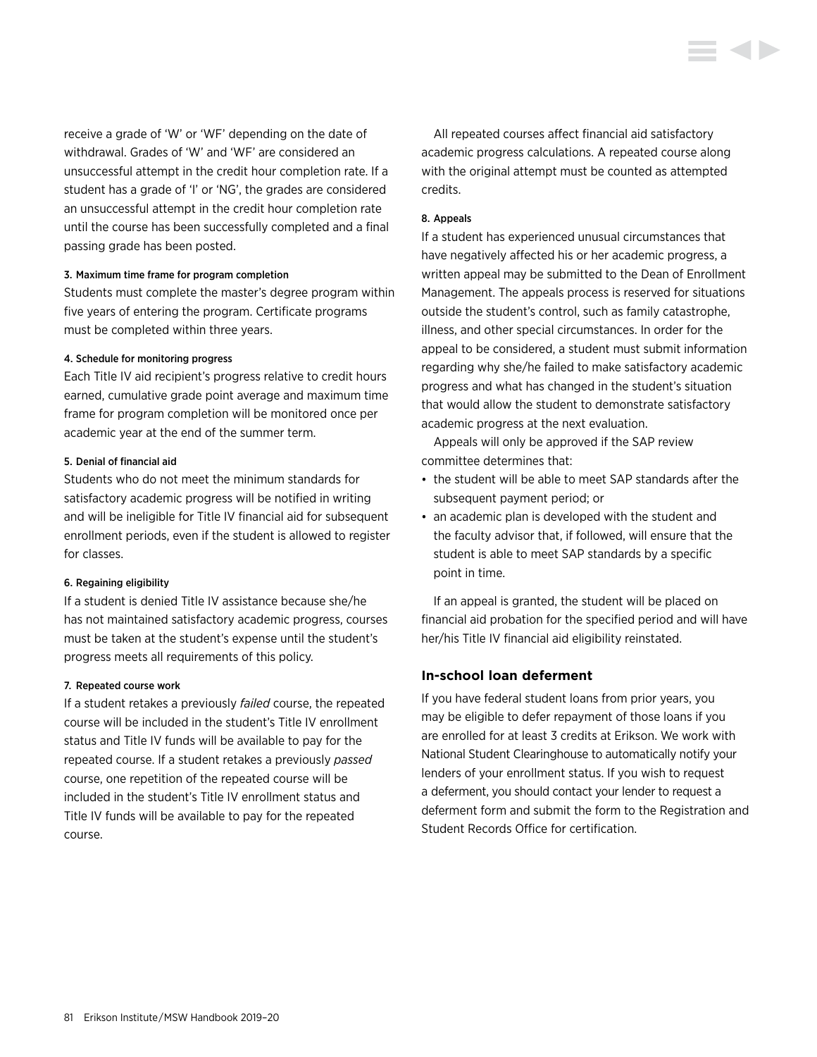receive a grade of 'W' or 'WF' depending on the date of withdrawal. Grades of 'W' and 'WF' are considered an unsuccessful attempt in the credit hour completion rate. If a student has a grade of 'I' or 'NG', the grades are considered an unsuccessful attempt in the credit hour completion rate until the course has been successfully completed and a final passing grade has been posted.

#### 3. Maximum time frame for program completion

Students must complete the master's degree program within five years of entering the program. Certificate programs must be completed within three years.

#### 4. Schedule for monitoring progress

Each Title IV aid recipient's progress relative to credit hours earned, cumulative grade point average and maximum time frame for program completion will be monitored once per academic year at the end of the summer term.

#### 5. Denial of financial aid

Students who do not meet the minimum standards for satisfactory academic progress will be notified in writing and will be ineligible for Title IV financial aid for subsequent enrollment periods, even if the student is allowed to register for classes.

#### 6. Regaining eligibility

If a student is denied Title IV assistance because she/he has not maintained satisfactory academic progress, courses must be taken at the student's expense until the student's progress meets all requirements of this policy.

#### 7. Repeated course work

If a student retakes a previously *failed* course, the repeated course will be included in the student's Title IV enrollment status and Title IV funds will be available to pay for the repeated course. If a student retakes a previously *passed* course, one repetition of the repeated course will be included in the student's Title IV enrollment status and Title IV funds will be available to pay for the repeated course.

All repeated courses affect financial aid satisfactory academic progress calculations. A repeated course along with the original attempt must be counted as attempted credits.

#### 8. Appeals

If a student has experienced unusual circumstances that have negatively affected his or her academic progress, a written appeal may be submitted to the Dean of Enrollment Management. The appeals process is reserved for situations outside the student's control, such as family catastrophe, illness, and other special circumstances. In order for the appeal to be considered, a student must submit information regarding why she/he failed to make satisfactory academic progress and what has changed in the student's situation that would allow the student to demonstrate satisfactory academic progress at the next evaluation.

Appeals will only be approved if the SAP review committee determines that:

- the student will be able to meet SAP standards after the subsequent payment period; or
- an academic plan is developed with the student and the faculty advisor that, if followed, will ensure that the student is able to meet SAP standards by a specific point in time.

If an appeal is granted, the student will be placed on financial aid probation for the specified period and will have her/his Title IV financial aid eligibility reinstated.

### In-school loan deferment

If you have federal student loans from prior years, you may be eligible to defer repayment of those loans if you are enrolled for at least 3 credits at Erikson. We work with National Student Clearinghouse to automatically notify your lenders of your enrollment status. If you wish to request a deferment, you should contact your lender to request a deferment form and submit the form to the Registration and Student Records Office for certification.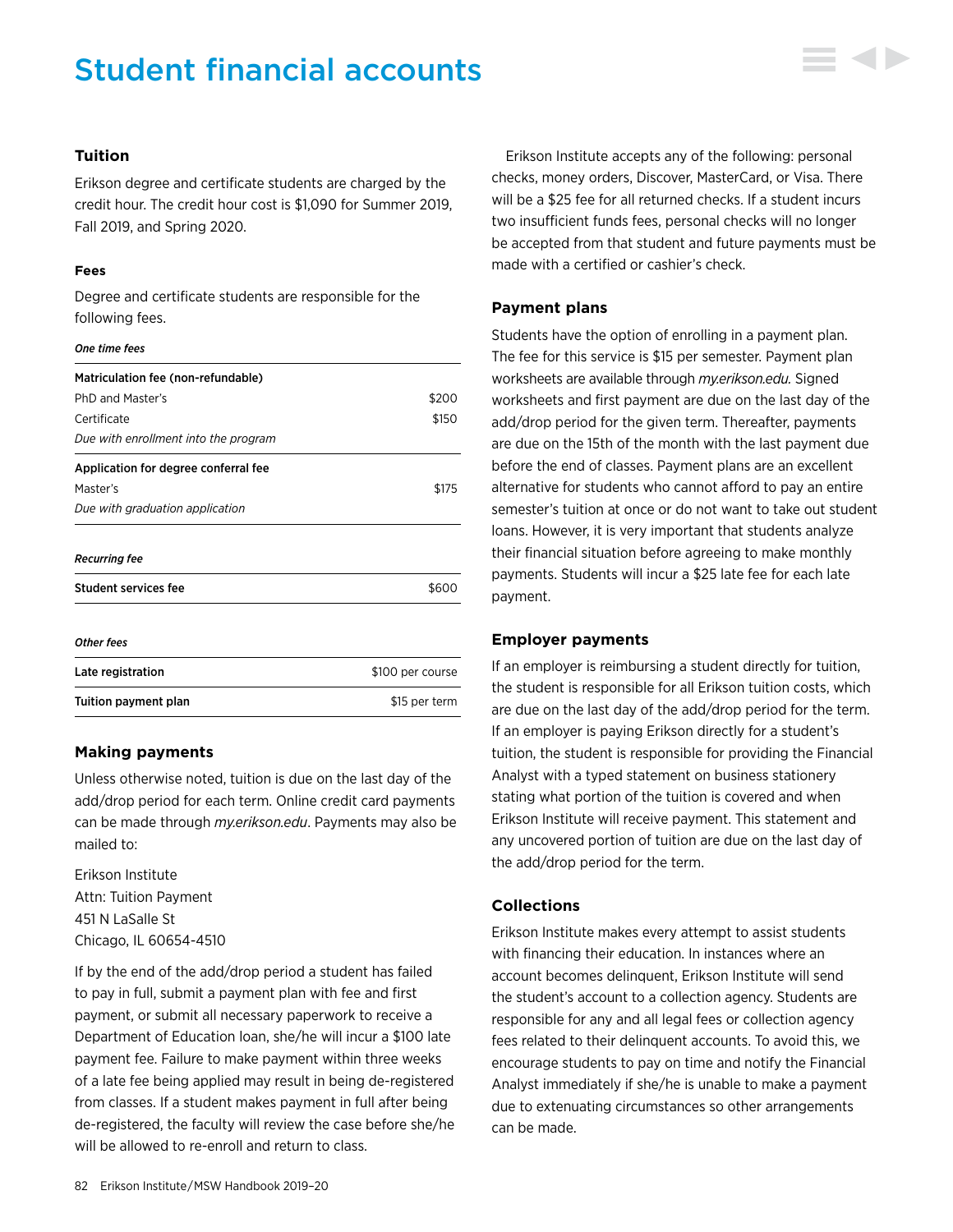# Student financial accounts

### Tuition

Erikson degree and certificate students are charged by the credit hour. The credit hour cost is $1,090 for Summer 2019, Fall 2019, and Spring 2020.

#### Fees

Degree and certificate students are responsible for the following fees.

***One time fees***

| **Matriculation fee (non-refundable)** | |
|---|---|
| PhD and Master's | $200 |
| Certificate | $150 |
| *Due with enrollment into the program* | |
| **Application for degree conferral fee** | |
| Master's | $175 |
| *Due with graduation application* | |

***Recurring fee***

| **Student services fee** | $600 |
|---|---|

***Other fees***

| **Late registration** | $100 per course |
|---|---|
| **Tuition payment plan** | $15 per term |

### Making payments

Unless otherwise noted, tuition is due on the last day of the add/drop period for each term. Online credit card payments can be made through *my.erikson.edu*. Payments may also be mailed to:

Erikson Institute
Attn: Tuition Payment
451 N LaSalle St
Chicago, IL 60654-4510

If by the end of the add/drop period a student has failed to pay in full, submit a payment plan with fee and first payment, or submit all necessary paperwork to receive a Department of Education loan, she/he will incur a $100 late payment fee. Failure to make payment within three weeks of a late fee being applied may result in being de-registered from classes. If a student makes payment in full after being de-registered, the faculty will review the case before she/he will be allowed to re-enroll and return to class.

Erikson Institute accepts any of the following: personal checks, money orders, Discover, MasterCard, or Visa. There will be a $25 fee for all returned checks. If a student incurs two insufficient funds fees, personal checks will no longer be accepted from that student and future payments must be made with a certified or cashier's check.

### Payment plans

Students have the option of enrolling in a payment plan. The fee for this service is $15 per semester. Payment plan worksheets are available through *my.erikson.edu.* Signed worksheets and first payment are due on the last day of the add/drop period for the given term. Thereafter, payments are due on the 15th of the month with the last payment due before the end of classes. Payment plans are an excellent alternative for students who cannot afford to pay an entire semester's tuition at once or do not want to take out student loans. However, it is very important that students analyze their financial situation before agreeing to make monthly payments. Students will incur a $25 late fee for each late payment.

### Employer payments

If an employer is reimbursing a student directly for tuition, the student is responsible for all Erikson tuition costs, which are due on the last day of the add/drop period for the term. If an employer is paying Erikson directly for a student's tuition, the student is responsible for providing the Financial Analyst with a typed statement on business stationery stating what portion of the tuition is covered and when Erikson Institute will receive payment. This statement and any uncovered portion of tuition are due on the last day of the add/drop period for the term.

### Collections

Erikson Institute makes every attempt to assist students with financing their education. In instances where an account becomes delinquent, Erikson Institute will send the student's account to a collection agency. Students are responsible for any and all legal fees or collection agency fees related to their delinquent accounts. To avoid this, we encourage students to pay on time and notify the Financial Analyst immediately if she/he is unable to make a payment due to extenuating circumstances so other arrangements can be made.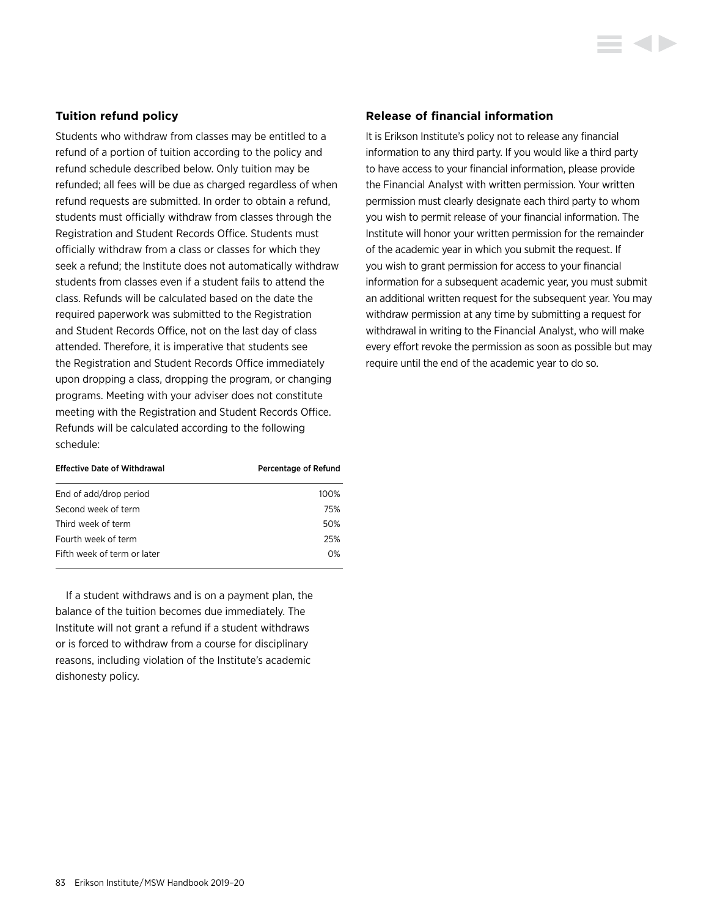### Tuition refund policy

Students who withdraw from classes may be entitled to a refund of a portion of tuition according to the policy and refund schedule described below. Only tuition may be refunded; all fees will be due as charged regardless of when refund requests are submitted. In order to obtain a refund, students must officially withdraw from classes through the Registration and Student Records Office. Students must officially withdraw from a class or classes for which they seek a refund; the Institute does not automatically withdraw students from classes even if a student fails to attend the class. Refunds will be calculated based on the date the required paperwork was submitted to the Registration and Student Records Office, not on the last day of class attended. Therefore, it is imperative that students see the Registration and Student Records Office immediately upon dropping a class, dropping the program, or changing programs. Meeting with your adviser does not constitute meeting with the Registration and Student Records Office. Refunds will be calculated according to the following schedule:

| Effective Date of Withdrawal | Percentage of Refund |
|---|---|
| End of add/drop period | 100% |
| Second week of term | 75% |
| Third week of term | 50% |
| Fourth week of term | 25% |
| Fifth week of term or later | 0% |

If a student withdraws and is on a payment plan, the balance of the tuition becomes due immediately. The Institute will not grant a refund if a student withdraws or is forced to withdraw from a course for disciplinary reasons, including violation of the Institute's academic dishonesty policy.

### Release of financial information

It is Erikson Institute's policy not to release any financial information to any third party. If you would like a third party to have access to your financial information, please provide the Financial Analyst with written permission. Your written permission must clearly designate each third party to whom you wish to permit release of your financial information. The Institute will honor your written permission for the remainder of the academic year in which you submit the request. If you wish to grant permission for access to your financial information for a subsequent academic year, you must submit an additional written request for the subsequent year. You may withdraw permission at any time by submitting a request for withdrawal in writing to the Financial Analyst, who will make every effort revoke the permission as soon as possible but may require until the end of the academic year to do so.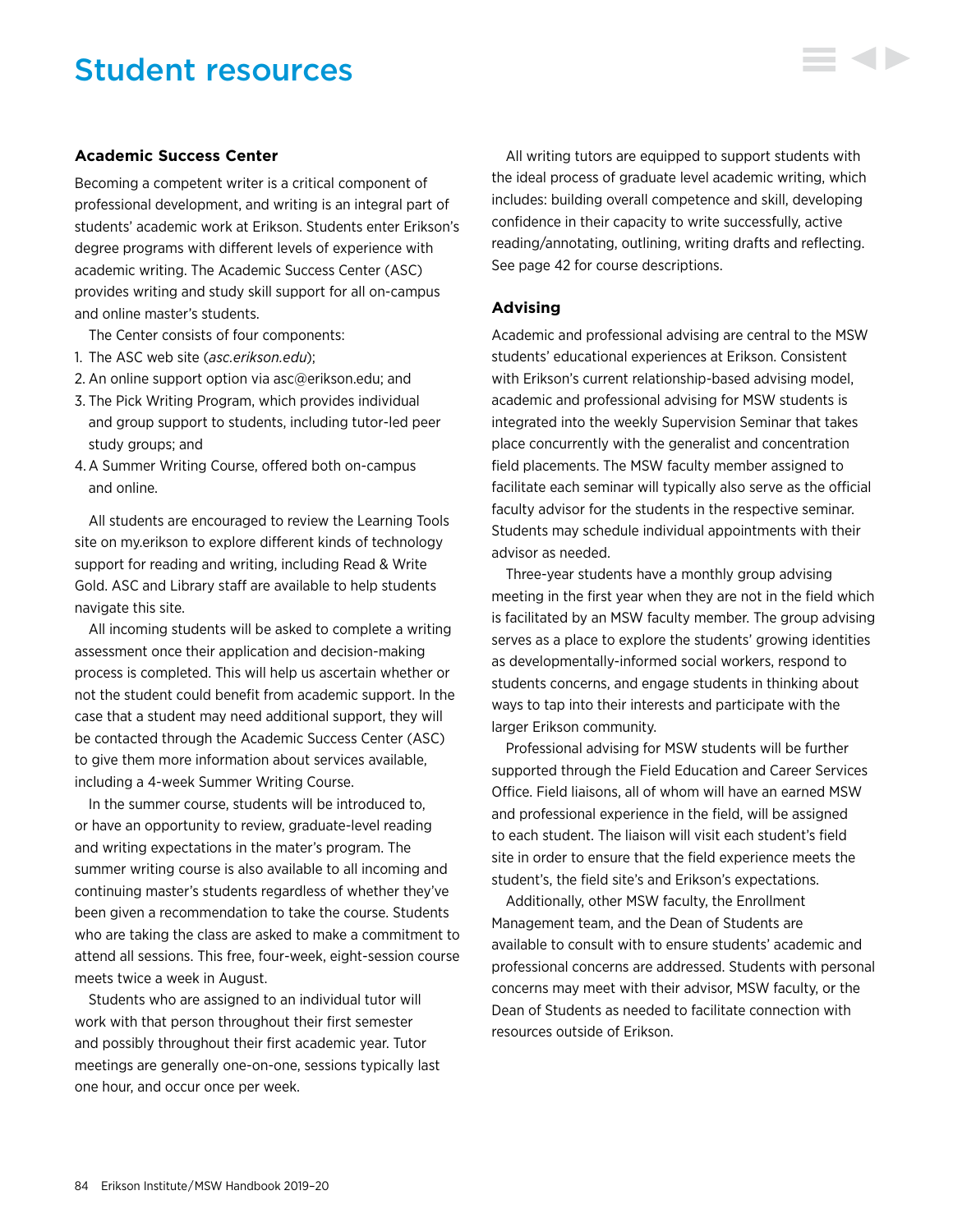# Student resources

### Academic Success Center

Becoming a competent writer is a critical component of professional development, and writing is an integral part of students' academic work at Erikson. Students enter Erikson's degree programs with different levels of experience with academic writing. The Academic Success Center (ASC) provides writing and study skill support for all on-campus and online master's students.

The Center consists of four components:

1. The ASC web site (*asc.erikson.edu*);
2. An online support option via asc@erikson.edu; and
3. The Pick Writing Program, which provides individual and group support to students, including tutor-led peer study groups; and
4. A Summer Writing Course, offered both on-campus and online.

All students are encouraged to review the Learning Tools site on my.erikson to explore different kinds of technology support for reading and writing, including Read & Write Gold. ASC and Library staff are available to help students navigate this site.

All incoming students will be asked to complete a writing assessment once their application and decision-making process is completed. This will help us ascertain whether or not the student could benefit from academic support. In the case that a student may need additional support, they will be contacted through the Academic Success Center (ASC) to give them more information about services available, including a 4-week Summer Writing Course.

In the summer course, students will be introduced to, or have an opportunity to review, graduate-level reading and writing expectations in the mater's program. The summer writing course is also available to all incoming and continuing master's students regardless of whether they've been given a recommendation to take the course. Students who are taking the class are asked to make a commitment to attend all sessions. This free, four-week, eight-session course meets twice a week in August.

Students who are assigned to an individual tutor will work with that person throughout their first semester and possibly throughout their first academic year. Tutor meetings are generally one-on-one, sessions typically last one hour, and occur once per week.

All writing tutors are equipped to support students with the ideal process of graduate level academic writing, which includes: building overall competence and skill, developing confidence in their capacity to write successfully, active reading/annotating, outlining, writing drafts and reflecting. See page 42 for course descriptions.

### Advising

Academic and professional advising are central to the MSW students' educational experiences at Erikson. Consistent with Erikson's current relationship-based advising model, academic and professional advising for MSW students is integrated into the weekly Supervision Seminar that takes place concurrently with the generalist and concentration field placements. The MSW faculty member assigned to facilitate each seminar will typically also serve as the official faculty advisor for the students in the respective seminar. Students may schedule individual appointments with their advisor as needed.

Three-year students have a monthly group advising meeting in the first year when they are not in the field which is facilitated by an MSW faculty member. The group advising serves as a place to explore the students' growing identities as developmentally-informed social workers, respond to students concerns, and engage students in thinking about ways to tap into their interests and participate with the larger Erikson community.

Professional advising for MSW students will be further supported through the Field Education and Career Services Office. Field liaisons, all of whom will have an earned MSW and professional experience in the field, will be assigned to each student. The liaison will visit each student's field site in order to ensure that the field experience meets the student's, the field site's and Erikson's expectations.

Additionally, other MSW faculty, the Enrollment Management team, and the Dean of Students are available to consult with to ensure students' academic and professional concerns are addressed. Students with personal concerns may meet with their advisor, MSW faculty, or the Dean of Students as needed to facilitate connection with resources outside of Erikson.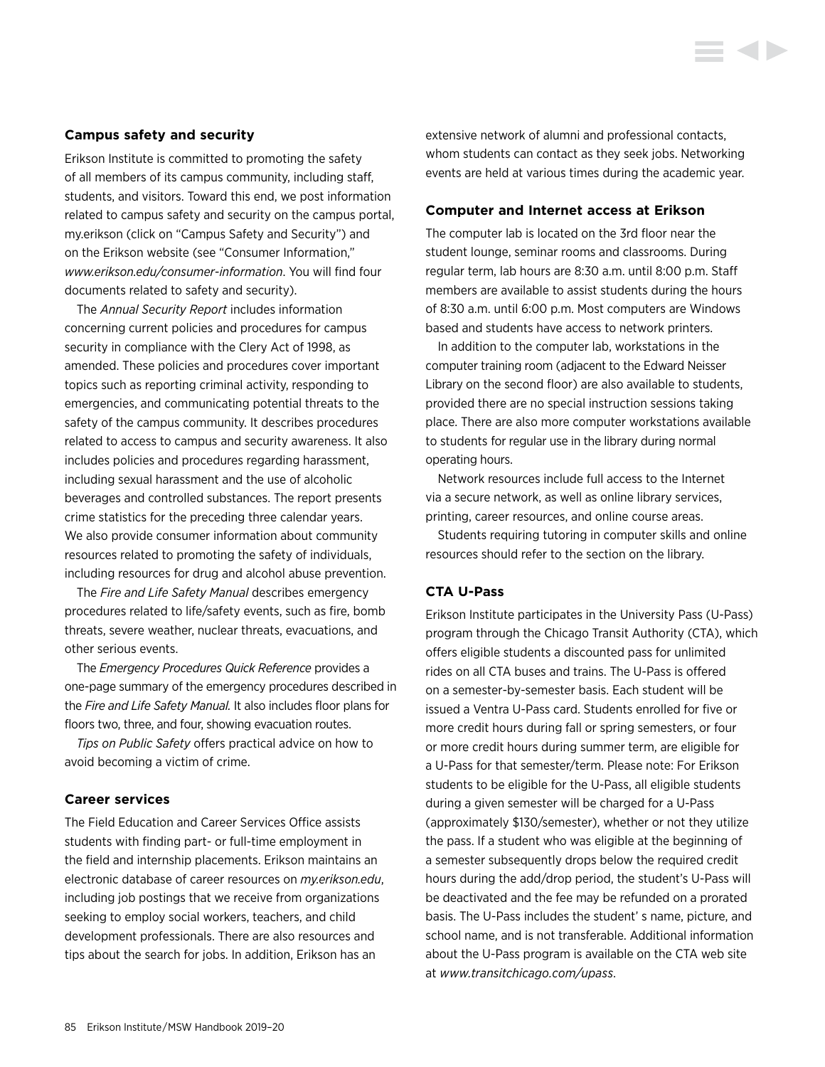### Campus safety and security

Erikson Institute is committed to promoting the safety of all members of its campus community, including staff, students, and visitors. Toward this end, we post information related to campus safety and security on the campus portal, my.erikson (click on "Campus Safety and Security") and on the Erikson website (see "Consumer Information," *www.erikson.edu/consumer-information*. You will find four documents related to safety and security).

The *Annual Security Report* includes information concerning current policies and procedures for campus security in compliance with the Clery Act of 1998, as amended. These policies and procedures cover important topics such as reporting criminal activity, responding to emergencies, and communicating potential threats to the safety of the campus community. It describes procedures related to access to campus and security awareness. It also includes policies and procedures regarding harassment, including sexual harassment and the use of alcoholic beverages and controlled substances. The report presents crime statistics for the preceding three calendar years. We also provide consumer information about community resources related to promoting the safety of individuals, including resources for drug and alcohol abuse prevention.

The *Fire and Life Safety Manual* describes emergency procedures related to life/safety events, such as fire, bomb threats, severe weather, nuclear threats, evacuations, and other serious events.

The *Emergency Procedures Quick Reference* provides a one-page summary of the emergency procedures described in the *Fire and Life Safety Manual.* It also includes floor plans for floors two, three, and four, showing evacuation routes.

*Tips on Public Safety* offers practical advice on how to avoid becoming a victim of crime.

### Career services

The Field Education and Career Services Office assists students with finding part- or full-time employment in the field and internship placements. Erikson maintains an electronic database of career resources on *my.erikson.edu*, including job postings that we receive from organizations seeking to employ social workers, teachers, and child development professionals. There are also resources and tips about the search for jobs. In addition, Erikson has an extensive network of alumni and professional contacts, whom students can contact as they seek jobs. Networking events are held at various times during the academic year.

### Computer and Internet access at Erikson

The computer lab is located on the 3rd floor near the student lounge, seminar rooms and classrooms. During regular term, lab hours are 8:30 a.m. until 8:00 p.m. Staff members are available to assist students during the hours of 8:30 a.m. until 6:00 p.m. Most computers are Windows based and students have access to network printers.

In addition to the computer lab, workstations in the computer training room (adjacent to the Edward Neisser Library on the second floor) are also available to students, provided there are no special instruction sessions taking place. There are also more computer workstations available to students for regular use in the library during normal operating hours.

Network resources include full access to the Internet via a secure network, as well as online library services, printing, career resources, and online course areas.

Students requiring tutoring in computer skills and online resources should refer to the section on the library.

### CTA U-Pass

Erikson Institute participates in the University Pass (U-Pass) program through the Chicago Transit Authority (CTA), which offers eligible students a discounted pass for unlimited rides on all CTA buses and trains. The U-Pass is offered on a semester-by-semester basis. Each student will be issued a Ventra U-Pass card. Students enrolled for five or more credit hours during fall or spring semesters, or four or more credit hours during summer term, are eligible for a U-Pass for that semester/term. Please note: For Erikson students to be eligible for the U-Pass, all eligible students during a given semester will be charged for a U-Pass (approximately $130/semester), whether or not they utilize the pass. If a student who was eligible at the beginning of a semester subsequently drops below the required credit hours during the add/drop period, the student's U-Pass will be deactivated and the fee may be refunded on a prorated basis. The U-Pass includes the student' s name, picture, and school name, and is not transferable. Additional information about the U-Pass program is available on the CTA web site at *www.transitchicago.com/upass*.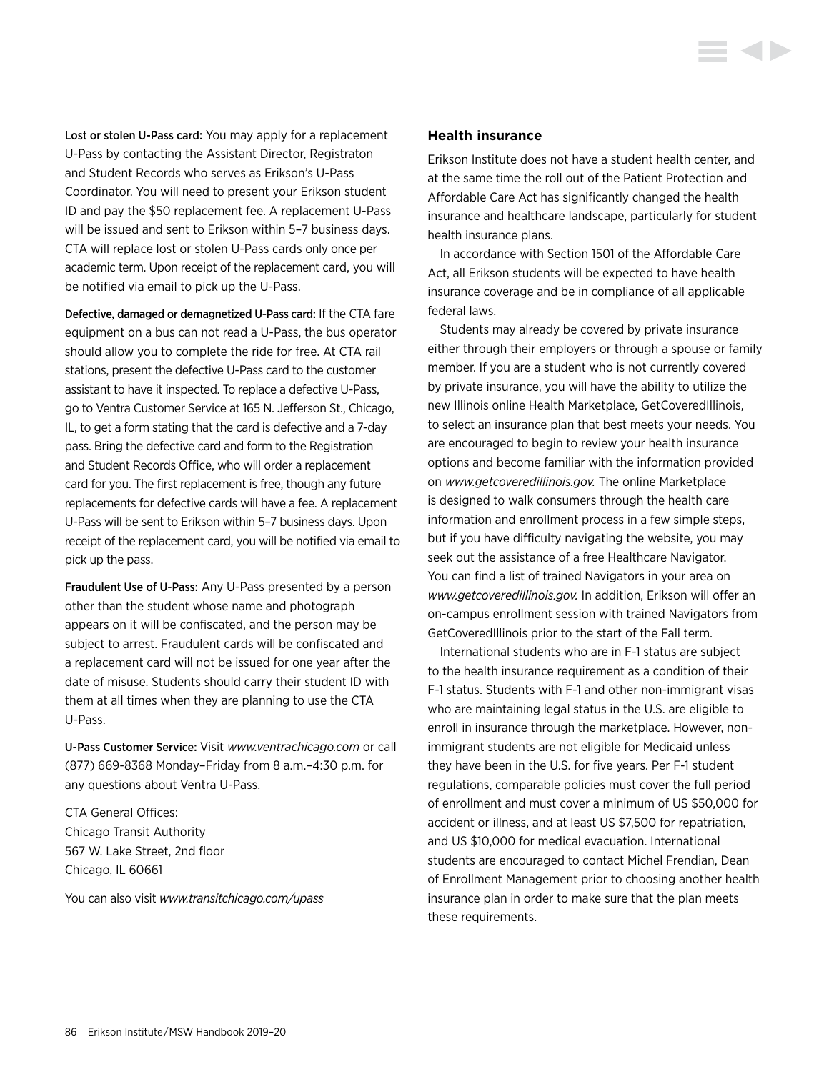**Lost or stolen U-Pass card:** You may apply for a replacement U-Pass by contacting the Assistant Director, Registraton and Student Records who serves as Erikson's U-Pass Coordinator. You will need to present your Erikson student ID and pay the $50 replacement fee. A replacement U-Pass will be issued and sent to Erikson within 5–7 business days. CTA will replace lost or stolen U-Pass cards only once per academic term. Upon receipt of the replacement card, you will be notified via email to pick up the U-Pass.

**Defective, damaged or demagnetized U-Pass card:** If the CTA fare equipment on a bus can not read a U-Pass, the bus operator should allow you to complete the ride for free. At CTA rail stations, present the defective U-Pass card to the customer assistant to have it inspected. To replace a defective U-Pass, go to Ventra Customer Service at 165 N. Jefferson St., Chicago, IL, to get a form stating that the card is defective and a 7-day pass. Bring the defective card and form to the Registration and Student Records Office, who will order a replacement card for you. The first replacement is free, though any future replacements for defective cards will have a fee. A replacement U-Pass will be sent to Erikson within 5–7 business days. Upon receipt of the replacement card, you will be notified via email to pick up the pass.

**Fraudulent Use of U-Pass:** Any U-Pass presented by a person other than the student whose name and photograph appears on it will be confiscated, and the person may be subject to arrest. Fraudulent cards will be confiscated and a replacement card will not be issued for one year after the date of misuse. Students should carry their student ID with them at all times when they are planning to use the CTA U-Pass.

**U-Pass Customer Service:** Visit *www.ventrachicago.com* or call (877) 669-8368 Monday–Friday from 8 a.m.–4:30 p.m. for any questions about Ventra U-Pass.

CTA General Offices:
Chicago Transit Authority
567 W. Lake Street, 2nd floor
Chicago, IL 60661

You can also visit *www.transitchicago.com/upass*

### Health insurance

Erikson Institute does not have a student health center, and at the same time the roll out of the Patient Protection and Affordable Care Act has significantly changed the health insurance and healthcare landscape, particularly for student health insurance plans.

In accordance with Section 1501 of the Affordable Care Act, all Erikson students will be expected to have health insurance coverage and be in compliance of all applicable federal laws.

Students may already be covered by private insurance either through their employers or through a spouse or family member. If you are a student who is not currently covered by private insurance, you will have the ability to utilize the new Illinois online Health Marketplace, GetCoveredIllinois, to select an insurance plan that best meets your needs. You are encouraged to begin to review your health insurance options and become familiar with the information provided on *www.getcoveredillinois.gov.* The online Marketplace is designed to walk consumers through the health care information and enrollment process in a few simple steps, but if you have difficulty navigating the website, you may seek out the assistance of a free Healthcare Navigator. You can find a list of trained Navigators in your area on *www.getcoveredillinois.gov.* In addition, Erikson will offer an on-campus enrollment session with trained Navigators from GetCoveredIllinois prior to the start of the Fall term.

International students who are in F-1 status are subject to the health insurance requirement as a condition of their F-1 status. Students with F-1 and other non-immigrant visas who are maintaining legal status in the U.S. are eligible to enroll in insurance through the marketplace. However, non-immigrant students are not eligible for Medicaid unless they have been in the U.S. for five years. Per F-1 student regulations, comparable policies must cover the full period of enrollment and must cover a minimum of US $50,000 for accident or illness, and at least US $7,500 for repatriation, and US $10,000 for medical evacuation. International students are encouraged to contact Michel Frendian, Dean of Enrollment Management prior to choosing another health insurance plan in order to make sure that the plan meets these requirements.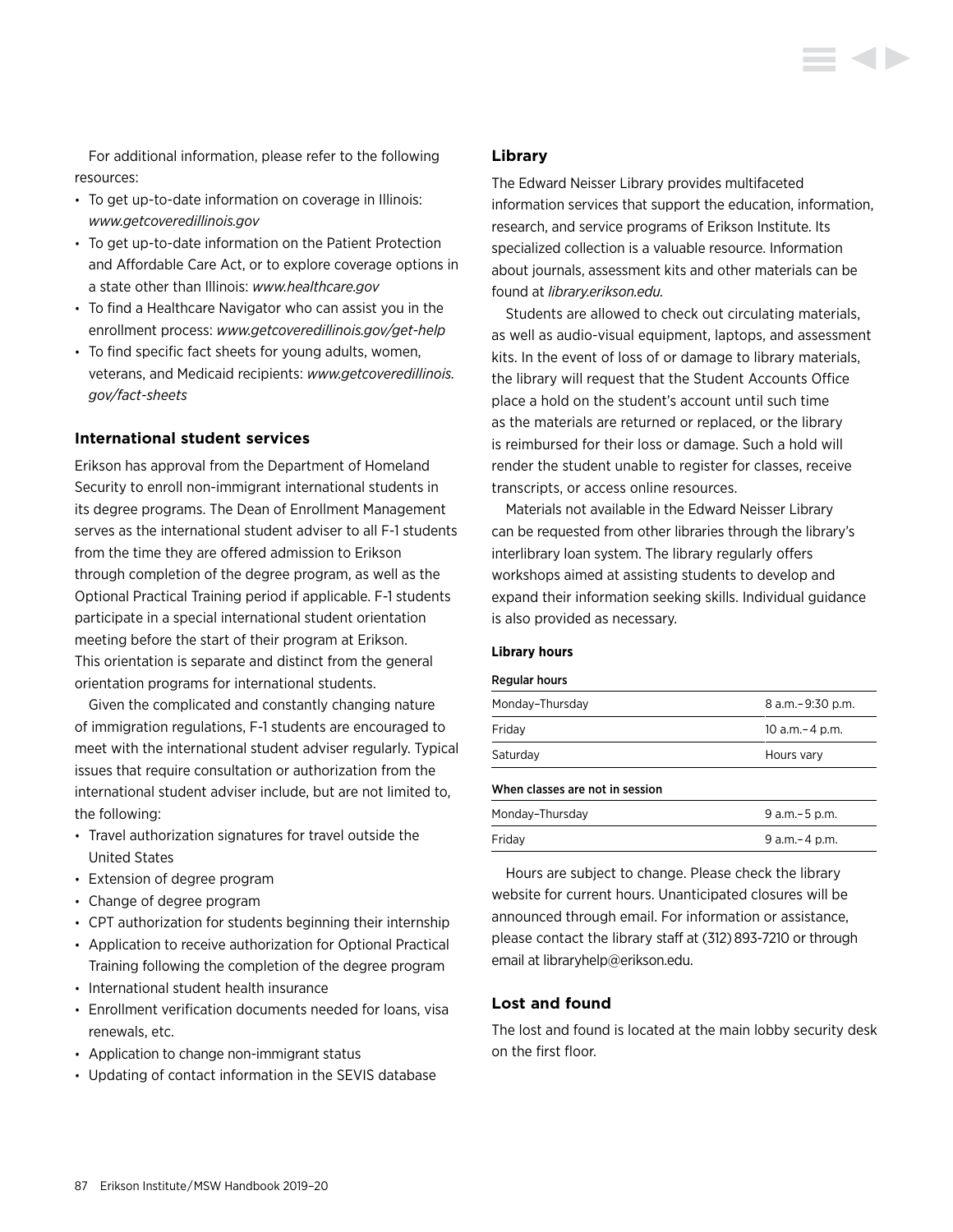For additional information, please refer to the following resources:

- To get up-to-date information on coverage in Illinois: *www.getcoveredillinois.gov*
- To get up-to-date information on the Patient Protection and Affordable Care Act, or to explore coverage options in a state other than Illinois: *www.healthcare.gov*
- To find a Healthcare Navigator who can assist you in the enrollment process: *www.getcoveredillinois.gov/get-help*
- To find specific fact sheets for young adults, women, veterans, and Medicaid recipients: *www.getcoveredillinois.gov/fact-sheets*

### International student services

Erikson has approval from the Department of Homeland Security to enroll non-immigrant international students in its degree programs. The Dean of Enrollment Management serves as the international student adviser to all F-1 students from the time they are offered admission to Erikson through completion of the degree program, as well as the Optional Practical Training period if applicable. F-1 students participate in a special international student orientation meeting before the start of their program at Erikson. This orientation is separate and distinct from the general orientation programs for international students.

Given the complicated and constantly changing nature of immigration regulations, F-1 students are encouraged to meet with the international student adviser regularly. Typical issues that require consultation or authorization from the international student adviser include, but are not limited to, the following:

- Travel authorization signatures for travel outside the United States
- Extension of degree program
- Change of degree program
- CPT authorization for students beginning their internship
- Application to receive authorization for Optional Practical Training following the completion of the degree program
- International student health insurance
- Enrollment verification documents needed for loans, visa renewals, etc.
- Application to change non-immigrant status
- Updating of contact information in the SEVIS database

### Library

The Edward Neisser Library provides multifaceted information services that support the education, information, research, and service programs of Erikson Institute. Its specialized collection is a valuable resource. Information about journals, assessment kits and other materials can be found at *library.erikson.edu.*

Students are allowed to check out circulating materials, as well as audio-visual equipment, laptops, and assessment kits. In the event of loss of or damage to library materials, the library will request that the Student Accounts Office place a hold on the student's account until such time as the materials are returned or replaced, or the library is reimbursed for their loss or damage. Such a hold will render the student unable to register for classes, receive transcripts, or access online resources.

Materials not available in the Edward Neisser Library can be requested from other libraries through the library's interlibrary loan system. The library regularly offers workshops aimed at assisting students to develop and expand their information seeking skills. Individual guidance is also provided as necessary.

#### Library hours

| Regular hours | |
|---|---|
| Monday–Thursday | 8 a.m.–9:30 p.m. |
| Friday | 10 a.m.–4 p.m. |
| Saturday | Hours vary |
| **When classes are not in session** | |
| Monday–Thursday | 9 a.m.–5 p.m. |
| Friday | 9 a.m.–4 p.m. |

Hours are subject to change. Please check the library website for current hours. Unanticipated closures will be announced through email. For information or assistance, please contact the library staff at (312) 893-7210 or through email at libraryhelp@erikson.edu.

### Lost and found

The lost and found is located at the main lobby security desk on the first floor.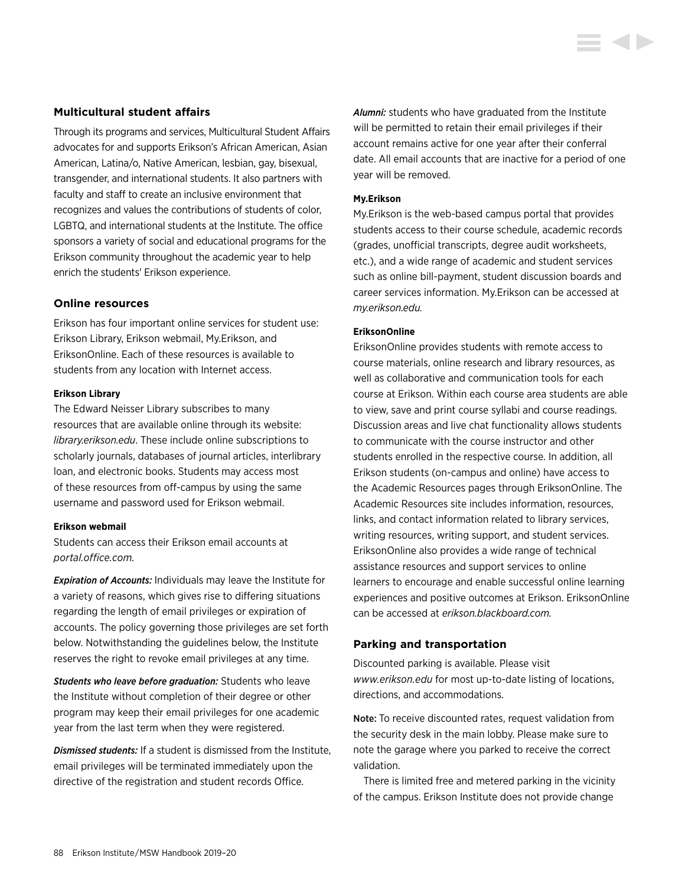### Multicultural student affairs

Through its programs and services, Multicultural Student Affairs advocates for and supports Erikson's African American, Asian American, Latina/o, Native American, lesbian, gay, bisexual, transgender, and international students. It also partners with faculty and staff to create an inclusive environment that recognizes and values the contributions of students of color, LGBTQ, and international students at the Institute. The office sponsors a variety of social and educational programs for the Erikson community throughout the academic year to help enrich the students' Erikson experience.

### Online resources

Erikson has four important online services for student use: Erikson Library, Erikson webmail, My.Erikson, and EriksonOnline. Each of these resources is available to students from any location with Internet access.

#### Erikson Library

The Edward Neisser Library subscribes to many resources that are available online through its website: *library.erikson.edu*. These include online subscriptions to scholarly journals, databases of journal articles, interlibrary loan, and electronic books. Students may access most of these resources from off-campus by using the same username and password used for Erikson webmail.

#### Erikson webmail

Students can access their Erikson email accounts at *portal.office.com.*

***Expiration of Accounts:*** Individuals may leave the Institute for a variety of reasons, which gives rise to differing situations regarding the length of email privileges or expiration of accounts. The policy governing those privileges are set forth below. Notwithstanding the guidelines below, the Institute reserves the right to revoke email privileges at any time.

***Students who leave before graduation:*** Students who leave the Institute without completion of their degree or other program may keep their email privileges for one academic year from the last term when they were registered.

***Dismissed students:*** If a student is dismissed from the Institute, email privileges will be terminated immediately upon the directive of the registration and student records Office.

***Alumni:*** students who have graduated from the Institute will be permitted to retain their email privileges if their account remains active for one year after their conferral date. All email accounts that are inactive for a period of one year will be removed.

#### My.Erikson

My.Erikson is the web-based campus portal that provides students access to their course schedule, academic records (grades, unofficial transcripts, degree audit worksheets, etc.), and a wide range of academic and student services such as online bill-payment, student discussion boards and career services information. My.Erikson can be accessed at *my.erikson.edu.*

#### EriksonOnline

EriksonOnline provides students with remote access to course materials, online research and library resources, as well as collaborative and communication tools for each course at Erikson. Within each course area students are able to view, save and print course syllabi and course readings. Discussion areas and live chat functionality allows students to communicate with the course instructor and other students enrolled in the respective course. In addition, all Erikson students (on-campus and online) have access to the Academic Resources pages through EriksonOnline. The Academic Resources site includes information, resources, links, and contact information related to library services, writing resources, writing support, and student services. EriksonOnline also provides a wide range of technical assistance resources and support services to online learners to encourage and enable successful online learning experiences and positive outcomes at Erikson. EriksonOnline can be accessed at *erikson.blackboard.com.*

### Parking and transportation

Discounted parking is available. Please visit *www.erikson.edu* for most up-to-date listing of locations, directions, and accommodations.

**Note:** To receive discounted rates, request validation from the security desk in the main lobby. Please make sure to note the garage where you parked to receive the correct validation.

There is limited free and metered parking in the vicinity of the campus. Erikson Institute does not provide change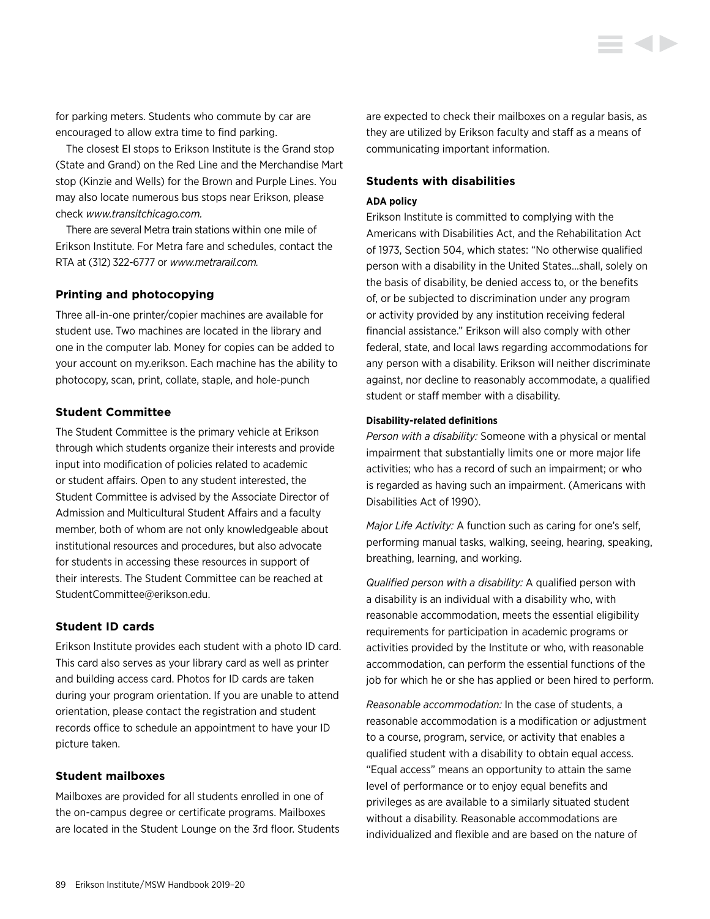for parking meters. Students who commute by car are encouraged to allow extra time to find parking.

The closest El stops to Erikson Institute is the Grand stop (State and Grand) on the Red Line and the Merchandise Mart stop (Kinzie and Wells) for the Brown and Purple Lines. You may also locate numerous bus stops near Erikson, please check *www.transitchicago.com.*

There are several Metra train stations within one mile of Erikson Institute. For Metra fare and schedules, contact the RTA at (312) 322-6777 or *www.metrarail.com.*

### Printing and photocopying

Three all-in-one printer/copier machines are available for student use. Two machines are located in the library and one in the computer lab. Money for copies can be added to your account on my.erikson. Each machine has the ability to photocopy, scan, print, collate, staple, and hole-punch

### Student Committee

The Student Committee is the primary vehicle at Erikson through which students organize their interests and provide input into modification of policies related to academic or student affairs. Open to any student interested, the Student Committee is advised by the Associate Director of Admission and Multicultural Student Affairs and a faculty member, both of whom are not only knowledgeable about institutional resources and procedures, but also advocate for students in accessing these resources in support of their interests. The Student Committee can be reached at StudentCommittee@erikson.edu.

### Student ID cards

Erikson Institute provides each student with a photo ID card. This card also serves as your library card as well as printer and building access card. Photos for ID cards are taken during your program orientation. If you are unable to attend orientation, please contact the registration and student records office to schedule an appointment to have your ID picture taken.

### Student mailboxes

Mailboxes are provided for all students enrolled in one of the on-campus degree or certificate programs. Mailboxes are located in the Student Lounge on the 3rd floor. Students are expected to check their mailboxes on a regular basis, as they are utilized by Erikson faculty and staff as a means of communicating important information.

### Students with disabilities

#### ADA policy

Erikson Institute is committed to complying with the Americans with Disabilities Act, and the Rehabilitation Act of 1973, Section 504, which states: "No otherwise qualified person with a disability in the United States…shall, solely on the basis of disability, be denied access to, or the benefits of, or be subjected to discrimination under any program or activity provided by any institution receiving federal financial assistance." Erikson will also comply with other federal, state, and local laws regarding accommodations for any person with a disability. Erikson will neither discriminate against, nor decline to reasonably accommodate, a qualified student or staff member with a disability.

#### Disability-related definitions

*Person with a disability:* Someone with a physical or mental impairment that substantially limits one or more major life activities; who has a record of such an impairment; or who is regarded as having such an impairment. (Americans with Disabilities Act of 1990).

*Major Life Activity:* A function such as caring for one's self, performing manual tasks, walking, seeing, hearing, speaking, breathing, learning, and working.

*Qualified person with a disability:* A qualified person with a disability is an individual with a disability who, with reasonable accommodation, meets the essential eligibility requirements for participation in academic programs or activities provided by the Institute or who, with reasonable accommodation, can perform the essential functions of the job for which he or she has applied or been hired to perform.

*Reasonable accommodation:* In the case of students, a reasonable accommodation is a modification or adjustment to a course, program, service, or activity that enables a qualified student with a disability to obtain equal access. "Equal access" means an opportunity to attain the same level of performance or to enjoy equal benefits and privileges as are available to a similarly situated student without a disability. Reasonable accommodations are individualized and flexible and are based on the nature of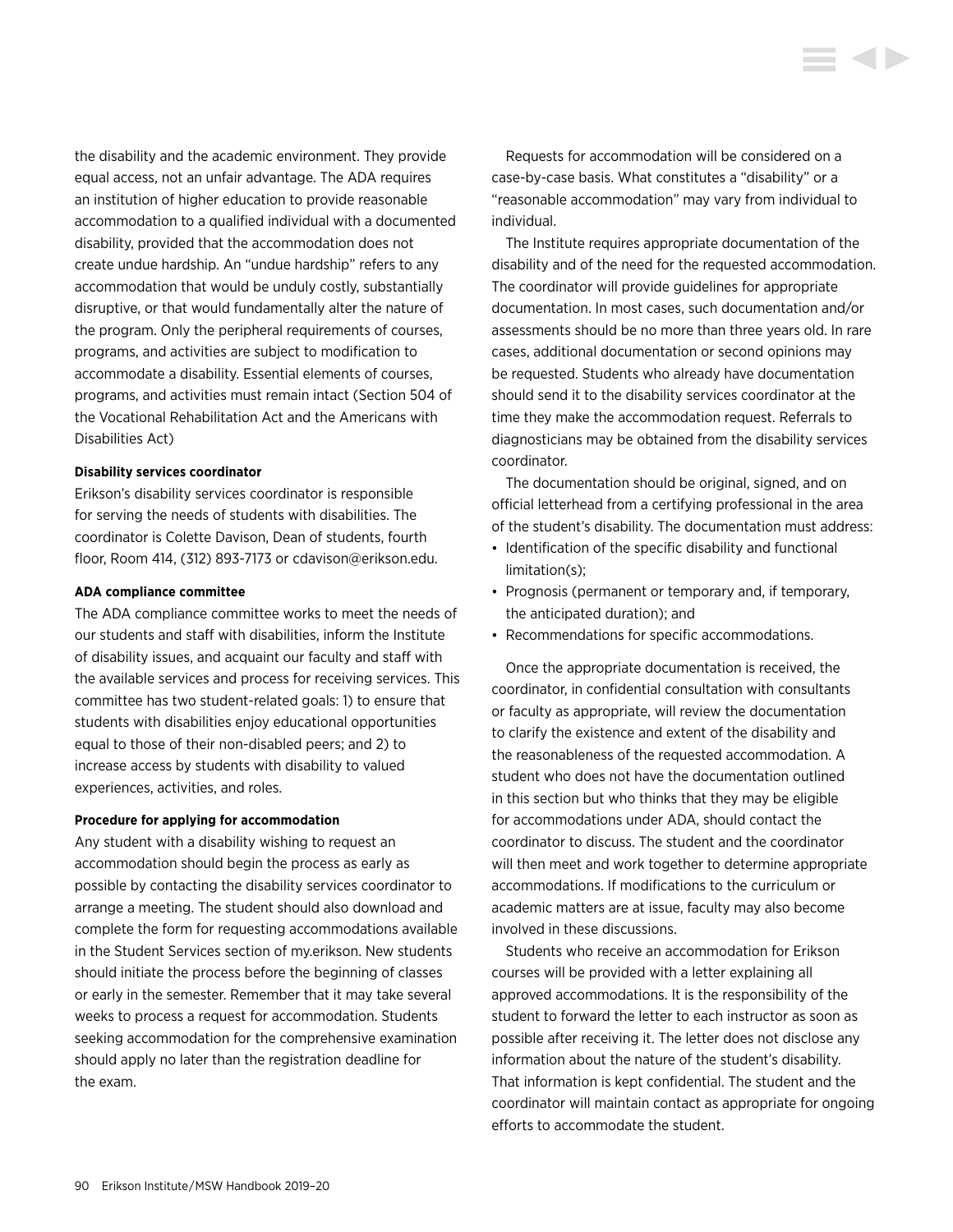the disability and the academic environment. They provide equal access, not an unfair advantage. The ADA requires an institution of higher education to provide reasonable accommodation to a qualified individual with a documented disability, provided that the accommodation does not create undue hardship. An "undue hardship" refers to any accommodation that would be unduly costly, substantially disruptive, or that would fundamentally alter the nature of the program. Only the peripheral requirements of courses, programs, and activities are subject to modification to accommodate a disability. Essential elements of courses, programs, and activities must remain intact (Section 504 of the Vocational Rehabilitation Act and the Americans with Disabilities Act)

**Disability services coordinator**

Erikson's disability services coordinator is responsible for serving the needs of students with disabilities. The coordinator is Colette Davison, Dean of students, fourth floor, Room 414, (312) 893-7173 or cdavison@erikson.edu.

**ADA compliance committee**

The ADA compliance committee works to meet the needs of our students and staff with disabilities, inform the Institute of disability issues, and acquaint our faculty and staff with the available services and process for receiving services. This committee has two student-related goals: 1) to ensure that students with disabilities enjoy educational opportunities equal to those of their non-disabled peers; and 2) to increase access by students with disability to valued experiences, activities, and roles.

**Procedure for applying for accommodation**

Any student with a disability wishing to request an accommodation should begin the process as early as possible by contacting the disability services coordinator to arrange a meeting. The student should also download and complete the form for requesting accommodations available in the Student Services section of my.erikson. New students should initiate the process before the beginning of classes or early in the semester. Remember that it may take several weeks to process a request for accommodation. Students seeking accommodation for the comprehensive examination should apply no later than the registration deadline for the exam.

Requests for accommodation will be considered on a case-by-case basis. What constitutes a "disability" or a "reasonable accommodation" may vary from individual to individual.

The Institute requires appropriate documentation of the disability and of the need for the requested accommodation. The coordinator will provide guidelines for appropriate documentation. In most cases, such documentation and/or assessments should be no more than three years old. In rare cases, additional documentation or second opinions may be requested. Students who already have documentation should send it to the disability services coordinator at the time they make the accommodation request. Referrals to diagnosticians may be obtained from the disability services coordinator.

The documentation should be original, signed, and on official letterhead from a certifying professional in the area of the student's disability. The documentation must address:

- Identification of the specific disability and functional limitation(s);
- Prognosis (permanent or temporary and, if temporary, the anticipated duration); and
- Recommendations for specific accommodations.

Once the appropriate documentation is received, the coordinator, in confidential consultation with consultants or faculty as appropriate, will review the documentation to clarify the existence and extent of the disability and the reasonableness of the requested accommodation. A student who does not have the documentation outlined in this section but who thinks that they may be eligible for accommodations under ADA, should contact the coordinator to discuss. The student and the coordinator will then meet and work together to determine appropriate accommodations. If modifications to the curriculum or academic matters are at issue, faculty may also become involved in these discussions.

Students who receive an accommodation for Erikson courses will be provided with a letter explaining all approved accommodations. It is the responsibility of the student to forward the letter to each instructor as soon as possible after receiving it. The letter does not disclose any information about the nature of the student's disability. That information is kept confidential. The student and the coordinator will maintain contact as appropriate for ongoing efforts to accommodate the student.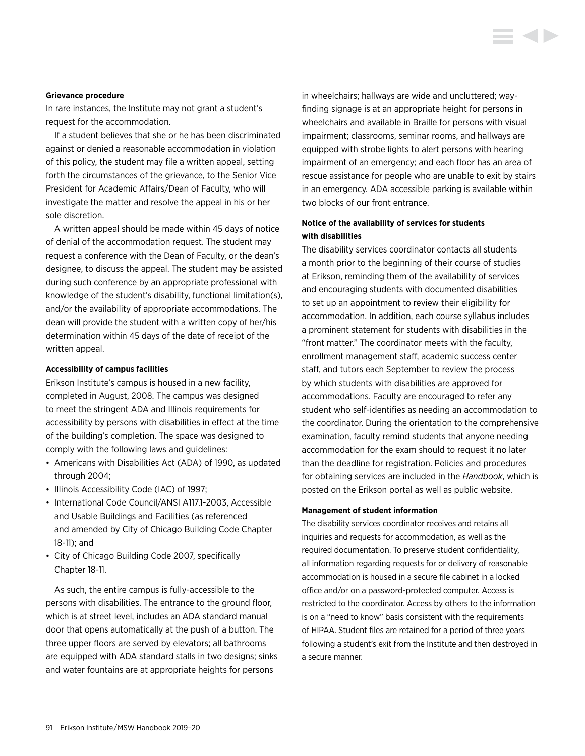**Grievance procedure**

In rare instances, the Institute may not grant a student's request for the accommodation.

If a student believes that she or he has been discriminated against or denied a reasonable accommodation in violation of this policy, the student may file a written appeal, setting forth the circumstances of the grievance, to the Senior Vice President for Academic Affairs/Dean of Faculty, who will investigate the matter and resolve the appeal in his or her sole discretion.

A written appeal should be made within 45 days of notice of denial of the accommodation request. The student may request a conference with the Dean of Faculty, or the dean's designee, to discuss the appeal. The student may be assisted during such conference by an appropriate professional with knowledge of the student's disability, functional limitation(s), and/or the availability of appropriate accommodations. The dean will provide the student with a written copy of her/his determination within 45 days of the date of receipt of the written appeal.

**Accessibility of campus facilities**

Erikson Institute's campus is housed in a new facility, completed in August, 2008. The campus was designed to meet the stringent ADA and Illinois requirements for accessibility by persons with disabilities in effect at the time of the building's completion. The space was designed to comply with the following laws and guidelines:

- Americans with Disabilities Act (ADA) of 1990, as updated through 2004;
- Illinois Accessibility Code (IAC) of 1997;
- International Code Council/ANSI A117.1-2003, Accessible and Usable Buildings and Facilities (as referenced and amended by City of Chicago Building Code Chapter 18-11); and
- City of Chicago Building Code 2007, specifically Chapter 18-11.

As such, the entire campus is fully-accessible to the persons with disabilities. The entrance to the ground floor, which is at street level, includes an ADA standard manual door that opens automatically at the push of a button. The three upper floors are served by elevators; all bathrooms are equipped with ADA standard stalls in two designs; sinks and water fountains are at appropriate heights for persons in wheelchairs; hallways are wide and uncluttered; way-finding signage is at an appropriate height for persons in wheelchairs and available in Braille for persons with visual impairment; classrooms, seminar rooms, and hallways are equipped with strobe lights to alert persons with hearing impairment of an emergency; and each floor has an area of rescue assistance for people who are unable to exit by stairs in an emergency. ADA accessible parking is available within two blocks of our front entrance.

**Notice of the availability of services for students with disabilities**

The disability services coordinator contacts all students a month prior to the beginning of their course of studies at Erikson, reminding them of the availability of services and encouraging students with documented disabilities to set up an appointment to review their eligibility for accommodation. In addition, each course syllabus includes a prominent statement for students with disabilities in the "front matter." The coordinator meets with the faculty, enrollment management staff, academic success center staff, and tutors each September to review the process by which students with disabilities are approved for accommodations. Faculty are encouraged to refer any student who self-identifies as needing an accommodation to the coordinator. During the orientation to the comprehensive examination, faculty remind students that anyone needing accommodation for the exam should to request it no later than the deadline for registration. Policies and procedures for obtaining services are included in the *Handbook*, which is posted on the Erikson portal as well as public website.

**Management of student information**

The disability services coordinator receives and retains all inquiries and requests for accommodation, as well as the required documentation. To preserve student confidentiality, all information regarding requests for or delivery of reasonable accommodation is housed in a secure file cabinet in a locked office and/or on a password-protected computer. Access is restricted to the coordinator. Access by others to the information is on a "need to know" basis consistent with the requirements of HIPAA. Student files are retained for a period of three years following a student's exit from the Institute and then destroyed in a secure manner.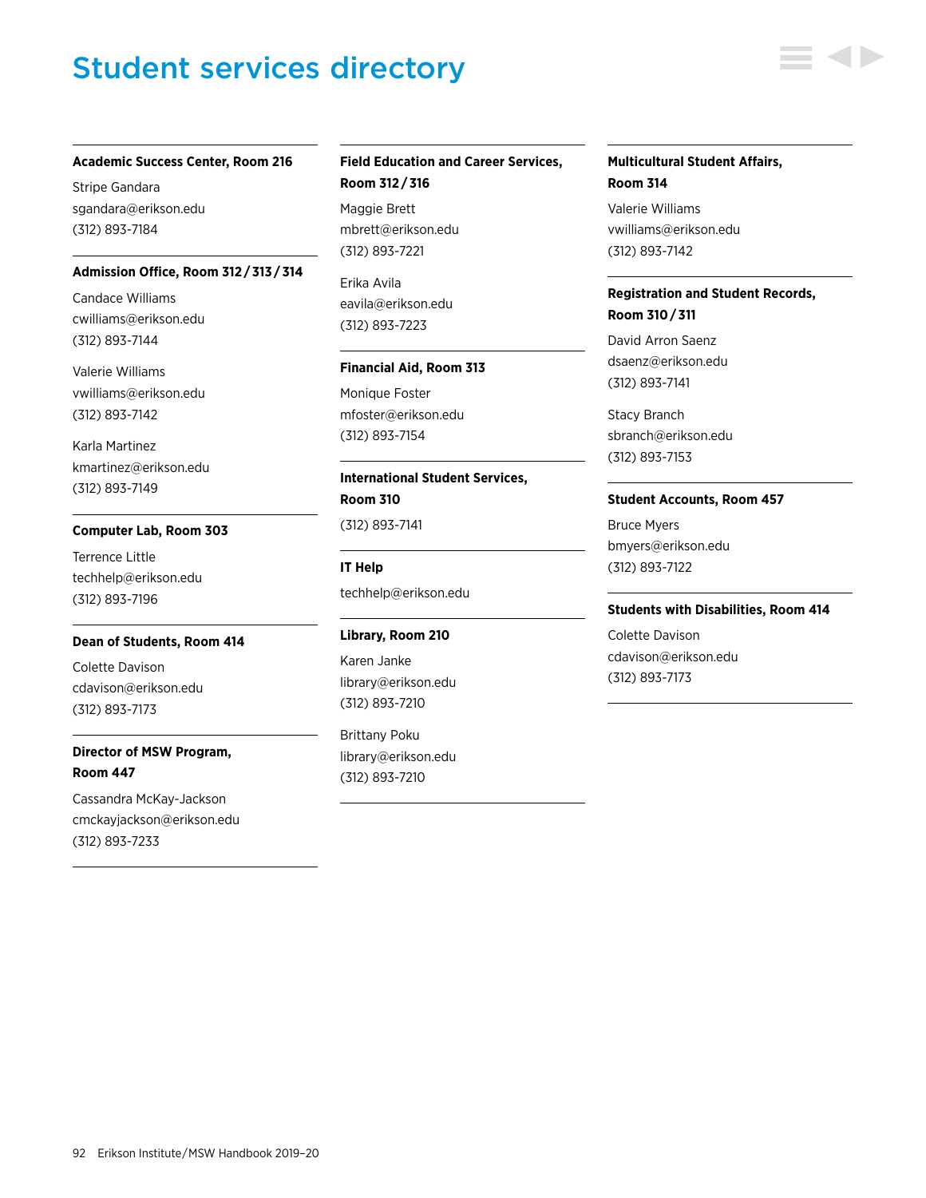# Student services directory

**Academic Success Center, Room 216**

Stripe Gandara
sgandara@erikson.edu
(312) 893-7184

**Admission Office, Room 312 / 313 / 314**

Candace Williams
cwilliams@erikson.edu
(312) 893-7144

Valerie Williams
vwilliams@erikson.edu
(312) 893-7142

Karla Martinez
kmartinez@erikson.edu
(312) 893-7149

**Computer Lab, Room 303**

Terrence Little
techhelp@erikson.edu
(312) 893-7196

**Dean of Students, Room 414**

Colette Davison
cdavison@erikson.edu
(312) 893-7173

**Director of MSW Program, Room 447**

Cassandra McKay-Jackson
cmckayjackson@erikson.edu
(312) 893-7233

**Field Education and Career Services, Room 312 / 316**

Maggie Brett
mbrett@erikson.edu
(312) 893-7221

Erika Avila
eavila@erikson.edu
(312) 893-7223

**Financial Aid, Room 313**

Monique Foster
mfoster@erikson.edu
(312) 893-7154

**International Student Services, Room 310**

(312) 893-7141

**IT Help**

techhelp@erikson.edu

**Library, Room 210**

Karen Janke
library@erikson.edu
(312) 893-7210

Brittany Poku
library@erikson.edu
(312) 893-7210

**Multicultural Student Affairs, Room 314**

Valerie Williams
vwilliams@erikson.edu
(312) 893-7142

**Registration and Student Records, Room 310 / 311**

David Arron Saenz
dsaenz@erikson.edu
(312) 893-7141

Stacy Branch
sbranch@erikson.edu
(312) 893-7153

**Student Accounts, Room 457**

Bruce Myers
bmyers@erikson.edu
(312) 893-7122

**Students with Disabilities, Room 414**

Colette Davison
cdavison@erikson.edu
(312) 893-7173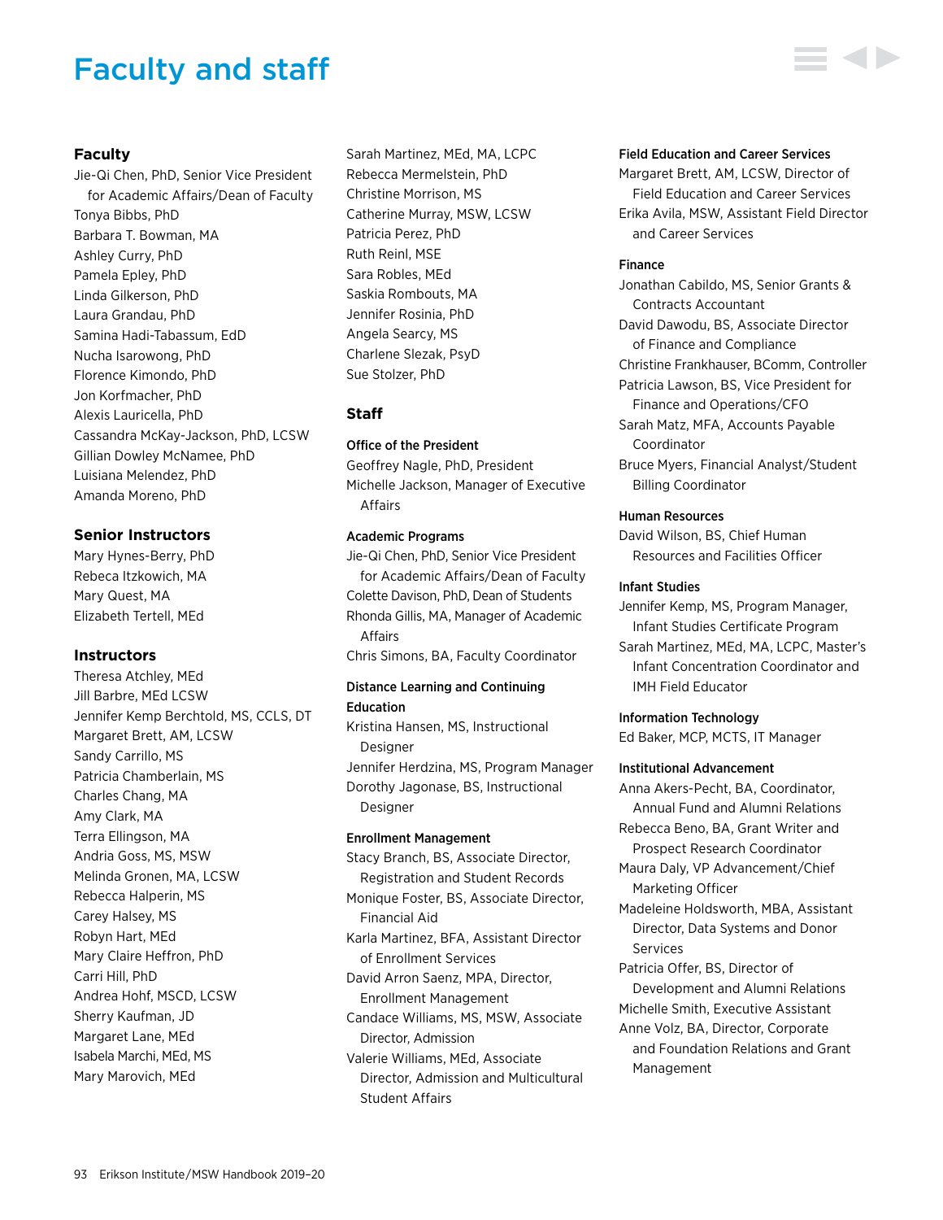# Faculty and staff

## Faculty

Jie-Qi Chen, PhD, Senior Vice President for Academic Affairs/Dean of Faculty
Tonya Bibbs, PhD
Barbara T. Bowman, MA
Ashley Curry, PhD
Pamela Epley, PhD
Linda Gilkerson, PhD
Laura Grandau, PhD
Samina Hadi-Tabassum, EdD
Nucha Isarowong, PhD
Florence Kimondo, PhD
Jon Korfmacher, PhD
Alexis Lauricella, PhD
Cassandra McKay-Jackson, PhD, LCSW
Gillian Dowley McNamee, PhD
Luisiana Melendez, PhD
Amanda Moreno, PhD

## Senior Instructors

Mary Hynes-Berry, PhD
Rebeca Itzkowich, MA
Mary Quest, MA
Elizabeth Tertell, MEd

## Instructors

Theresa Atchley, MEd
Jill Barbre, MEd LCSW
Jennifer Kemp Berchtold, MS, CCLS, DT
Margaret Brett, AM, LCSW
Sandy Carrillo, MS
Patricia Chamberlain, MS
Charles Chang, MA
Amy Clark, MA
Terra Ellingson, MA
Andria Goss, MS, MSW
Melinda Gronen, MA, LCSW
Rebecca Halperin, MS
Carey Halsey, MS
Robyn Hart, MEd
Mary Claire Heffron, PhD
Carri Hill, PhD
Andrea Hohf, MSCD, LCSW
Sherry Kaufman, JD
Margaret Lane, MEd
Isabela Marchi, MEd, MS
Mary Marovich, MEd
Sarah Martinez, MEd, MA, LCPC
Rebecca Mermelstein, PhD
Christine Morrison, MS
Catherine Murray, MSW, LCSW
Patricia Perez, PhD
Ruth Reinl, MSE
Sara Robles, MEd
Saskia Rombouts, MA
Jennifer Rosinia, PhD
Angela Searcy, MS
Charlene Slezak, PsyD
Sue Stolzer, PhD

## Staff

### Office of the President

Geoffrey Nagle, PhD, President
Michelle Jackson, Manager of Executive Affairs

### Academic Programs

Jie-Qi Chen, PhD, Senior Vice President for Academic Affairs/Dean of Faculty
Colette Davison, PhD, Dean of Students
Rhonda Gillis, MA, Manager of Academic Affairs
Chris Simons, BA, Faculty Coordinator

### Distance Learning and Continuing Education

Kristina Hansen, MS, Instructional Designer
Jennifer Herdzina, MS, Program Manager
Dorothy Jagonase, BS, Instructional Designer

### Enrollment Management

Stacy Branch, BS, Associate Director, Registration and Student Records
Monique Foster, BS, Associate Director, Financial Aid
Karla Martinez, BFA, Assistant Director of Enrollment Services
David Arron Saenz, MPA, Director, Enrollment Management
Candace Williams, MS, MSW, Associate Director, Admission
Valerie Williams, MEd, Associate Director, Admission and Multicultural Student Affairs

### Field Education and Career Services

Margaret Brett, AM, LCSW, Director of Field Education and Career Services
Erika Avila, MSW, Assistant Field Director and Career Services

### Finance

Jonathan Cabildo, MS, Senior Grants & Contracts Accountant
David Dawodu, BS, Associate Director of Finance and Compliance
Christine Frankhauser, BComm, Controller
Patricia Lawson, BS, Vice President for Finance and Operations/CFO
Sarah Matz, MFA, Accounts Payable Coordinator
Bruce Myers, Financial Analyst/Student Billing Coordinator

### Human Resources

David Wilson, BS, Chief Human Resources and Facilities Officer

### Infant Studies

Jennifer Kemp, MS, Program Manager, Infant Studies Certificate Program
Sarah Martinez, MEd, MA, LCPC, Master's Infant Concentration Coordinator and IMH Field Educator

### Information Technology

Ed Baker, MCP, MCTS, IT Manager

### Institutional Advancement

Anna Akers-Pecht, BA, Coordinator, Annual Fund and Alumni Relations
Rebecca Beno, BA, Grant Writer and Prospect Research Coordinator
Maura Daly, VP Advancement/Chief Marketing Officer
Madeleine Holdsworth, MBA, Assistant Director, Data Systems and Donor Services
Patricia Offer, BS, Director of Development and Alumni Relations
Michelle Smith, Executive Assistant
Anne Volz, BA, Director, Corporate and Foundation Relations and Grant Management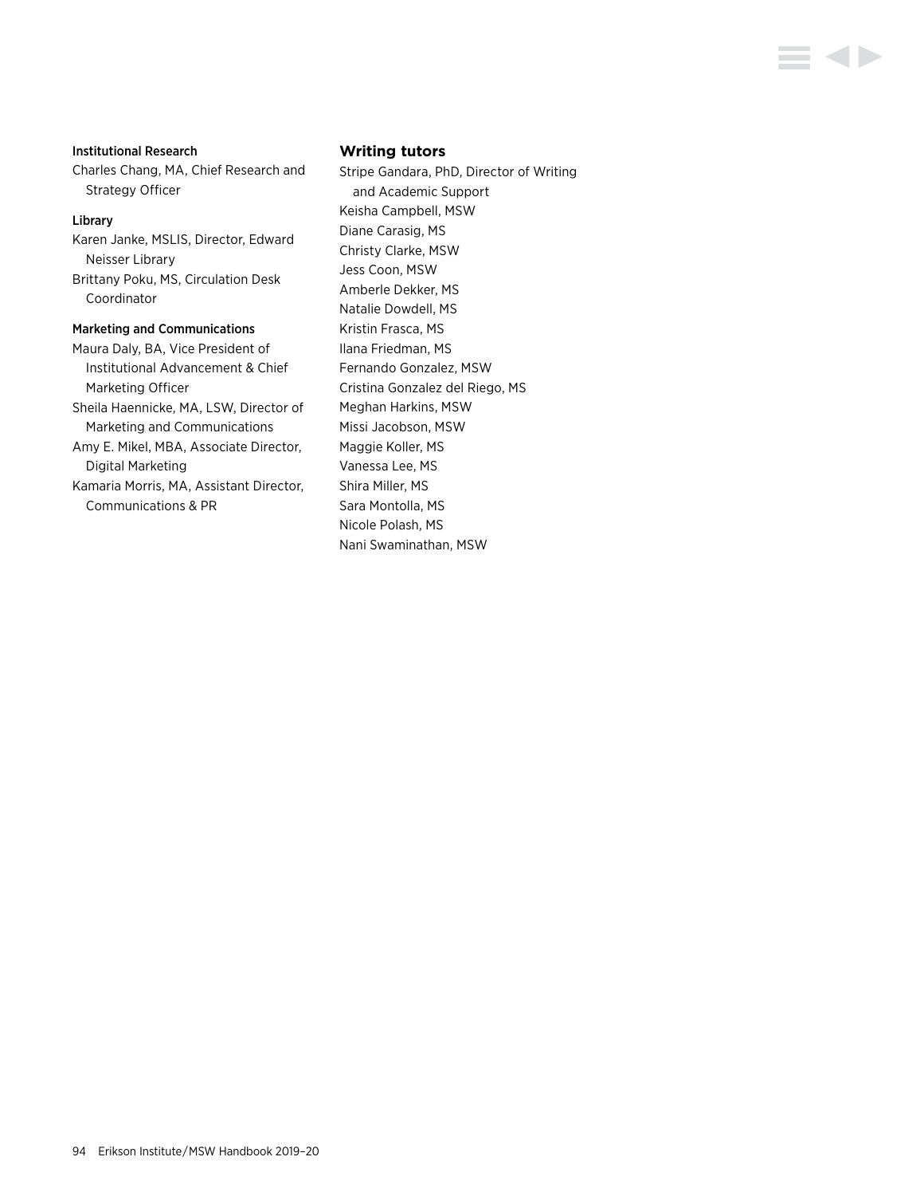### Institutional Research

Charles Chang, MA, Chief Research and Strategy Officer

### Library

Karen Janke, MSLIS, Director, Edward Neisser Library

Brittany Poku, MS, Circulation Desk Coordinator

### Marketing and Communications

Maura Daly, BA, Vice President of Institutional Advancement & Chief Marketing Officer

Sheila Haennicke, MA, LSW, Director of Marketing and Communications

Amy E. Mikel, MBA, Associate Director, Digital Marketing

Kamaria Morris, MA, Assistant Director, Communications & PR

## Writing tutors

Stripe Gandara, PhD, Director of Writing and Academic Support

Keisha Campbell, MSW

Diane Carasig, MS

Christy Clarke, MSW

Jess Coon, MSW

Amberle Dekker, MS

Natalie Dowdell, MS

Kristin Frasca, MS

Ilana Friedman, MS

Fernando Gonzalez, MSW

Cristina Gonzalez del Riego, MS

Meghan Harkins, MSW

Missi Jacobson, MSW

Maggie Koller, MS

Vanessa Lee, MS

Shira Miller, MS

Sara Montolla, MS

Nicole Polash, MS

Nani Swaminathan, MSW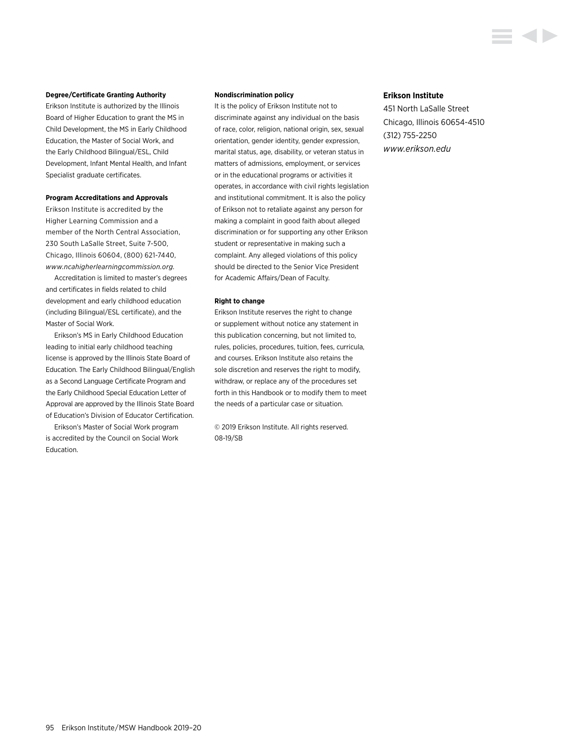**Degree/Certificate Granting Authority**

Erikson Institute is authorized by the Illinois Board of Higher Education to grant the MS in Child Development, the MS in Early Childhood Education, the Master of Social Work, and the Early Childhood Bilingual/ESL, Child Development, Infant Mental Health, and Infant Specialist graduate certificates.

**Program Accreditations and Approvals**

Erikson Institute is accredited by the Higher Learning Commission and a member of the North Central Association, 230 South LaSalle Street, Suite 7-500, Chicago, Illinois 60604, (800) 621-7440, *www.ncahigherlearningcommission.org.*

Accreditation is limited to master's degrees and certificates in fields related to child development and early childhood education (including Bilingual/ESL certificate), and the Master of Social Work.

Erikson's MS in Early Childhood Education leading to initial early childhood teaching license is approved by the Illinois State Board of Education. The Early Childhood Bilingual/English as a Second Language Certificate Program and the Early Childhood Special Education Letter of Approval are approved by the Illinois State Board of Education's Division of Educator Certification.

Erikson's Master of Social Work program is accredited by the Council on Social Work Education.

**Nondiscrimination policy**

It is the policy of Erikson Institute not to discriminate against any individual on the basis of race, color, religion, national origin, sex, sexual orientation, gender identity, gender expression, marital status, age, disability, or veteran status in matters of admissions, employment, or services or in the educational programs or activities it operates, in accordance with civil rights legislation and institutional commitment. It is also the policy of Erikson not to retaliate against any person for making a complaint in good faith about alleged discrimination or for supporting any other Erikson student or representative in making such a complaint. Any alleged violations of this policy should be directed to the Senior Vice President for Academic Affairs/Dean of Faculty.

**Right to change**

Erikson Institute reserves the right to change or supplement without notice any statement in this publication concerning, but not limited to, rules, policies, procedures, tuition, fees, curricula, and courses. Erikson Institute also retains the sole discretion and reserves the right to modify, withdraw, or replace any of the procedures set forth in this Handbook or to modify them to meet the needs of a particular case or situation.

© 2019 Erikson Institute. All rights reserved.
08-19/SB

**Erikson Institute**

451 North LaSalle Street
Chicago, Illinois 60654-4510
(312) 755-2250
*www.erikson.edu*